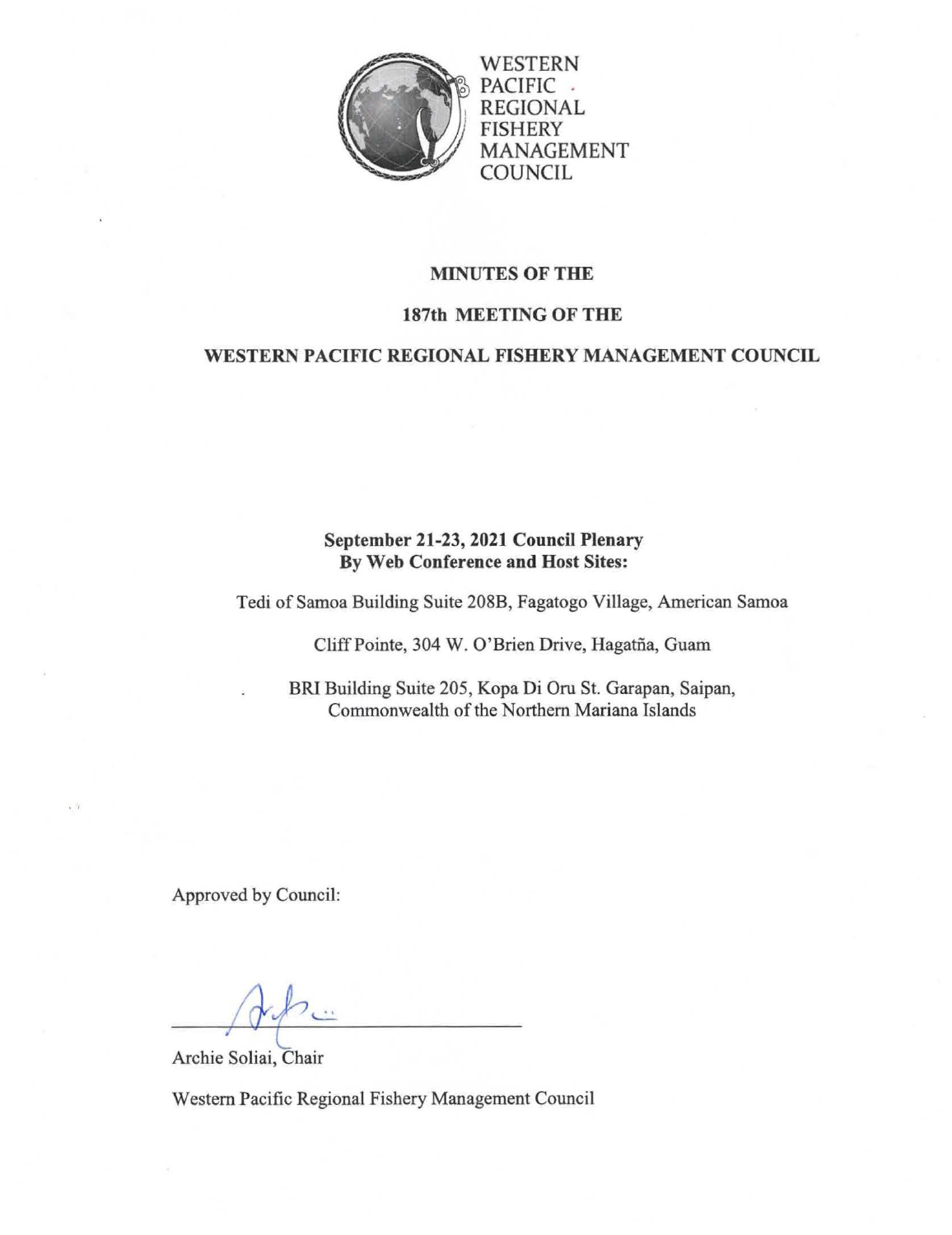WESTERN PACIFIC REGIONAL FISHERY MANAGEMENT COUNCIL

# MINUTES OF THE

# 187th MEETING OF THE

# WESTERN PACIFIC REGIONAL FISHERY MANAGEMENT COUNCIL

**September 21-23, 2021 Council Plenary**
**By Web Conference and Host Sites:**

Tedi of Samoa Building Suite 208B, Fagatogo Village, American Samoa

Cliff Pointe, 304 W. O'Brien Drive, Hagatña, Guam

BRI Building Suite 205, Kopa Di Oru St. Garapan, Saipan, Commonwealth of the Northern Mariana Islands

Approved by Council:

Archie Soliai, Chair

Western Pacific Regional Fishery Management Council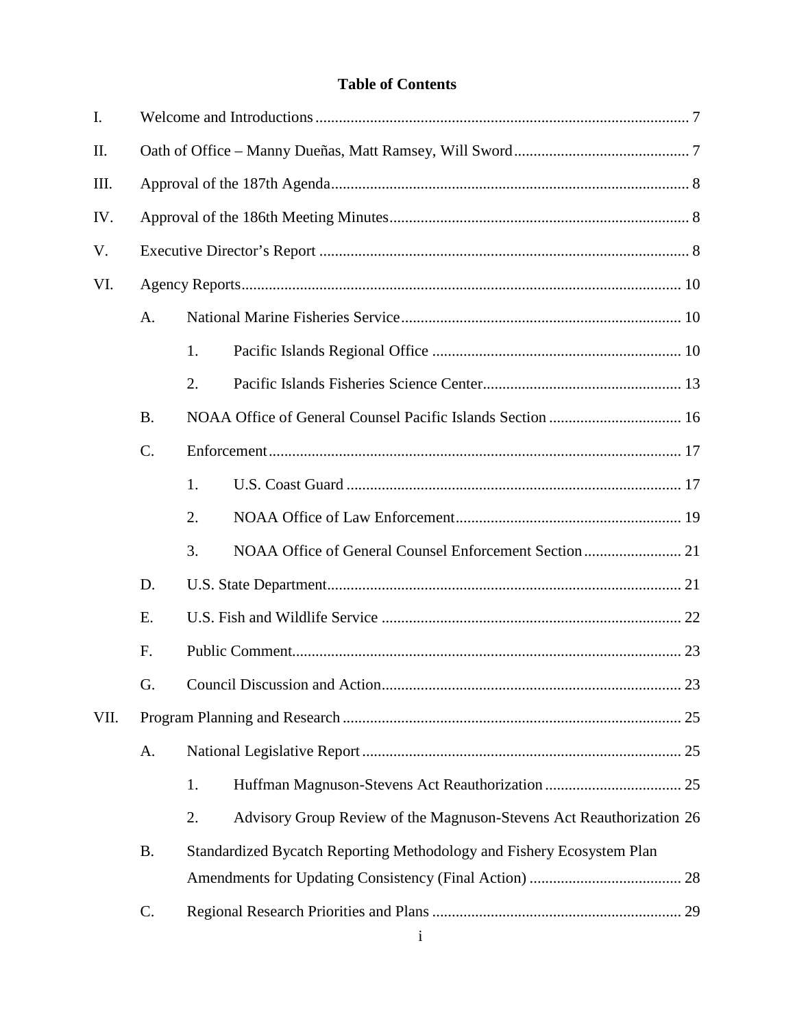**Table of Contents**

I. Welcome and Introductions ... 7

II. Oath of Office – Manny Dueñas, Matt Ramsey, Will Sword ... 7

III. Approval of the 187th Agenda ... 8

IV. Approval of the 186th Meeting Minutes ... 8

V. Executive Director's Report ... 8

VI. Agency Reports ... 10

- A. National Marine Fisheries Service ... 10
  - 1. Pacific Islands Regional Office ... 10
  - 2. Pacific Islands Fisheries Science Center ... 13
- B. NOAA Office of General Counsel Pacific Islands Section ... 16
- C. Enforcement ... 17
  - 1. U.S. Coast Guard ... 17
  - 2. NOAA Office of Law Enforcement ... 19
  - 3. NOAA Office of General Counsel Enforcement Section ... 21
- D. U.S. State Department ... 21
- E. U.S. Fish and Wildlife Service ... 22
- F. Public Comment ... 23
- G. Council Discussion and Action ... 23

VII. Program Planning and Research ... 25

- A. National Legislative Report ... 25
  - 1. Huffman Magnuson-Stevens Act Reauthorization ... 25
  - 2. Advisory Group Review of the Magnuson-Stevens Act Reauthorization 26
- B. Standardized Bycatch Reporting Methodology and Fishery Ecosystem Plan Amendments for Updating Consistency (Final Action) ... 28
- C. Regional Research Priorities and Plans ... 29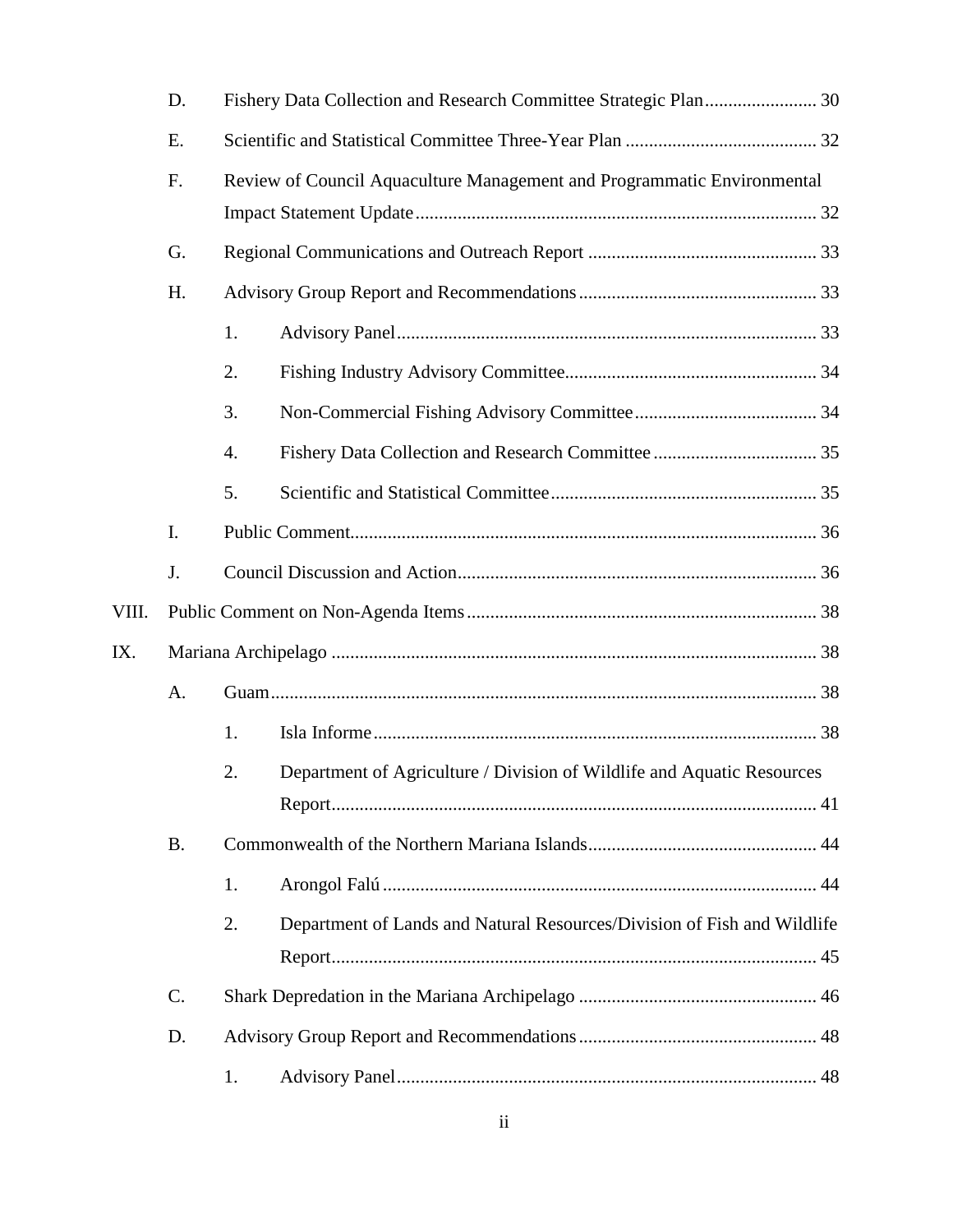- D. Fishery Data Collection and Research Committee Strategic Plan ........................ 30
- E. Scientific and Statistical Committee Three-Year Plan ......................................... 32
- F. Review of Council Aquaculture Management and Programmatic Environmental Impact Statement Update ..................................................................................... 32
- G. Regional Communications and Outreach Report ................................................. 33
- H. Advisory Group Report and Recommendations ................................................... 33
  - 1. Advisory Panel ......................................................................................... 33
  - 2. Fishing Industry Advisory Committee ..................................................... 34
  - 3. Non-Commercial Fishing Advisory Committee ....................................... 34
  - 4. Fishery Data Collection and Research Committee ................................... 35
  - 5. Scientific and Statistical Committee ......................................................... 35
- I. Public Comment ................................................................................................... 36
- J. Council Discussion and Action ............................................................................ 36

VIII. Public Comment on Non-Agenda Items ........................................................................... 38

IX. Mariana Archipelago ....................................................................................................... 38

- A. Guam .................................................................................................................... 38
  - 1. Isla Informe .............................................................................................. 38
  - 2. Department of Agriculture / Division of Wildlife and Aquatic Resources Report ....................................................................................................... 41
- B. Commonwealth of the Northern Mariana Islands ................................................. 44
  - 1. Arongol Falú ............................................................................................ 44
  - 2. Department of Lands and Natural Resources/Division of Fish and Wildlife Report ....................................................................................................... 45
- C. Shark Depredation in the Mariana Archipelago ................................................... 46
- D. Advisory Group Report and Recommendations ................................................... 48
  - 1. Advisory Panel ......................................................................................... 48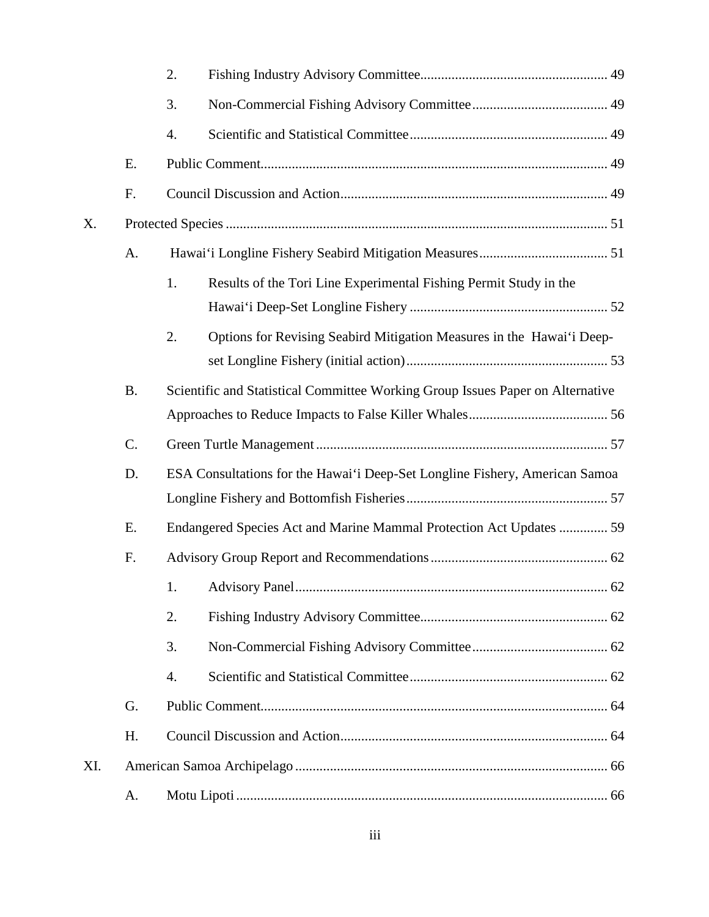2. Fishing Industry Advisory Committee ..................................................... 49

3. Non-Commercial Fishing Advisory Committee ....................................... 49

4. Scientific and Statistical Committee ......................................................... 49

E. Public Comment ................................................................................................... 49

F. Council Discussion and Action ............................................................................ 49

X. Protected Species ............................................................................................................ 51

A. Hawai‘i Longline Fishery Seabird Mitigation Measures ..................................... 51

1. Results of the Tori Line Experimental Fishing Permit Study in the Hawai‘i Deep-Set Longline Fishery ......................................................... 52

2. Options for Revising Seabird Mitigation Measures in the Hawai‘i Deep-set Longline Fishery (initial action) .......................................................... 53

B. Scientific and Statistical Committee Working Group Issues Paper on Alternative Approaches to Reduce Impacts to False Killer Whales ........................................ 56

C. Green Turtle Management .................................................................................... 57

D. ESA Consultations for the Hawai‘i Deep-Set Longline Fishery, American Samoa Longline Fishery and Bottomfish Fisheries .......................................................... 57

E. Endangered Species Act and Marine Mammal Protection Act Updates .............. 59

F. Advisory Group Report and Recommendations ................................................... 62

1. Advisory Panel .......................................................................................... 62

2. Fishing Industry Advisory Committee ...................................................... 62

3. Non-Commercial Fishing Advisory Committee ....................................... 62

4. Scientific and Statistical Committee ......................................................... 62

G. Public Comment ................................................................................................... 64

H. Council Discussion and Action ............................................................................ 64

XI. American Samoa Archipelago ......................................................................................... 66

A. Motu Lipoti ........................................................................................................... 66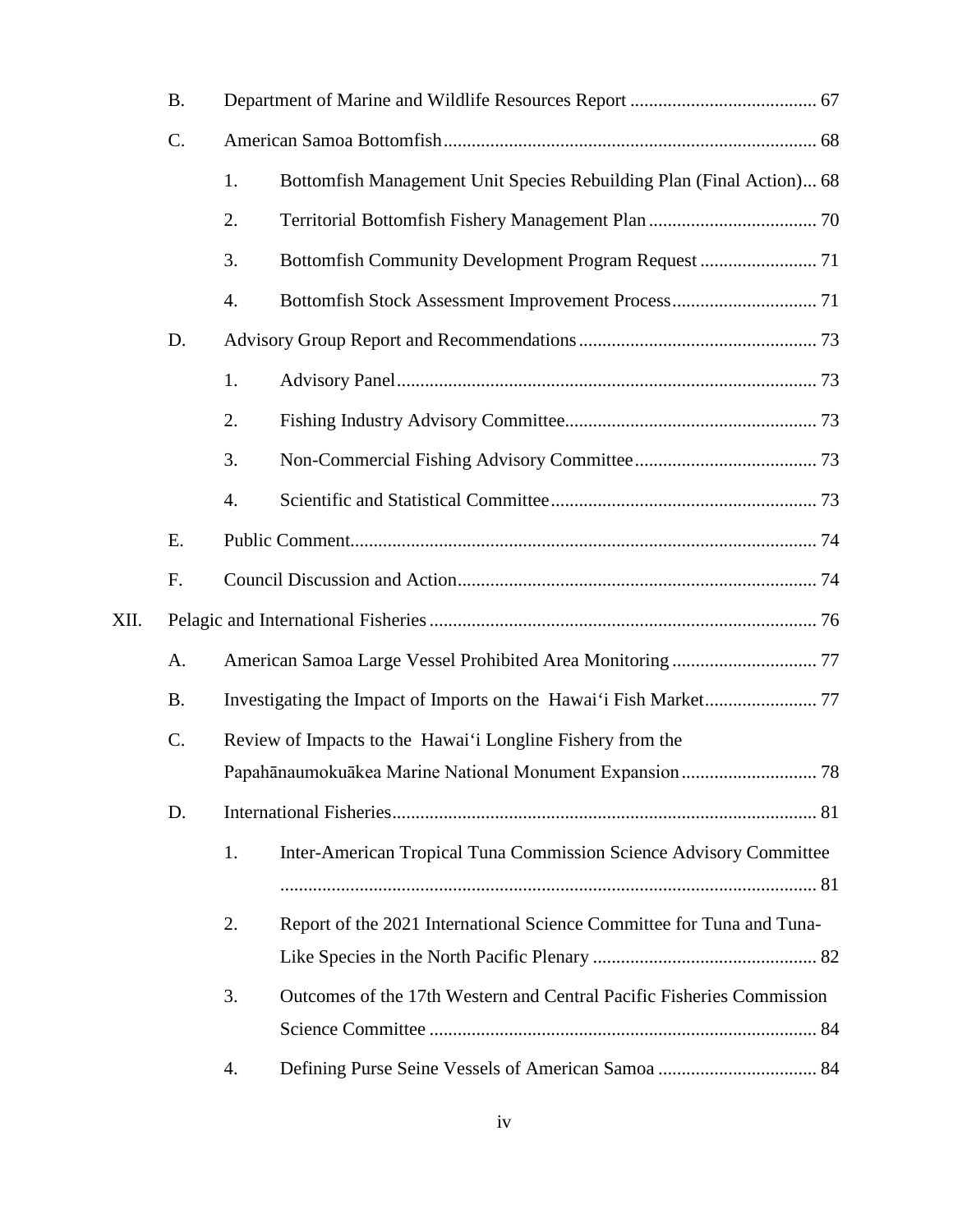B. Department of Marine and Wildlife Resources Report ........................................ 67

C. American Samoa Bottomfish ................................................................................ 68

1. Bottomfish Management Unit Species Rebuilding Plan (Final Action)... 68

2. Territorial Bottomfish Fishery Management Plan .................................... 70

3. Bottomfish Community Development Program Request ......................... 71

4. Bottomfish Stock Assessment Improvement Process ............................... 71

D. Advisory Group Report and Recommendations ................................................... 73

1. Advisory Panel .......................................................................................... 73

2. Fishing Industry Advisory Committee...................................................... 73

3. Non-Commercial Fishing Advisory Committee ....................................... 73

4. Scientific and Statistical Committee ......................................................... 73

E. Public Comment.................................................................................................... 74

F. Council Discussion and Action............................................................................. 74

XII. Pelagic and International Fisheries ................................................................................... 76

A. American Samoa Large Vessel Prohibited Area Monitoring ............................... 77

B. Investigating the Impact of Imports on the Hawaiʻi Fish Market........................ 77

C. Review of Impacts to the Hawaiʻi Longline Fishery from the Papahānaumokuākea Marine National Monument Expansion ............................. 78

D. International Fisheries........................................................................................... 81

1. Inter-American Tropical Tuna Commission Science Advisory Committee .................................................................................................................. 81

2. Report of the 2021 International Science Committee for Tuna and Tuna-Like Species in the North Pacific Plenary ................................................ 82

3. Outcomes of the 17th Western and Central Pacific Fisheries Commission Science Committee ................................................................................... 84

4. Defining Purse Seine Vessels of American Samoa .................................. 84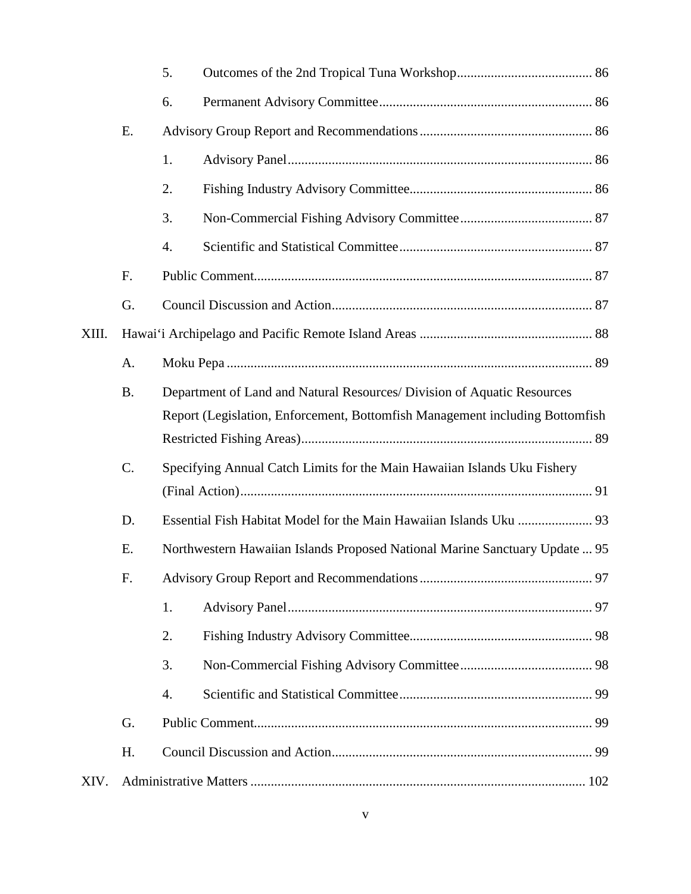5. Outcomes of the 2nd Tropical Tuna Workshop........................................ 86

6. Permanent Advisory Committee.............................................................. 86

E. Advisory Group Report and Recommendations.................................................. 86

1. Advisory Panel......................................................................................... 86

2. Fishing Industry Advisory Committee...................................................... 86

3. Non-Commercial Fishing Advisory Committee....................................... 87

4. Scientific and Statistical Committee......................................................... 87

F. Public Comment................................................................................................... 87

G. Council Discussion and Action............................................................................ 87

XIII. Hawaiʻi Archipelago and Pacific Remote Island Areas .................................................. 88

A. Moku Pepa ........................................................................................................... 89

B. Department of Land and Natural Resources/ Division of Aquatic Resources Report (Legislation, Enforcement, Bottomfish Management including Bottomfish Restricted Fishing Areas)...................................................................................... 89

C. Specifying Annual Catch Limits for the Main Hawaiian Islands Uku Fishery (Final Action)........................................................................................................ 91

D. Essential Fish Habitat Model for the Main Hawaiian Islands Uku ...................... 93

E. Northwestern Hawaiian Islands Proposed National Marine Sanctuary Update ... 95

F. Advisory Group Report and Recommendations.................................................. 97

1. Advisory Panel......................................................................................... 97

2. Fishing Industry Advisory Committee...................................................... 98

3. Non-Commercial Fishing Advisory Committee....................................... 98

4. Scientific and Statistical Committee......................................................... 99

G. Public Comment................................................................................................... 99

H. Council Discussion and Action............................................................................ 99

XIV. Administrative Matters .................................................................................................. 102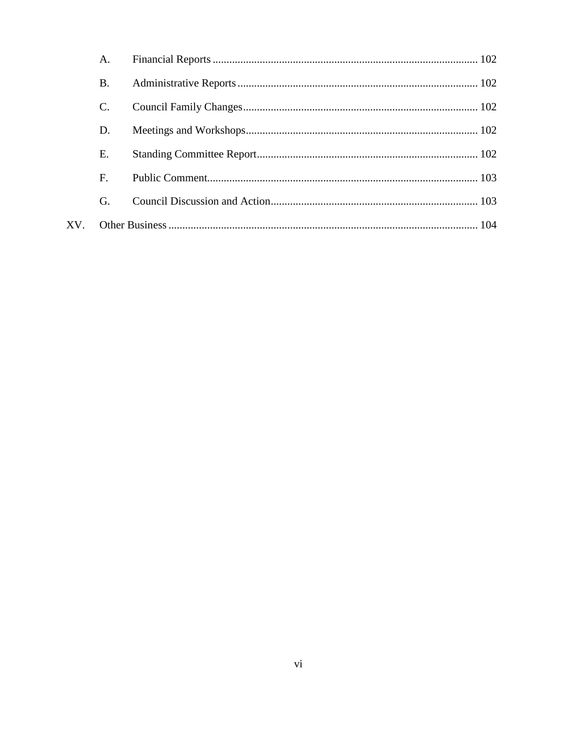- A. Financial Reports ........ 102
- B. Administrative Reports ........ 102
- C. Council Family Changes ........ 102
- D. Meetings and Workshops ........ 102
- E. Standing Committee Report ........ 102
- F. Public Comment ........ 103
- G. Council Discussion and Action ........ 103

XV. Other Business ........ 104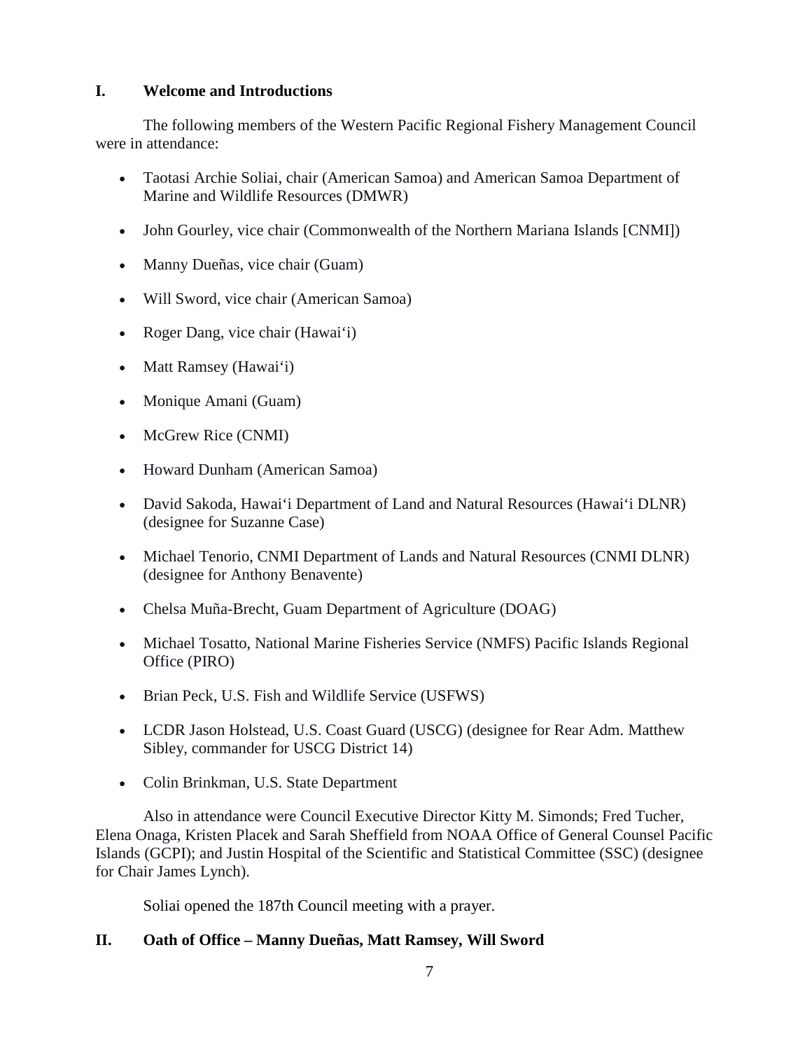## I. Welcome and Introductions

The following members of the Western Pacific Regional Fishery Management Council were in attendance:

- Taotasi Archie Soliai, chair (American Samoa) and American Samoa Department of Marine and Wildlife Resources (DMWR)
- John Gourley, vice chair (Commonwealth of the Northern Mariana Islands [CNMI])
- Manny Dueñas, vice chair (Guam)
- Will Sword, vice chair (American Samoa)
- Roger Dang, vice chair (Hawai‘i)
- Matt Ramsey (Hawai‘i)
- Monique Amani (Guam)
- McGrew Rice (CNMI)
- Howard Dunham (American Samoa)
- David Sakoda, Hawai‘i Department of Land and Natural Resources (Hawai‘i DLNR) (designee for Suzanne Case)
- Michael Tenorio, CNMI Department of Lands and Natural Resources (CNMI DLNR) (designee for Anthony Benavente)
- Chelsa Muña-Brecht, Guam Department of Agriculture (DOAG)
- Michael Tosatto, National Marine Fisheries Service (NMFS) Pacific Islands Regional Office (PIRO)
- Brian Peck, U.S. Fish and Wildlife Service (USFWS)
- LCDR Jason Holstead, U.S. Coast Guard (USCG) (designee for Rear Adm. Matthew Sibley, commander for USCG District 14)
- Colin Brinkman, U.S. State Department

Also in attendance were Council Executive Director Kitty M. Simonds; Fred Tucher, Elena Onaga, Kristen Placek and Sarah Sheffield from NOAA Office of General Counsel Pacific Islands (GCPI); and Justin Hospital of the Scientific and Statistical Committee (SSC) (designee for Chair James Lynch).

Soliai opened the 187th Council meeting with a prayer.

## II. Oath of Office – Manny Dueñas, Matt Ramsey, Will Sword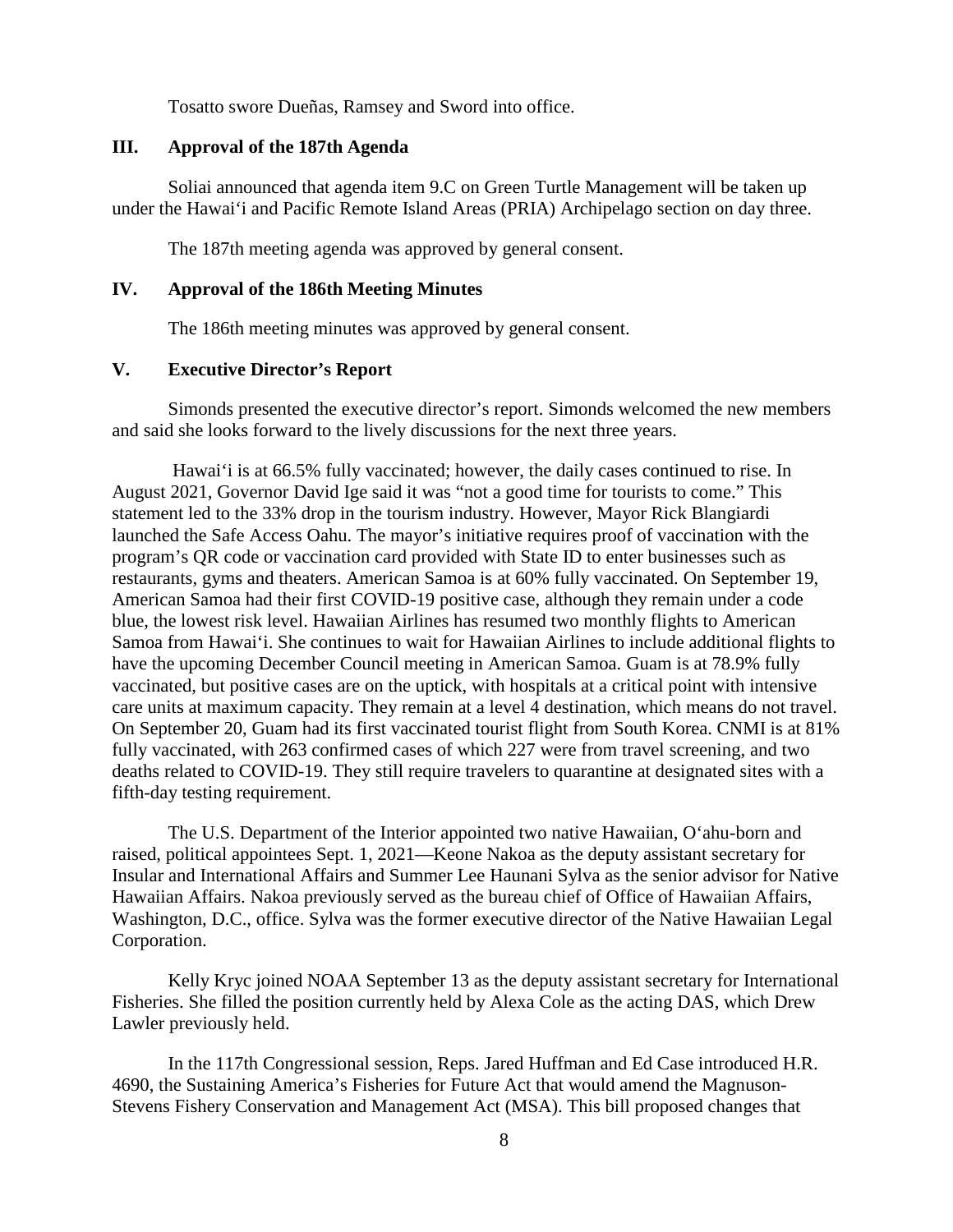Tosatto swore Dueñas, Ramsey and Sword into office.

## III. Approval of the 187th Agenda

Soliai announced that agenda item 9.C on Green Turtle Management will be taken up under the Hawai‘i and Pacific Remote Island Areas (PRIA) Archipelago section on day three.

The 187th meeting agenda was approved by general consent.

## IV. Approval of the 186th Meeting Minutes

The 186th meeting minutes was approved by general consent.

## V. Executive Director's Report

Simonds presented the executive director's report. Simonds welcomed the new members and said she looks forward to the lively discussions for the next three years.

Hawai‘i is at 66.5% fully vaccinated; however, the daily cases continued to rise. In August 2021, Governor David Ige said it was "not a good time for tourists to come." This statement led to the 33% drop in the tourism industry. However, Mayor Rick Blangiardi launched the Safe Access Oahu. The mayor's initiative requires proof of vaccination with the program's QR code or vaccination card provided with State ID to enter businesses such as restaurants, gyms and theaters. American Samoa is at 60% fully vaccinated. On September 19, American Samoa had their first COVID-19 positive case, although they remain under a code blue, the lowest risk level. Hawaiian Airlines has resumed two monthly flights to American Samoa from Hawai‘i. She continues to wait for Hawaiian Airlines to include additional flights to have the upcoming December Council meeting in American Samoa. Guam is at 78.9% fully vaccinated, but positive cases are on the uptick, with hospitals at a critical point with intensive care units at maximum capacity. They remain at a level 4 destination, which means do not travel. On September 20, Guam had its first vaccinated tourist flight from South Korea. CNMI is at 81% fully vaccinated, with 263 confirmed cases of which 227 were from travel screening, and two deaths related to COVID-19. They still require travelers to quarantine at designated sites with a fifth-day testing requirement.

The U.S. Department of the Interior appointed two native Hawaiian, O‘ahu-born and raised, political appointees Sept. 1, 2021—Keone Nakoa as the deputy assistant secretary for Insular and International Affairs and Summer Lee Haunani Sylva as the senior advisor for Native Hawaiian Affairs. Nakoa previously served as the bureau chief of Office of Hawaiian Affairs, Washington, D.C., office. Sylva was the former executive director of the Native Hawaiian Legal Corporation.

Kelly Kryc joined NOAA September 13 as the deputy assistant secretary for International Fisheries. She filled the position currently held by Alexa Cole as the acting DAS, which Drew Lawler previously held.

In the 117th Congressional session, Reps. Jared Huffman and Ed Case introduced H.R. 4690, the Sustaining America's Fisheries for Future Act that would amend the Magnuson-Stevens Fishery Conservation and Management Act (MSA). This bill proposed changes that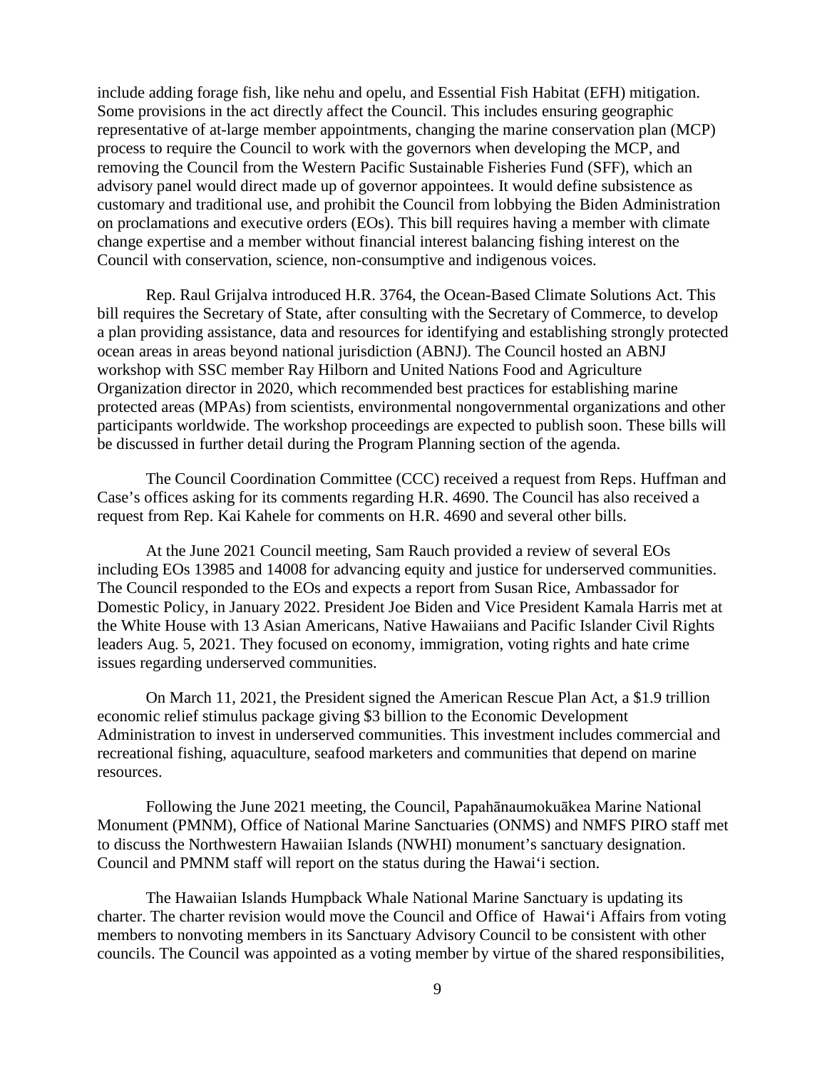include adding forage fish, like nehu and opelu, and Essential Fish Habitat (EFH) mitigation. Some provisions in the act directly affect the Council. This includes ensuring geographic representative of at-large member appointments, changing the marine conservation plan (MCP) process to require the Council to work with the governors when developing the MCP, and removing the Council from the Western Pacific Sustainable Fisheries Fund (SFF), which an advisory panel would direct made up of governor appointees. It would define subsistence as customary and traditional use, and prohibit the Council from lobbying the Biden Administration on proclamations and executive orders (EOs). This bill requires having a member with climate change expertise and a member without financial interest balancing fishing interest on the Council with conservation, science, non-consumptive and indigenous voices.

Rep. Raul Grijalva introduced H.R. 3764, the Ocean-Based Climate Solutions Act. This bill requires the Secretary of State, after consulting with the Secretary of Commerce, to develop a plan providing assistance, data and resources for identifying and establishing strongly protected ocean areas in areas beyond national jurisdiction (ABNJ). The Council hosted an ABNJ workshop with SSC member Ray Hilborn and United Nations Food and Agriculture Organization director in 2020, which recommended best practices for establishing marine protected areas (MPAs) from scientists, environmental nongovernmental organizations and other participants worldwide. The workshop proceedings are expected to publish soon. These bills will be discussed in further detail during the Program Planning section of the agenda.

The Council Coordination Committee (CCC) received a request from Reps. Huffman and Case's offices asking for its comments regarding H.R. 4690. The Council has also received a request from Rep. Kai Kahele for comments on H.R. 4690 and several other bills.

At the June 2021 Council meeting, Sam Rauch provided a review of several EOs including EOs 13985 and 14008 for advancing equity and justice for underserved communities. The Council responded to the EOs and expects a report from Susan Rice, Ambassador for Domestic Policy, in January 2022. President Joe Biden and Vice President Kamala Harris met at the White House with 13 Asian Americans, Native Hawaiians and Pacific Islander Civil Rights leaders Aug. 5, 2021. They focused on economy, immigration, voting rights and hate crime issues regarding underserved communities.

On March 11, 2021, the President signed the American Rescue Plan Act, a $1.9 trillion economic relief stimulus package giving $3 billion to the Economic Development Administration to invest in underserved communities. This investment includes commercial and recreational fishing, aquaculture, seafood marketers and communities that depend on marine resources.

Following the June 2021 meeting, the Council, Papahānaumokuākea Marine National Monument (PMNM), Office of National Marine Sanctuaries (ONMS) and NMFS PIRO staff met to discuss the Northwestern Hawaiian Islands (NWHI) monument's sanctuary designation. Council and PMNM staff will report on the status during the Hawai'i section.

The Hawaiian Islands Humpback Whale National Marine Sanctuary is updating its charter. The charter revision would move the Council and Office of Hawai'i Affairs from voting members to nonvoting members in its Sanctuary Advisory Council to be consistent with other councils. The Council was appointed as a voting member by virtue of the shared responsibilities,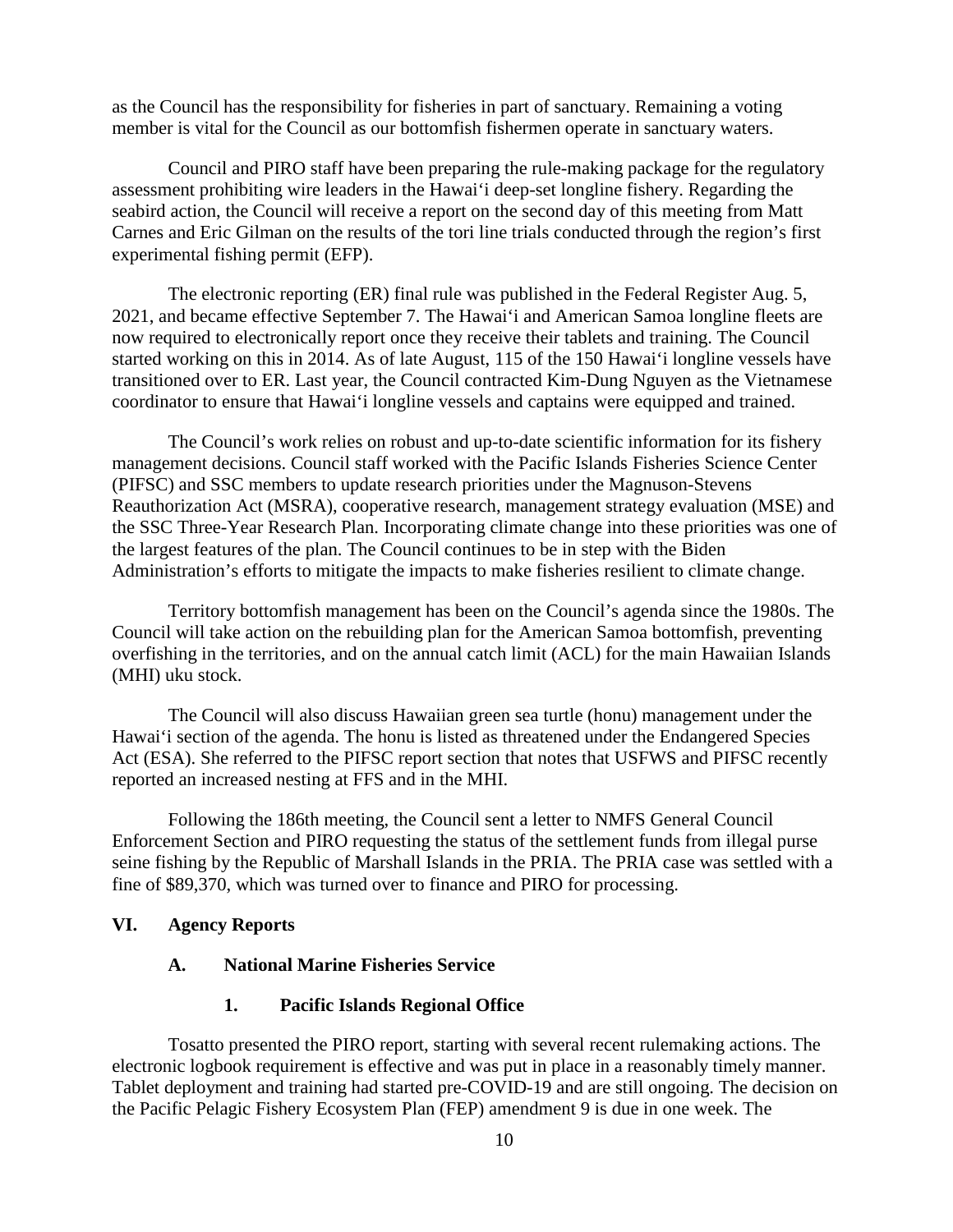as the Council has the responsibility for fisheries in part of sanctuary. Remaining a voting member is vital for the Council as our bottomfish fishermen operate in sanctuary waters.

Council and PIRO staff have been preparing the rule-making package for the regulatory assessment prohibiting wire leaders in the Hawai'i deep-set longline fishery. Regarding the seabird action, the Council will receive a report on the second day of this meeting from Matt Carnes and Eric Gilman on the results of the tori line trials conducted through the region's first experimental fishing permit (EFP).

The electronic reporting (ER) final rule was published in the Federal Register Aug. 5, 2021, and became effective September 7. The Hawai'i and American Samoa longline fleets are now required to electronically report once they receive their tablets and training. The Council started working on this in 2014. As of late August, 115 of the 150 Hawai'i longline vessels have transitioned over to ER. Last year, the Council contracted Kim-Dung Nguyen as the Vietnamese coordinator to ensure that Hawai'i longline vessels and captains were equipped and trained.

The Council's work relies on robust and up-to-date scientific information for its fishery management decisions. Council staff worked with the Pacific Islands Fisheries Science Center (PIFSC) and SSC members to update research priorities under the Magnuson-Stevens Reauthorization Act (MSRA), cooperative research, management strategy evaluation (MSE) and the SSC Three-Year Research Plan. Incorporating climate change into these priorities was one of the largest features of the plan. The Council continues to be in step with the Biden Administration's efforts to mitigate the impacts to make fisheries resilient to climate change.

Territory bottomfish management has been on the Council's agenda since the 1980s. The Council will take action on the rebuilding plan for the American Samoa bottomfish, preventing overfishing in the territories, and on the annual catch limit (ACL) for the main Hawaiian Islands (MHI) uku stock.

The Council will also discuss Hawaiian green sea turtle (honu) management under the Hawai'i section of the agenda. The honu is listed as threatened under the Endangered Species Act (ESA). She referred to the PIFSC report section that notes that USFWS and PIFSC recently reported an increased nesting at FFS and in the MHI.

Following the 186th meeting, the Council sent a letter to NMFS General Council Enforcement Section and PIRO requesting the status of the settlement funds from illegal purse seine fishing by the Republic of Marshall Islands in the PRIA. The PRIA case was settled with a fine of $89,370, which was turned over to finance and PIRO for processing.

## VI. Agency Reports

### A. National Marine Fisheries Service

#### 1. Pacific Islands Regional Office

Tosatto presented the PIRO report, starting with several recent rulemaking actions. The electronic logbook requirement is effective and was put in place in a reasonably timely manner. Tablet deployment and training had started pre-COVID-19 and are still ongoing. The decision on the Pacific Pelagic Fishery Ecosystem Plan (FEP) amendment 9 is due in one week. The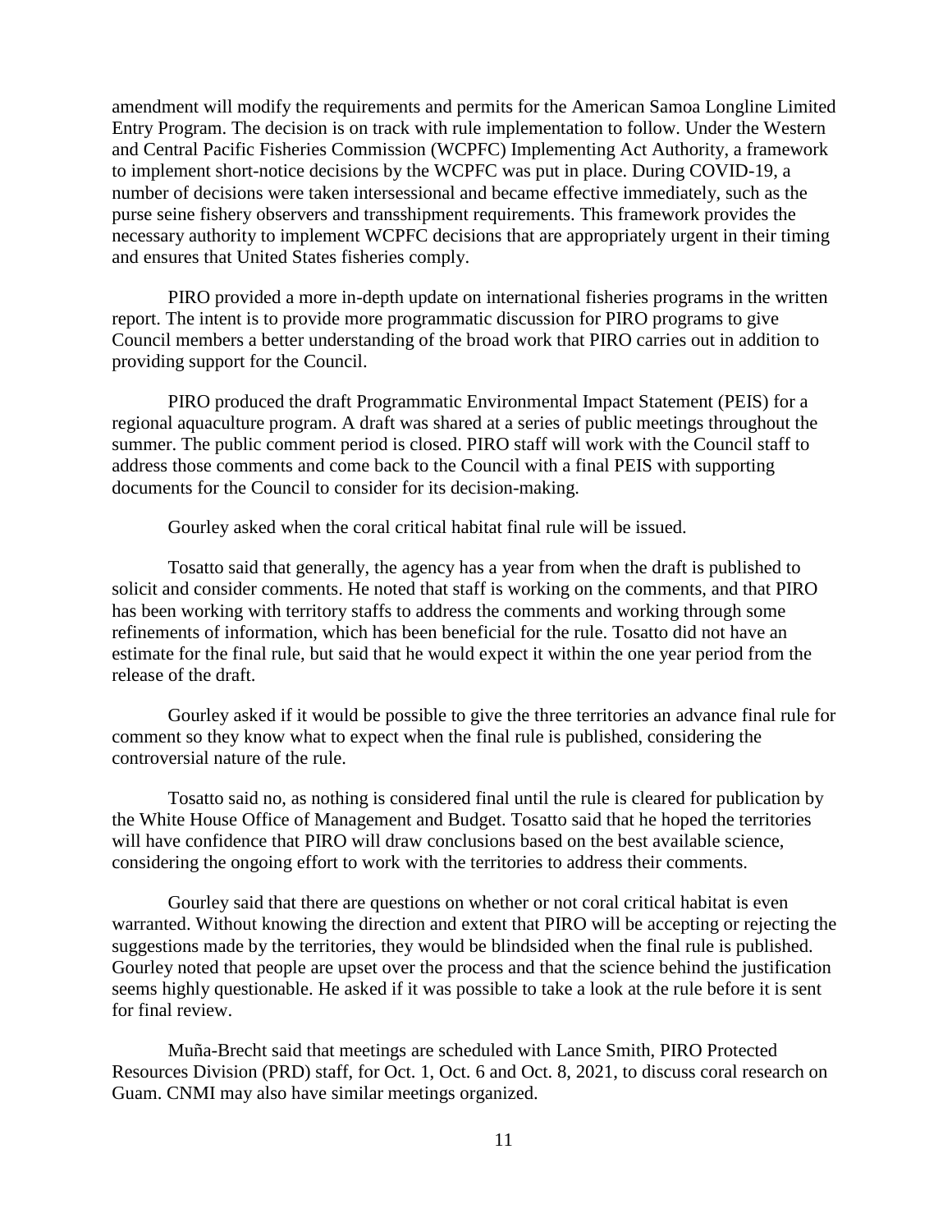amendment will modify the requirements and permits for the American Samoa Longline Limited Entry Program. The decision is on track with rule implementation to follow. Under the Western and Central Pacific Fisheries Commission (WCPFC) Implementing Act Authority, a framework to implement short-notice decisions by the WCPFC was put in place. During COVID-19, a number of decisions were taken intersessional and became effective immediately, such as the purse seine fishery observers and transshipment requirements. This framework provides the necessary authority to implement WCPFC decisions that are appropriately urgent in their timing and ensures that United States fisheries comply.

PIRO provided a more in-depth update on international fisheries programs in the written report. The intent is to provide more programmatic discussion for PIRO programs to give Council members a better understanding of the broad work that PIRO carries out in addition to providing support for the Council.

PIRO produced the draft Programmatic Environmental Impact Statement (PEIS) for a regional aquaculture program. A draft was shared at a series of public meetings throughout the summer. The public comment period is closed. PIRO staff will work with the Council staff to address those comments and come back to the Council with a final PEIS with supporting documents for the Council to consider for its decision-making.

Gourley asked when the coral critical habitat final rule will be issued.

Tosatto said that generally, the agency has a year from when the draft is published to solicit and consider comments. He noted that staff is working on the comments, and that PIRO has been working with territory staffs to address the comments and working through some refinements of information, which has been beneficial for the rule. Tosatto did not have an estimate for the final rule, but said that he would expect it within the one year period from the release of the draft.

Gourley asked if it would be possible to give the three territories an advance final rule for comment so they know what to expect when the final rule is published, considering the controversial nature of the rule.

Tosatto said no, as nothing is considered final until the rule is cleared for publication by the White House Office of Management and Budget. Tosatto said that he hoped the territories will have confidence that PIRO will draw conclusions based on the best available science, considering the ongoing effort to work with the territories to address their comments.

Gourley said that there are questions on whether or not coral critical habitat is even warranted. Without knowing the direction and extent that PIRO will be accepting or rejecting the suggestions made by the territories, they would be blindsided when the final rule is published. Gourley noted that people are upset over the process and that the science behind the justification seems highly questionable. He asked if it was possible to take a look at the rule before it is sent for final review.

Muña-Brecht said that meetings are scheduled with Lance Smith, PIRO Protected Resources Division (PRD) staff, for Oct. 1, Oct. 6 and Oct. 8, 2021, to discuss coral research on Guam. CNMI may also have similar meetings organized.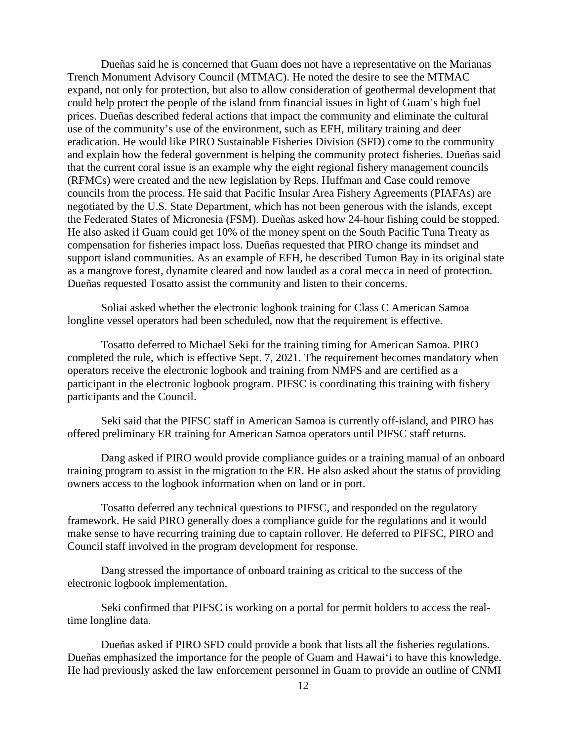Dueñas said he is concerned that Guam does not have a representative on the Marianas Trench Monument Advisory Council (MTMAC). He noted the desire to see the MTMAC expand, not only for protection, but also to allow consideration of geothermal development that could help protect the people of the island from financial issues in light of Guam's high fuel prices. Dueñas described federal actions that impact the community and eliminate the cultural use of the community's use of the environment, such as EFH, military training and deer eradication. He would like PIRO Sustainable Fisheries Division (SFD) come to the community and explain how the federal government is helping the community protect fisheries. Dueñas said that the current coral issue is an example why the eight regional fishery management councils (RFMCs) were created and the new legislation by Reps. Huffman and Case could remove councils from the process. He said that Pacific Insular Area Fishery Agreements (PIAFAs) are negotiated by the U.S. State Department, which has not been generous with the islands, except the Federated States of Micronesia (FSM). Dueñas asked how 24-hour fishing could be stopped. He also asked if Guam could get 10% of the money spent on the South Pacific Tuna Treaty as compensation for fisheries impact loss. Dueñas requested that PIRO change its mindset and support island communities. As an example of EFH, he described Tumon Bay in its original state as a mangrove forest, dynamite cleared and now lauded as a coral mecca in need of protection. Dueñas requested Tosatto assist the community and listen to their concerns.

Soliai asked whether the electronic logbook training for Class C American Samoa longline vessel operators had been scheduled, now that the requirement is effective.

Tosatto deferred to Michael Seki for the training timing for American Samoa. PIRO completed the rule, which is effective Sept. 7, 2021. The requirement becomes mandatory when operators receive the electronic logbook and training from NMFS and are certified as a participant in the electronic logbook program. PIFSC is coordinating this training with fishery participants and the Council.

Seki said that the PIFSC staff in American Samoa is currently off-island, and PIRO has offered preliminary ER training for American Samoa operators until PIFSC staff returns.

Dang asked if PIRO would provide compliance guides or a training manual of an onboard training program to assist in the migration to the ER. He also asked about the status of providing owners access to the logbook information when on land or in port.

Tosatto deferred any technical questions to PIFSC, and responded on the regulatory framework. He said PIRO generally does a compliance guide for the regulations and it would make sense to have recurring training due to captain rollover. He deferred to PIFSC, PIRO and Council staff involved in the program development for response.

Dang stressed the importance of onboard training as critical to the success of the electronic logbook implementation.

Seki confirmed that PIFSC is working on a portal for permit holders to access the real-time longline data.

Dueñas asked if PIRO SFD could provide a book that lists all the fisheries regulations. Dueñas emphasized the importance for the people of Guam and Hawai'i to have this knowledge. He had previously asked the law enforcement personnel in Guam to provide an outline of CNMI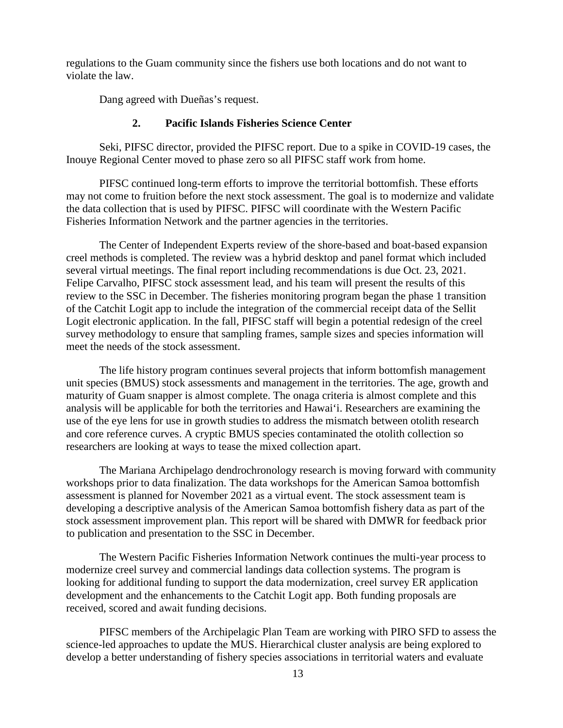regulations to the Guam community since the fishers use both locations and do not want to violate the law.

Dang agreed with Dueñas's request.

### 2. Pacific Islands Fisheries Science Center

Seki, PIFSC director, provided the PIFSC report. Due to a spike in COVID-19 cases, the Inouye Regional Center moved to phase zero so all PIFSC staff work from home.

PIFSC continued long-term efforts to improve the territorial bottomfish. These efforts may not come to fruition before the next stock assessment. The goal is to modernize and validate the data collection that is used by PIFSC. PIFSC will coordinate with the Western Pacific Fisheries Information Network and the partner agencies in the territories.

The Center of Independent Experts review of the shore-based and boat-based expansion creel methods is completed. The review was a hybrid desktop and panel format which included several virtual meetings. The final report including recommendations is due Oct. 23, 2021. Felipe Carvalho, PIFSC stock assessment lead, and his team will present the results of this review to the SSC in December. The fisheries monitoring program began the phase 1 transition of the Catchit Logit app to include the integration of the commercial receipt data of the Sellit Logit electronic application. In the fall, PIFSC staff will begin a potential redesign of the creel survey methodology to ensure that sampling frames, sample sizes and species information will meet the needs of the stock assessment.

The life history program continues several projects that inform bottomfish management unit species (BMUS) stock assessments and management in the territories. The age, growth and maturity of Guam snapper is almost complete. The onaga criteria is almost complete and this analysis will be applicable for both the territories and Hawai'i. Researchers are examining the use of the eye lens for use in growth studies to address the mismatch between otolith research and core reference curves. A cryptic BMUS species contaminated the otolith collection so researchers are looking at ways to tease the mixed collection apart.

The Mariana Archipelago dendrochronology research is moving forward with community workshops prior to data finalization. The data workshops for the American Samoa bottomfish assessment is planned for November 2021 as a virtual event. The stock assessment team is developing a descriptive analysis of the American Samoa bottomfish fishery data as part of the stock assessment improvement plan. This report will be shared with DMWR for feedback prior to publication and presentation to the SSC in December.

The Western Pacific Fisheries Information Network continues the multi-year process to modernize creel survey and commercial landings data collection systems. The program is looking for additional funding to support the data modernization, creel survey ER application development and the enhancements to the Catchit Logit app. Both funding proposals are received, scored and await funding decisions.

PIFSC members of the Archipelagic Plan Team are working with PIRO SFD to assess the science-led approaches to update the MUS. Hierarchical cluster analysis are being explored to develop a better understanding of fishery species associations in territorial waters and evaluate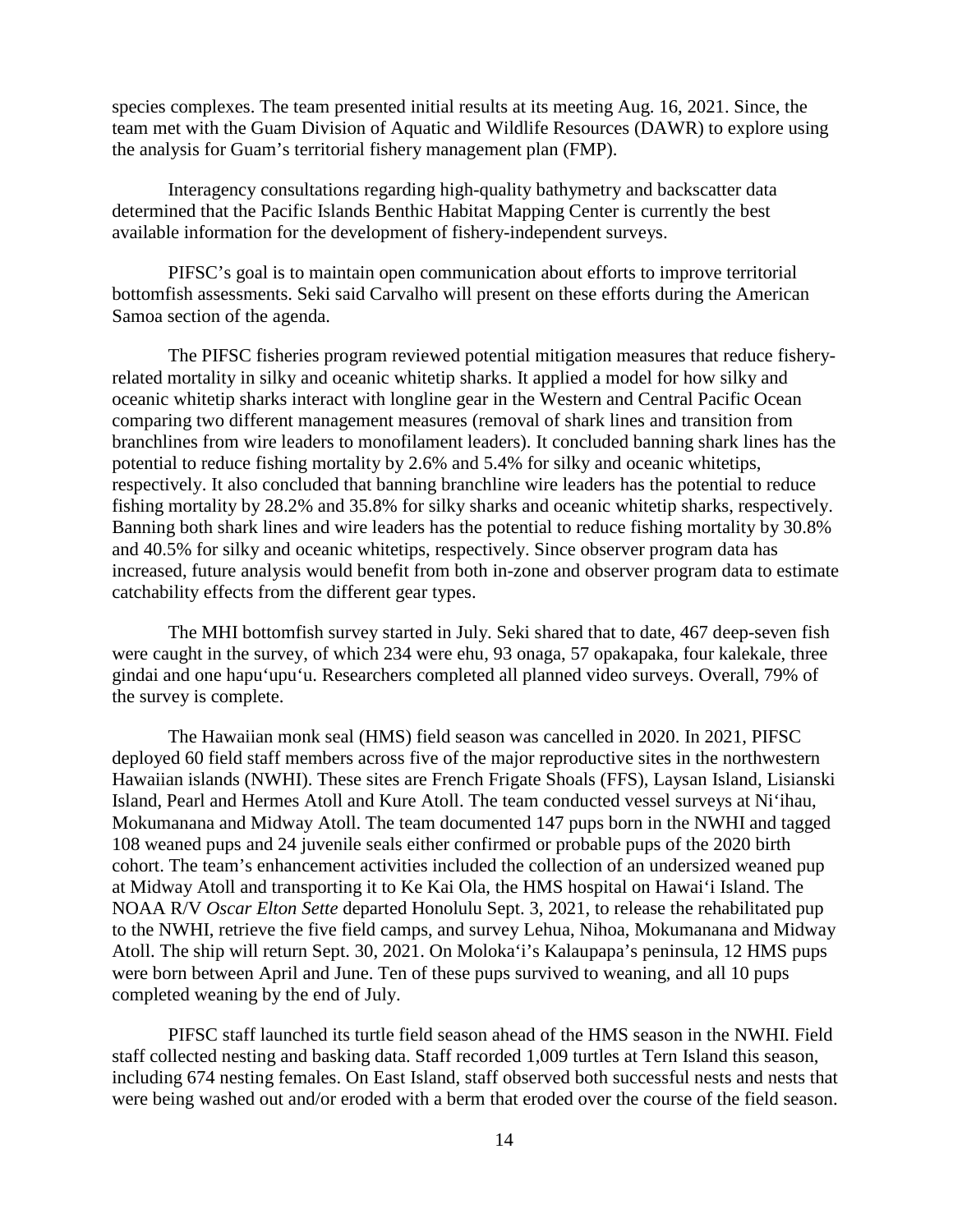species complexes. The team presented initial results at its meeting Aug. 16, 2021. Since, the team met with the Guam Division of Aquatic and Wildlife Resources (DAWR) to explore using the analysis for Guam's territorial fishery management plan (FMP).

Interagency consultations regarding high-quality bathymetry and backscatter data determined that the Pacific Islands Benthic Habitat Mapping Center is currently the best available information for the development of fishery-independent surveys.

PIFSC's goal is to maintain open communication about efforts to improve territorial bottomfish assessments. Seki said Carvalho will present on these efforts during the American Samoa section of the agenda.

The PIFSC fisheries program reviewed potential mitigation measures that reduce fishery-related mortality in silky and oceanic whitetip sharks. It applied a model for how silky and oceanic whitetip sharks interact with longline gear in the Western and Central Pacific Ocean comparing two different management measures (removal of shark lines and transition from branchlines from wire leaders to monofilament leaders). It concluded banning shark lines has the potential to reduce fishing mortality by 2.6% and 5.4% for silky and oceanic whitetips, respectively. It also concluded that banning branchline wire leaders has the potential to reduce fishing mortality by 28.2% and 35.8% for silky sharks and oceanic whitetip sharks, respectively. Banning both shark lines and wire leaders has the potential to reduce fishing mortality by 30.8% and 40.5% for silky and oceanic whitetips, respectively. Since observer program data has increased, future analysis would benefit from both in-zone and observer program data to estimate catchability effects from the different gear types.

The MHI bottomfish survey started in July. Seki shared that to date, 467 deep-seven fish were caught in the survey, of which 234 were ehu, 93 onaga, 57 opakapaka, four kalekale, three gindai and one hapu'upu'u. Researchers completed all planned video surveys. Overall, 79% of the survey is complete.

The Hawaiian monk seal (HMS) field season was cancelled in 2020. In 2021, PIFSC deployed 60 field staff members across five of the major reproductive sites in the northwestern Hawaiian islands (NWHI). These sites are French Frigate Shoals (FFS), Laysan Island, Lisianski Island, Pearl and Hermes Atoll and Kure Atoll. The team conducted vessel surveys at Ni'ihau, Mokumanana and Midway Atoll. The team documented 147 pups born in the NWHI and tagged 108 weaned pups and 24 juvenile seals either confirmed or probable pups of the 2020 birth cohort. The team's enhancement activities included the collection of an undersized weaned pup at Midway Atoll and transporting it to Ke Kai Ola, the HMS hospital on Hawai'i Island. The NOAA R/V *Oscar Elton Sette* departed Honolulu Sept. 3, 2021, to release the rehabilitated pup to the NWHI, retrieve the five field camps, and survey Lehua, Nihoa, Mokumanana and Midway Atoll. The ship will return Sept. 30, 2021. On Moloka'i's Kalaupapa's peninsula, 12 HMS pups were born between April and June. Ten of these pups survived to weaning, and all 10 pups completed weaning by the end of July.

PIFSC staff launched its turtle field season ahead of the HMS season in the NWHI. Field staff collected nesting and basking data. Staff recorded 1,009 turtles at Tern Island this season, including 674 nesting females. On East Island, staff observed both successful nests and nests that were being washed out and/or eroded with a berm that eroded over the course of the field season.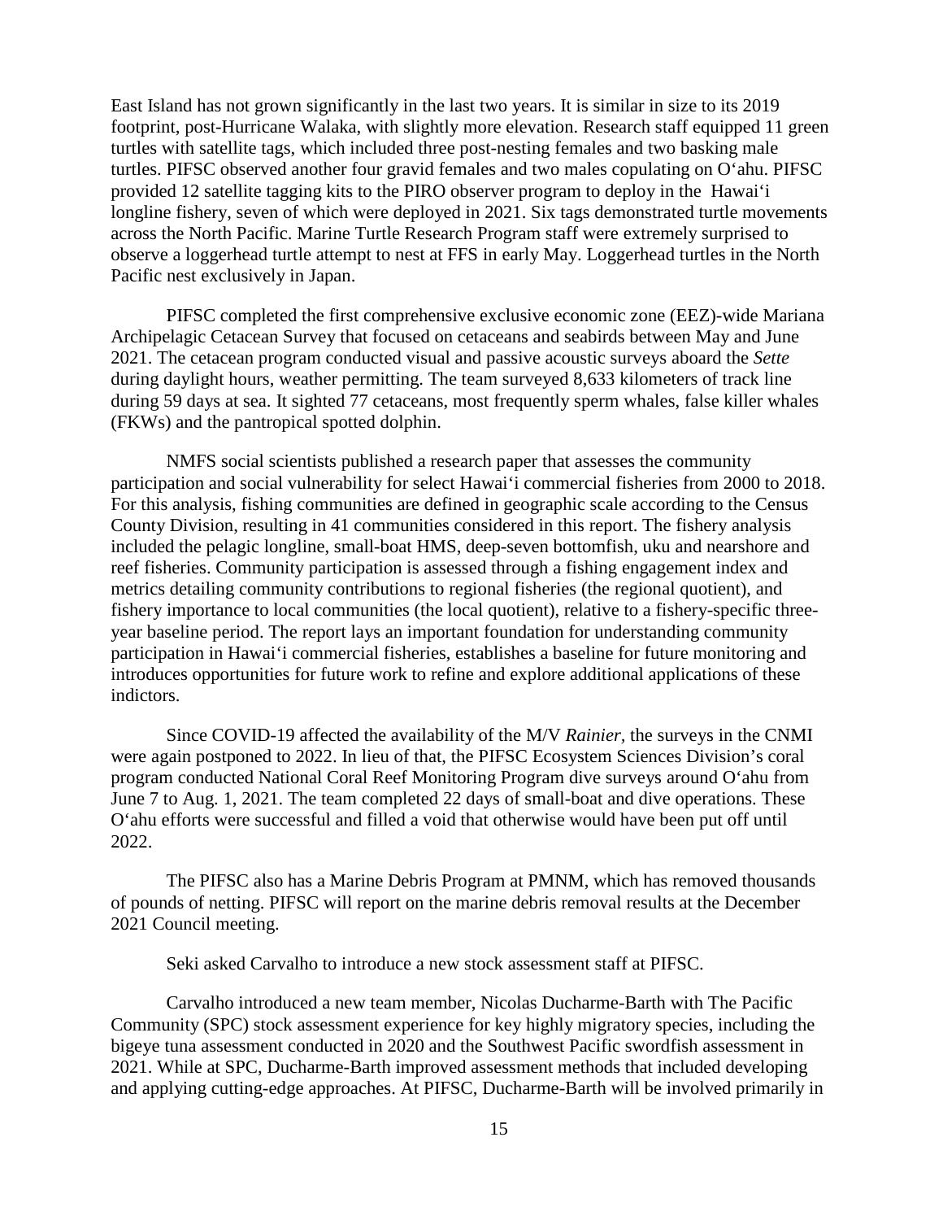East Island has not grown significantly in the last two years. It is similar in size to its 2019 footprint, post-Hurricane Walaka, with slightly more elevation. Research staff equipped 11 green turtles with satellite tags, which included three post-nesting females and two basking male turtles. PIFSC observed another four gravid females and two males copulating on Oʻahu. PIFSC provided 12 satellite tagging kits to the PIRO observer program to deploy in the Hawaiʻi longline fishery, seven of which were deployed in 2021. Six tags demonstrated turtle movements across the North Pacific. Marine Turtle Research Program staff were extremely surprised to observe a loggerhead turtle attempt to nest at FFS in early May. Loggerhead turtles in the North Pacific nest exclusively in Japan.

PIFSC completed the first comprehensive exclusive economic zone (EEZ)-wide Mariana Archipelagic Cetacean Survey that focused on cetaceans and seabirds between May and June 2021. The cetacean program conducted visual and passive acoustic surveys aboard the *Sette* during daylight hours, weather permitting. The team surveyed 8,633 kilometers of track line during 59 days at sea. It sighted 77 cetaceans, most frequently sperm whales, false killer whales (FKWs) and the pantropical spotted dolphin.

NMFS social scientists published a research paper that assesses the community participation and social vulnerability for select Hawaiʻi commercial fisheries from 2000 to 2018. For this analysis, fishing communities are defined in geographic scale according to the Census County Division, resulting in 41 communities considered in this report. The fishery analysis included the pelagic longline, small-boat HMS, deep-seven bottomfish, uku and nearshore and reef fisheries. Community participation is assessed through a fishing engagement index and metrics detailing community contributions to regional fisheries (the regional quotient), and fishery importance to local communities (the local quotient), relative to a fishery-specific three-year baseline period. The report lays an important foundation for understanding community participation in Hawaiʻi commercial fisheries, establishes a baseline for future monitoring and introduces opportunities for future work to refine and explore additional applications of these indictors.

Since COVID-19 affected the availability of the M/V *Rainier*, the surveys in the CNMI were again postponed to 2022. In lieu of that, the PIFSC Ecosystem Sciences Division's coral program conducted National Coral Reef Monitoring Program dive surveys around Oʻahu from June 7 to Aug. 1, 2021. The team completed 22 days of small-boat and dive operations. These Oʻahu efforts were successful and filled a void that otherwise would have been put off until 2022.

The PIFSC also has a Marine Debris Program at PMNM, which has removed thousands of pounds of netting. PIFSC will report on the marine debris removal results at the December 2021 Council meeting.

Seki asked Carvalho to introduce a new stock assessment staff at PIFSC.

Carvalho introduced a new team member, Nicolas Ducharme-Barth with The Pacific Community (SPC) stock assessment experience for key highly migratory species, including the bigeye tuna assessment conducted in 2020 and the Southwest Pacific swordfish assessment in 2021. While at SPC, Ducharme-Barth improved assessment methods that included developing and applying cutting-edge approaches. At PIFSC, Ducharme-Barth will be involved primarily in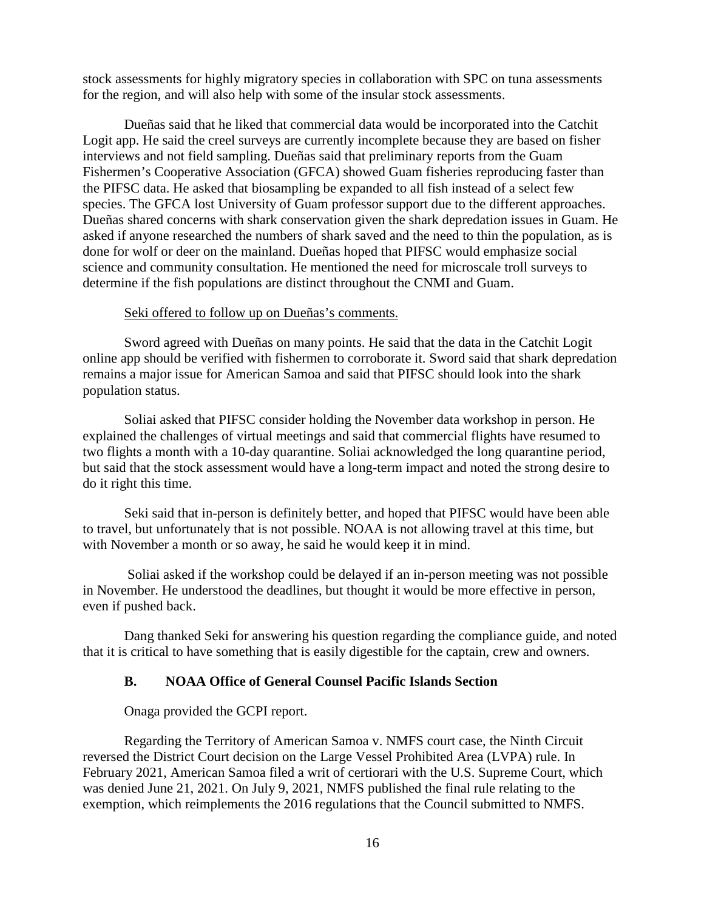stock assessments for highly migratory species in collaboration with SPC on tuna assessments for the region, and will also help with some of the insular stock assessments.

Dueñas said that he liked that commercial data would be incorporated into the Catchit Logit app. He said the creel surveys are currently incomplete because they are based on fisher interviews and not field sampling. Dueñas said that preliminary reports from the Guam Fishermen's Cooperative Association (GFCA) showed Guam fisheries reproducing faster than the PIFSC data. He asked that biosampling be expanded to all fish instead of a select few species. The GFCA lost University of Guam professor support due to the different approaches. Dueñas shared concerns with shark conservation given the shark depredation issues in Guam. He asked if anyone researched the numbers of shark saved and the need to thin the population, as is done for wolf or deer on the mainland. Dueñas hoped that PIFSC would emphasize social science and community consultation. He mentioned the need for microscale troll surveys to determine if the fish populations are distinct throughout the CNMI and Guam.

<u>Seki offered to follow up on Dueñas's comments.</u>

Sword agreed with Dueñas on many points. He said that the data in the Catchit Logit online app should be verified with fishermen to corroborate it. Sword said that shark depredation remains a major issue for American Samoa and said that PIFSC should look into the shark population status.

Soliai asked that PIFSC consider holding the November data workshop in person. He explained the challenges of virtual meetings and said that commercial flights have resumed to two flights a month with a 10-day quarantine. Soliai acknowledged the long quarantine period, but said that the stock assessment would have a long-term impact and noted the strong desire to do it right this time.

Seki said that in-person is definitely better, and hoped that PIFSC would have been able to travel, but unfortunately that is not possible. NOAA is not allowing travel at this time, but with November a month or so away, he said he would keep it in mind.

Soliai asked if the workshop could be delayed if an in-person meeting was not possible in November. He understood the deadlines, but thought it would be more effective in person, even if pushed back.

Dang thanked Seki for answering his question regarding the compliance guide, and noted that it is critical to have something that is easily digestible for the captain, crew and owners.

### B. NOAA Office of General Counsel Pacific Islands Section

Onaga provided the GCPI report.

Regarding the Territory of American Samoa v. NMFS court case, the Ninth Circuit reversed the District Court decision on the Large Vessel Prohibited Area (LVPA) rule. In February 2021, American Samoa filed a writ of certiorari with the U.S. Supreme Court, which was denied June 21, 2021. On July 9, 2021, NMFS published the final rule relating to the exemption, which reimplements the 2016 regulations that the Council submitted to NMFS.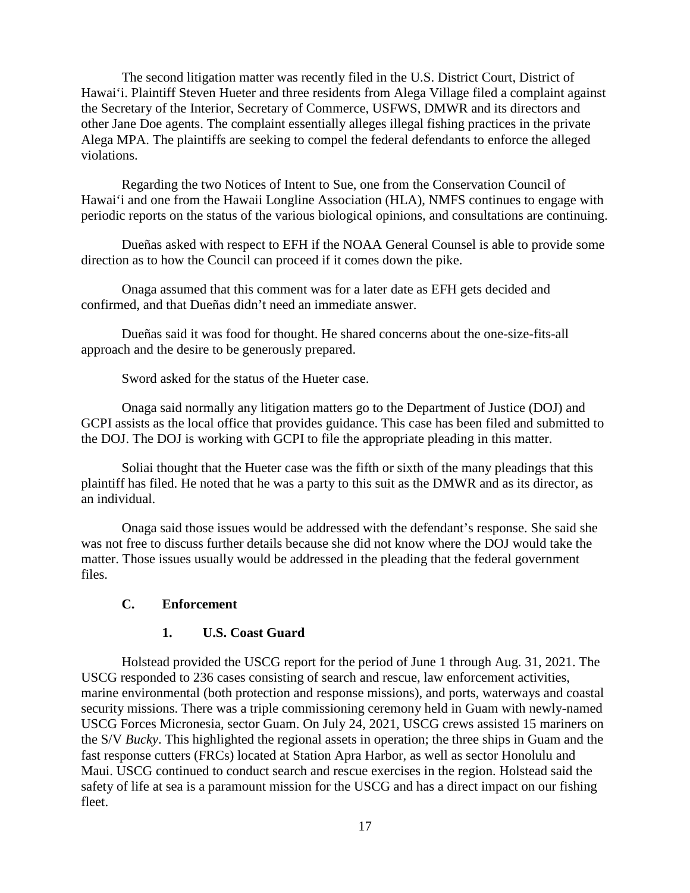The second litigation matter was recently filed in the U.S. District Court, District of Hawai'i. Plaintiff Steven Hueter and three residents from Alega Village filed a complaint against the Secretary of the Interior, Secretary of Commerce, USFWS, DMWR and its directors and other Jane Doe agents. The complaint essentially alleges illegal fishing practices in the private Alega MPA. The plaintiffs are seeking to compel the federal defendants to enforce the alleged violations.

Regarding the two Notices of Intent to Sue, one from the Conservation Council of Hawai'i and one from the Hawaii Longline Association (HLA), NMFS continues to engage with periodic reports on the status of the various biological opinions, and consultations are continuing.

Dueñas asked with respect to EFH if the NOAA General Counsel is able to provide some direction as to how the Council can proceed if it comes down the pike.

Onaga assumed that this comment was for a later date as EFH gets decided and confirmed, and that Dueñas didn't need an immediate answer.

Dueñas said it was food for thought. He shared concerns about the one-size-fits-all approach and the desire to be generously prepared.

Sword asked for the status of the Hueter case.

Onaga said normally any litigation matters go to the Department of Justice (DOJ) and GCPI assists as the local office that provides guidance. This case has been filed and submitted to the DOJ. The DOJ is working with GCPI to file the appropriate pleading in this matter.

Soliai thought that the Hueter case was the fifth or sixth of the many pleadings that this plaintiff has filed. He noted that he was a party to this suit as the DMWR and as its director, as an individual.

Onaga said those issues would be addressed with the defendant's response. She said she was not free to discuss further details because she did not know where the DOJ would take the matter. Those issues usually would be addressed in the pleading that the federal government files.

### C. Enforcement

#### 1. U.S. Coast Guard

Holstead provided the USCG report for the period of June 1 through Aug. 31, 2021. The USCG responded to 236 cases consisting of search and rescue, law enforcement activities, marine environmental (both protection and response missions), and ports, waterways and coastal security missions. There was a triple commissioning ceremony held in Guam with newly-named USCG Forces Micronesia, sector Guam. On July 24, 2021, USCG crews assisted 15 mariners on the S/V *Bucky*. This highlighted the regional assets in operation; the three ships in Guam and the fast response cutters (FRCs) located at Station Apra Harbor, as well as sector Honolulu and Maui. USCG continued to conduct search and rescue exercises in the region. Holstead said the safety of life at sea is a paramount mission for the USCG and has a direct impact on our fishing fleet.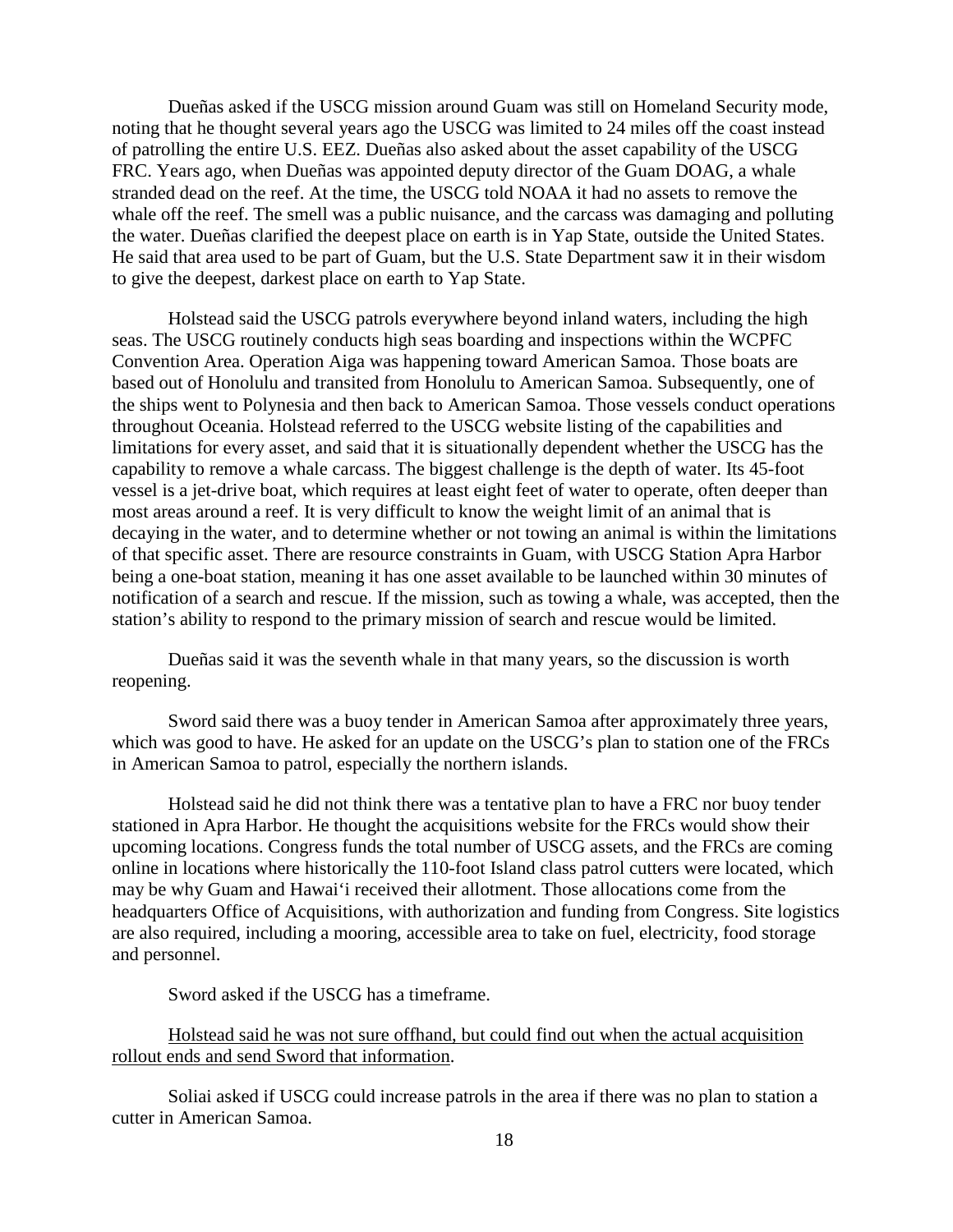Dueñas asked if the USCG mission around Guam was still on Homeland Security mode, noting that he thought several years ago the USCG was limited to 24 miles off the coast instead of patrolling the entire U.S. EEZ. Dueñas also asked about the asset capability of the USCG FRC. Years ago, when Dueñas was appointed deputy director of the Guam DOAG, a whale stranded dead on the reef. At the time, the USCG told NOAA it had no assets to remove the whale off the reef. The smell was a public nuisance, and the carcass was damaging and polluting the water. Dueñas clarified the deepest place on earth is in Yap State, outside the United States. He said that area used to be part of Guam, but the U.S. State Department saw it in their wisdom to give the deepest, darkest place on earth to Yap State.

Holstead said the USCG patrols everywhere beyond inland waters, including the high seas. The USCG routinely conducts high seas boarding and inspections within the WCPFC Convention Area. Operation Aiga was happening toward American Samoa. Those boats are based out of Honolulu and transited from Honolulu to American Samoa. Subsequently, one of the ships went to Polynesia and then back to American Samoa. Those vessels conduct operations throughout Oceania. Holstead referred to the USCG website listing of the capabilities and limitations for every asset, and said that it is situationally dependent whether the USCG has the capability to remove a whale carcass. The biggest challenge is the depth of water. Its 45-foot vessel is a jet-drive boat, which requires at least eight feet of water to operate, often deeper than most areas around a reef. It is very difficult to know the weight limit of an animal that is decaying in the water, and to determine whether or not towing an animal is within the limitations of that specific asset. There are resource constraints in Guam, with USCG Station Apra Harbor being a one-boat station, meaning it has one asset available to be launched within 30 minutes of notification of a search and rescue. If the mission, such as towing a whale, was accepted, then the station's ability to respond to the primary mission of search and rescue would be limited.

Dueñas said it was the seventh whale in that many years, so the discussion is worth reopening.

Sword said there was a buoy tender in American Samoa after approximately three years, which was good to have. He asked for an update on the USCG's plan to station one of the FRCs in American Samoa to patrol, especially the northern islands.

Holstead said he did not think there was a tentative plan to have a FRC nor buoy tender stationed in Apra Harbor. He thought the acquisitions website for the FRCs would show their upcoming locations. Congress funds the total number of USCG assets, and the FRCs are coming online in locations where historically the 110-foot Island class patrol cutters were located, which may be why Guam and Hawai'i received their allotment. Those allocations come from the headquarters Office of Acquisitions, with authorization and funding from Congress. Site logistics are also required, including a mooring, accessible area to take on fuel, electricity, food storage and personnel.

Sword asked if the USCG has a timeframe.

<u>Holstead said he was not sure offhand, but could find out when the actual acquisition rollout ends and send Sword that information</u>.

Soliai asked if USCG could increase patrols in the area if there was no plan to station a cutter in American Samoa.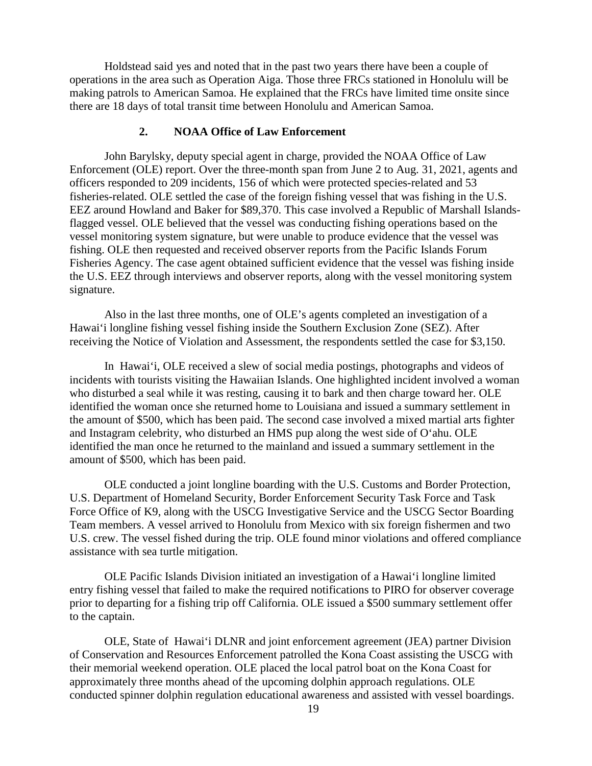Holdstead said yes and noted that in the past two years there have been a couple of operations in the area such as Operation Aiga. Those three FRCs stationed in Honolulu will be making patrols to American Samoa. He explained that the FRCs have limited time onsite since there are 18 days of total transit time between Honolulu and American Samoa.

### 2. NOAA Office of Law Enforcement

John Barylsky, deputy special agent in charge, provided the NOAA Office of Law Enforcement (OLE) report. Over the three-month span from June 2 to Aug. 31, 2021, agents and officers responded to 209 incidents, 156 of which were protected species-related and 53 fisheries-related. OLE settled the case of the foreign fishing vessel that was fishing in the U.S. EEZ around Howland and Baker for $89,370. This case involved a Republic of Marshall Islands-flagged vessel. OLE believed that the vessel was conducting fishing operations based on the vessel monitoring system signature, but were unable to produce evidence that the vessel was fishing. OLE then requested and received observer reports from the Pacific Islands Forum Fisheries Agency. The case agent obtained sufficient evidence that the vessel was fishing inside the U.S. EEZ through interviews and observer reports, along with the vessel monitoring system signature.

Also in the last three months, one of OLE's agents completed an investigation of a Hawaiʻi longline fishing vessel fishing inside the Southern Exclusion Zone (SEZ). After receiving the Notice of Violation and Assessment, the respondents settled the case for $3,150.

In Hawaiʻi, OLE received a slew of social media postings, photographs and videos of incidents with tourists visiting the Hawaiian Islands. One highlighted incident involved a woman who disturbed a seal while it was resting, causing it to bark and then charge toward her. OLE identified the woman once she returned home to Louisiana and issued a summary settlement in the amount of $500, which has been paid. The second case involved a mixed martial arts fighter and Instagram celebrity, who disturbed an HMS pup along the west side of Oʻahu. OLE identified the man once he returned to the mainland and issued a summary settlement in the amount of $500, which has been paid.

OLE conducted a joint longline boarding with the U.S. Customs and Border Protection, U.S. Department of Homeland Security, Border Enforcement Security Task Force and Task Force Office of K9, along with the USCG Investigative Service and the USCG Sector Boarding Team members. A vessel arrived to Honolulu from Mexico with six foreign fishermen and two U.S. crew. The vessel fished during the trip. OLE found minor violations and offered compliance assistance with sea turtle mitigation.

OLE Pacific Islands Division initiated an investigation of a Hawaiʻi longline limited entry fishing vessel that failed to make the required notifications to PIRO for observer coverage prior to departing for a fishing trip off California. OLE issued a $500 summary settlement offer to the captain.

OLE, State of Hawaiʻi DLNR and joint enforcement agreement (JEA) partner Division of Conservation and Resources Enforcement patrolled the Kona Coast assisting the USCG with their memorial weekend operation. OLE placed the local patrol boat on the Kona Coast for approximately three months ahead of the upcoming dolphin approach regulations. OLE conducted spinner dolphin regulation educational awareness and assisted with vessel boardings.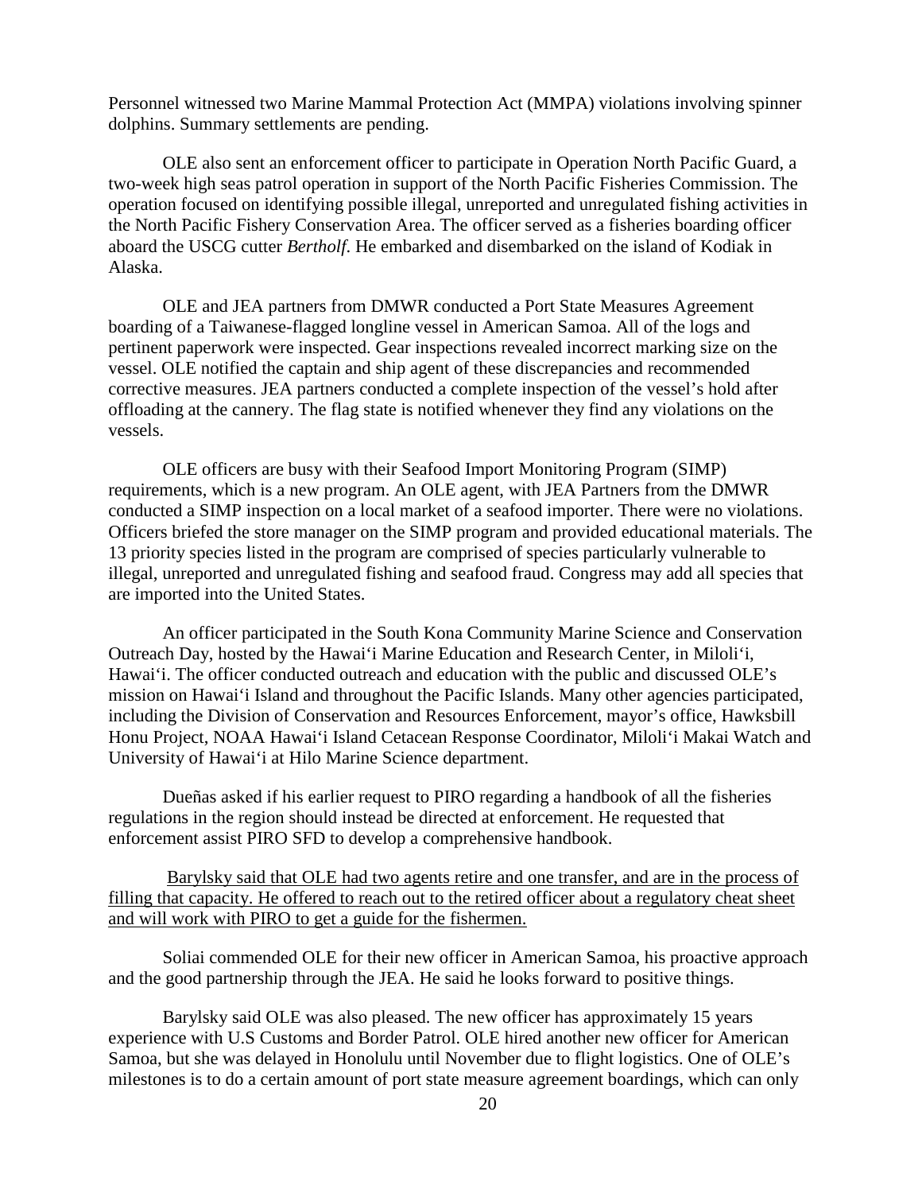Personnel witnessed two Marine Mammal Protection Act (MMPA) violations involving spinner dolphins. Summary settlements are pending.

OLE also sent an enforcement officer to participate in Operation North Pacific Guard, a two-week high seas patrol operation in support of the North Pacific Fisheries Commission. The operation focused on identifying possible illegal, unreported and unregulated fishing activities in the North Pacific Fishery Conservation Area. The officer served as a fisheries boarding officer aboard the USCG cutter *Bertholf*. He embarked and disembarked on the island of Kodiak in Alaska.

OLE and JEA partners from DMWR conducted a Port State Measures Agreement boarding of a Taiwanese-flagged longline vessel in American Samoa. All of the logs and pertinent paperwork were inspected. Gear inspections revealed incorrect marking size on the vessel. OLE notified the captain and ship agent of these discrepancies and recommended corrective measures. JEA partners conducted a complete inspection of the vessel's hold after offloading at the cannery. The flag state is notified whenever they find any violations on the vessels.

OLE officers are busy with their Seafood Import Monitoring Program (SIMP) requirements, which is a new program. An OLE agent, with JEA Partners from the DMWR conducted a SIMP inspection on a local market of a seafood importer. There were no violations. Officers briefed the store manager on the SIMP program and provided educational materials. The 13 priority species listed in the program are comprised of species particularly vulnerable to illegal, unreported and unregulated fishing and seafood fraud. Congress may add all species that are imported into the United States.

An officer participated in the South Kona Community Marine Science and Conservation Outreach Day, hosted by the Hawai'i Marine Education and Research Center, in Miloli'i, Hawai'i. The officer conducted outreach and education with the public and discussed OLE's mission on Hawai'i Island and throughout the Pacific Islands. Many other agencies participated, including the Division of Conservation and Resources Enforcement, mayor's office, Hawksbill Honu Project, NOAA Hawai'i Island Cetacean Response Coordinator, Miloli'i Makai Watch and University of Hawai'i at Hilo Marine Science department.

Dueñas asked if his earlier request to PIRO regarding a handbook of all the fisheries regulations in the region should instead be directed at enforcement. He requested that enforcement assist PIRO SFD to develop a comprehensive handbook.

<u>Barylsky said that OLE had two agents retire and one transfer, and are in the process of filling that capacity. He offered to reach out to the retired officer about a regulatory cheat sheet and will work with PIRO to get a guide for the fishermen.</u>

Soliai commended OLE for their new officer in American Samoa, his proactive approach and the good partnership through the JEA. He said he looks forward to positive things.

Barylsky said OLE was also pleased. The new officer has approximately 15 years experience with U.S Customs and Border Patrol. OLE hired another new officer for American Samoa, but she was delayed in Honolulu until November due to flight logistics. One of OLE's milestones is to do a certain amount of port state measure agreement boardings, which can only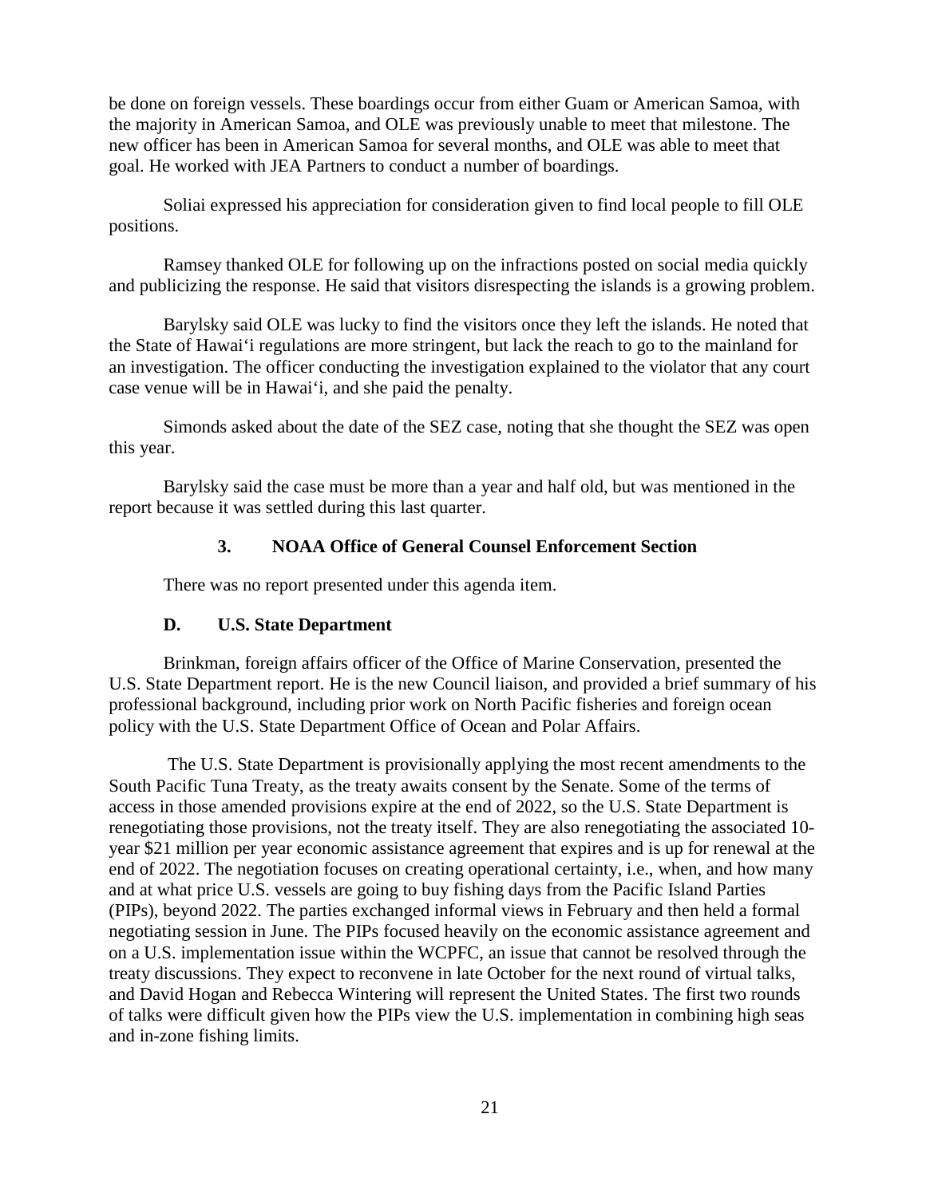be done on foreign vessels. These boardings occur from either Guam or American Samoa, with the majority in American Samoa, and OLE was previously unable to meet that milestone. The new officer has been in American Samoa for several months, and OLE was able to meet that goal. He worked with JEA Partners to conduct a number of boardings.

Soliai expressed his appreciation for consideration given to find local people to fill OLE positions.

Ramsey thanked OLE for following up on the infractions posted on social media quickly and publicizing the response. He said that visitors disrespecting the islands is a growing problem.

Barylsky said OLE was lucky to find the visitors once they left the islands. He noted that the State of Hawai‘i regulations are more stringent, but lack the reach to go to the mainland for an investigation. The officer conducting the investigation explained to the violator that any court case venue will be in Hawai‘i, and she paid the penalty.

Simonds asked about the date of the SEZ case, noting that she thought the SEZ was open this year.

Barylsky said the case must be more than a year and half old, but was mentioned in the report because it was settled during this last quarter.

### 3. NOAA Office of General Counsel Enforcement Section

There was no report presented under this agenda item.

## D. U.S. State Department

Brinkman, foreign affairs officer of the Office of Marine Conservation, presented the U.S. State Department report. He is the new Council liaison, and provided a brief summary of his professional background, including prior work on North Pacific fisheries and foreign ocean policy with the U.S. State Department Office of Ocean and Polar Affairs.

The U.S. State Department is provisionally applying the most recent amendments to the South Pacific Tuna Treaty, as the treaty awaits consent by the Senate. Some of the terms of access in those amended provisions expire at the end of 2022, so the U.S. State Department is renegotiating those provisions, not the treaty itself. They are also renegotiating the associated 10-year $21 million per year economic assistance agreement that expires and is up for renewal at the end of 2022. The negotiation focuses on creating operational certainty, i.e., when, and how many and at what price U.S. vessels are going to buy fishing days from the Pacific Island Parties (PIPs), beyond 2022. The parties exchanged informal views in February and then held a formal negotiating session in June. The PIPs focused heavily on the economic assistance agreement and on a U.S. implementation issue within the WCPFC, an issue that cannot be resolved through the treaty discussions. They expect to reconvene in late October for the next round of virtual talks, and David Hogan and Rebecca Wintering will represent the United States. The first two rounds of talks were difficult given how the PIPs view the U.S. implementation in combining high seas and in-zone fishing limits.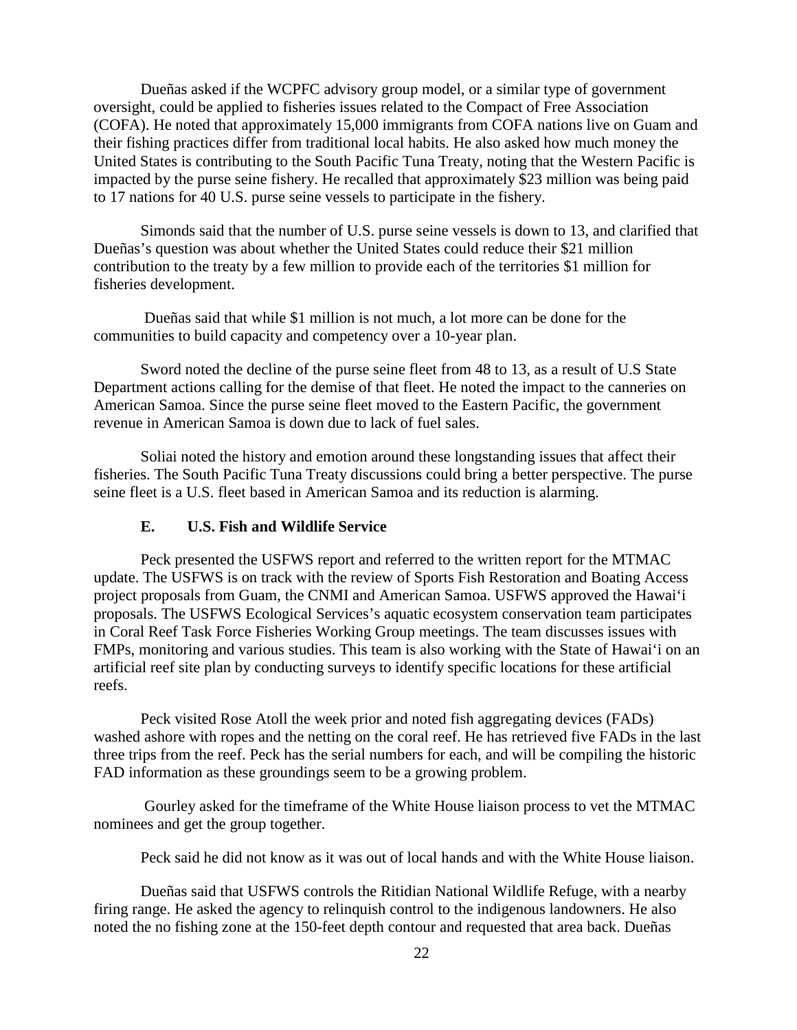Dueñas asked if the WCPFC advisory group model, or a similar type of government oversight, could be applied to fisheries issues related to the Compact of Free Association (COFA). He noted that approximately 15,000 immigrants from COFA nations live on Guam and their fishing practices differ from traditional local habits. He also asked how much money the United States is contributing to the South Pacific Tuna Treaty, noting that the Western Pacific is impacted by the purse seine fishery. He recalled that approximately $23 million was being paid to 17 nations for 40 U.S. purse seine vessels to participate in the fishery.

Simonds said that the number of U.S. purse seine vessels is down to 13, and clarified that Dueñas's question was about whether the United States could reduce their $21 million contribution to the treaty by a few million to provide each of the territories $1 million for fisheries development.

Dueñas said that while $1 million is not much, a lot more can be done for the communities to build capacity and competency over a 10-year plan.

Sword noted the decline of the purse seine fleet from 48 to 13, as a result of U.S State Department actions calling for the demise of that fleet. He noted the impact to the canneries on American Samoa. Since the purse seine fleet moved to the Eastern Pacific, the government revenue in American Samoa is down due to lack of fuel sales.

Soliai noted the history and emotion around these longstanding issues that affect their fisheries. The South Pacific Tuna Treaty discussions could bring a better perspective. The purse seine fleet is a U.S. fleet based in American Samoa and its reduction is alarming.

### E. U.S. Fish and Wildlife Service

Peck presented the USFWS report and referred to the written report for the MTMAC update. The USFWS is on track with the review of Sports Fish Restoration and Boating Access project proposals from Guam, the CNMI and American Samoa. USFWS approved the Hawai'i proposals. The USFWS Ecological Services's aquatic ecosystem conservation team participates in Coral Reef Task Force Fisheries Working Group meetings. The team discusses issues with FMPs, monitoring and various studies. This team is also working with the State of Hawai'i on an artificial reef site plan by conducting surveys to identify specific locations for these artificial reefs.

Peck visited Rose Atoll the week prior and noted fish aggregating devices (FADs) washed ashore with ropes and the netting on the coral reef. He has retrieved five FADs in the last three trips from the reef. Peck has the serial numbers for each, and will be compiling the historic FAD information as these groundings seem to be a growing problem.

Gourley asked for the timeframe of the White House liaison process to vet the MTMAC nominees and get the group together.

Peck said he did not know as it was out of local hands and with the White House liaison.

Dueñas said that USFWS controls the Ritidian National Wildlife Refuge, with a nearby firing range. He asked the agency to relinquish control to the indigenous landowners. He also noted the no fishing zone at the 150-feet depth contour and requested that area back. Dueñas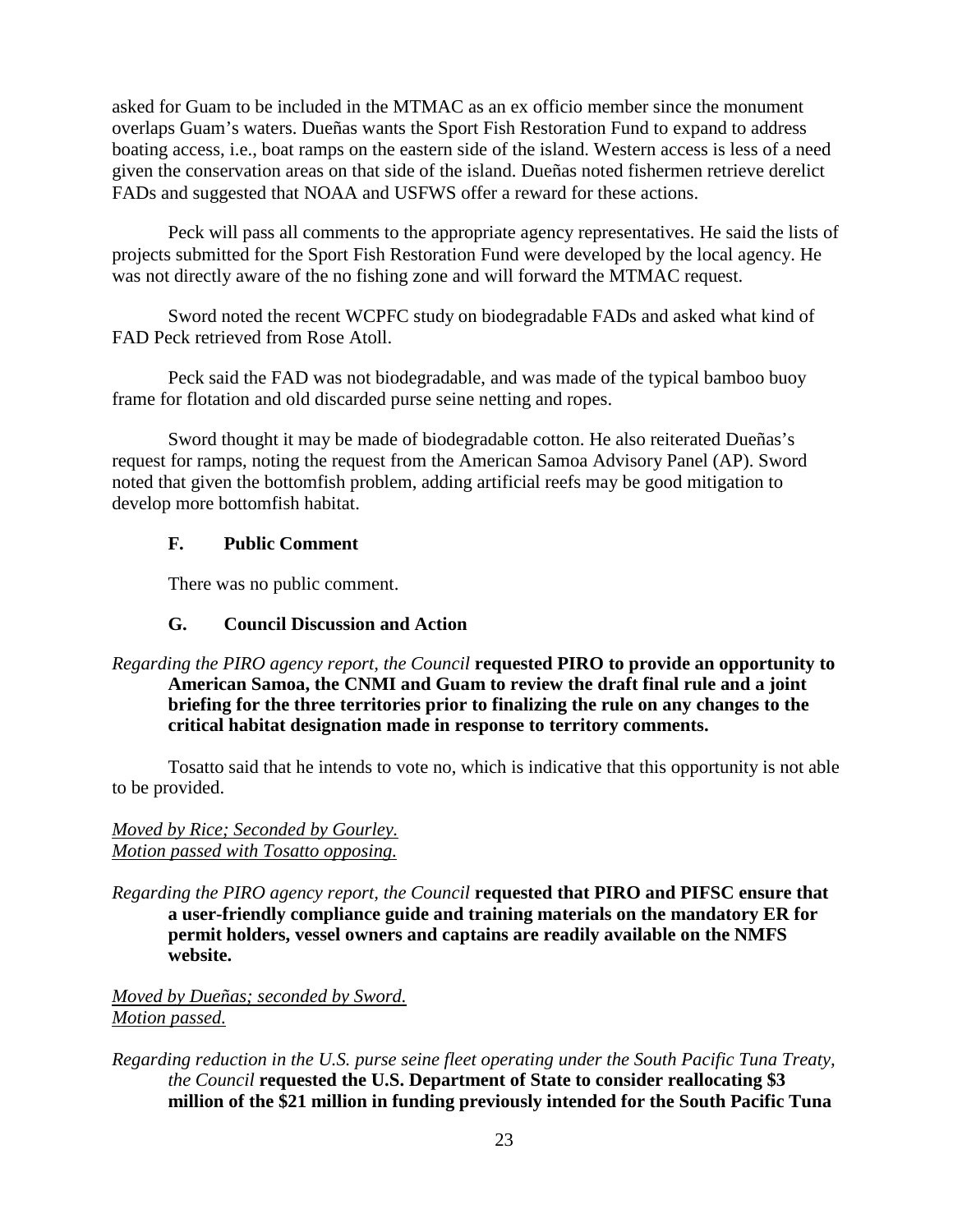asked for Guam to be included in the MTMAC as an ex officio member since the monument overlaps Guam's waters. Dueñas wants the Sport Fish Restoration Fund to expand to address boating access, i.e., boat ramps on the eastern side of the island. Western access is less of a need given the conservation areas on that side of the island. Dueñas noted fishermen retrieve derelict FADs and suggested that NOAA and USFWS offer a reward for these actions.

Peck will pass all comments to the appropriate agency representatives. He said the lists of projects submitted for the Sport Fish Restoration Fund were developed by the local agency. He was not directly aware of the no fishing zone and will forward the MTMAC request.

Sword noted the recent WCPFC study on biodegradable FADs and asked what kind of FAD Peck retrieved from Rose Atoll.

Peck said the FAD was not biodegradable, and was made of the typical bamboo buoy frame for flotation and old discarded purse seine netting and ropes.

Sword thought it may be made of biodegradable cotton. He also reiterated Dueñas's request for ramps, noting the request from the American Samoa Advisory Panel (AP). Sword noted that given the bottomfish problem, adding artificial reefs may be good mitigation to develop more bottomfish habitat.

### F. Public Comment

There was no public comment.

### G. Council Discussion and Action

*Regarding the PIRO agency report, the Council* **requested PIRO to provide an opportunity to American Samoa, the CNMI and Guam to review the draft final rule and a joint briefing for the three territories prior to finalizing the rule on any changes to the critical habitat designation made in response to territory comments.**

Tosatto said that he intends to vote no, which is indicative that this opportunity is not able to be provided.

*Moved by Rice; Seconded by Gourley.*
*Motion passed with Tosatto opposing.*

*Regarding the PIRO agency report, the Council* **requested that PIRO and PIFSC ensure that a user-friendly compliance guide and training materials on the mandatory ER for permit holders, vessel owners and captains are readily available on the NMFS website.**

*Moved by Dueñas; seconded by Sword.*
*Motion passed.*

*Regarding reduction in the U.S. purse seine fleet operating under the South Pacific Tuna Treaty, the Council* **requested the U.S. Department of State to consider reallocating \$3 million of the \$21 million in funding previously intended for the South Pacific Tuna**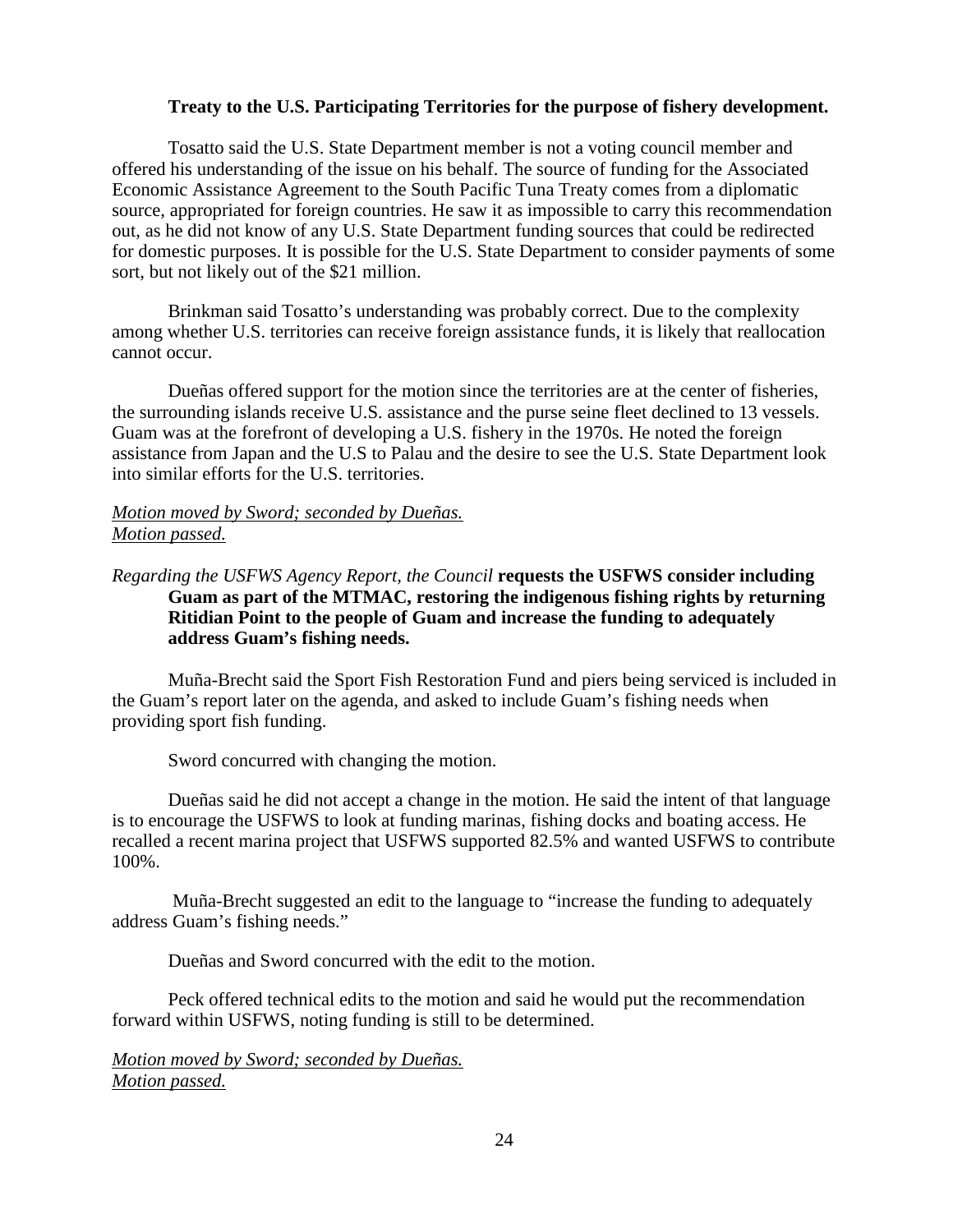**Treaty to the U.S. Participating Territories for the purpose of fishery development.**

Tosatto said the U.S. State Department member is not a voting council member and offered his understanding of the issue on his behalf. The source of funding for the Associated Economic Assistance Agreement to the South Pacific Tuna Treaty comes from a diplomatic source, appropriated for foreign countries. He saw it as impossible to carry this recommendation out, as he did not know of any U.S. State Department funding sources that could be redirected for domestic purposes. It is possible for the U.S. State Department to consider payments of some sort, but not likely out of the $21 million.

Brinkman said Tosatto's understanding was probably correct. Due to the complexity among whether U.S. territories can receive foreign assistance funds, it is likely that reallocation cannot occur.

Dueñas offered support for the motion since the territories are at the center of fisheries, the surrounding islands receive U.S. assistance and the purse seine fleet declined to 13 vessels. Guam was at the forefront of developing a U.S. fishery in the 1970s. He noted the foreign assistance from Japan and the U.S to Palau and the desire to see the U.S. State Department look into similar efforts for the U.S. territories.

*Motion moved by Sword; seconded by Dueñas.*
*Motion passed.*

*Regarding the USFWS Agency Report, the Council* **requests the USFWS consider including Guam as part of the MTMAC, restoring the indigenous fishing rights by returning Ritidian Point to the people of Guam and increase the funding to adequately address Guam's fishing needs.**

Muña-Brecht said the Sport Fish Restoration Fund and piers being serviced is included in the Guam's report later on the agenda, and asked to include Guam's fishing needs when providing sport fish funding.

Sword concurred with changing the motion.

Dueñas said he did not accept a change in the motion. He said the intent of that language is to encourage the USFWS to look at funding marinas, fishing docks and boating access. He recalled a recent marina project that USFWS supported 82.5% and wanted USFWS to contribute 100%.

Muña-Brecht suggested an edit to the language to "increase the funding to adequately address Guam's fishing needs."

Dueñas and Sword concurred with the edit to the motion.

Peck offered technical edits to the motion and said he would put the recommendation forward within USFWS, noting funding is still to be determined.

*Motion moved by Sword; seconded by Dueñas.*
*Motion passed.*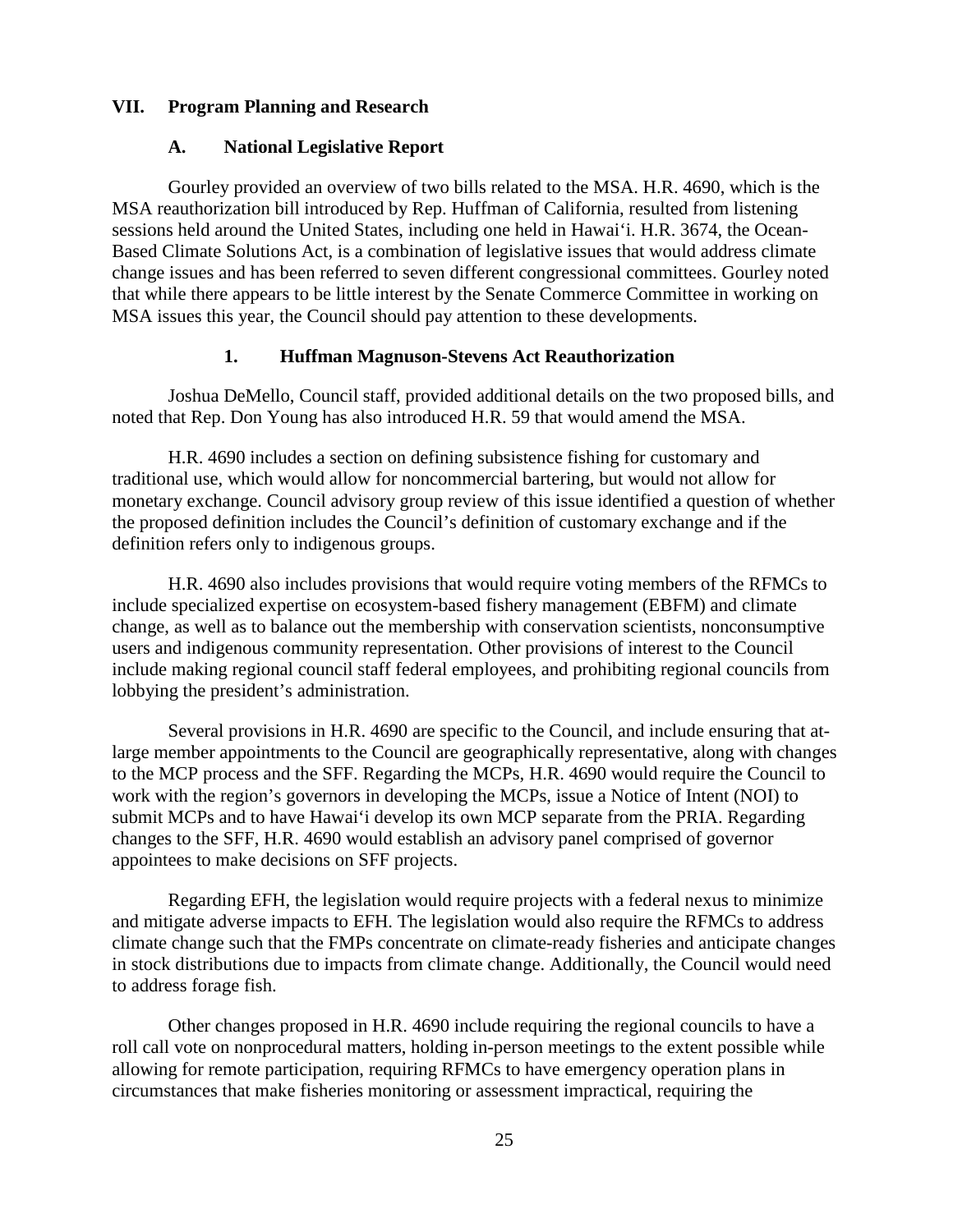## VII. Program Planning and Research

### A. National Legislative Report

Gourley provided an overview of two bills related to the MSA. H.R. 4690, which is the MSA reauthorization bill introduced by Rep. Huffman of California, resulted from listening sessions held around the United States, including one held in Hawaiʻi. H.R. 3674, the Ocean-Based Climate Solutions Act, is a combination of legislative issues that would address climate change issues and has been referred to seven different congressional committees. Gourley noted that while there appears to be little interest by the Senate Commerce Committee in working on MSA issues this year, the Council should pay attention to these developments.

#### 1. Huffman Magnuson-Stevens Act Reauthorization

Joshua DeMello, Council staff, provided additional details on the two proposed bills, and noted that Rep. Don Young has also introduced H.R. 59 that would amend the MSA.

H.R. 4690 includes a section on defining subsistence fishing for customary and traditional use, which would allow for noncommercial bartering, but would not allow for monetary exchange. Council advisory group review of this issue identified a question of whether the proposed definition includes the Council's definition of customary exchange and if the definition refers only to indigenous groups.

H.R. 4690 also includes provisions that would require voting members of the RFMCs to include specialized expertise on ecosystem-based fishery management (EBFM) and climate change, as well as to balance out the membership with conservation scientists, nonconsumptive users and indigenous community representation. Other provisions of interest to the Council include making regional council staff federal employees, and prohibiting regional councils from lobbying the president's administration.

Several provisions in H.R. 4690 are specific to the Council, and include ensuring that at-large member appointments to the Council are geographically representative, along with changes to the MCP process and the SFF. Regarding the MCPs, H.R. 4690 would require the Council to work with the region's governors in developing the MCPs, issue a Notice of Intent (NOI) to submit MCPs and to have Hawaiʻi develop its own MCP separate from the PRIA. Regarding changes to the SFF, H.R. 4690 would establish an advisory panel comprised of governor appointees to make decisions on SFF projects.

Regarding EFH, the legislation would require projects with a federal nexus to minimize and mitigate adverse impacts to EFH. The legislation would also require the RFMCs to address climate change such that the FMPs concentrate on climate-ready fisheries and anticipate changes in stock distributions due to impacts from climate change. Additionally, the Council would need to address forage fish.

Other changes proposed in H.R. 4690 include requiring the regional councils to have a roll call vote on nonprocedural matters, holding in-person meetings to the extent possible while allowing for remote participation, requiring RFMCs to have emergency operation plans in circumstances that make fisheries monitoring or assessment impractical, requiring the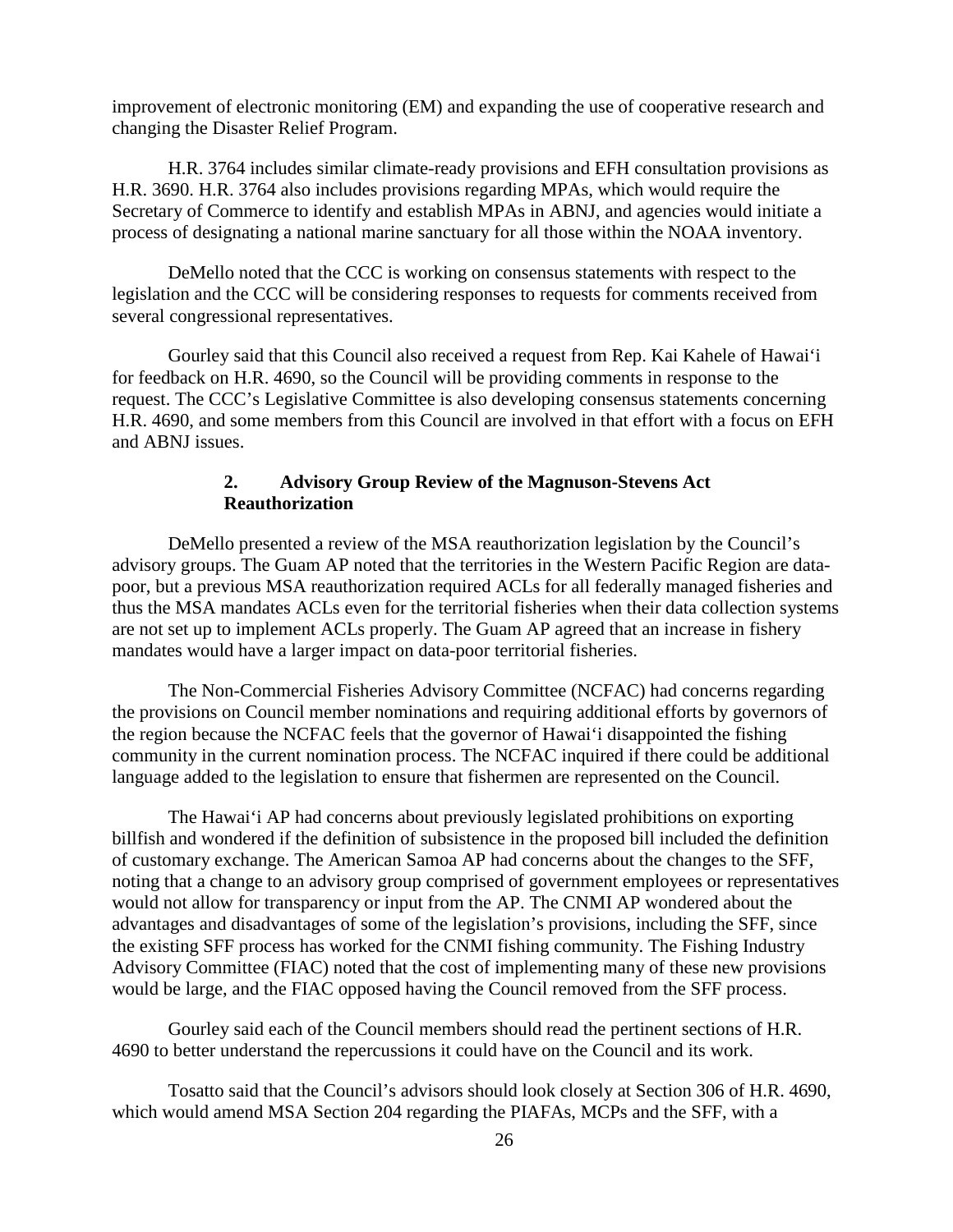improvement of electronic monitoring (EM) and expanding the use of cooperative research and changing the Disaster Relief Program.

H.R. 3764 includes similar climate-ready provisions and EFH consultation provisions as H.R. 3690. H.R. 3764 also includes provisions regarding MPAs, which would require the Secretary of Commerce to identify and establish MPAs in ABNJ, and agencies would initiate a process of designating a national marine sanctuary for all those within the NOAA inventory.

DeMello noted that the CCC is working on consensus statements with respect to the legislation and the CCC will be considering responses to requests for comments received from several congressional representatives.

Gourley said that this Council also received a request from Rep. Kai Kahele of Hawaiʻi for feedback on H.R. 4690, so the Council will be providing comments in response to the request. The CCC's Legislative Committee is also developing consensus statements concerning H.R. 4690, and some members from this Council are involved in that effort with a focus on EFH and ABNJ issues.

### 2. Advisory Group Review of the Magnuson-Stevens Act Reauthorization

DeMello presented a review of the MSA reauthorization legislation by the Council's advisory groups. The Guam AP noted that the territories in the Western Pacific Region are data-poor, but a previous MSA reauthorization required ACLs for all federally managed fisheries and thus the MSA mandates ACLs even for the territorial fisheries when their data collection systems are not set up to implement ACLs properly. The Guam AP agreed that an increase in fishery mandates would have a larger impact on data-poor territorial fisheries.

The Non-Commercial Fisheries Advisory Committee (NCFAC) had concerns regarding the provisions on Council member nominations and requiring additional efforts by governors of the region because the NCFAC feels that the governor of Hawaiʻi disappointed the fishing community in the current nomination process. The NCFAC inquired if there could be additional language added to the legislation to ensure that fishermen are represented on the Council.

The Hawaiʻi AP had concerns about previously legislated prohibitions on exporting billfish and wondered if the definition of subsistence in the proposed bill included the definition of customary exchange. The American Samoa AP had concerns about the changes to the SFF, noting that a change to an advisory group comprised of government employees or representatives would not allow for transparency or input from the AP. The CNMI AP wondered about the advantages and disadvantages of some of the legislation's provisions, including the SFF, since the existing SFF process has worked for the CNMI fishing community. The Fishing Industry Advisory Committee (FIAC) noted that the cost of implementing many of these new provisions would be large, and the FIAC opposed having the Council removed from the SFF process.

Gourley said each of the Council members should read the pertinent sections of H.R. 4690 to better understand the repercussions it could have on the Council and its work.

Tosatto said that the Council's advisors should look closely at Section 306 of H.R. 4690, which would amend MSA Section 204 regarding the PIAFAs, MCPs and the SFF, with a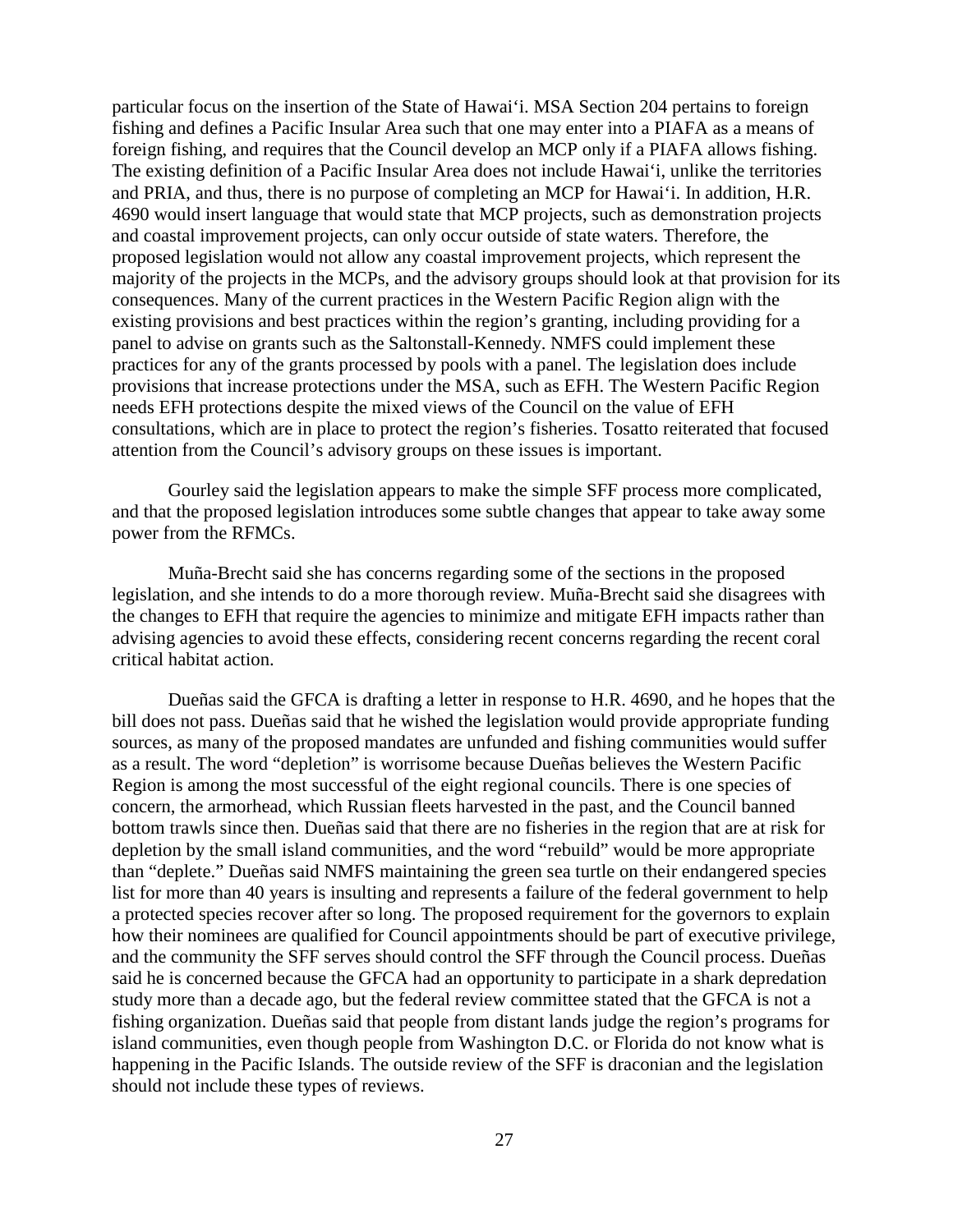particular focus on the insertion of the State of Hawaiʻi. MSA Section 204 pertains to foreign fishing and defines a Pacific Insular Area such that one may enter into a PIAFA as a means of foreign fishing, and requires that the Council develop an MCP only if a PIAFA allows fishing. The existing definition of a Pacific Insular Area does not include Hawaiʻi, unlike the territories and PRIA, and thus, there is no purpose of completing an MCP for Hawaiʻi. In addition, H.R. 4690 would insert language that would state that MCP projects, such as demonstration projects and coastal improvement projects, can only occur outside of state waters. Therefore, the proposed legislation would not allow any coastal improvement projects, which represent the majority of the projects in the MCPs, and the advisory groups should look at that provision for its consequences. Many of the current practices in the Western Pacific Region align with the existing provisions and best practices within the region's granting, including providing for a panel to advise on grants such as the Saltonstall-Kennedy. NMFS could implement these practices for any of the grants processed by pools with a panel. The legislation does include provisions that increase protections under the MSA, such as EFH. The Western Pacific Region needs EFH protections despite the mixed views of the Council on the value of EFH consultations, which are in place to protect the region's fisheries. Tosatto reiterated that focused attention from the Council's advisory groups on these issues is important.

Gourley said the legislation appears to make the simple SFF process more complicated, and that the proposed legislation introduces some subtle changes that appear to take away some power from the RFMCs.

Muña-Brecht said she has concerns regarding some of the sections in the proposed legislation, and she intends to do a more thorough review. Muña-Brecht said she disagrees with the changes to EFH that require the agencies to minimize and mitigate EFH impacts rather than advising agencies to avoid these effects, considering recent concerns regarding the recent coral critical habitat action.

Dueñas said the GFCA is drafting a letter in response to H.R. 4690, and he hopes that the bill does not pass. Dueñas said that he wished the legislation would provide appropriate funding sources, as many of the proposed mandates are unfunded and fishing communities would suffer as a result. The word "depletion" is worrisome because Dueñas believes the Western Pacific Region is among the most successful of the eight regional councils. There is one species of concern, the armorhead, which Russian fleets harvested in the past, and the Council banned bottom trawls since then. Dueñas said that there are no fisheries in the region that are at risk for depletion by the small island communities, and the word "rebuild" would be more appropriate than "deplete." Dueñas said NMFS maintaining the green sea turtle on their endangered species list for more than 40 years is insulting and represents a failure of the federal government to help a protected species recover after so long. The proposed requirement for the governors to explain how their nominees are qualified for Council appointments should be part of executive privilege, and the community the SFF serves should control the SFF through the Council process. Dueñas said he is concerned because the GFCA had an opportunity to participate in a shark depredation study more than a decade ago, but the federal review committee stated that the GFCA is not a fishing organization. Dueñas said that people from distant lands judge the region's programs for island communities, even though people from Washington D.C. or Florida do not know what is happening in the Pacific Islands. The outside review of the SFF is draconian and the legislation should not include these types of reviews.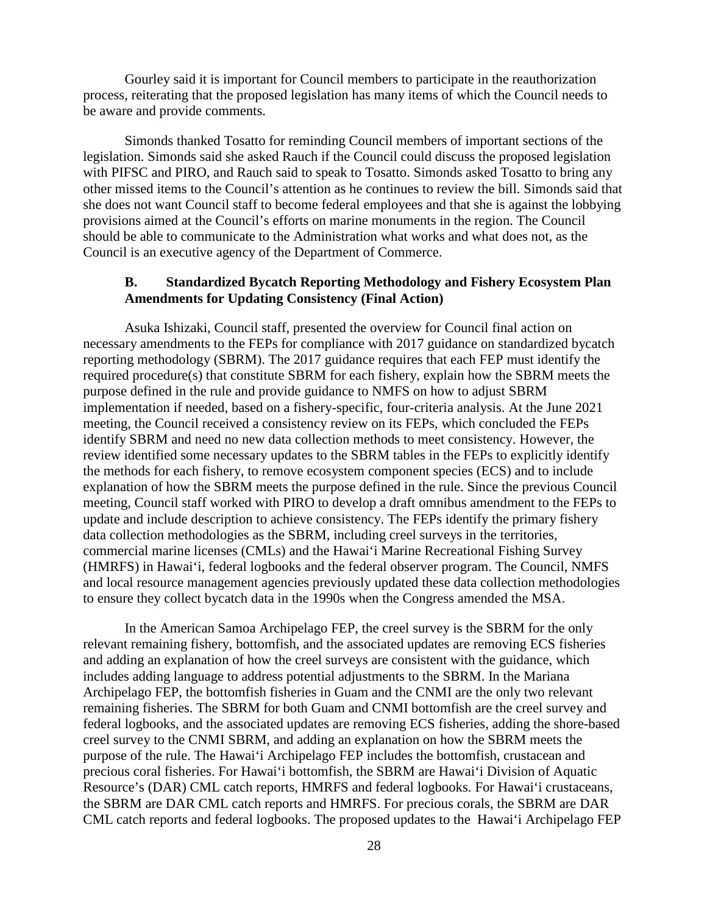Gourley said it is important for Council members to participate in the reauthorization process, reiterating that the proposed legislation has many items of which the Council needs to be aware and provide comments.

Simonds thanked Tosatto for reminding Council members of important sections of the legislation. Simonds said she asked Rauch if the Council could discuss the proposed legislation with PIFSC and PIRO, and Rauch said to speak to Tosatto. Simonds asked Tosatto to bring any other missed items to the Council's attention as he continues to review the bill. Simonds said that she does not want Council staff to become federal employees and that she is against the lobbying provisions aimed at the Council's efforts on marine monuments in the region. The Council should be able to communicate to the Administration what works and what does not, as the Council is an executive agency of the Department of Commerce.

### B. Standardized Bycatch Reporting Methodology and Fishery Ecosystem Plan Amendments for Updating Consistency (Final Action)

Asuka Ishizaki, Council staff, presented the overview for Council final action on necessary amendments to the FEPs for compliance with 2017 guidance on standardized bycatch reporting methodology (SBRM). The 2017 guidance requires that each FEP must identify the required procedure(s) that constitute SBRM for each fishery, explain how the SBRM meets the purpose defined in the rule and provide guidance to NMFS on how to adjust SBRM implementation if needed, based on a fishery-specific, four-criteria analysis. At the June 2021 meeting, the Council received a consistency review on its FEPs, which concluded the FEPs identify SBRM and need no new data collection methods to meet consistency. However, the review identified some necessary updates to the SBRM tables in the FEPs to explicitly identify the methods for each fishery, to remove ecosystem component species (ECS) and to include explanation of how the SBRM meets the purpose defined in the rule. Since the previous Council meeting, Council staff worked with PIRO to develop a draft omnibus amendment to the FEPs to update and include description to achieve consistency. The FEPs identify the primary fishery data collection methodologies as the SBRM, including creel surveys in the territories, commercial marine licenses (CMLs) and the Hawai'i Marine Recreational Fishing Survey (HMRFS) in Hawai'i, federal logbooks and the federal observer program. The Council, NMFS and local resource management agencies previously updated these data collection methodologies to ensure they collect bycatch data in the 1990s when the Congress amended the MSA.

In the American Samoa Archipelago FEP, the creel survey is the SBRM for the only relevant remaining fishery, bottomfish, and the associated updates are removing ECS fisheries and adding an explanation of how the creel surveys are consistent with the guidance, which includes adding language to address potential adjustments to the SBRM. In the Mariana Archipelago FEP, the bottomfish fisheries in Guam and the CNMI are the only two relevant remaining fisheries. The SBRM for both Guam and CNMI bottomfish are the creel survey and federal logbooks, and the associated updates are removing ECS fisheries, adding the shore-based creel survey to the CNMI SBRM, and adding an explanation on how the SBRM meets the purpose of the rule. The Hawai'i Archipelago FEP includes the bottomfish, crustacean and precious coral fisheries. For Hawai'i bottomfish, the SBRM are Hawai'i Division of Aquatic Resource's (DAR) CML catch reports, HMRFS and federal logbooks. For Hawai'i crustaceans, the SBRM are DAR CML catch reports and HMRFS. For precious corals, the SBRM are DAR CML catch reports and federal logbooks. The proposed updates to the Hawai'i Archipelago FEP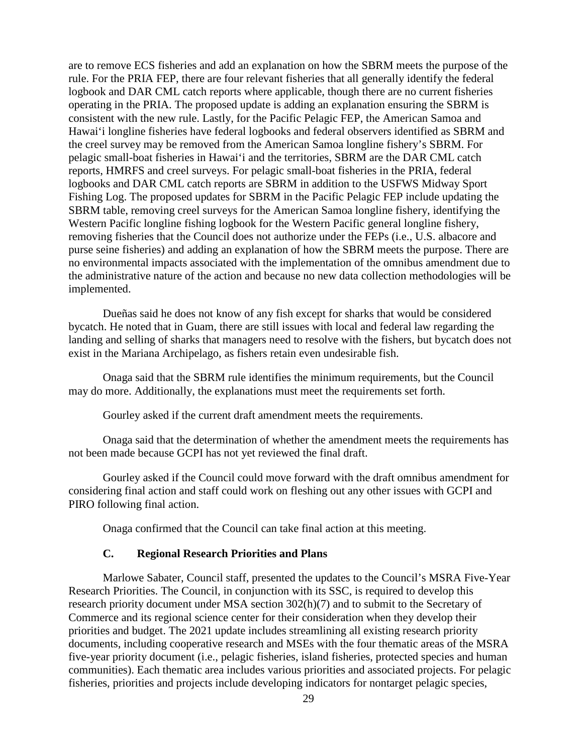are to remove ECS fisheries and add an explanation on how the SBRM meets the purpose of the rule. For the PRIA FEP, there are four relevant fisheries that all generally identify the federal logbook and DAR CML catch reports where applicable, though there are no current fisheries operating in the PRIA. The proposed update is adding an explanation ensuring the SBRM is consistent with the new rule. Lastly, for the Pacific Pelagic FEP, the American Samoa and Hawai‘i longline fisheries have federal logbooks and federal observers identified as SBRM and the creel survey may be removed from the American Samoa longline fishery’s SBRM. For pelagic small-boat fisheries in Hawai‘i and the territories, SBRM are the DAR CML catch reports, HMRFS and creel surveys. For pelagic small-boat fisheries in the PRIA, federal logbooks and DAR CML catch reports are SBRM in addition to the USFWS Midway Sport Fishing Log. The proposed updates for SBRM in the Pacific Pelagic FEP include updating the SBRM table, removing creel surveys for the American Samoa longline fishery, identifying the Western Pacific longline fishing logbook for the Western Pacific general longline fishery, removing fisheries that the Council does not authorize under the FEPs (i.e., U.S. albacore and purse seine fisheries) and adding an explanation of how the SBRM meets the purpose. There are no environmental impacts associated with the implementation of the omnibus amendment due to the administrative nature of the action and because no new data collection methodologies will be implemented.

Dueñas said he does not know of any fish except for sharks that would be considered bycatch. He noted that in Guam, there are still issues with local and federal law regarding the landing and selling of sharks that managers need to resolve with the fishers, but bycatch does not exist in the Mariana Archipelago, as fishers retain even undesirable fish.

Onaga said that the SBRM rule identifies the minimum requirements, but the Council may do more. Additionally, the explanations must meet the requirements set forth.

Gourley asked if the current draft amendment meets the requirements.

Onaga said that the determination of whether the amendment meets the requirements has not been made because GCPI has not yet reviewed the final draft.

Gourley asked if the Council could move forward with the draft omnibus amendment for considering final action and staff could work on fleshing out any other issues with GCPI and PIRO following final action.

Onaga confirmed that the Council can take final action at this meeting.

### C. Regional Research Priorities and Plans

Marlowe Sabater, Council staff, presented the updates to the Council’s MSRA Five-Year Research Priorities. The Council, in conjunction with its SSC, is required to develop this research priority document under MSA section 302(h)(7) and to submit to the Secretary of Commerce and its regional science center for their consideration when they develop their priorities and budget. The 2021 update includes streamlining all existing research priority documents, including cooperative research and MSEs with the four thematic areas of the MSRA five-year priority document (i.e., pelagic fisheries, island fisheries, protected species and human communities). Each thematic area includes various priorities and associated projects. For pelagic fisheries, priorities and projects include developing indicators for nontarget pelagic species,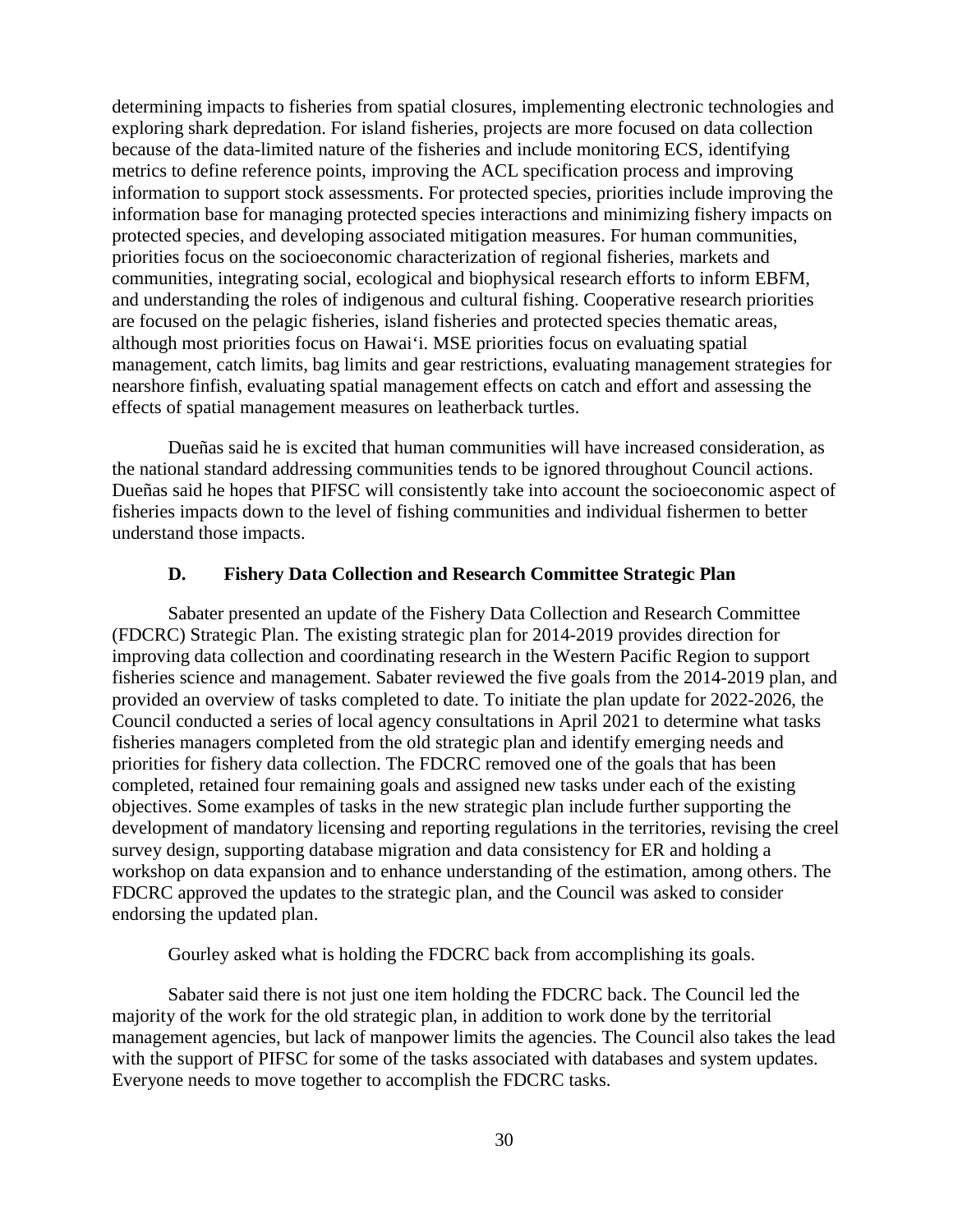determining impacts to fisheries from spatial closures, implementing electronic technologies and exploring shark depredation. For island fisheries, projects are more focused on data collection because of the data-limited nature of the fisheries and include monitoring ECS, identifying metrics to define reference points, improving the ACL specification process and improving information to support stock assessments. For protected species, priorities include improving the information base for managing protected species interactions and minimizing fishery impacts on protected species, and developing associated mitigation measures. For human communities, priorities focus on the socioeconomic characterization of regional fisheries, markets and communities, integrating social, ecological and biophysical research efforts to inform EBFM, and understanding the roles of indigenous and cultural fishing. Cooperative research priorities are focused on the pelagic fisheries, island fisheries and protected species thematic areas, although most priorities focus on Hawai‘i. MSE priorities focus on evaluating spatial management, catch limits, bag limits and gear restrictions, evaluating management strategies for nearshore finfish, evaluating spatial management effects on catch and effort and assessing the effects of spatial management measures on leatherback turtles.

Dueñas said he is excited that human communities will have increased consideration, as the national standard addressing communities tends to be ignored throughout Council actions. Dueñas said he hopes that PIFSC will consistently take into account the socioeconomic aspect of fisheries impacts down to the level of fishing communities and individual fishermen to better understand those impacts.

### D. Fishery Data Collection and Research Committee Strategic Plan

Sabater presented an update of the Fishery Data Collection and Research Committee (FDCRC) Strategic Plan. The existing strategic plan for 2014-2019 provides direction for improving data collection and coordinating research in the Western Pacific Region to support fisheries science and management. Sabater reviewed the five goals from the 2014-2019 plan, and provided an overview of tasks completed to date. To initiate the plan update for 2022-2026, the Council conducted a series of local agency consultations in April 2021 to determine what tasks fisheries managers completed from the old strategic plan and identify emerging needs and priorities for fishery data collection. The FDCRC removed one of the goals that has been completed, retained four remaining goals and assigned new tasks under each of the existing objectives. Some examples of tasks in the new strategic plan include further supporting the development of mandatory licensing and reporting regulations in the territories, revising the creel survey design, supporting database migration and data consistency for ER and holding a workshop on data expansion and to enhance understanding of the estimation, among others. The FDCRC approved the updates to the strategic plan, and the Council was asked to consider endorsing the updated plan.

Gourley asked what is holding the FDCRC back from accomplishing its goals.

Sabater said there is not just one item holding the FDCRC back. The Council led the majority of the work for the old strategic plan, in addition to work done by the territorial management agencies, but lack of manpower limits the agencies. The Council also takes the lead with the support of PIFSC for some of the tasks associated with databases and system updates. Everyone needs to move together to accomplish the FDCRC tasks.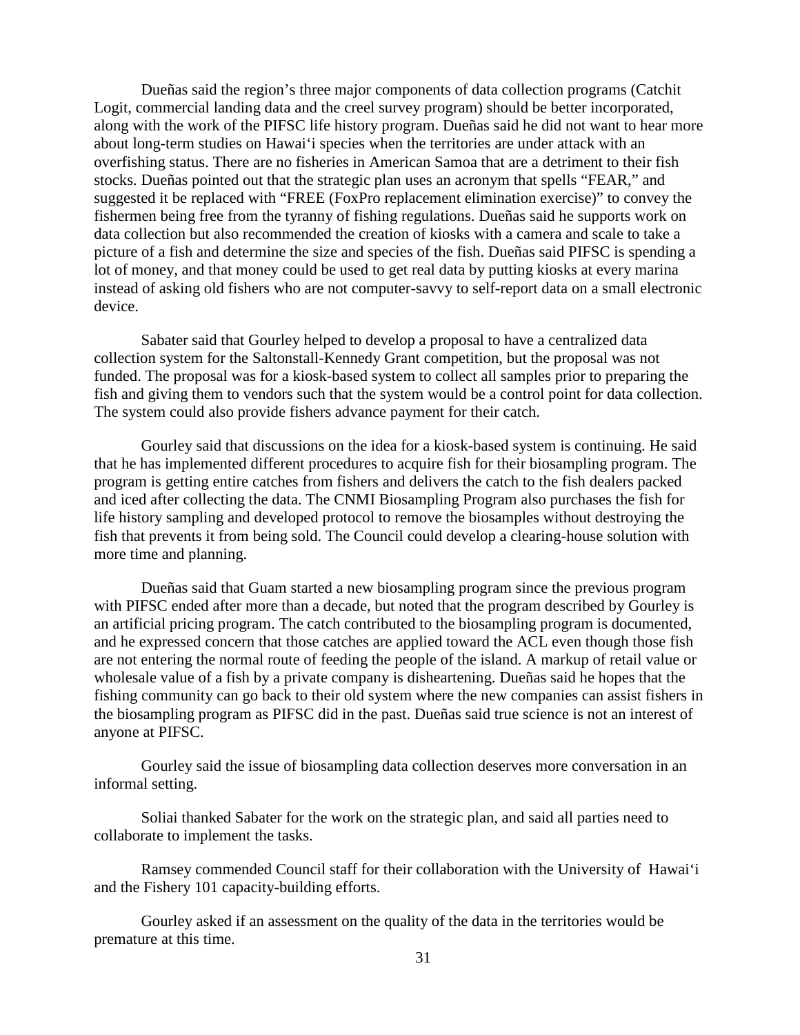Dueñas said the region's three major components of data collection programs (Catchit Logit, commercial landing data and the creel survey program) should be better incorporated, along with the work of the PIFSC life history program. Dueñas said he did not want to hear more about long-term studies on Hawai'i species when the territories are under attack with an overfishing status. There are no fisheries in American Samoa that are a detriment to their fish stocks. Dueñas pointed out that the strategic plan uses an acronym that spells "FEAR," and suggested it be replaced with "FREE (FoxPro replacement elimination exercise)" to convey the fishermen being free from the tyranny of fishing regulations. Dueñas said he supports work on data collection but also recommended the creation of kiosks with a camera and scale to take a picture of a fish and determine the size and species of the fish. Dueñas said PIFSC is spending a lot of money, and that money could be used to get real data by putting kiosks at every marina instead of asking old fishers who are not computer-savvy to self-report data on a small electronic device.

Sabater said that Gourley helped to develop a proposal to have a centralized data collection system for the Saltonstall-Kennedy Grant competition, but the proposal was not funded. The proposal was for a kiosk-based system to collect all samples prior to preparing the fish and giving them to vendors such that the system would be a control point for data collection. The system could also provide fishers advance payment for their catch.

Gourley said that discussions on the idea for a kiosk-based system is continuing. He said that he has implemented different procedures to acquire fish for their biosampling program. The program is getting entire catches from fishers and delivers the catch to the fish dealers packed and iced after collecting the data. The CNMI Biosampling Program also purchases the fish for life history sampling and developed protocol to remove the biosamples without destroying the fish that prevents it from being sold. The Council could develop a clearing-house solution with more time and planning.

Dueñas said that Guam started a new biosampling program since the previous program with PIFSC ended after more than a decade, but noted that the program described by Gourley is an artificial pricing program. The catch contributed to the biosampling program is documented, and he expressed concern that those catches are applied toward the ACL even though those fish are not entering the normal route of feeding the people of the island. A markup of retail value or wholesale value of a fish by a private company is disheartening. Dueñas said he hopes that the fishing community can go back to their old system where the new companies can assist fishers in the biosampling program as PIFSC did in the past. Dueñas said true science is not an interest of anyone at PIFSC.

Gourley said the issue of biosampling data collection deserves more conversation in an informal setting.

Soliai thanked Sabater for the work on the strategic plan, and said all parties need to collaborate to implement the tasks.

Ramsey commended Council staff for their collaboration with the University of Hawai'i and the Fishery 101 capacity-building efforts.

Gourley asked if an assessment on the quality of the data in the territories would be premature at this time.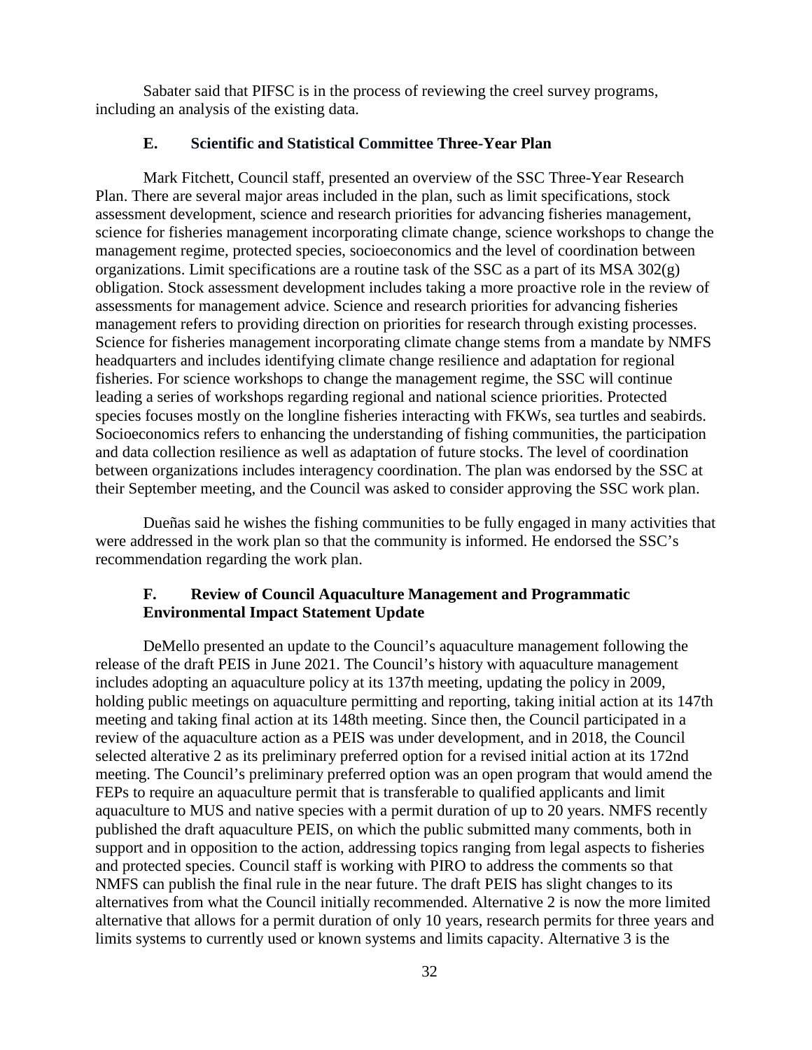Sabater said that PIFSC is in the process of reviewing the creel survey programs, including an analysis of the existing data.

### E. Scientific and Statistical Committee Three-Year Plan

Mark Fitchett, Council staff, presented an overview of the SSC Three-Year Research Plan. There are several major areas included in the plan, such as limit specifications, stock assessment development, science and research priorities for advancing fisheries management, science for fisheries management incorporating climate change, science workshops to change the management regime, protected species, socioeconomics and the level of coordination between organizations. Limit specifications are a routine task of the SSC as a part of its MSA 302(g) obligation. Stock assessment development includes taking a more proactive role in the review of assessments for management advice. Science and research priorities for advancing fisheries management refers to providing direction on priorities for research through existing processes. Science for fisheries management incorporating climate change stems from a mandate by NMFS headquarters and includes identifying climate change resilience and adaptation for regional fisheries. For science workshops to change the management regime, the SSC will continue leading a series of workshops regarding regional and national science priorities. Protected species focuses mostly on the longline fisheries interacting with FKWs, sea turtles and seabirds. Socioeconomics refers to enhancing the understanding of fishing communities, the participation and data collection resilience as well as adaptation of future stocks. The level of coordination between organizations includes interagency coordination. The plan was endorsed by the SSC at their September meeting, and the Council was asked to consider approving the SSC work plan.

Dueñas said he wishes the fishing communities to be fully engaged in many activities that were addressed in the work plan so that the community is informed. He endorsed the SSC's recommendation regarding the work plan.

### F. Review of Council Aquaculture Management and Programmatic Environmental Impact Statement Update

DeMello presented an update to the Council's aquaculture management following the release of the draft PEIS in June 2021. The Council's history with aquaculture management includes adopting an aquaculture policy at its 137th meeting, updating the policy in 2009, holding public meetings on aquaculture permitting and reporting, taking initial action at its 147th meeting and taking final action at its 148th meeting. Since then, the Council participated in a review of the aquaculture action as a PEIS was under development, and in 2018, the Council selected alternative 2 as its preliminary preferred option for a revised initial action at its 172nd meeting. The Council's preliminary preferred option was an open program that would amend the FEPs to require an aquaculture permit that is transferable to qualified applicants and limit aquaculture to MUS and native species with a permit duration of up to 20 years. NMFS recently published the draft aquaculture PEIS, on which the public submitted many comments, both in support and in opposition to the action, addressing topics ranging from legal aspects to fisheries and protected species. Council staff is working with PIRO to address the comments so that NMFS can publish the final rule in the near future. The draft PEIS has slight changes to its alternatives from what the Council initially recommended. Alternative 2 is now the more limited alternative that allows for a permit duration of only 10 years, research permits for three years and limits systems to currently used or known systems and limits capacity. Alternative 3 is the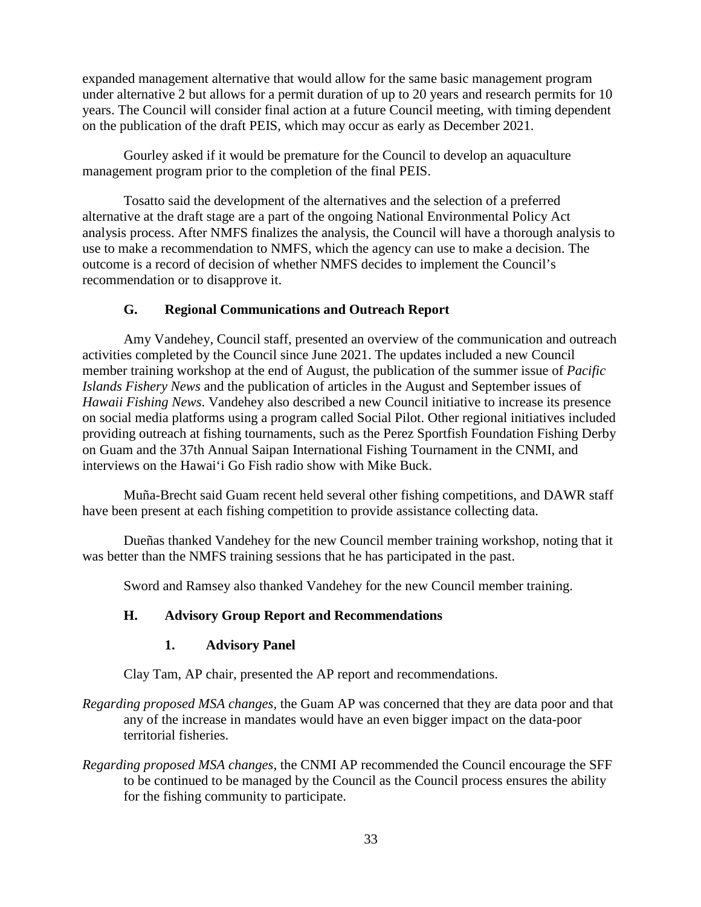expanded management alternative that would allow for the same basic management program under alternative 2 but allows for a permit duration of up to 20 years and research permits for 10 years. The Council will consider final action at a future Council meeting, with timing dependent on the publication of the draft PEIS, which may occur as early as December 2021.

Gourley asked if it would be premature for the Council to develop an aquaculture management program prior to the completion of the final PEIS.

Tosatto said the development of the alternatives and the selection of a preferred alternative at the draft stage are a part of the ongoing National Environmental Policy Act analysis process. After NMFS finalizes the analysis, the Council will have a thorough analysis to use to make a recommendation to NMFS, which the agency can use to make a decision. The outcome is a record of decision of whether NMFS decides to implement the Council's recommendation or to disapprove it.

### G. Regional Communications and Outreach Report

Amy Vandehey, Council staff, presented an overview of the communication and outreach activities completed by the Council since June 2021. The updates included a new Council member training workshop at the end of August, the publication of the summer issue of *Pacific Islands Fishery News* and the publication of articles in the August and September issues of *Hawaii Fishing News*. Vandehey also described a new Council initiative to increase its presence on social media platforms using a program called Social Pilot. Other regional initiatives included providing outreach at fishing tournaments, such as the Perez Sportfish Foundation Fishing Derby on Guam and the 37th Annual Saipan International Fishing Tournament in the CNMI, and interviews on the Hawai'i Go Fish radio show with Mike Buck.

Muña-Brecht said Guam recent held several other fishing competitions, and DAWR staff have been present at each fishing competition to provide assistance collecting data.

Dueñas thanked Vandehey for the new Council member training workshop, noting that it was better than the NMFS training sessions that he has participated in the past.

Sword and Ramsey also thanked Vandehey for the new Council member training.

### H. Advisory Group Report and Recommendations

#### 1. Advisory Panel

Clay Tam, AP chair, presented the AP report and recommendations.

*Regarding proposed MSA changes*, the Guam AP was concerned that they are data poor and that any of the increase in mandates would have an even bigger impact on the data-poor territorial fisheries.

*Regarding proposed MSA changes*, the CNMI AP recommended the Council encourage the SFF to be continued to be managed by the Council as the Council process ensures the ability for the fishing community to participate.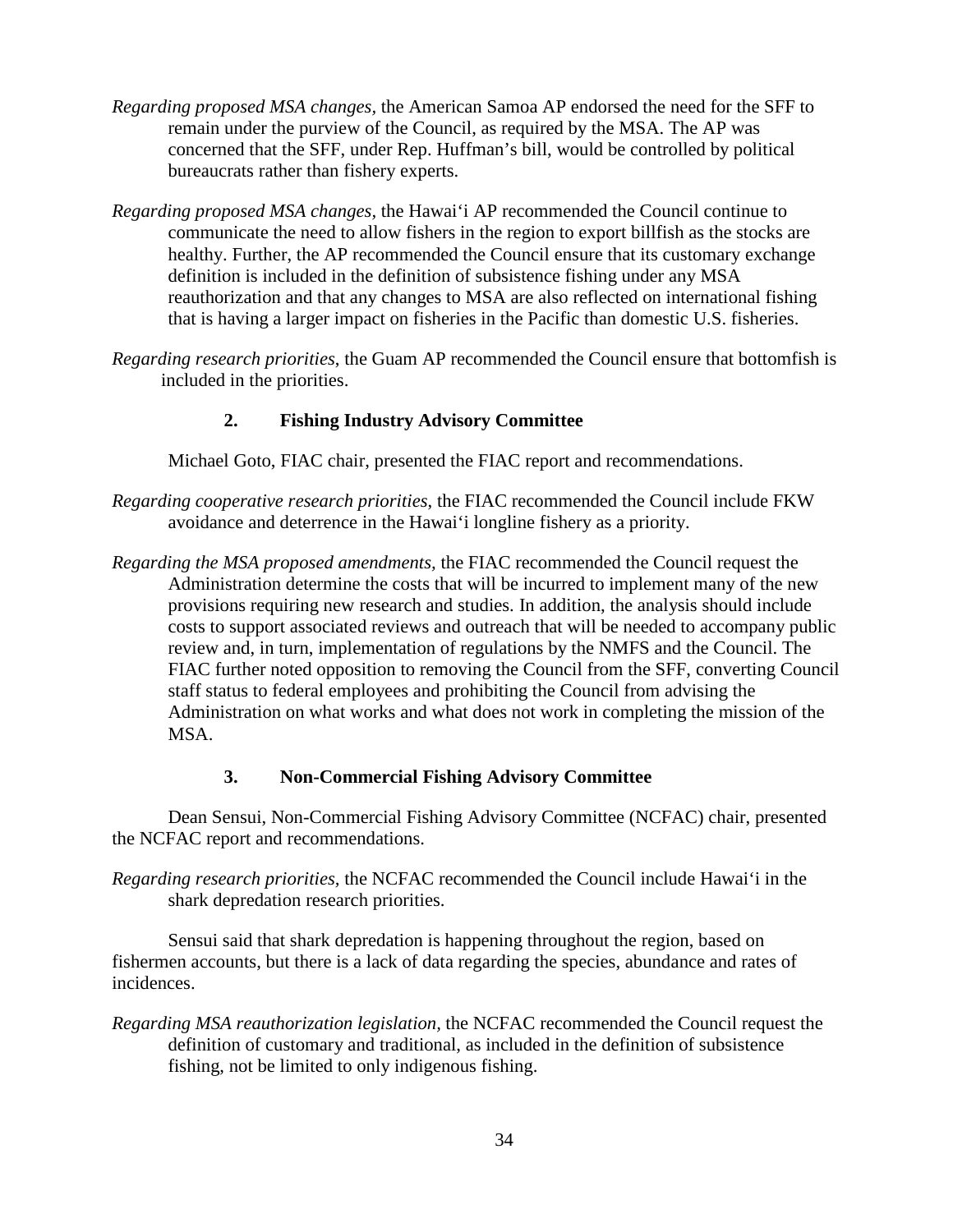*Regarding proposed MSA changes*, the American Samoa AP endorsed the need for the SFF to remain under the purview of the Council, as required by the MSA. The AP was concerned that the SFF, under Rep. Huffman's bill, would be controlled by political bureaucrats rather than fishery experts.

*Regarding proposed MSA changes*, the Hawai'i AP recommended the Council continue to communicate the need to allow fishers in the region to export billfish as the stocks are healthy. Further, the AP recommended the Council ensure that its customary exchange definition is included in the definition of subsistence fishing under any MSA reauthorization and that any changes to MSA are also reflected on international fishing that is having a larger impact on fisheries in the Pacific than domestic U.S. fisheries.

*Regarding research priorities*, the Guam AP recommended the Council ensure that bottomfish is included in the priorities.

### 2. Fishing Industry Advisory Committee

Michael Goto, FIAC chair, presented the FIAC report and recommendations.

*Regarding cooperative research priorities*, the FIAC recommended the Council include FKW avoidance and deterrence in the Hawai'i longline fishery as a priority.

*Regarding the MSA proposed amendments*, the FIAC recommended the Council request the Administration determine the costs that will be incurred to implement many of the new provisions requiring new research and studies. In addition, the analysis should include costs to support associated reviews and outreach that will be needed to accompany public review and, in turn, implementation of regulations by the NMFS and the Council. The FIAC further noted opposition to removing the Council from the SFF, converting Council staff status to federal employees and prohibiting the Council from advising the Administration on what works and what does not work in completing the mission of the MSA.

### 3. Non-Commercial Fishing Advisory Committee

Dean Sensui, Non-Commercial Fishing Advisory Committee (NCFAC) chair, presented the NCFAC report and recommendations.

*Regarding research priorities*, the NCFAC recommended the Council include Hawai'i in the shark depredation research priorities.

Sensui said that shark depredation is happening throughout the region, based on fishermen accounts, but there is a lack of data regarding the species, abundance and rates of incidences.

*Regarding MSA reauthorization legislation*, the NCFAC recommended the Council request the definition of customary and traditional, as included in the definition of subsistence fishing, not be limited to only indigenous fishing.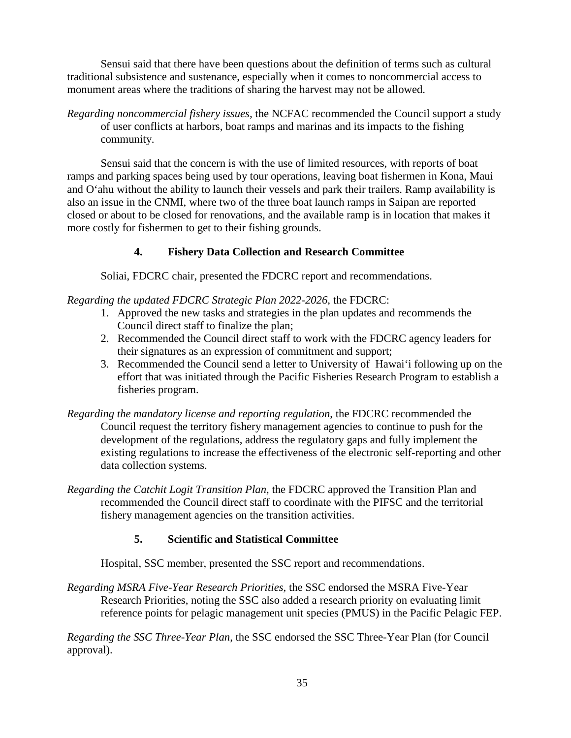Sensui said that there have been questions about the definition of terms such as cultural traditional subsistence and sustenance, especially when it comes to noncommercial access to monument areas where the traditions of sharing the harvest may not be allowed.

*Regarding noncommercial fishery issues,* the NCFAC recommended the Council support a study of user conflicts at harbors, boat ramps and marinas and its impacts to the fishing community.

Sensui said that the concern is with the use of limited resources, with reports of boat ramps and parking spaces being used by tour operations, leaving boat fishermen in Kona, Maui and O'ahu without the ability to launch their vessels and park their trailers. Ramp availability is also an issue in the CNMI, where two of the three boat launch ramps in Saipan are reported closed or about to be closed for renovations, and the available ramp is in location that makes it more costly for fishermen to get to their fishing grounds.

#### 4. Fishery Data Collection and Research Committee

Soliai, FDCRC chair, presented the FDCRC report and recommendations.

*Regarding the updated FDCRC Strategic Plan 2022-2026*, the FDCRC:

1. Approved the new tasks and strategies in the plan updates and recommends the Council direct staff to finalize the plan;
2. Recommended the Council direct staff to work with the FDCRC agency leaders for their signatures as an expression of commitment and support;
3. Recommended the Council send a letter to University of Hawai'i following up on the effort that was initiated through the Pacific Fisheries Research Program to establish a fisheries program.

*Regarding the mandatory license and reporting regulation*, the FDCRC recommended the Council request the territory fishery management agencies to continue to push for the development of the regulations, address the regulatory gaps and fully implement the existing regulations to increase the effectiveness of the electronic self-reporting and other data collection systems.

*Regarding the Catchit Logit Transition Plan*, the FDCRC approved the Transition Plan and recommended the Council direct staff to coordinate with the PIFSC and the territorial fishery management agencies on the transition activities.

#### 5. Scientific and Statistical Committee

Hospital, SSC member, presented the SSC report and recommendations.

*Regarding MSRA Five-Year Research Priorities*, the SSC endorsed the MSRA Five-Year Research Priorities, noting the SSC also added a research priority on evaluating limit reference points for pelagic management unit species (PMUS) in the Pacific Pelagic FEP.

*Regarding the SSC Three-Year Plan*, the SSC endorsed the SSC Three-Year Plan (for Council approval).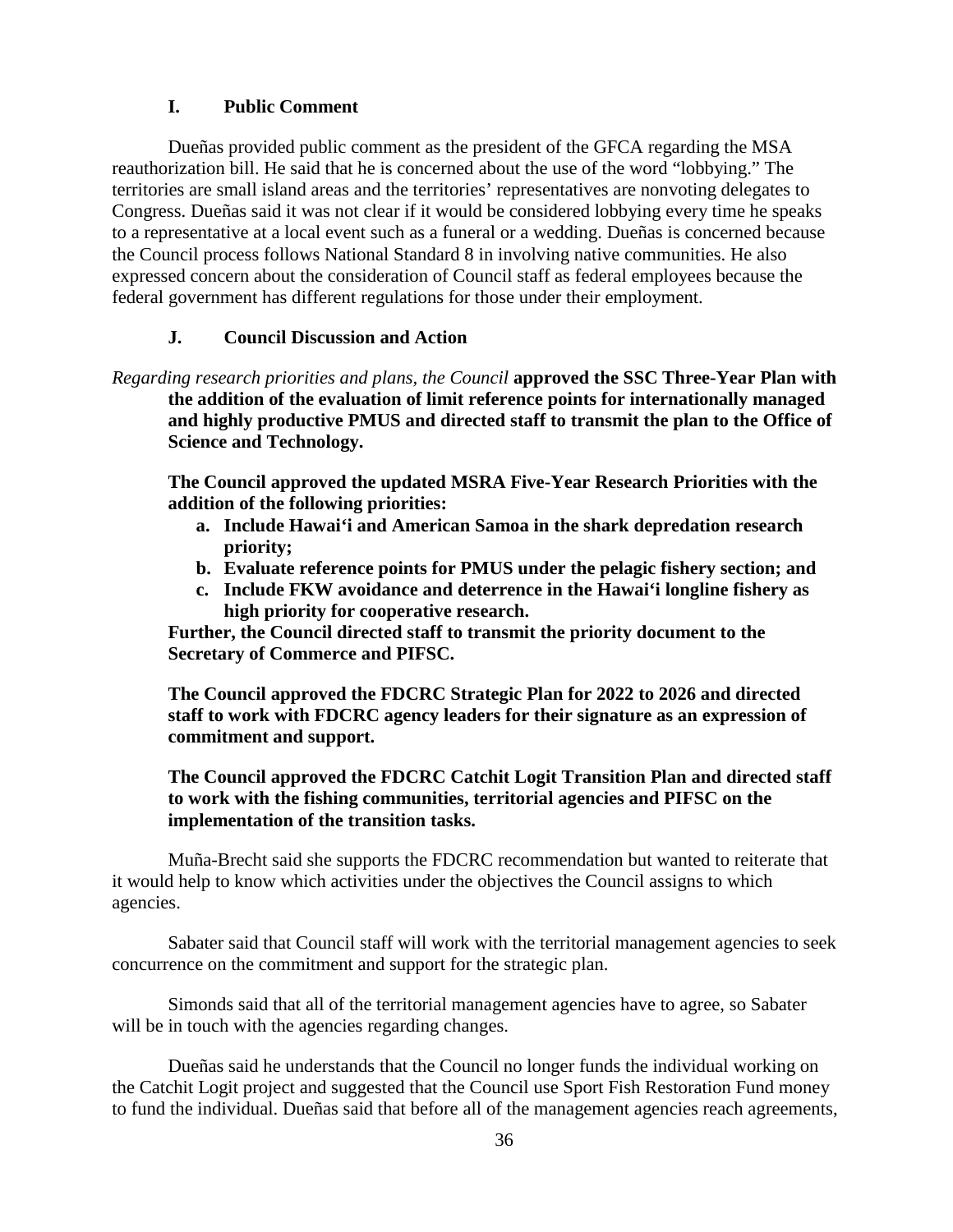### I. Public Comment

Dueñas provided public comment as the president of the GFCA regarding the MSA reauthorization bill. He said that he is concerned about the use of the word "lobbying." The territories are small island areas and the territories' representatives are nonvoting delegates to Congress. Dueñas said it was not clear if it would be considered lobbying every time he speaks to a representative at a local event such as a funeral or a wedding. Dueñas is concerned because the Council process follows National Standard 8 in involving native communities. He also expressed concern about the consideration of Council staff as federal employees because the federal government has different regulations for those under their employment.

### J. Council Discussion and Action

*Regarding research priorities and plans, the Council* **approved the SSC Three-Year Plan with the addition of the evaluation of limit reference points for internationally managed and highly productive PMUS and directed staff to transmit the plan to the Office of Science and Technology.**

**The Council approved the updated MSRA Five-Year Research Priorities with the addition of the following priorities:**

- **a. Include Hawai'i and American Samoa in the shark depredation research priority;**
- **b. Evaluate reference points for PMUS under the pelagic fishery section; and**
- **c. Include FKW avoidance and deterrence in the Hawai'i longline fishery as high priority for cooperative research.**

**Further, the Council directed staff to transmit the priority document to the Secretary of Commerce and PIFSC.**

**The Council approved the FDCRC Strategic Plan for 2022 to 2026 and directed staff to work with FDCRC agency leaders for their signature as an expression of commitment and support.**

**The Council approved the FDCRC Catchit Logit Transition Plan and directed staff to work with the fishing communities, territorial agencies and PIFSC on the implementation of the transition tasks.**

Muña-Brecht said she supports the FDCRC recommendation but wanted to reiterate that it would help to know which activities under the objectives the Council assigns to which agencies.

Sabater said that Council staff will work with the territorial management agencies to seek concurrence on the commitment and support for the strategic plan.

Simonds said that all of the territorial management agencies have to agree, so Sabater will be in touch with the agencies regarding changes.

Dueñas said he understands that the Council no longer funds the individual working on the Catchit Logit project and suggested that the Council use Sport Fish Restoration Fund money to fund the individual. Dueñas said that before all of the management agencies reach agreements,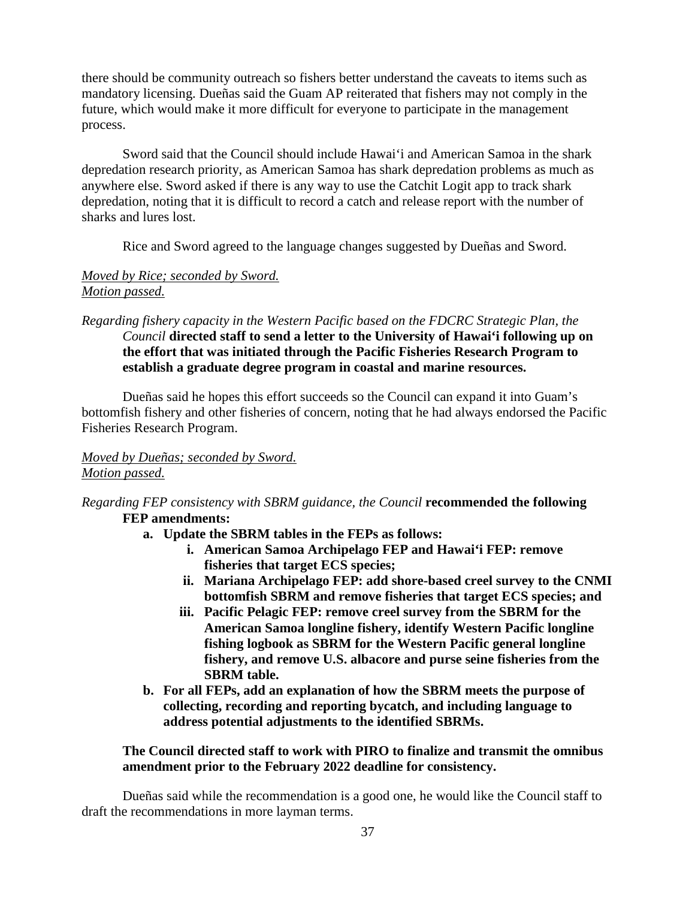there should be community outreach so fishers better understand the caveats to items such as mandatory licensing. Dueñas said the Guam AP reiterated that fishers may not comply in the future, which would make it more difficult for everyone to participate in the management process.

Sword said that the Council should include Hawai'i and American Samoa in the shark depredation research priority, as American Samoa has shark depredation problems as much as anywhere else. Sword asked if there is any way to use the Catchit Logit app to track shark depredation, noting that it is difficult to record a catch and release report with the number of sharks and lures lost.

Rice and Sword agreed to the language changes suggested by Dueñas and Sword.

*Moved by Rice; seconded by Sword.*
*Motion passed.*

*Regarding fishery capacity in the Western Pacific based on the FDCRC Strategic Plan, the Council* **directed staff to send a letter to the University of Hawai'i following up on the effort that was initiated through the Pacific Fisheries Research Program to establish a graduate degree program in coastal and marine resources.**

Dueñas said he hopes this effort succeeds so the Council can expand it into Guam's bottomfish fishery and other fisheries of concern, noting that he had always endorsed the Pacific Fisheries Research Program.

*Moved by Dueñas; seconded by Sword.*
*Motion passed.*

*Regarding FEP consistency with SBRM guidance, the Council* **recommended the following FEP amendments:**

**a. Update the SBRM tables in the FEPs as follows:**
   - **i. American Samoa Archipelago FEP and Hawai'i FEP: remove fisheries that target ECS species;**
   - **ii. Mariana Archipelago FEP: add shore-based creel survey to the CNMI bottomfish SBRM and remove fisheries that target ECS species; and**
   - **iii. Pacific Pelagic FEP: remove creel survey from the SBRM for the American Samoa longline fishery, identify Western Pacific longline fishing logbook as SBRM for the Western Pacific general longline fishery, and remove U.S. albacore and purse seine fisheries from the SBRM table.**

**b. For all FEPs, add an explanation of how the SBRM meets the purpose of collecting, recording and reporting bycatch, and including language to address potential adjustments to the identified SBRMs.**

**The Council directed staff to work with PIRO to finalize and transmit the omnibus amendment prior to the February 2022 deadline for consistency.**

Dueñas said while the recommendation is a good one, he would like the Council staff to draft the recommendations in more layman terms.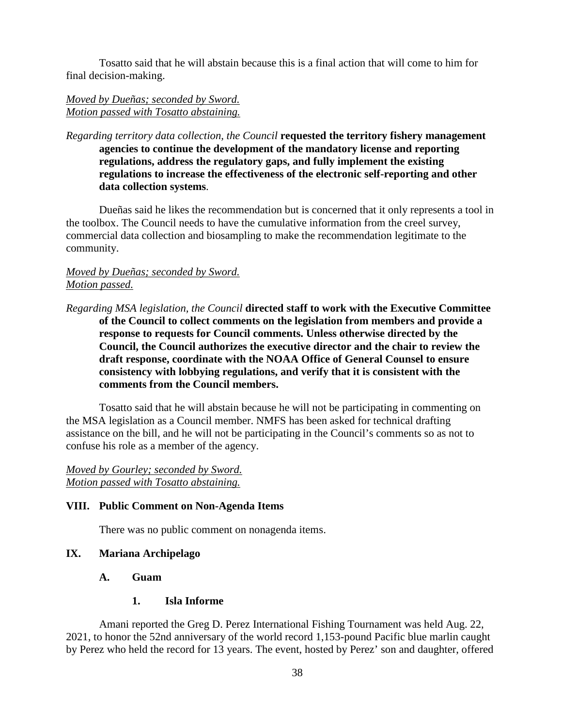Tosatto said that he will abstain because this is a final action that will come to him for final decision-making.

*Moved by Dueñas; seconded by Sword.*
*Motion passed with Tosatto abstaining.*

*Regarding territory data collection, the Council* **requested the territory fishery management agencies to continue the development of the mandatory license and reporting regulations, address the regulatory gaps, and fully implement the existing regulations to increase the effectiveness of the electronic self-reporting and other data collection systems**.

Dueñas said he likes the recommendation but is concerned that it only represents a tool in the toolbox. The Council needs to have the cumulative information from the creel survey, commercial data collection and biosampling to make the recommendation legitimate to the community.

*Moved by Dueñas; seconded by Sword.*
*Motion passed.*

*Regarding MSA legislation, the Council* **directed staff to work with the Executive Committee of the Council to collect comments on the legislation from members and provide a response to requests for Council comments. Unless otherwise directed by the Council, the Council authorizes the executive director and the chair to review the draft response, coordinate with the NOAA Office of General Counsel to ensure consistency with lobbying regulations, and verify that it is consistent with the comments from the Council members.**

Tosatto said that he will abstain because he will not be participating in commenting on the MSA legislation as a Council member. NMFS has been asked for technical drafting assistance on the bill, and he will not be participating in the Council's comments so as not to confuse his role as a member of the agency.

*Moved by Gourley; seconded by Sword.*
*Motion passed with Tosatto abstaining.*

## VIII. Public Comment on Non-Agenda Items

There was no public comment on nonagenda items.

## IX. Mariana Archipelago

### A. Guam

#### 1. Isla Informe

Amani reported the Greg D. Perez International Fishing Tournament was held Aug. 22, 2021, to honor the 52nd anniversary of the world record 1,153-pound Pacific blue marlin caught by Perez who held the record for 13 years. The event, hosted by Perez' son and daughter, offered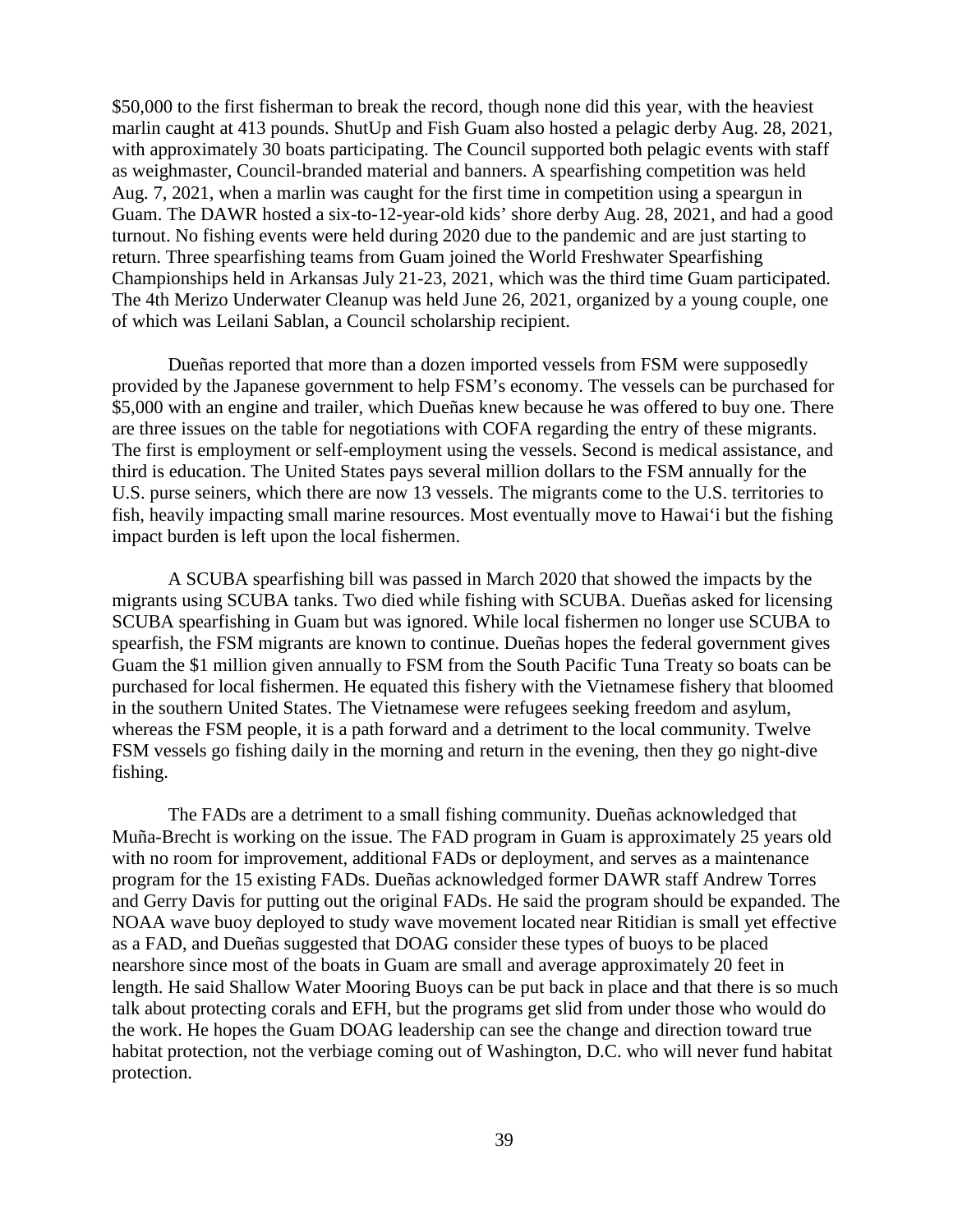$50,000 to the first fisherman to break the record, though none did this year, with the heaviest marlin caught at 413 pounds. ShutUp and Fish Guam also hosted a pelagic derby Aug. 28, 2021, with approximately 30 boats participating. The Council supported both pelagic events with staff as weighmaster, Council-branded material and banners. A spearfishing competition was held Aug. 7, 2021, when a marlin was caught for the first time in competition using a speargun in Guam. The DAWR hosted a six-to-12-year-old kids' shore derby Aug. 28, 2021, and had a good turnout. No fishing events were held during 2020 due to the pandemic and are just starting to return. Three spearfishing teams from Guam joined the World Freshwater Spearfishing Championships held in Arkansas July 21-23, 2021, which was the third time Guam participated. The 4th Merizo Underwater Cleanup was held June 26, 2021, organized by a young couple, one of which was Leilani Sablan, a Council scholarship recipient.

Dueñas reported that more than a dozen imported vessels from FSM were supposedly provided by the Japanese government to help FSM's economy. The vessels can be purchased for $5,000 with an engine and trailer, which Dueñas knew because he was offered to buy one. There are three issues on the table for negotiations with COFA regarding the entry of these migrants. The first is employment or self-employment using the vessels. Second is medical assistance, and third is education. The United States pays several million dollars to the FSM annually for the U.S. purse seiners, which there are now 13 vessels. The migrants come to the U.S. territories to fish, heavily impacting small marine resources. Most eventually move to Hawaiʻi but the fishing impact burden is left upon the local fishermen.

A SCUBA spearfishing bill was passed in March 2020 that showed the impacts by the migrants using SCUBA tanks. Two died while fishing with SCUBA. Dueñas asked for licensing SCUBA spearfishing in Guam but was ignored. While local fishermen no longer use SCUBA to spearfish, the FSM migrants are known to continue. Dueñas hopes the federal government gives Guam the $1 million given annually to FSM from the South Pacific Tuna Treaty so boats can be purchased for local fishermen. He equated this fishery with the Vietnamese fishery that bloomed in the southern United States. The Vietnamese were refugees seeking freedom and asylum, whereas the FSM people, it is a path forward and a detriment to the local community. Twelve FSM vessels go fishing daily in the morning and return in the evening, then they go night-dive fishing.

The FADs are a detriment to a small fishing community. Dueñas acknowledged that Muña-Brecht is working on the issue. The FAD program in Guam is approximately 25 years old with no room for improvement, additional FADs or deployment, and serves as a maintenance program for the 15 existing FADs. Dueñas acknowledged former DAWR staff Andrew Torres and Gerry Davis for putting out the original FADs. He said the program should be expanded. The NOAA wave buoy deployed to study wave movement located near Ritidian is small yet effective as a FAD, and Dueñas suggested that DOAG consider these types of buoys to be placed nearshore since most of the boats in Guam are small and average approximately 20 feet in length. He said Shallow Water Mooring Buoys can be put back in place and that there is so much talk about protecting corals and EFH, but the programs get slid from under those who would do the work. He hopes the Guam DOAG leadership can see the change and direction toward true habitat protection, not the verbiage coming out of Washington, D.C. who will never fund habitat protection.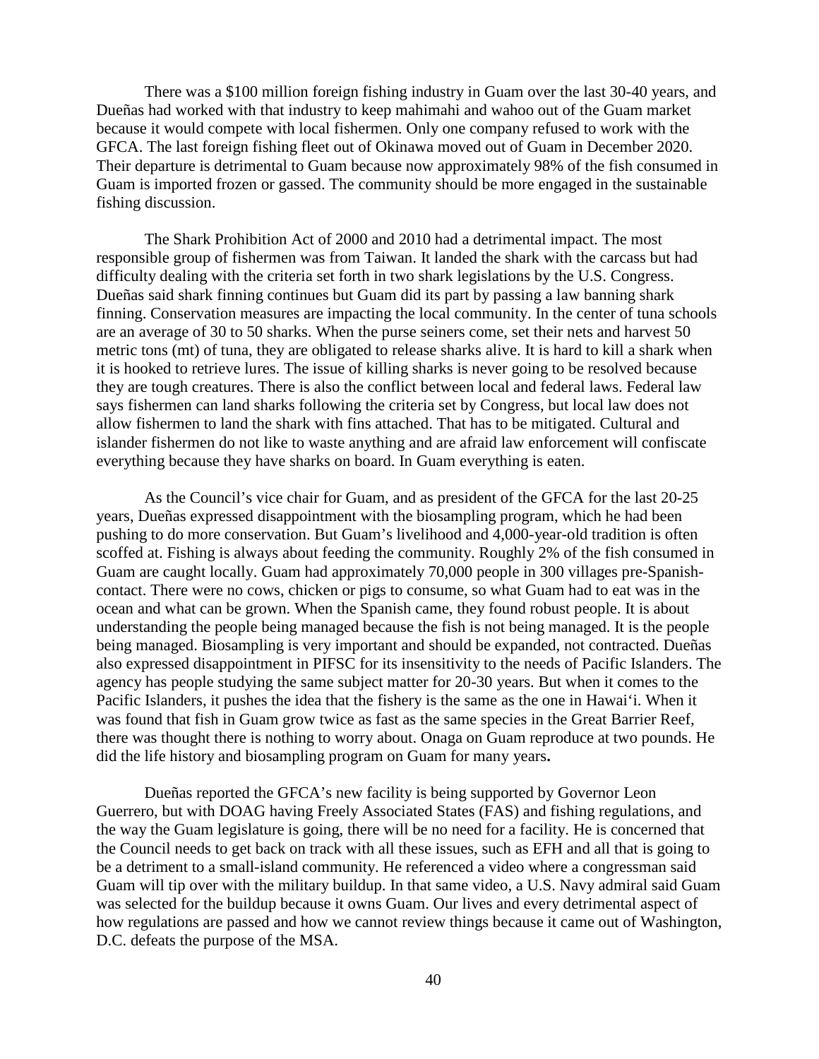There was a $100 million foreign fishing industry in Guam over the last 30-40 years, and Dueñas had worked with that industry to keep mahimahi and wahoo out of the Guam market because it would compete with local fishermen. Only one company refused to work with the GFCA. The last foreign fishing fleet out of Okinawa moved out of Guam in December 2020. Their departure is detrimental to Guam because now approximately 98% of the fish consumed in Guam is imported frozen or gassed. The community should be more engaged in the sustainable fishing discussion.

The Shark Prohibition Act of 2000 and 2010 had a detrimental impact. The most responsible group of fishermen was from Taiwan. It landed the shark with the carcass but had difficulty dealing with the criteria set forth in two shark legislations by the U.S. Congress. Dueñas said shark finning continues but Guam did its part by passing a law banning shark finning. Conservation measures are impacting the local community. In the center of tuna schools are an average of 30 to 50 sharks. When the purse seiners come, set their nets and harvest 50 metric tons (mt) of tuna, they are obligated to release sharks alive. It is hard to kill a shark when it is hooked to retrieve lures. The issue of killing sharks is never going to be resolved because they are tough creatures. There is also the conflict between local and federal laws. Federal law says fishermen can land sharks following the criteria set by Congress, but local law does not allow fishermen to land the shark with fins attached. That has to be mitigated. Cultural and islander fishermen do not like to waste anything and are afraid law enforcement will confiscate everything because they have sharks on board. In Guam everything is eaten.

As the Council's vice chair for Guam, and as president of the GFCA for the last 20-25 years, Dueñas expressed disappointment with the biosampling program, which he had been pushing to do more conservation. But Guam's livelihood and 4,000-year-old tradition is often scoffed at. Fishing is always about feeding the community. Roughly 2% of the fish consumed in Guam are caught locally. Guam had approximately 70,000 people in 300 villages pre-Spanish-contact. There were no cows, chicken or pigs to consume, so what Guam had to eat was in the ocean and what can be grown. When the Spanish came, they found robust people. It is about understanding the people being managed because the fish is not being managed. It is the people being managed. Biosampling is very important and should be expanded, not contracted. Dueñas also expressed disappointment in PIFSC for its insensitivity to the needs of Pacific Islanders. The agency has people studying the same subject matter for 20-30 years. But when it comes to the Pacific Islanders, it pushes the idea that the fishery is the same as the one in Hawai'i. When it was found that fish in Guam grow twice as fast as the same species in the Great Barrier Reef, there was thought there is nothing to worry about. Onaga on Guam reproduce at two pounds. He did the life history and biosampling program on Guam for many years.

Dueñas reported the GFCA's new facility is being supported by Governor Leon Guerrero, but with DOAG having Freely Associated States (FAS) and fishing regulations, and the way the Guam legislature is going, there will be no need for a facility. He is concerned that the Council needs to get back on track with all these issues, such as EFH and all that is going to be a detriment to a small-island community. He referenced a video where a congressman said Guam will tip over with the military buildup. In that same video, a U.S. Navy admiral said Guam was selected for the buildup because it owns Guam. Our lives and every detrimental aspect of how regulations are passed and how we cannot review things because it came out of Washington, D.C. defeats the purpose of the MSA.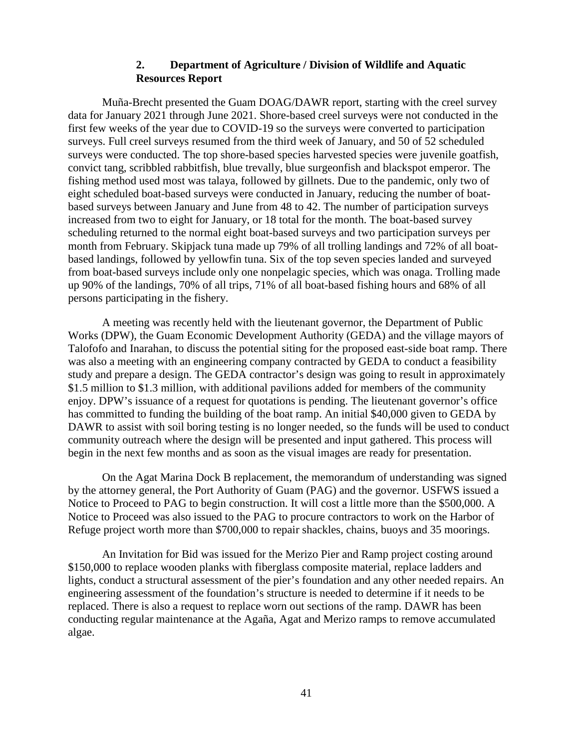### 2. Department of Agriculture / Division of Wildlife and Aquatic Resources Report

Muña-Brecht presented the Guam DOAG/DAWR report, starting with the creel survey data for January 2021 through June 2021. Shore-based creel surveys were not conducted in the first few weeks of the year due to COVID-19 so the surveys were converted to participation surveys. Full creel surveys resumed from the third week of January, and 50 of 52 scheduled surveys were conducted. The top shore-based species harvested species were juvenile goatfish, convict tang, scribbled rabbitfish, blue trevally, blue surgeonfish and blackspot emperor. The fishing method used most was talaya, followed by gillnets. Due to the pandemic, only two of eight scheduled boat-based surveys were conducted in January, reducing the number of boat-based surveys between January and June from 48 to 42. The number of participation surveys increased from two to eight for January, or 18 total for the month. The boat-based survey scheduling returned to the normal eight boat-based surveys and two participation surveys per month from February. Skipjack tuna made up 79% of all trolling landings and 72% of all boat-based landings, followed by yellowfin tuna. Six of the top seven species landed and surveyed from boat-based surveys include only one nonpelagic species, which was onaga. Trolling made up 90% of the landings, 70% of all trips, 71% of all boat-based fishing hours and 68% of all persons participating in the fishery.

A meeting was recently held with the lieutenant governor, the Department of Public Works (DPW), the Guam Economic Development Authority (GEDA) and the village mayors of Talofofo and Inarahan, to discuss the potential siting for the proposed east-side boat ramp. There was also a meeting with an engineering company contracted by GEDA to conduct a feasibility study and prepare a design. The GEDA contractor's design was going to result in approximately $1.5 million to $1.3 million, with additional pavilions added for members of the community enjoy. DPW's issuance of a request for quotations is pending. The lieutenant governor's office has committed to funding the building of the boat ramp. An initial $40,000 given to GEDA by DAWR to assist with soil boring testing is no longer needed, so the funds will be used to conduct community outreach where the design will be presented and input gathered. This process will begin in the next few months and as soon as the visual images are ready for presentation.

On the Agat Marina Dock B replacement, the memorandum of understanding was signed by the attorney general, the Port Authority of Guam (PAG) and the governor. USFWS issued a Notice to Proceed to PAG to begin construction. It will cost a little more than the $500,000. A Notice to Proceed was also issued to the PAG to procure contractors to work on the Harbor of Refuge project worth more than $700,000 to repair shackles, chains, buoys and 35 moorings.

An Invitation for Bid was issued for the Merizo Pier and Ramp project costing around $150,000 to replace wooden planks with fiberglass composite material, replace ladders and lights, conduct a structural assessment of the pier's foundation and any other needed repairs. An engineering assessment of the foundation's structure is needed to determine if it needs to be replaced. There is also a request to replace worn out sections of the ramp. DAWR has been conducting regular maintenance at the Agaña, Agat and Merizo ramps to remove accumulated algae.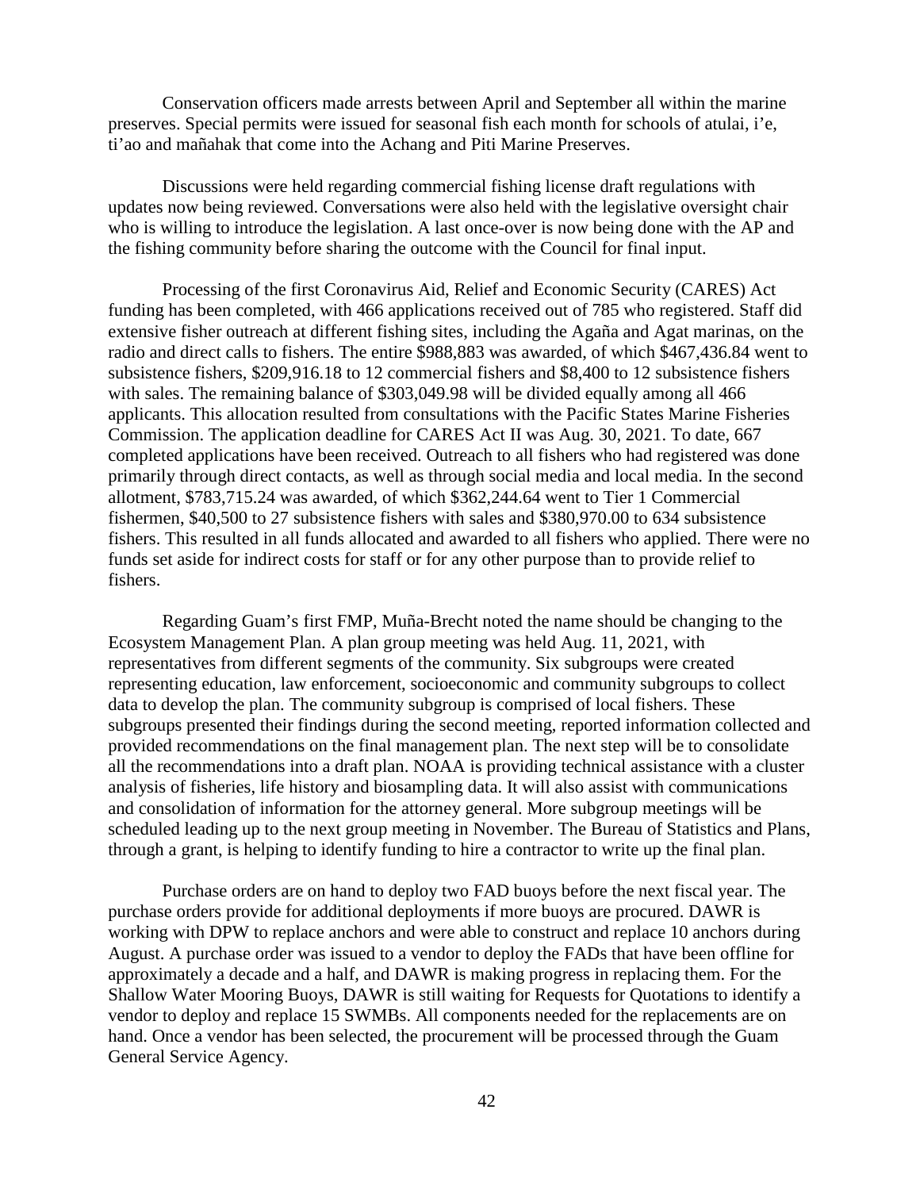Conservation officers made arrests between April and September all within the marine preserves. Special permits were issued for seasonal fish each month for schools of atulai, i'e, ti'ao and mañahak that come into the Achang and Piti Marine Preserves.

Discussions were held regarding commercial fishing license draft regulations with updates now being reviewed. Conversations were also held with the legislative oversight chair who is willing to introduce the legislation. A last once-over is now being done with the AP and the fishing community before sharing the outcome with the Council for final input.

Processing of the first Coronavirus Aid, Relief and Economic Security (CARES) Act funding has been completed, with 466 applications received out of 785 who registered. Staff did extensive fisher outreach at different fishing sites, including the Agaña and Agat marinas, on the radio and direct calls to fishers. The entire $988,883 was awarded, of which $467,436.84 went to subsistence fishers, $209,916.18 to 12 commercial fishers and $8,400 to 12 subsistence fishers with sales. The remaining balance of $303,049.98 will be divided equally among all 466 applicants. This allocation resulted from consultations with the Pacific States Marine Fisheries Commission. The application deadline for CARES Act II was Aug. 30, 2021. To date, 667 completed applications have been received. Outreach to all fishers who had registered was done primarily through direct contacts, as well as through social media and local media. In the second allotment, $783,715.24 was awarded, of which $362,244.64 went to Tier 1 Commercial fishermen, $40,500 to 27 subsistence fishers with sales and $380,970.00 to 634 subsistence fishers. This resulted in all funds allocated and awarded to all fishers who applied. There were no funds set aside for indirect costs for staff or for any other purpose than to provide relief to fishers.

Regarding Guam's first FMP, Muña-Brecht noted the name should be changing to the Ecosystem Management Plan. A plan group meeting was held Aug. 11, 2021, with representatives from different segments of the community. Six subgroups were created representing education, law enforcement, socioeconomic and community subgroups to collect data to develop the plan. The community subgroup is comprised of local fishers. These subgroups presented their findings during the second meeting, reported information collected and provided recommendations on the final management plan. The next step will be to consolidate all the recommendations into a draft plan. NOAA is providing technical assistance with a cluster analysis of fisheries, life history and biosampling data. It will also assist with communications and consolidation of information for the attorney general. More subgroup meetings will be scheduled leading up to the next group meeting in November. The Bureau of Statistics and Plans, through a grant, is helping to identify funding to hire a contractor to write up the final plan.

Purchase orders are on hand to deploy two FAD buoys before the next fiscal year. The purchase orders provide for additional deployments if more buoys are procured. DAWR is working with DPW to replace anchors and were able to construct and replace 10 anchors during August. A purchase order was issued to a vendor to deploy the FADs that have been offline for approximately a decade and a half, and DAWR is making progress in replacing them. For the Shallow Water Mooring Buoys, DAWR is still waiting for Requests for Quotations to identify a vendor to deploy and replace 15 SWMBs. All components needed for the replacements are on hand. Once a vendor has been selected, the procurement will be processed through the Guam General Service Agency.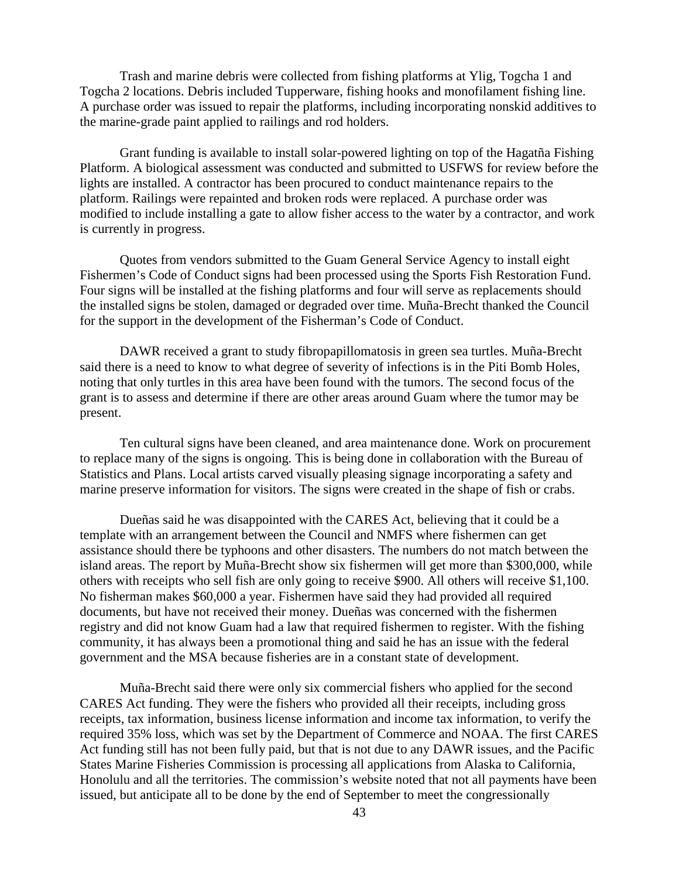Trash and marine debris were collected from fishing platforms at Ylig, Togcha 1 and Togcha 2 locations. Debris included Tupperware, fishing hooks and monofilament fishing line. A purchase order was issued to repair the platforms, including incorporating nonskid additives to the marine-grade paint applied to railings and rod holders.

Grant funding is available to install solar-powered lighting on top of the Hagatña Fishing Platform. A biological assessment was conducted and submitted to USFWS for review before the lights are installed. A contractor has been procured to conduct maintenance repairs to the platform. Railings were repainted and broken rods were replaced. A purchase order was modified to include installing a gate to allow fisher access to the water by a contractor, and work is currently in progress.

Quotes from vendors submitted to the Guam General Service Agency to install eight Fishermen's Code of Conduct signs had been processed using the Sports Fish Restoration Fund. Four signs will be installed at the fishing platforms and four will serve as replacements should the installed signs be stolen, damaged or degraded over time. Muña-Brecht thanked the Council for the support in the development of the Fisherman's Code of Conduct.

DAWR received a grant to study fibropapillomatosis in green sea turtles. Muña-Brecht said there is a need to know to what degree of severity of infections is in the Piti Bomb Holes, noting that only turtles in this area have been found with the tumors. The second focus of the grant is to assess and determine if there are other areas around Guam where the tumor may be present.

Ten cultural signs have been cleaned, and area maintenance done. Work on procurement to replace many of the signs is ongoing. This is being done in collaboration with the Bureau of Statistics and Plans. Local artists carved visually pleasing signage incorporating a safety and marine preserve information for visitors. The signs were created in the shape of fish or crabs.

Dueñas said he was disappointed with the CARES Act, believing that it could be a template with an arrangement between the Council and NMFS where fishermen can get assistance should there be typhoons and other disasters. The numbers do not match between the island areas. The report by Muña-Brecht show six fishermen will get more than $300,000, while others with receipts who sell fish are only going to receive $900. All others will receive $1,100. No fisherman makes $60,000 a year. Fishermen have said they had provided all required documents, but have not received their money. Dueñas was concerned with the fishermen registry and did not know Guam had a law that required fishermen to register. With the fishing community, it has always been a promotional thing and said he has an issue with the federal government and the MSA because fisheries are in a constant state of development.

Muña-Brecht said there were only six commercial fishers who applied for the second CARES Act funding. They were the fishers who provided all their receipts, including gross receipts, tax information, business license information and income tax information, to verify the required 35% loss, which was set by the Department of Commerce and NOAA. The first CARES Act funding still has not been fully paid, but that is not due to any DAWR issues, and the Pacific States Marine Fisheries Commission is processing all applications from Alaska to California, Honolulu and all the territories. The commission's website noted that not all payments have been issued, but anticipate all to be done by the end of September to meet the congressionally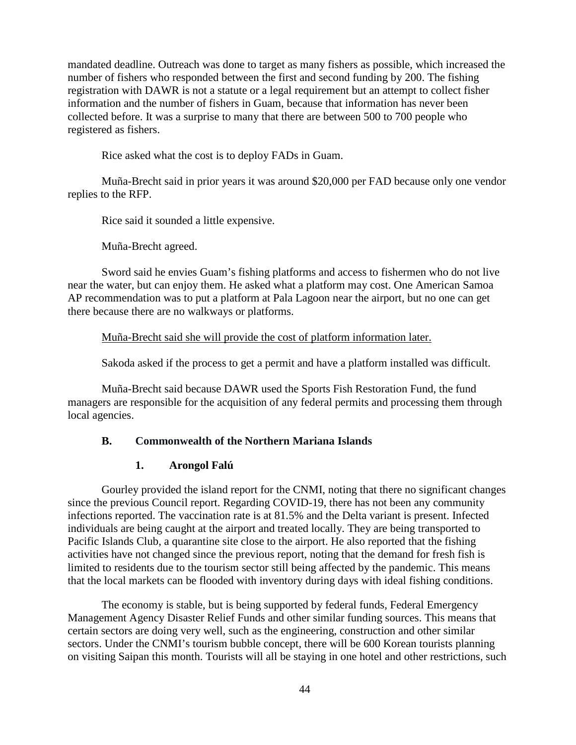mandated deadline. Outreach was done to target as many fishers as possible, which increased the number of fishers who responded between the first and second funding by 200. The fishing registration with DAWR is not a statute or a legal requirement but an attempt to collect fisher information and the number of fishers in Guam, because that information has never been collected before. It was a surprise to many that there are between 500 to 700 people who registered as fishers.

Rice asked what the cost is to deploy FADs in Guam.

Muña-Brecht said in prior years it was around $20,000 per FAD because only one vendor replies to the RFP.

Rice said it sounded a little expensive.

Muña-Brecht agreed.

Sword said he envies Guam's fishing platforms and access to fishermen who do not live near the water, but can enjoy them. He asked what a platform may cost. One American Samoa AP recommendation was to put a platform at Pala Lagoon near the airport, but no one can get there because there are no walkways or platforms.

<u>Muña-Brecht said she will provide the cost of platform information later.</u>

Sakoda asked if the process to get a permit and have a platform installed was difficult.

Muña-Brecht said because DAWR used the Sports Fish Restoration Fund, the fund managers are responsible for the acquisition of any federal permits and processing them through local agencies.

### B. Commonwealth of the Northern Mariana Islands

#### 1. Arongol Falú

Gourley provided the island report for the CNMI, noting that there no significant changes since the previous Council report. Regarding COVID-19, there has not been any community infections reported. The vaccination rate is at 81.5% and the Delta variant is present. Infected individuals are being caught at the airport and treated locally. They are being transported to Pacific Islands Club, a quarantine site close to the airport. He also reported that the fishing activities have not changed since the previous report, noting that the demand for fresh fish is limited to residents due to the tourism sector still being affected by the pandemic. This means that the local markets can be flooded with inventory during days with ideal fishing conditions.

The economy is stable, but is being supported by federal funds, Federal Emergency Management Agency Disaster Relief Funds and other similar funding sources. This means that certain sectors are doing very well, such as the engineering, construction and other similar sectors. Under the CNMI's tourism bubble concept, there will be 600 Korean tourists planning on visiting Saipan this month. Tourists will all be staying in one hotel and other restrictions, such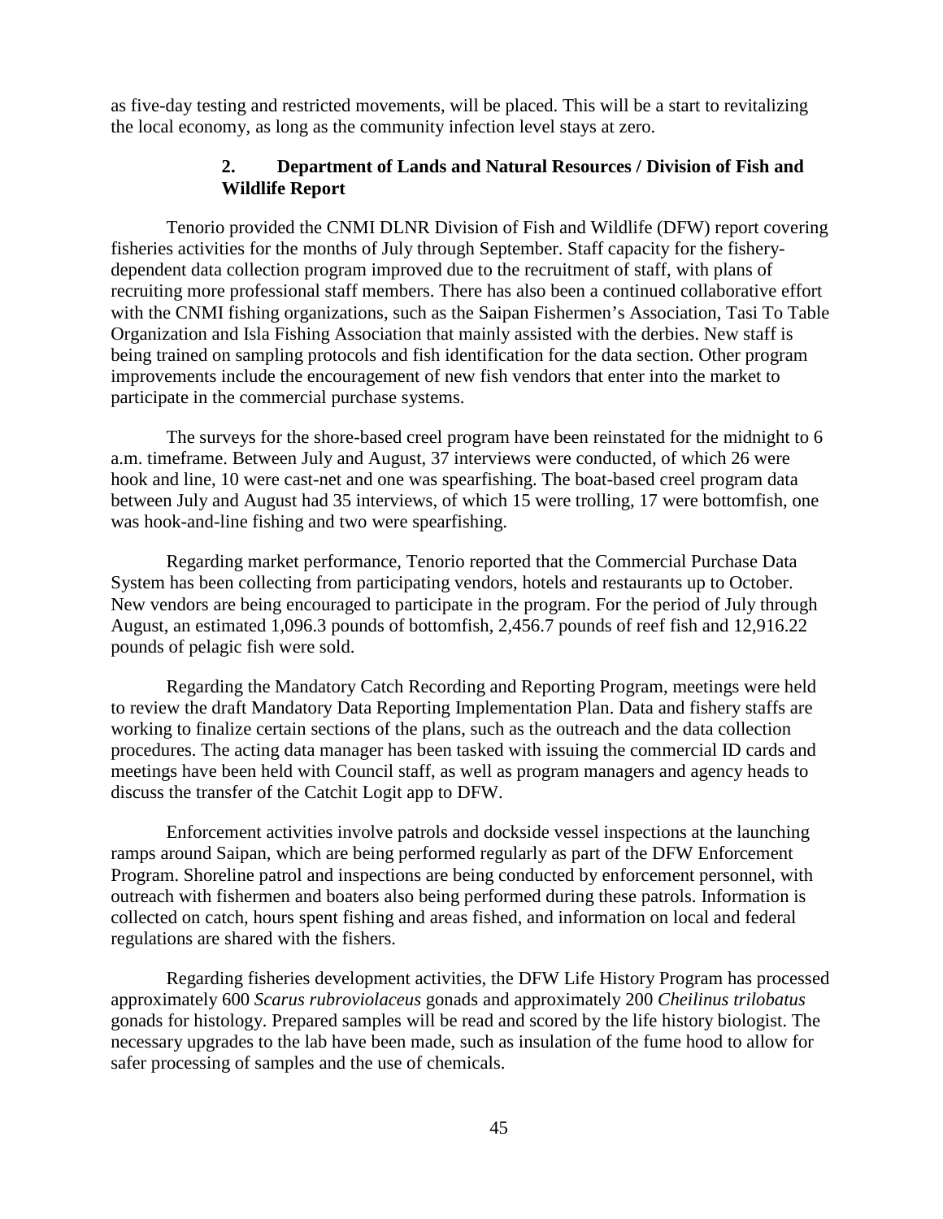as five-day testing and restricted movements, will be placed. This will be a start to revitalizing the local economy, as long as the community infection level stays at zero.

### 2. Department of Lands and Natural Resources / Division of Fish and Wildlife Report

Tenorio provided the CNMI DLNR Division of Fish and Wildlife (DFW) report covering fisheries activities for the months of July through September. Staff capacity for the fishery-dependent data collection program improved due to the recruitment of staff, with plans of recruiting more professional staff members. There has also been a continued collaborative effort with the CNMI fishing organizations, such as the Saipan Fishermen's Association, Tasi To Table Organization and Isla Fishing Association that mainly assisted with the derbies. New staff is being trained on sampling protocols and fish identification for the data section. Other program improvements include the encouragement of new fish vendors that enter into the market to participate in the commercial purchase systems.

The surveys for the shore-based creel program have been reinstated for the midnight to 6 a.m. timeframe. Between July and August, 37 interviews were conducted, of which 26 were hook and line, 10 were cast-net and one was spearfishing. The boat-based creel program data between July and August had 35 interviews, of which 15 were trolling, 17 were bottomfish, one was hook-and-line fishing and two were spearfishing.

Regarding market performance, Tenorio reported that the Commercial Purchase Data System has been collecting from participating vendors, hotels and restaurants up to October. New vendors are being encouraged to participate in the program. For the period of July through August, an estimated 1,096.3 pounds of bottomfish, 2,456.7 pounds of reef fish and 12,916.22 pounds of pelagic fish were sold.

Regarding the Mandatory Catch Recording and Reporting Program, meetings were held to review the draft Mandatory Data Reporting Implementation Plan. Data and fishery staffs are working to finalize certain sections of the plans, such as the outreach and the data collection procedures. The acting data manager has been tasked with issuing the commercial ID cards and meetings have been held with Council staff, as well as program managers and agency heads to discuss the transfer of the Catchit Logit app to DFW.

Enforcement activities involve patrols and dockside vessel inspections at the launching ramps around Saipan, which are being performed regularly as part of the DFW Enforcement Program. Shoreline patrol and inspections are being conducted by enforcement personnel, with outreach with fishermen and boaters also being performed during these patrols. Information is collected on catch, hours spent fishing and areas fished, and information on local and federal regulations are shared with the fishers.

Regarding fisheries development activities, the DFW Life History Program has processed approximately 600 *Scarus rubroviolaceus* gonads and approximately 200 *Cheilinus trilobatus* gonads for histology. Prepared samples will be read and scored by the life history biologist. The necessary upgrades to the lab have been made, such as insulation of the fume hood to allow for safer processing of samples and the use of chemicals.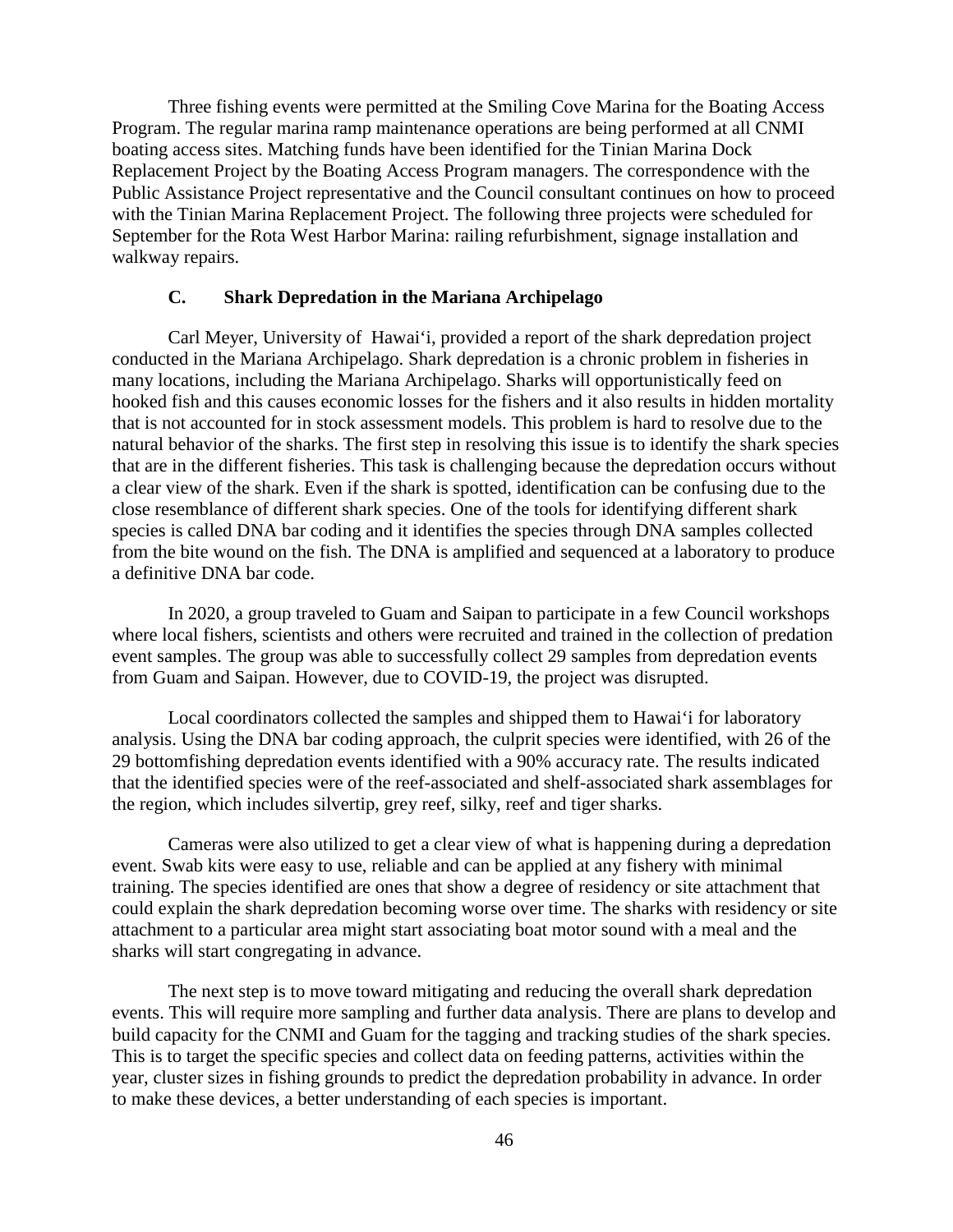Three fishing events were permitted at the Smiling Cove Marina for the Boating Access Program. The regular marina ramp maintenance operations are being performed at all CNMI boating access sites. Matching funds have been identified for the Tinian Marina Dock Replacement Project by the Boating Access Program managers. The correspondence with the Public Assistance Project representative and the Council consultant continues on how to proceed with the Tinian Marina Replacement Project. The following three projects were scheduled for September for the Rota West Harbor Marina: railing refurbishment, signage installation and walkway repairs.

### C. Shark Depredation in the Mariana Archipelago

Carl Meyer, University of Hawai‘i, provided a report of the shark depredation project conducted in the Mariana Archipelago. Shark depredation is a chronic problem in fisheries in many locations, including the Mariana Archipelago. Sharks will opportunistically feed on hooked fish and this causes economic losses for the fishers and it also results in hidden mortality that is not accounted for in stock assessment models. This problem is hard to resolve due to the natural behavior of the sharks. The first step in resolving this issue is to identify the shark species that are in the different fisheries. This task is challenging because the depredation occurs without a clear view of the shark. Even if the shark is spotted, identification can be confusing due to the close resemblance of different shark species. One of the tools for identifying different shark species is called DNA bar coding and it identifies the species through DNA samples collected from the bite wound on the fish. The DNA is amplified and sequenced at a laboratory to produce a definitive DNA bar code.

In 2020, a group traveled to Guam and Saipan to participate in a few Council workshops where local fishers, scientists and others were recruited and trained in the collection of predation event samples. The group was able to successfully collect 29 samples from depredation events from Guam and Saipan. However, due to COVID-19, the project was disrupted.

Local coordinators collected the samples and shipped them to Hawai‘i for laboratory analysis. Using the DNA bar coding approach, the culprit species were identified, with 26 of the 29 bottomfishing depredation events identified with a 90% accuracy rate. The results indicated that the identified species were of the reef-associated and shelf-associated shark assemblages for the region, which includes silvertip, grey reef, silky, reef and tiger sharks.

Cameras were also utilized to get a clear view of what is happening during a depredation event. Swab kits were easy to use, reliable and can be applied at any fishery with minimal training. The species identified are ones that show a degree of residency or site attachment that could explain the shark depredation becoming worse over time. The sharks with residency or site attachment to a particular area might start associating boat motor sound with a meal and the sharks will start congregating in advance.

The next step is to move toward mitigating and reducing the overall shark depredation events. This will require more sampling and further data analysis. There are plans to develop and build capacity for the CNMI and Guam for the tagging and tracking studies of the shark species. This is to target the specific species and collect data on feeding patterns, activities within the year, cluster sizes in fishing grounds to predict the depredation probability in advance. In order to make these devices, a better understanding of each species is important.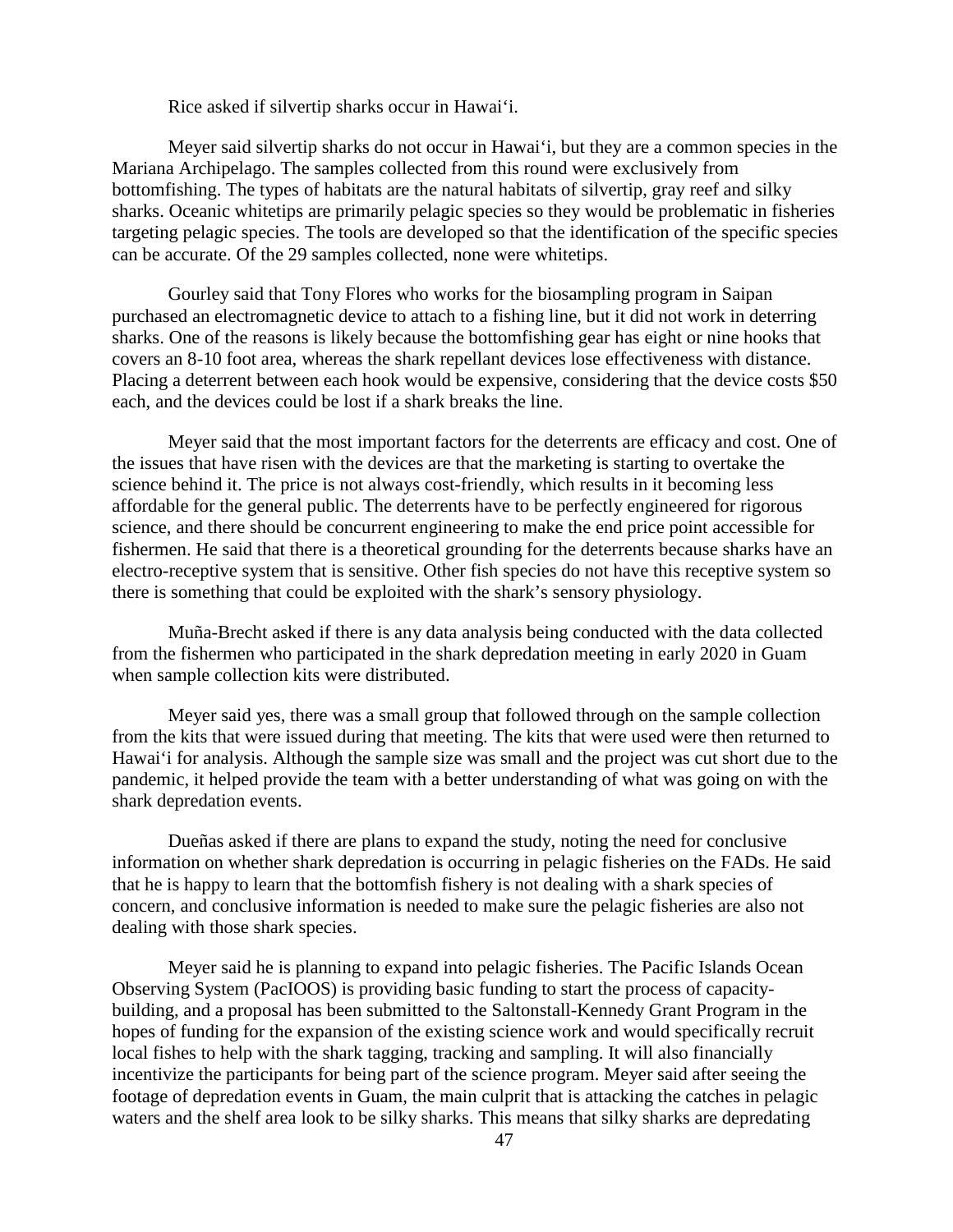Rice asked if silvertip sharks occur in Hawai'i.

Meyer said silvertip sharks do not occur in Hawai'i, but they are a common species in the Mariana Archipelago. The samples collected from this round were exclusively from bottomfishing. The types of habitats are the natural habitats of silvertip, gray reef and silky sharks. Oceanic whitetips are primarily pelagic species so they would be problematic in fisheries targeting pelagic species. The tools are developed so that the identification of the specific species can be accurate. Of the 29 samples collected, none were whitetips.

Gourley said that Tony Flores who works for the biosampling program in Saipan purchased an electromagnetic device to attach to a fishing line, but it did not work in deterring sharks. One of the reasons is likely because the bottomfishing gear has eight or nine hooks that covers an 8-10 foot area, whereas the shark repellant devices lose effectiveness with distance. Placing a deterrent between each hook would be expensive, considering that the device costs \$50 each, and the devices could be lost if a shark breaks the line.

Meyer said that the most important factors for the deterrents are efficacy and cost. One of the issues that have risen with the devices are that the marketing is starting to overtake the science behind it. The price is not always cost-friendly, which results in it becoming less affordable for the general public. The deterrents have to be perfectly engineered for rigorous science, and there should be concurrent engineering to make the end price point accessible for fishermen. He said that there is a theoretical grounding for the deterrents because sharks have an electro-receptive system that is sensitive. Other fish species do not have this receptive system so there is something that could be exploited with the shark's sensory physiology.

Muña-Brecht asked if there is any data analysis being conducted with the data collected from the fishermen who participated in the shark depredation meeting in early 2020 in Guam when sample collection kits were distributed.

Meyer said yes, there was a small group that followed through on the sample collection from the kits that were issued during that meeting. The kits that were used were then returned to Hawai'i for analysis. Although the sample size was small and the project was cut short due to the pandemic, it helped provide the team with a better understanding of what was going on with the shark depredation events.

Dueñas asked if there are plans to expand the study, noting the need for conclusive information on whether shark depredation is occurring in pelagic fisheries on the FADs. He said that he is happy to learn that the bottomfish fishery is not dealing with a shark species of concern, and conclusive information is needed to make sure the pelagic fisheries are also not dealing with those shark species.

Meyer said he is planning to expand into pelagic fisheries. The Pacific Islands Ocean Observing System (PacIOOS) is providing basic funding to start the process of capacity-building, and a proposal has been submitted to the Saltonstall-Kennedy Grant Program in the hopes of funding for the expansion of the existing science work and would specifically recruit local fishes to help with the shark tagging, tracking and sampling. It will also financially incentivize the participants for being part of the science program. Meyer said after seeing the footage of depredation events in Guam, the main culprit that is attacking the catches in pelagic waters and the shelf area look to be silky sharks. This means that silky sharks are depredating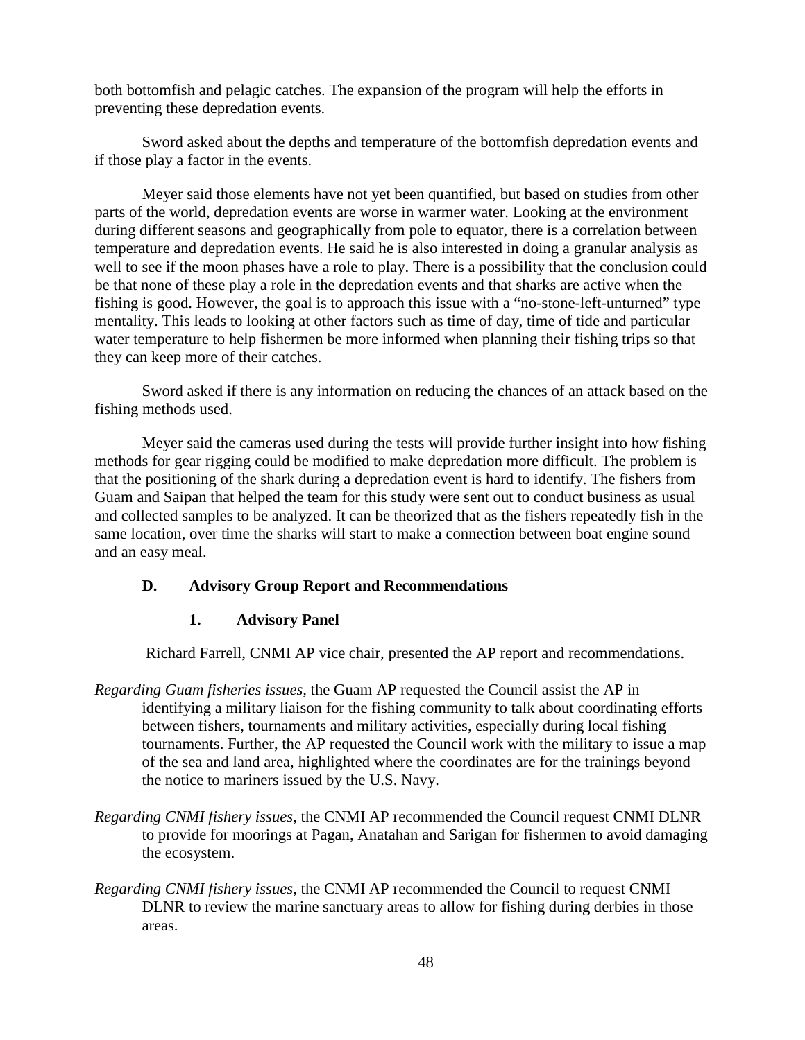both bottomfish and pelagic catches. The expansion of the program will help the efforts in preventing these depredation events.

Sword asked about the depths and temperature of the bottomfish depredation events and if those play a factor in the events.

Meyer said those elements have not yet been quantified, but based on studies from other parts of the world, depredation events are worse in warmer water. Looking at the environment during different seasons and geographically from pole to equator, there is a correlation between temperature and depredation events. He said he is also interested in doing a granular analysis as well to see if the moon phases have a role to play. There is a possibility that the conclusion could be that none of these play a role in the depredation events and that sharks are active when the fishing is good. However, the goal is to approach this issue with a "no-stone-left-unturned" type mentality. This leads to looking at other factors such as time of day, time of tide and particular water temperature to help fishermen be more informed when planning their fishing trips so that they can keep more of their catches.

Sword asked if there is any information on reducing the chances of an attack based on the fishing methods used.

Meyer said the cameras used during the tests will provide further insight into how fishing methods for gear rigging could be modified to make depredation more difficult. The problem is that the positioning of the shark during a depredation event is hard to identify. The fishers from Guam and Saipan that helped the team for this study were sent out to conduct business as usual and collected samples to be analyzed. It can be theorized that as the fishers repeatedly fish in the same location, over time the sharks will start to make a connection between boat engine sound and an easy meal.

### D. Advisory Group Report and Recommendations

#### 1. Advisory Panel

Richard Farrell, CNMI AP vice chair, presented the AP report and recommendations.

*Regarding Guam fisheries issues,* the Guam AP requested the Council assist the AP in identifying a military liaison for the fishing community to talk about coordinating efforts between fishers, tournaments and military activities, especially during local fishing tournaments. Further, the AP requested the Council work with the military to issue a map of the sea and land area, highlighted where the coordinates are for the trainings beyond the notice to mariners issued by the U.S. Navy.

*Regarding CNMI fishery issues,* the CNMI AP recommended the Council request CNMI DLNR to provide for moorings at Pagan, Anatahan and Sarigan for fishermen to avoid damaging the ecosystem.

*Regarding CNMI fishery issues,* the CNMI AP recommended the Council to request CNMI DLNR to review the marine sanctuary areas to allow for fishing during derbies in those areas.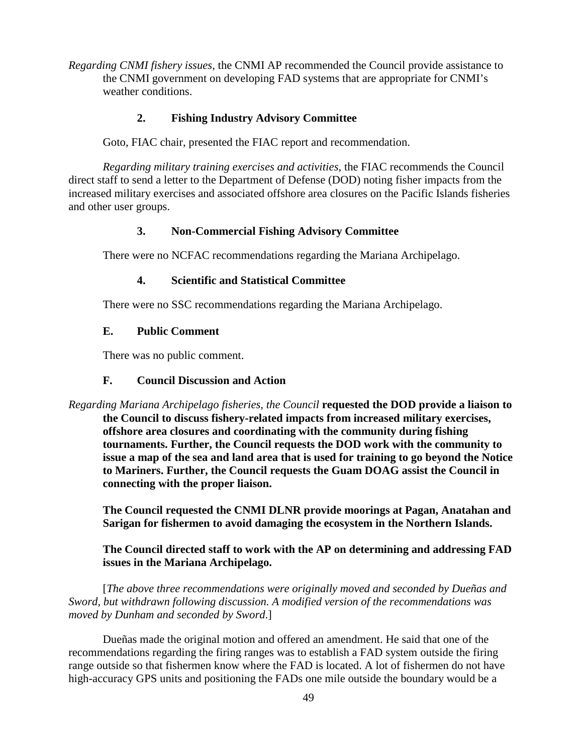*Regarding CNMI fishery issues*, the CNMI AP recommended the Council provide assistance to the CNMI government on developing FAD systems that are appropriate for CNMI's weather conditions.

### 2. Fishing Industry Advisory Committee

Goto, FIAC chair, presented the FIAC report and recommendation.

*Regarding military training exercises and activities,* the FIAC recommends the Council direct staff to send a letter to the Department of Defense (DOD) noting fisher impacts from the increased military exercises and associated offshore area closures on the Pacific Islands fisheries and other user groups.

### 3. Non-Commercial Fishing Advisory Committee

There were no NCFAC recommendations regarding the Mariana Archipelago.

### 4. Scientific and Statistical Committee

There were no SSC recommendations regarding the Mariana Archipelago.

## E. Public Comment

There was no public comment.

## F. Council Discussion and Action

*Regarding Mariana Archipelago fisheries, the Council* **requested the DOD provide a liaison to the Council to discuss fishery-related impacts from increased military exercises, offshore area closures and coordinating with the community during fishing tournaments. Further, the Council requests the DOD work with the community to issue a map of the sea and land area that is used for training to go beyond the Notice to Mariners. Further, the Council requests the Guam DOAG assist the Council in connecting with the proper liaison.**

**The Council requested the CNMI DLNR provide moorings at Pagan, Anatahan and Sarigan for fishermen to avoid damaging the ecosystem in the Northern Islands.**

**The Council directed staff to work with the AP on determining and addressing FAD issues in the Mariana Archipelago.**

[*The above three recommendations were originally moved and seconded by Dueñas and Sword, but withdrawn following discussion. A modified version of the recommendations was moved by Dunham and seconded by Sword.*]

Dueñas made the original motion and offered an amendment. He said that one of the recommendations regarding the firing ranges was to establish a FAD system outside the firing range outside so that fishermen know where the FAD is located. A lot of fishermen do not have high-accuracy GPS units and positioning the FADs one mile outside the boundary would be a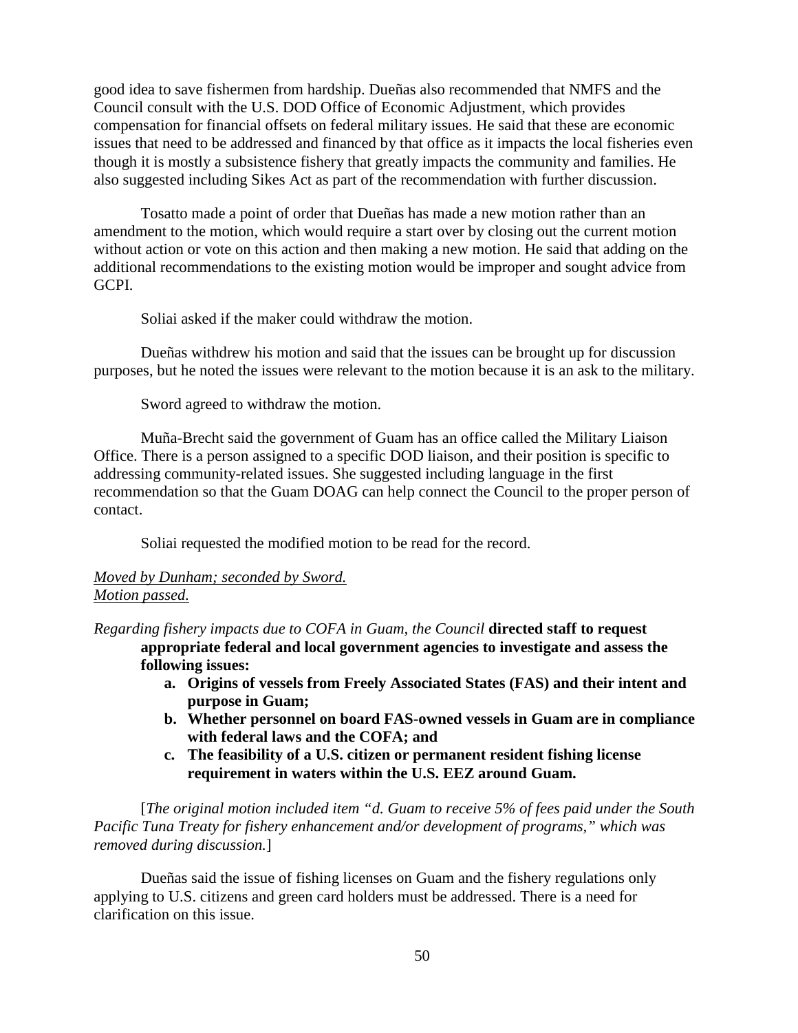good idea to save fishermen from hardship. Dueñas also recommended that NMFS and the Council consult with the U.S. DOD Office of Economic Adjustment, which provides compensation for financial offsets on federal military issues. He said that these are economic issues that need to be addressed and financed by that office as it impacts the local fisheries even though it is mostly a subsistence fishery that greatly impacts the community and families. He also suggested including Sikes Act as part of the recommendation with further discussion.

Tosatto made a point of order that Dueñas has made a new motion rather than an amendment to the motion, which would require a start over by closing out the current motion without action or vote on this action and then making a new motion. He said that adding on the additional recommendations to the existing motion would be improper and sought advice from GCPI.

Soliai asked if the maker could withdraw the motion.

Dueñas withdrew his motion and said that the issues can be brought up for discussion purposes, but he noted the issues were relevant to the motion because it is an ask to the military.

Sword agreed to withdraw the motion.

Muña-Brecht said the government of Guam has an office called the Military Liaison Office. There is a person assigned to a specific DOD liaison, and their position is specific to addressing community-related issues. She suggested including language in the first recommendation so that the Guam DOAG can help connect the Council to the proper person of contact.

Soliai requested the modified motion to be read for the record.

*Moved by Dunham; seconded by Sword.*
*Motion passed.*

*Regarding fishery impacts due to COFA in Guam, the Council* **directed staff to request appropriate federal and local government agencies to investigate and assess the following issues:**

- **a. Origins of vessels from Freely Associated States (FAS) and their intent and purpose in Guam;**
- **b. Whether personnel on board FAS-owned vessels in Guam are in compliance with federal laws and the COFA; and**
- **c. The feasibility of a U.S. citizen or permanent resident fishing license requirement in waters within the U.S. EEZ around Guam.**

[*The original motion included item "d. Guam to receive 5% of fees paid under the South Pacific Tuna Treaty for fishery enhancement and/or development of programs," which was removed during discussion.*]

Dueñas said the issue of fishing licenses on Guam and the fishery regulations only applying to U.S. citizens and green card holders must be addressed. There is a need for clarification on this issue.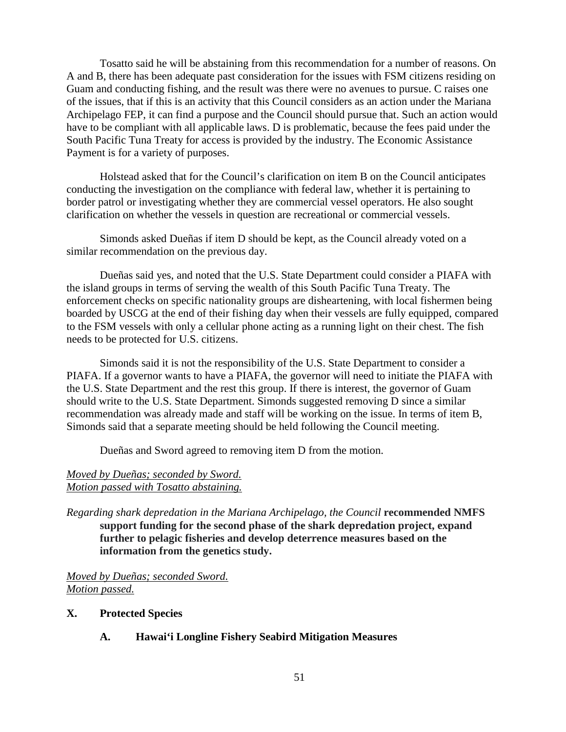Tosatto said he will be abstaining from this recommendation for a number of reasons. On A and B, there has been adequate past consideration for the issues with FSM citizens residing on Guam and conducting fishing, and the result was there were no avenues to pursue. C raises one of the issues, that if this is an activity that this Council considers as an action under the Mariana Archipelago FEP, it can find a purpose and the Council should pursue that. Such an action would have to be compliant with all applicable laws. D is problematic, because the fees paid under the South Pacific Tuna Treaty for access is provided by the industry. The Economic Assistance Payment is for a variety of purposes.

Holstead asked that for the Council's clarification on item B on the Council anticipates conducting the investigation on the compliance with federal law, whether it is pertaining to border patrol or investigating whether they are commercial vessel operators. He also sought clarification on whether the vessels in question are recreational or commercial vessels.

Simonds asked Dueñas if item D should be kept, as the Council already voted on a similar recommendation on the previous day.

Dueñas said yes, and noted that the U.S. State Department could consider a PIAFA with the island groups in terms of serving the wealth of this South Pacific Tuna Treaty. The enforcement checks on specific nationality groups are disheartening, with local fishermen being boarded by USCG at the end of their fishing day when their vessels are fully equipped, compared to the FSM vessels with only a cellular phone acting as a running light on their chest. The fish needs to be protected for U.S. citizens.

Simonds said it is not the responsibility of the U.S. State Department to consider a PIAFA. If a governor wants to have a PIAFA, the governor will need to initiate the PIAFA with the U.S. State Department and the rest this group. If there is interest, the governor of Guam should write to the U.S. State Department. Simonds suggested removing D since a similar recommendation was already made and staff will be working on the issue. In terms of item B, Simonds said that a separate meeting should be held following the Council meeting.

Dueñas and Sword agreed to removing item D from the motion.

*Moved by Dueñas; seconded by Sword.*
*Motion passed with Tosatto abstaining.*

*Regarding shark depredation in the Mariana Archipelago, the Council* **recommended NMFS support funding for the second phase of the shark depredation project, expand further to pelagic fisheries and develop deterrence measures based on the information from the genetics study.**

*Moved by Dueñas; seconded Sword.*
*Motion passed.*

## X. Protected Species

### A. Hawai'i Longline Fishery Seabird Mitigation Measures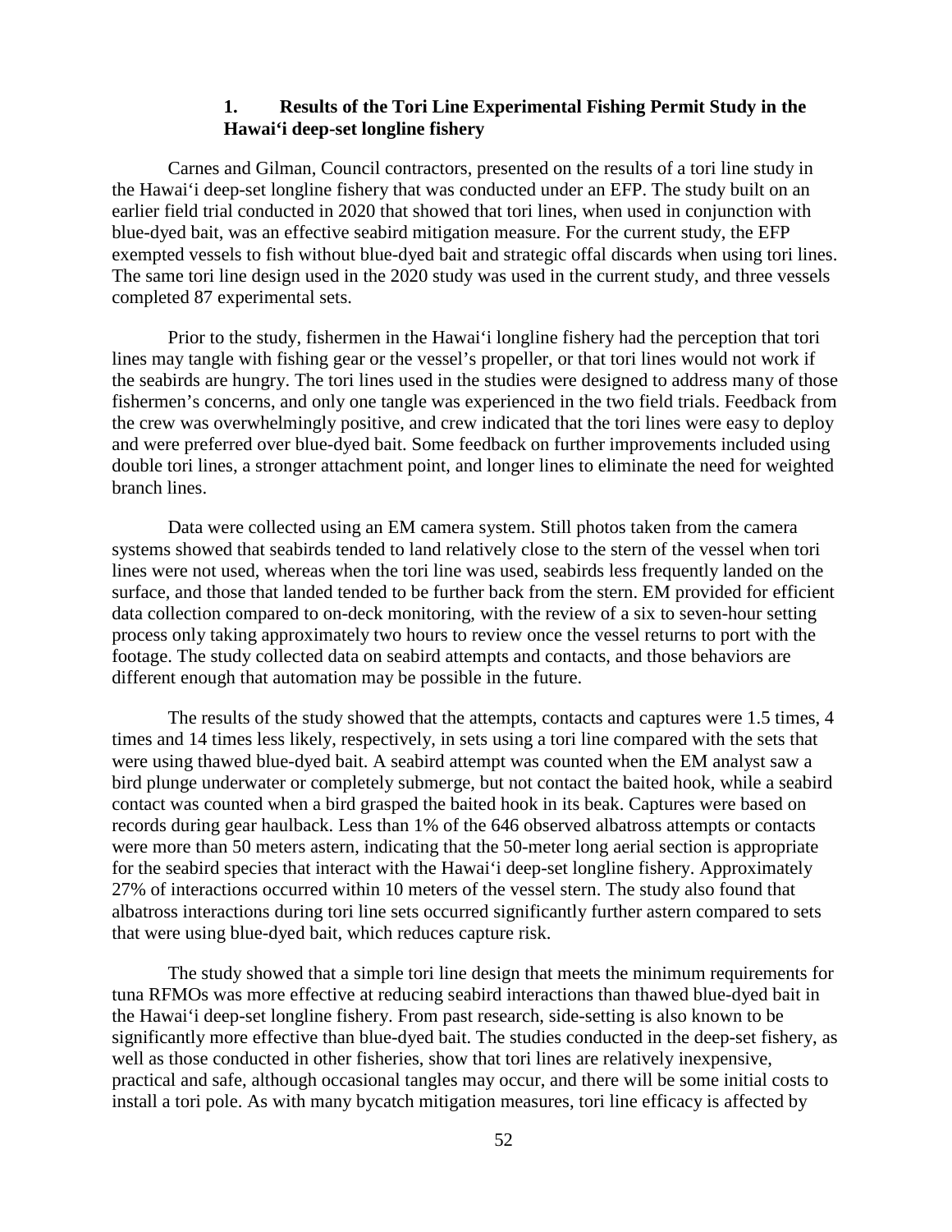### 1. Results of the Tori Line Experimental Fishing Permit Study in the Hawai‘i deep-set longline fishery

Carnes and Gilman, Council contractors, presented on the results of a tori line study in the Hawai‘i deep-set longline fishery that was conducted under an EFP. The study built on an earlier field trial conducted in 2020 that showed that tori lines, when used in conjunction with blue-dyed bait, was an effective seabird mitigation measure. For the current study, the EFP exempted vessels to fish without blue-dyed bait and strategic offal discards when using tori lines. The same tori line design used in the 2020 study was used in the current study, and three vessels completed 87 experimental sets.

Prior to the study, fishermen in the Hawai‘i longline fishery had the perception that tori lines may tangle with fishing gear or the vessel's propeller, or that tori lines would not work if the seabirds are hungry. The tori lines used in the studies were designed to address many of those fishermen's concerns, and only one tangle was experienced in the two field trials. Feedback from the crew was overwhelmingly positive, and crew indicated that the tori lines were easy to deploy and were preferred over blue-dyed bait. Some feedback on further improvements included using double tori lines, a stronger attachment point, and longer lines to eliminate the need for weighted branch lines.

Data were collected using an EM camera system. Still photos taken from the camera systems showed that seabirds tended to land relatively close to the stern of the vessel when tori lines were not used, whereas when the tori line was used, seabirds less frequently landed on the surface, and those that landed tended to be further back from the stern. EM provided for efficient data collection compared to on-deck monitoring, with the review of a six to seven-hour setting process only taking approximately two hours to review once the vessel returns to port with the footage. The study collected data on seabird attempts and contacts, and those behaviors are different enough that automation may be possible in the future.

The results of the study showed that the attempts, contacts and captures were 1.5 times, 4 times and 14 times less likely, respectively, in sets using a tori line compared with the sets that were using thawed blue-dyed bait. A seabird attempt was counted when the EM analyst saw a bird plunge underwater or completely submerge, but not contact the baited hook, while a seabird contact was counted when a bird grasped the baited hook in its beak. Captures were based on records during gear haulback. Less than 1% of the 646 observed albatross attempts or contacts were more than 50 meters astern, indicating that the 50-meter long aerial section is appropriate for the seabird species that interact with the Hawai‘i deep-set longline fishery. Approximately 27% of interactions occurred within 10 meters of the vessel stern. The study also found that albatross interactions during tori line sets occurred significantly further astern compared to sets that were using blue-dyed bait, which reduces capture risk.

The study showed that a simple tori line design that meets the minimum requirements for tuna RFMOs was more effective at reducing seabird interactions than thawed blue-dyed bait in the Hawai‘i deep-set longline fishery. From past research, side-setting is also known to be significantly more effective than blue-dyed bait. The studies conducted in the deep-set fishery, as well as those conducted in other fisheries, show that tori lines are relatively inexpensive, practical and safe, although occasional tangles may occur, and there will be some initial costs to install a tori pole. As with many bycatch mitigation measures, tori line efficacy is affected by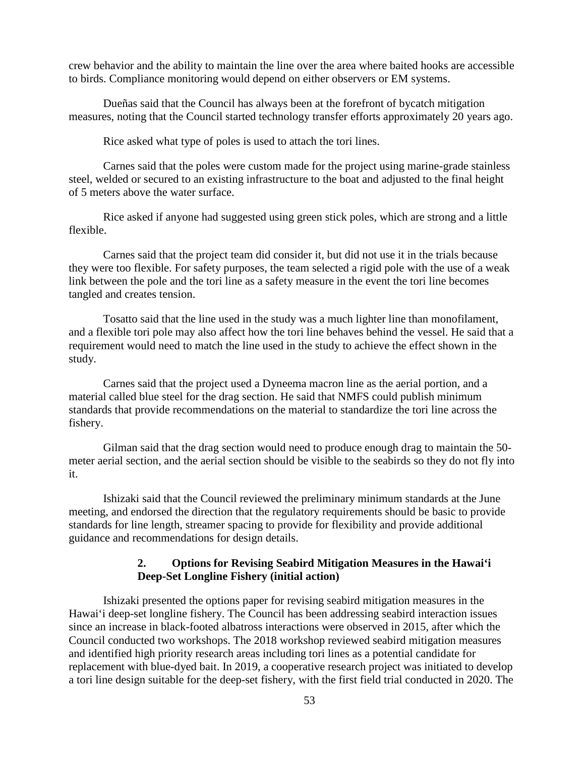crew behavior and the ability to maintain the line over the area where baited hooks are accessible to birds. Compliance monitoring would depend on either observers or EM systems.

Dueñas said that the Council has always been at the forefront of bycatch mitigation measures, noting that the Council started technology transfer efforts approximately 20 years ago.

Rice asked what type of poles is used to attach the tori lines.

Carnes said that the poles were custom made for the project using marine-grade stainless steel, welded or secured to an existing infrastructure to the boat and adjusted to the final height of 5 meters above the water surface.

Rice asked if anyone had suggested using green stick poles, which are strong and a little flexible.

Carnes said that the project team did consider it, but did not use it in the trials because they were too flexible. For safety purposes, the team selected a rigid pole with the use of a weak link between the pole and the tori line as a safety measure in the event the tori line becomes tangled and creates tension.

Tosatto said that the line used in the study was a much lighter line than monofilament, and a flexible tori pole may also affect how the tori line behaves behind the vessel. He said that a requirement would need to match the line used in the study to achieve the effect shown in the study.

Carnes said that the project used a Dyneema macron line as the aerial portion, and a material called blue steel for the drag section. He said that NMFS could publish minimum standards that provide recommendations on the material to standardize the tori line across the fishery.

Gilman said that the drag section would need to produce enough drag to maintain the 50-meter aerial section, and the aerial section should be visible to the seabirds so they do not fly into it.

Ishizaki said that the Council reviewed the preliminary minimum standards at the June meeting, and endorsed the direction that the regulatory requirements should be basic to provide standards for line length, streamer spacing to provide for flexibility and provide additional guidance and recommendations for design details.

### 2. Options for Revising Seabird Mitigation Measures in the Hawai'i Deep-Set Longline Fishery (initial action)

Ishizaki presented the options paper for revising seabird mitigation measures in the Hawai'i deep-set longline fishery. The Council has been addressing seabird interaction issues since an increase in black-footed albatross interactions were observed in 2015, after which the Council conducted two workshops. The 2018 workshop reviewed seabird mitigation measures and identified high priority research areas including tori lines as a potential candidate for replacement with blue-dyed bait. In 2019, a cooperative research project was initiated to develop a tori line design suitable for the deep-set fishery, with the first field trial conducted in 2020. The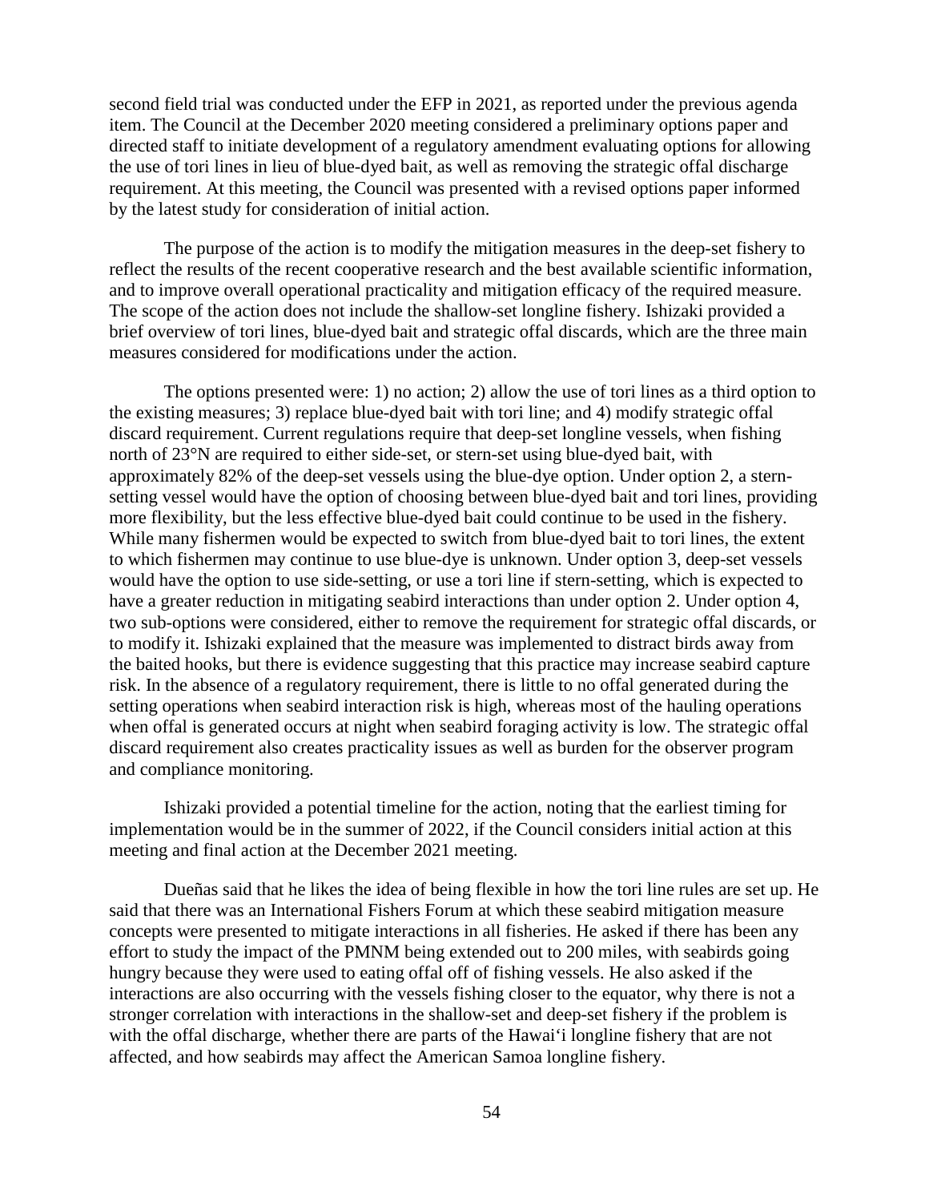second field trial was conducted under the EFP in 2021, as reported under the previous agenda item. The Council at the December 2020 meeting considered a preliminary options paper and directed staff to initiate development of a regulatory amendment evaluating options for allowing the use of tori lines in lieu of blue-dyed bait, as well as removing the strategic offal discharge requirement. At this meeting, the Council was presented with a revised options paper informed by the latest study for consideration of initial action.

The purpose of the action is to modify the mitigation measures in the deep-set fishery to reflect the results of the recent cooperative research and the best available scientific information, and to improve overall operational practicality and mitigation efficacy of the required measure. The scope of the action does not include the shallow-set longline fishery. Ishizaki provided a brief overview of tori lines, blue-dyed bait and strategic offal discards, which are the three main measures considered for modifications under the action.

The options presented were: 1) no action; 2) allow the use of tori lines as a third option to the existing measures; 3) replace blue-dyed bait with tori line; and 4) modify strategic offal discard requirement. Current regulations require that deep-set longline vessels, when fishing north of 23°N are required to either side-set, or stern-set using blue-dyed bait, with approximately 82% of the deep-set vessels using the blue-dye option. Under option 2, a stern-setting vessel would have the option of choosing between blue-dyed bait and tori lines, providing more flexibility, but the less effective blue-dyed bait could continue to be used in the fishery. While many fishermen would be expected to switch from blue-dyed bait to tori lines, the extent to which fishermen may continue to use blue-dye is unknown. Under option 3, deep-set vessels would have the option to use side-setting, or use a tori line if stern-setting, which is expected to have a greater reduction in mitigating seabird interactions than under option 2. Under option 4, two sub-options were considered, either to remove the requirement for strategic offal discards, or to modify it. Ishizaki explained that the measure was implemented to distract birds away from the baited hooks, but there is evidence suggesting that this practice may increase seabird capture risk. In the absence of a regulatory requirement, there is little to no offal generated during the setting operations when seabird interaction risk is high, whereas most of the hauling operations when offal is generated occurs at night when seabird foraging activity is low. The strategic offal discard requirement also creates practicality issues as well as burden for the observer program and compliance monitoring.

Ishizaki provided a potential timeline for the action, noting that the earliest timing for implementation would be in the summer of 2022, if the Council considers initial action at this meeting and final action at the December 2021 meeting.

Dueñas said that he likes the idea of being flexible in how the tori line rules are set up. He said that there was an International Fishers Forum at which these seabird mitigation measure concepts were presented to mitigate interactions in all fisheries. He asked if there has been any effort to study the impact of the PMNM being extended out to 200 miles, with seabirds going hungry because they were used to eating offal off of fishing vessels. He also asked if the interactions are also occurring with the vessels fishing closer to the equator, why there is not a stronger correlation with interactions in the shallow-set and deep-set fishery if the problem is with the offal discharge, whether there are parts of the Hawai‘i longline fishery that are not affected, and how seabirds may affect the American Samoa longline fishery.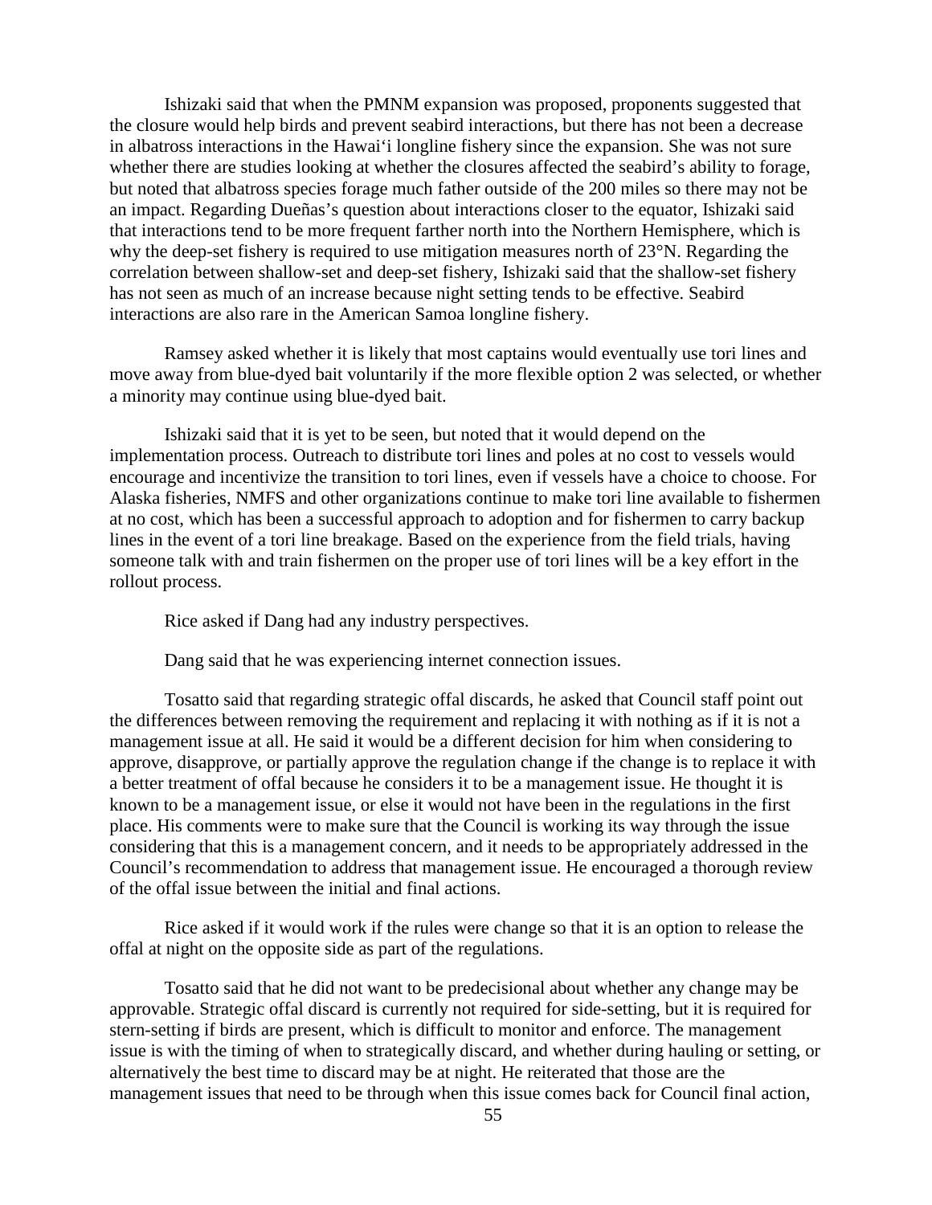Ishizaki said that when the PMNM expansion was proposed, proponents suggested that the closure would help birds and prevent seabird interactions, but there has not been a decrease in albatross interactions in the Hawaiʻi longline fishery since the expansion. She was not sure whether there are studies looking at whether the closures affected the seabird's ability to forage, but noted that albatross species forage much father outside of the 200 miles so there may not be an impact. Regarding Dueñas's question about interactions closer to the equator, Ishizaki said that interactions tend to be more frequent farther north into the Northern Hemisphere, which is why the deep-set fishery is required to use mitigation measures north of 23°N. Regarding the correlation between shallow-set and deep-set fishery, Ishizaki said that the shallow-set fishery has not seen as much of an increase because night setting tends to be effective. Seabird interactions are also rare in the American Samoa longline fishery.

Ramsey asked whether it is likely that most captains would eventually use tori lines and move away from blue-dyed bait voluntarily if the more flexible option 2 was selected, or whether a minority may continue using blue-dyed bait.

Ishizaki said that it is yet to be seen, but noted that it would depend on the implementation process. Outreach to distribute tori lines and poles at no cost to vessels would encourage and incentivize the transition to tori lines, even if vessels have a choice to choose. For Alaska fisheries, NMFS and other organizations continue to make tori line available to fishermen at no cost, which has been a successful approach to adoption and for fishermen to carry backup lines in the event of a tori line breakage. Based on the experience from the field trials, having someone talk with and train fishermen on the proper use of tori lines will be a key effort in the rollout process.

Rice asked if Dang had any industry perspectives.

Dang said that he was experiencing internet connection issues.

Tosatto said that regarding strategic offal discards, he asked that Council staff point out the differences between removing the requirement and replacing it with nothing as if it is not a management issue at all. He said it would be a different decision for him when considering to approve, disapprove, or partially approve the regulation change if the change is to replace it with a better treatment of offal because he considers it to be a management issue. He thought it is known to be a management issue, or else it would not have been in the regulations in the first place. His comments were to make sure that the Council is working its way through the issue considering that this is a management concern, and it needs to be appropriately addressed in the Council's recommendation to address that management issue. He encouraged a thorough review of the offal issue between the initial and final actions.

Rice asked if it would work if the rules were change so that it is an option to release the offal at night on the opposite side as part of the regulations.

Tosatto said that he did not want to be predecisional about whether any change may be approvable. Strategic offal discard is currently not required for side-setting, but it is required for stern-setting if birds are present, which is difficult to monitor and enforce. The management issue is with the timing of when to strategically discard, and whether during hauling or setting, or alternatively the best time to discard may be at night. He reiterated that those are the management issues that need to be through when this issue comes back for Council final action,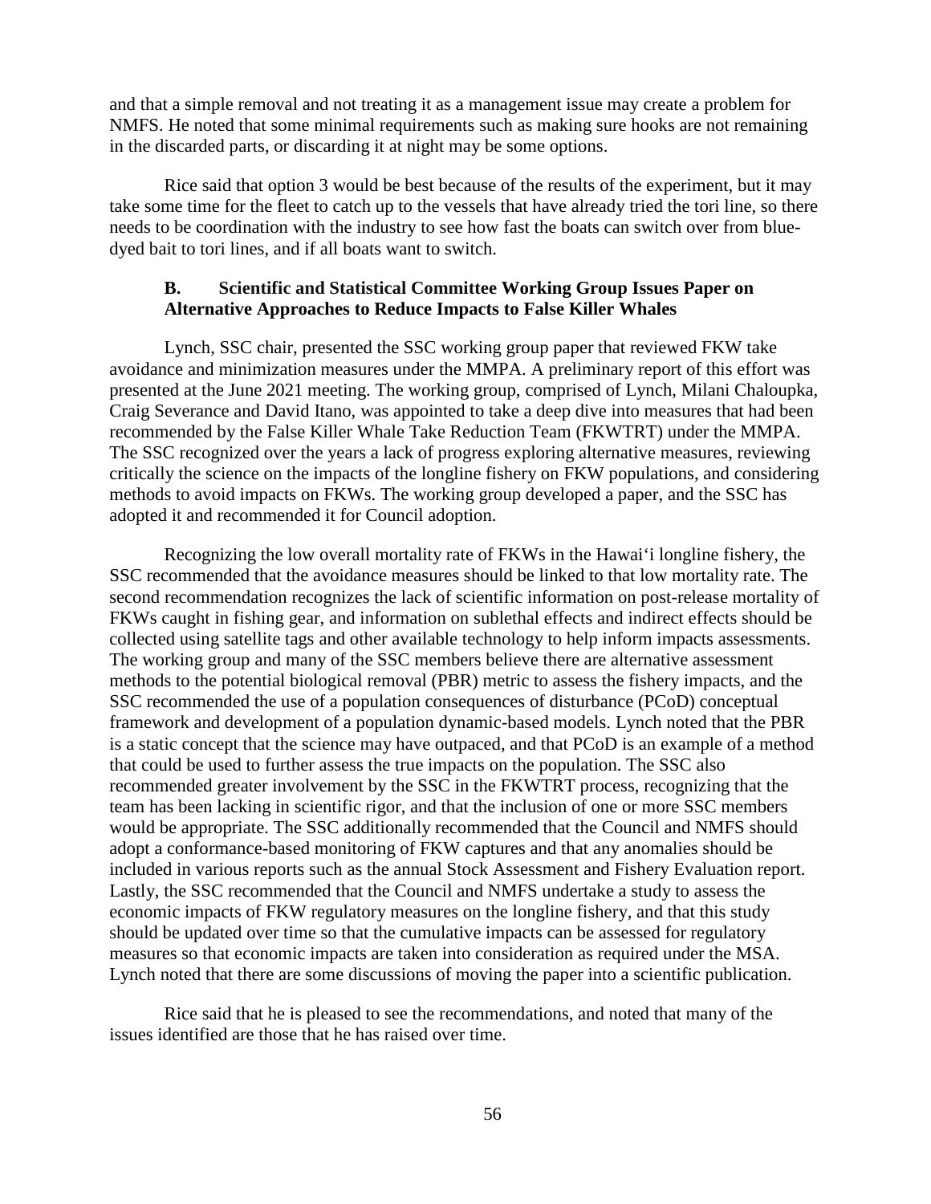and that a simple removal and not treating it as a management issue may create a problem for NMFS. He noted that some minimal requirements such as making sure hooks are not remaining in the discarded parts, or discarding it at night may be some options.

Rice said that option 3 would be best because of the results of the experiment, but it may take some time for the fleet to catch up to the vessels that have already tried the tori line, so there needs to be coordination with the industry to see how fast the boats can switch over from blue-dyed bait to tori lines, and if all boats want to switch.

### B. Scientific and Statistical Committee Working Group Issues Paper on Alternative Approaches to Reduce Impacts to False Killer Whales

Lynch, SSC chair, presented the SSC working group paper that reviewed FKW take avoidance and minimization measures under the MMPA. A preliminary report of this effort was presented at the June 2021 meeting. The working group, comprised of Lynch, Milani Chaloupka, Craig Severance and David Itano, was appointed to take a deep dive into measures that had been recommended by the False Killer Whale Take Reduction Team (FKWTRT) under the MMPA. The SSC recognized over the years a lack of progress exploring alternative measures, reviewing critically the science on the impacts of the longline fishery on FKW populations, and considering methods to avoid impacts on FKWs. The working group developed a paper, and the SSC has adopted it and recommended it for Council adoption.

Recognizing the low overall mortality rate of FKWs in the Hawai‘i longline fishery, the SSC recommended that the avoidance measures should be linked to that low mortality rate. The second recommendation recognizes the lack of scientific information on post-release mortality of FKWs caught in fishing gear, and information on sublethal effects and indirect effects should be collected using satellite tags and other available technology to help inform impacts assessments. The working group and many of the SSC members believe there are alternative assessment methods to the potential biological removal (PBR) metric to assess the fishery impacts, and the SSC recommended the use of a population consequences of disturbance (PCoD) conceptual framework and development of a population dynamic-based models. Lynch noted that the PBR is a static concept that the science may have outpaced, and that PCoD is an example of a method that could be used to further assess the true impacts on the population. The SSC also recommended greater involvement by the SSC in the FKWTRT process, recognizing that the team has been lacking in scientific rigor, and that the inclusion of one or more SSC members would be appropriate. The SSC additionally recommended that the Council and NMFS should adopt a conformance-based monitoring of FKW captures and that any anomalies should be included in various reports such as the annual Stock Assessment and Fishery Evaluation report. Lastly, the SSC recommended that the Council and NMFS undertake a study to assess the economic impacts of FKW regulatory measures on the longline fishery, and that this study should be updated over time so that the cumulative impacts can be assessed for regulatory measures so that economic impacts are taken into consideration as required under the MSA. Lynch noted that there are some discussions of moving the paper into a scientific publication.

Rice said that he is pleased to see the recommendations, and noted that many of the issues identified are those that he has raised over time.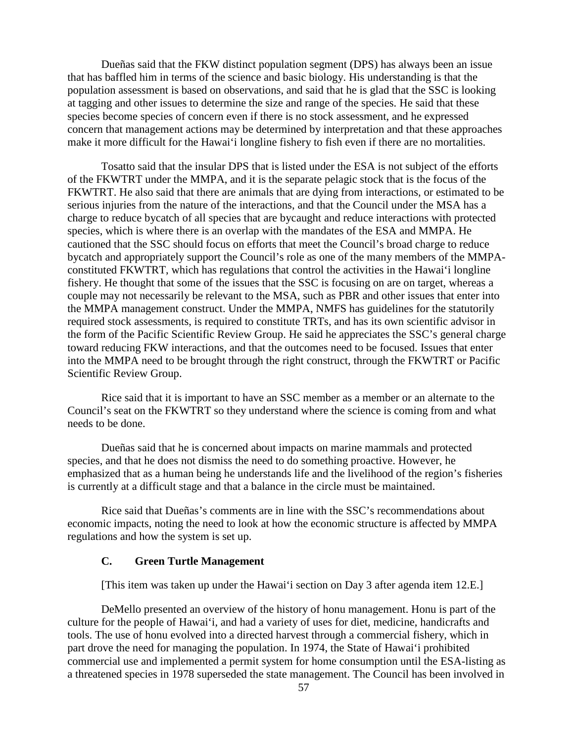Dueñas said that the FKW distinct population segment (DPS) has always been an issue that has baffled him in terms of the science and basic biology. His understanding is that the population assessment is based on observations, and said that he is glad that the SSC is looking at tagging and other issues to determine the size and range of the species. He said that these species become species of concern even if there is no stock assessment, and he expressed concern that management actions may be determined by interpretation and that these approaches make it more difficult for the Hawaiʻi longline fishery to fish even if there are no mortalities.

Tosatto said that the insular DPS that is listed under the ESA is not subject of the efforts of the FKWTRT under the MMPA, and it is the separate pelagic stock that is the focus of the FKWTRT. He also said that there are animals that are dying from interactions, or estimated to be serious injuries from the nature of the interactions, and that the Council under the MSA has a charge to reduce bycatch of all species that are bycaught and reduce interactions with protected species, which is where there is an overlap with the mandates of the ESA and MMPA. He cautioned that the SSC should focus on efforts that meet the Council's broad charge to reduce bycatch and appropriately support the Council's role as one of the many members of the MMPA-constituted FKWTRT, which has regulations that control the activities in the Hawaiʻi longline fishery. He thought that some of the issues that the SSC is focusing on are on target, whereas a couple may not necessarily be relevant to the MSA, such as PBR and other issues that enter into the MMPA management construct. Under the MMPA, NMFS has guidelines for the statutorily required stock assessments, is required to constitute TRTs, and has its own scientific advisor in the form of the Pacific Scientific Review Group. He said he appreciates the SSC's general charge toward reducing FKW interactions, and that the outcomes need to be focused. Issues that enter into the MMPA need to be brought through the right construct, through the FKWTRT or Pacific Scientific Review Group.

Rice said that it is important to have an SSC member as a member or an alternate to the Council's seat on the FKWTRT so they understand where the science is coming from and what needs to be done.

Dueñas said that he is concerned about impacts on marine mammals and protected species, and that he does not dismiss the need to do something proactive. However, he emphasized that as a human being he understands life and the livelihood of the region's fisheries is currently at a difficult stage and that a balance in the circle must be maintained.

Rice said that Dueñas's comments are in line with the SSC's recommendations about economic impacts, noting the need to look at how the economic structure is affected by MMPA regulations and how the system is set up.

### C. Green Turtle Management

[This item was taken up under the Hawaiʻi section on Day 3 after agenda item 12.E.]

DeMello presented an overview of the history of honu management. Honu is part of the culture for the people of Hawaiʻi, and had a variety of uses for diet, medicine, handicrafts and tools. The use of honu evolved into a directed harvest through a commercial fishery, which in part drove the need for managing the population. In 1974, the State of Hawaiʻi prohibited commercial use and implemented a permit system for home consumption until the ESA-listing as a threatened species in 1978 superseded the state management. The Council has been involved in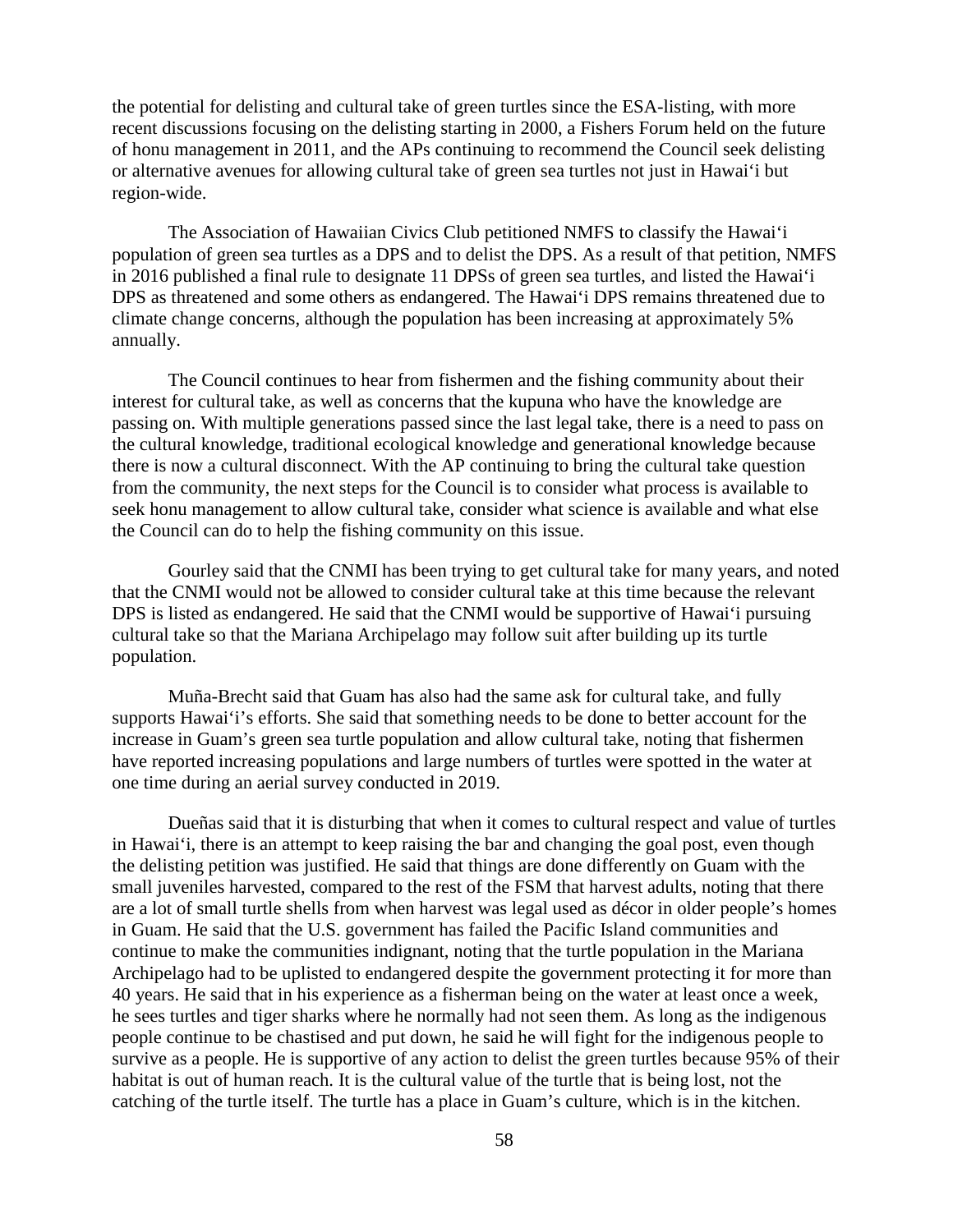the potential for delisting and cultural take of green turtles since the ESA-listing, with more recent discussions focusing on the delisting starting in 2000, a Fishers Forum held on the future of honu management in 2011, and the APs continuing to recommend the Council seek delisting or alternative avenues for allowing cultural take of green sea turtles not just in Hawaiʻi but region-wide.

The Association of Hawaiian Civics Club petitioned NMFS to classify the Hawaiʻi population of green sea turtles as a DPS and to delist the DPS. As a result of that petition, NMFS in 2016 published a final rule to designate 11 DPSs of green sea turtles, and listed the Hawaiʻi DPS as threatened and some others as endangered. The Hawaiʻi DPS remains threatened due to climate change concerns, although the population has been increasing at approximately 5% annually.

The Council continues to hear from fishermen and the fishing community about their interest for cultural take, as well as concerns that the kupuna who have the knowledge are passing on. With multiple generations passed since the last legal take, there is a need to pass on the cultural knowledge, traditional ecological knowledge and generational knowledge because there is now a cultural disconnect. With the AP continuing to bring the cultural take question from the community, the next steps for the Council is to consider what process is available to seek honu management to allow cultural take, consider what science is available and what else the Council can do to help the fishing community on this issue.

Gourley said that the CNMI has been trying to get cultural take for many years, and noted that the CNMI would not be allowed to consider cultural take at this time because the relevant DPS is listed as endangered. He said that the CNMI would be supportive of Hawaiʻi pursuing cultural take so that the Mariana Archipelago may follow suit after building up its turtle population.

Muña-Brecht said that Guam has also had the same ask for cultural take, and fully supports Hawaiʻi's efforts. She said that something needs to be done to better account for the increase in Guam's green sea turtle population and allow cultural take, noting that fishermen have reported increasing populations and large numbers of turtles were spotted in the water at one time during an aerial survey conducted in 2019.

Dueñas said that it is disturbing that when it comes to cultural respect and value of turtles in Hawaiʻi, there is an attempt to keep raising the bar and changing the goal post, even though the delisting petition was justified. He said that things are done differently on Guam with the small juveniles harvested, compared to the rest of the FSM that harvest adults, noting that there are a lot of small turtle shells from when harvest was legal used as décor in older people's homes in Guam. He said that the U.S. government has failed the Pacific Island communities and continue to make the communities indignant, noting that the turtle population in the Mariana Archipelago had to be uplisted to endangered despite the government protecting it for more than 40 years. He said that in his experience as a fisherman being on the water at least once a week, he sees turtles and tiger sharks where he normally had not seen them. As long as the indigenous people continue to be chastised and put down, he said he will fight for the indigenous people to survive as a people. He is supportive of any action to delist the green turtles because 95% of their habitat is out of human reach. It is the cultural value of the turtle that is being lost, not the catching of the turtle itself. The turtle has a place in Guam's culture, which is in the kitchen.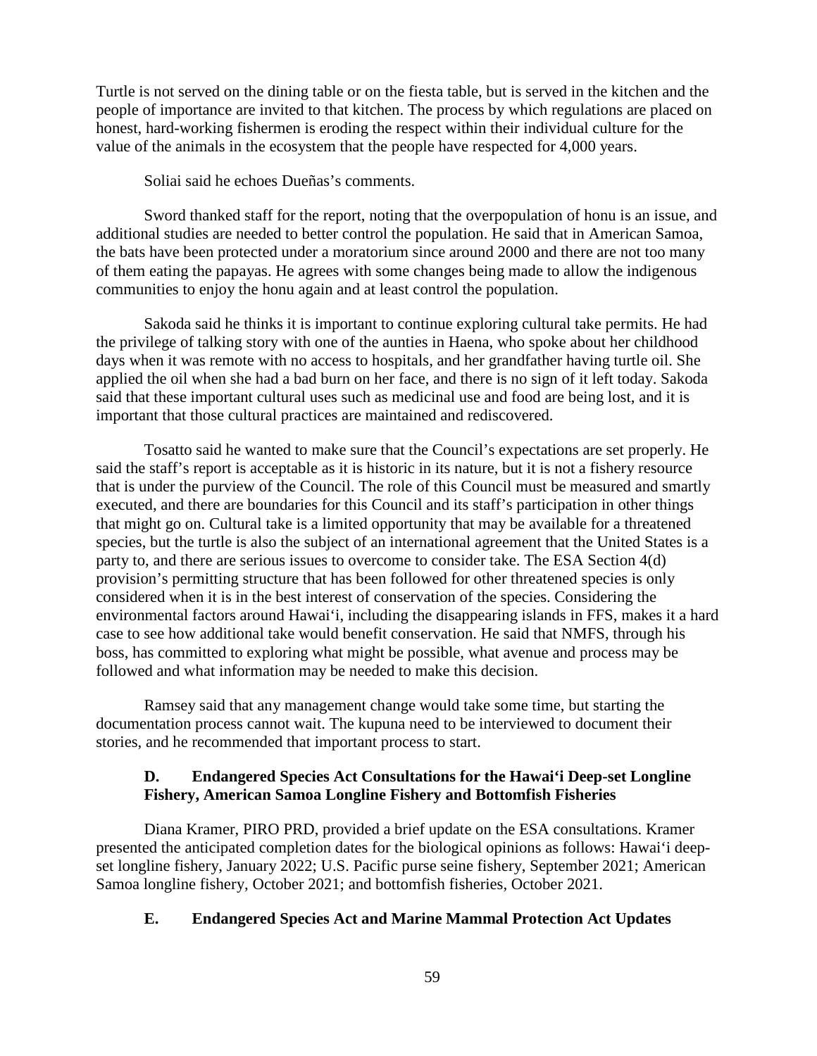Turtle is not served on the dining table or on the fiesta table, but is served in the kitchen and the people of importance are invited to that kitchen. The process by which regulations are placed on honest, hard-working fishermen is eroding the respect within their individual culture for the value of the animals in the ecosystem that the people have respected for 4,000 years.

Soliai said he echoes Dueñas's comments.

Sword thanked staff for the report, noting that the overpopulation of honu is an issue, and additional studies are needed to better control the population. He said that in American Samoa, the bats have been protected under a moratorium since around 2000 and there are not too many of them eating the papayas. He agrees with some changes being made to allow the indigenous communities to enjoy the honu again and at least control the population.

Sakoda said he thinks it is important to continue exploring cultural take permits. He had the privilege of talking story with one of the aunties in Haena, who spoke about her childhood days when it was remote with no access to hospitals, and her grandfather having turtle oil. She applied the oil when she had a bad burn on her face, and there is no sign of it left today. Sakoda said that these important cultural uses such as medicinal use and food are being lost, and it is important that those cultural practices are maintained and rediscovered.

Tosatto said he wanted to make sure that the Council's expectations are set properly. He said the staff's report is acceptable as it is historic in its nature, but it is not a fishery resource that is under the purview of the Council. The role of this Council must be measured and smartly executed, and there are boundaries for this Council and its staff's participation in other things that might go on. Cultural take is a limited opportunity that may be available for a threatened species, but the turtle is also the subject of an international agreement that the United States is a party to, and there are serious issues to overcome to consider take. The ESA Section 4(d) provision's permitting structure that has been followed for other threatened species is only considered when it is in the best interest of conservation of the species. Considering the environmental factors around Hawai'i, including the disappearing islands in FFS, makes it a hard case to see how additional take would benefit conservation. He said that NMFS, through his boss, has committed to exploring what might be possible, what avenue and process may be followed and what information may be needed to make this decision.

Ramsey said that any management change would take some time, but starting the documentation process cannot wait. The kupuna need to be interviewed to document their stories, and he recommended that important process to start.

### D. Endangered Species Act Consultations for the Hawai'i Deep-set Longline Fishery, American Samoa Longline Fishery and Bottomfish Fisheries

Diana Kramer, PIRO PRD, provided a brief update on the ESA consultations. Kramer presented the anticipated completion dates for the biological opinions as follows: Hawai'i deep-set longline fishery, January 2022; U.S. Pacific purse seine fishery, September 2021; American Samoa longline fishery, October 2021; and bottomfish fisheries, October 2021.

### E. Endangered Species Act and Marine Mammal Protection Act Updates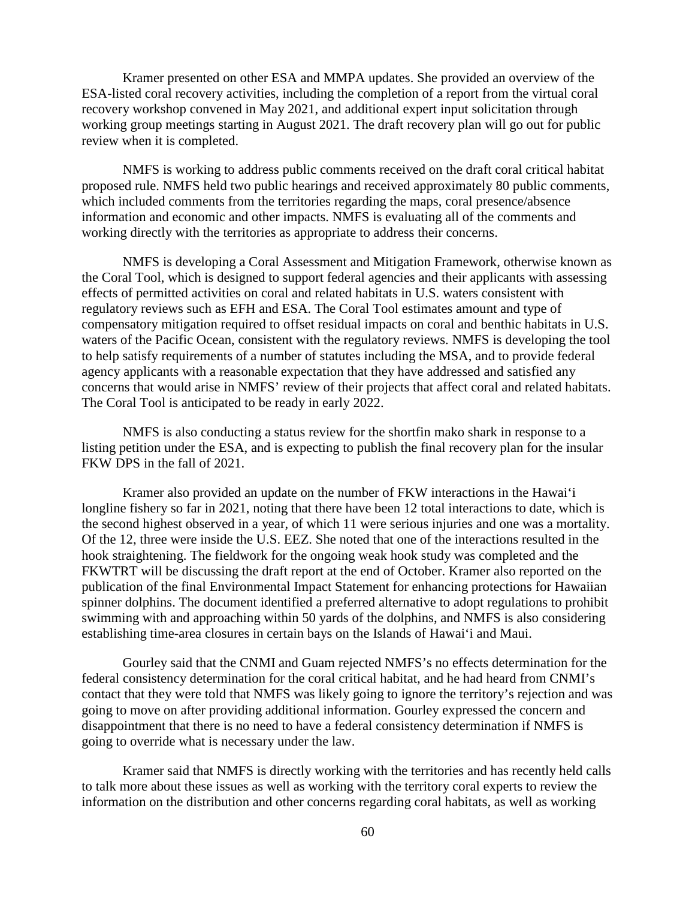Kramer presented on other ESA and MMPA updates. She provided an overview of the ESA-listed coral recovery activities, including the completion of a report from the virtual coral recovery workshop convened in May 2021, and additional expert input solicitation through working group meetings starting in August 2021. The draft recovery plan will go out for public review when it is completed.

NMFS is working to address public comments received on the draft coral critical habitat proposed rule. NMFS held two public hearings and received approximately 80 public comments, which included comments from the territories regarding the maps, coral presence/absence information and economic and other impacts. NMFS is evaluating all of the comments and working directly with the territories as appropriate to address their concerns.

NMFS is developing a Coral Assessment and Mitigation Framework, otherwise known as the Coral Tool, which is designed to support federal agencies and their applicants with assessing effects of permitted activities on coral and related habitats in U.S. waters consistent with regulatory reviews such as EFH and ESA. The Coral Tool estimates amount and type of compensatory mitigation required to offset residual impacts on coral and benthic habitats in U.S. waters of the Pacific Ocean, consistent with the regulatory reviews. NMFS is developing the tool to help satisfy requirements of a number of statutes including the MSA, and to provide federal agency applicants with a reasonable expectation that they have addressed and satisfied any concerns that would arise in NMFS' review of their projects that affect coral and related habitats. The Coral Tool is anticipated to be ready in early 2022.

NMFS is also conducting a status review for the shortfin mako shark in response to a listing petition under the ESA, and is expecting to publish the final recovery plan for the insular FKW DPS in the fall of 2021.

Kramer also provided an update on the number of FKW interactions in the Hawai'i longline fishery so far in 2021, noting that there have been 12 total interactions to date, which is the second highest observed in a year, of which 11 were serious injuries and one was a mortality. Of the 12, three were inside the U.S. EEZ. She noted that one of the interactions resulted in the hook straightening. The fieldwork for the ongoing weak hook study was completed and the FKWTRT will be discussing the draft report at the end of October. Kramer also reported on the publication of the final Environmental Impact Statement for enhancing protections for Hawaiian spinner dolphins. The document identified a preferred alternative to adopt regulations to prohibit swimming with and approaching within 50 yards of the dolphins, and NMFS is also considering establishing time-area closures in certain bays on the Islands of Hawai'i and Maui.

Gourley said that the CNMI and Guam rejected NMFS's no effects determination for the federal consistency determination for the coral critical habitat, and he had heard from CNMI's contact that they were told that NMFS was likely going to ignore the territory's rejection and was going to move on after providing additional information. Gourley expressed the concern and disappointment that there is no need to have a federal consistency determination if NMFS is going to override what is necessary under the law.

Kramer said that NMFS is directly working with the territories and has recently held calls to talk more about these issues as well as working with the territory coral experts to review the information on the distribution and other concerns regarding coral habitats, as well as working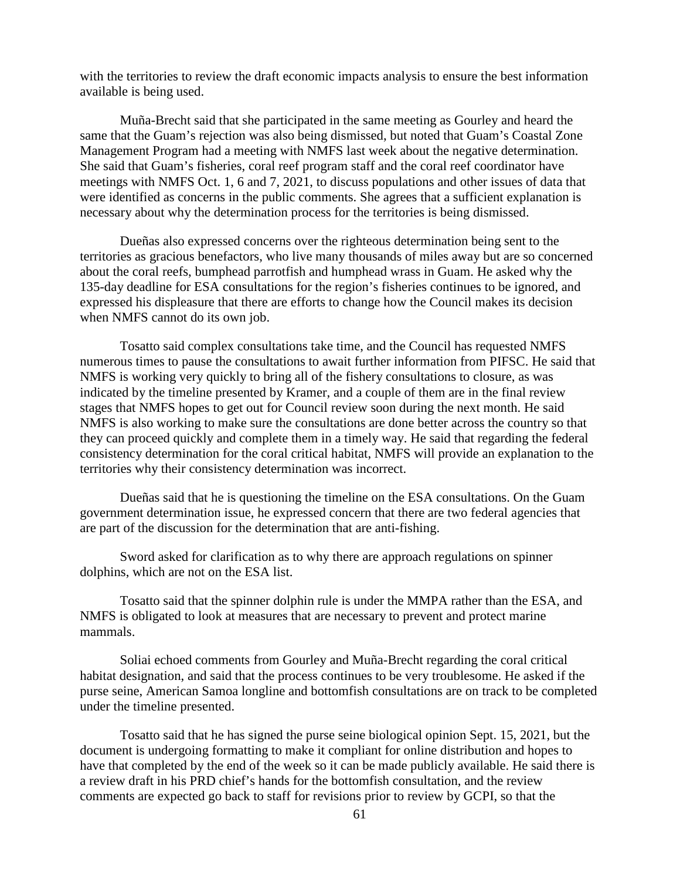with the territories to review the draft economic impacts analysis to ensure the best information available is being used.

Muña-Brecht said that she participated in the same meeting as Gourley and heard the same that the Guam's rejection was also being dismissed, but noted that Guam's Coastal Zone Management Program had a meeting with NMFS last week about the negative determination. She said that Guam's fisheries, coral reef program staff and the coral reef coordinator have meetings with NMFS Oct. 1, 6 and 7, 2021, to discuss populations and other issues of data that were identified as concerns in the public comments. She agrees that a sufficient explanation is necessary about why the determination process for the territories is being dismissed.

Dueñas also expressed concerns over the righteous determination being sent to the territories as gracious benefactors, who live many thousands of miles away but are so concerned about the coral reefs, bumphead parrotfish and humphead wrass in Guam. He asked why the 135-day deadline for ESA consultations for the region's fisheries continues to be ignored, and expressed his displeasure that there are efforts to change how the Council makes its decision when NMFS cannot do its own job.

Tosatto said complex consultations take time, and the Council has requested NMFS numerous times to pause the consultations to await further information from PIFSC. He said that NMFS is working very quickly to bring all of the fishery consultations to closure, as was indicated by the timeline presented by Kramer, and a couple of them are in the final review stages that NMFS hopes to get out for Council review soon during the next month. He said NMFS is also working to make sure the consultations are done better across the country so that they can proceed quickly and complete them in a timely way. He said that regarding the federal consistency determination for the coral critical habitat, NMFS will provide an explanation to the territories why their consistency determination was incorrect.

Dueñas said that he is questioning the timeline on the ESA consultations. On the Guam government determination issue, he expressed concern that there are two federal agencies that are part of the discussion for the determination that are anti-fishing.

Sword asked for clarification as to why there are approach regulations on spinner dolphins, which are not on the ESA list.

Tosatto said that the spinner dolphin rule is under the MMPA rather than the ESA, and NMFS is obligated to look at measures that are necessary to prevent and protect marine mammals.

Soliai echoed comments from Gourley and Muña-Brecht regarding the coral critical habitat designation, and said that the process continues to be very troublesome. He asked if the purse seine, American Samoa longline and bottomfish consultations are on track to be completed under the timeline presented.

Tosatto said that he has signed the purse seine biological opinion Sept. 15, 2021, but the document is undergoing formatting to make it compliant for online distribution and hopes to have that completed by the end of the week so it can be made publicly available. He said there is a review draft in his PRD chief's hands for the bottomfish consultation, and the review comments are expected go back to staff for revisions prior to review by GCPI, so that the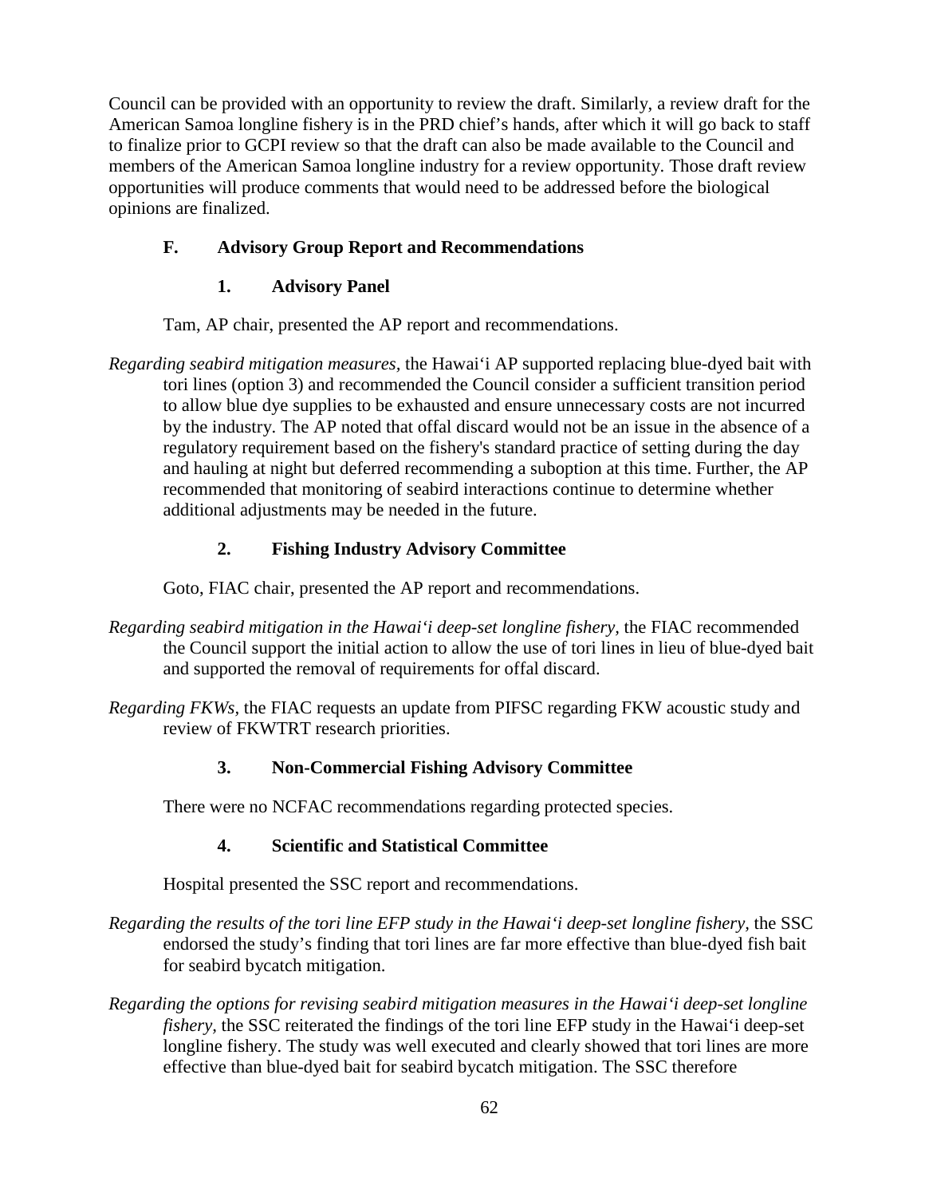Council can be provided with an opportunity to review the draft. Similarly, a review draft for the American Samoa longline fishery is in the PRD chief's hands, after which it will go back to staff to finalize prior to GCPI review so that the draft can also be made available to the Council and members of the American Samoa longline industry for a review opportunity. Those draft review opportunities will produce comments that would need to be addressed before the biological opinions are finalized.

### F. Advisory Group Report and Recommendations

#### 1. Advisory Panel

Tam, AP chair, presented the AP report and recommendations.

*Regarding seabird mitigation measures,* the Hawaiʻi AP supported replacing blue-dyed bait with tori lines (option 3) and recommended the Council consider a sufficient transition period to allow blue dye supplies to be exhausted and ensure unnecessary costs are not incurred by the industry. The AP noted that offal discard would not be an issue in the absence of a regulatory requirement based on the fishery's standard practice of setting during the day and hauling at night but deferred recommending a suboption at this time. Further, the AP recommended that monitoring of seabird interactions continue to determine whether additional adjustments may be needed in the future.

#### 2. Fishing Industry Advisory Committee

Goto, FIAC chair, presented the AP report and recommendations.

*Regarding seabird mitigation in the Hawaiʻi deep-set longline fishery,* the FIAC recommended the Council support the initial action to allow the use of tori lines in lieu of blue-dyed bait and supported the removal of requirements for offal discard.

*Regarding FKWs,* the FIAC requests an update from PIFSC regarding FKW acoustic study and review of FKWTRT research priorities.

#### 3. Non-Commercial Fishing Advisory Committee

There were no NCFAC recommendations regarding protected species.

#### 4. Scientific and Statistical Committee

Hospital presented the SSC report and recommendations.

*Regarding the results of the tori line EFP study in the Hawaiʻi deep-set longline fishery,* the SSC endorsed the study's finding that tori lines are far more effective than blue-dyed fish bait for seabird bycatch mitigation.

*Regarding the options for revising seabird mitigation measures in the Hawaiʻi deep-set longline fishery,* the SSC reiterated the findings of the tori line EFP study in the Hawaiʻi deep-set longline fishery. The study was well executed and clearly showed that tori lines are more effective than blue-dyed bait for seabird bycatch mitigation. The SSC therefore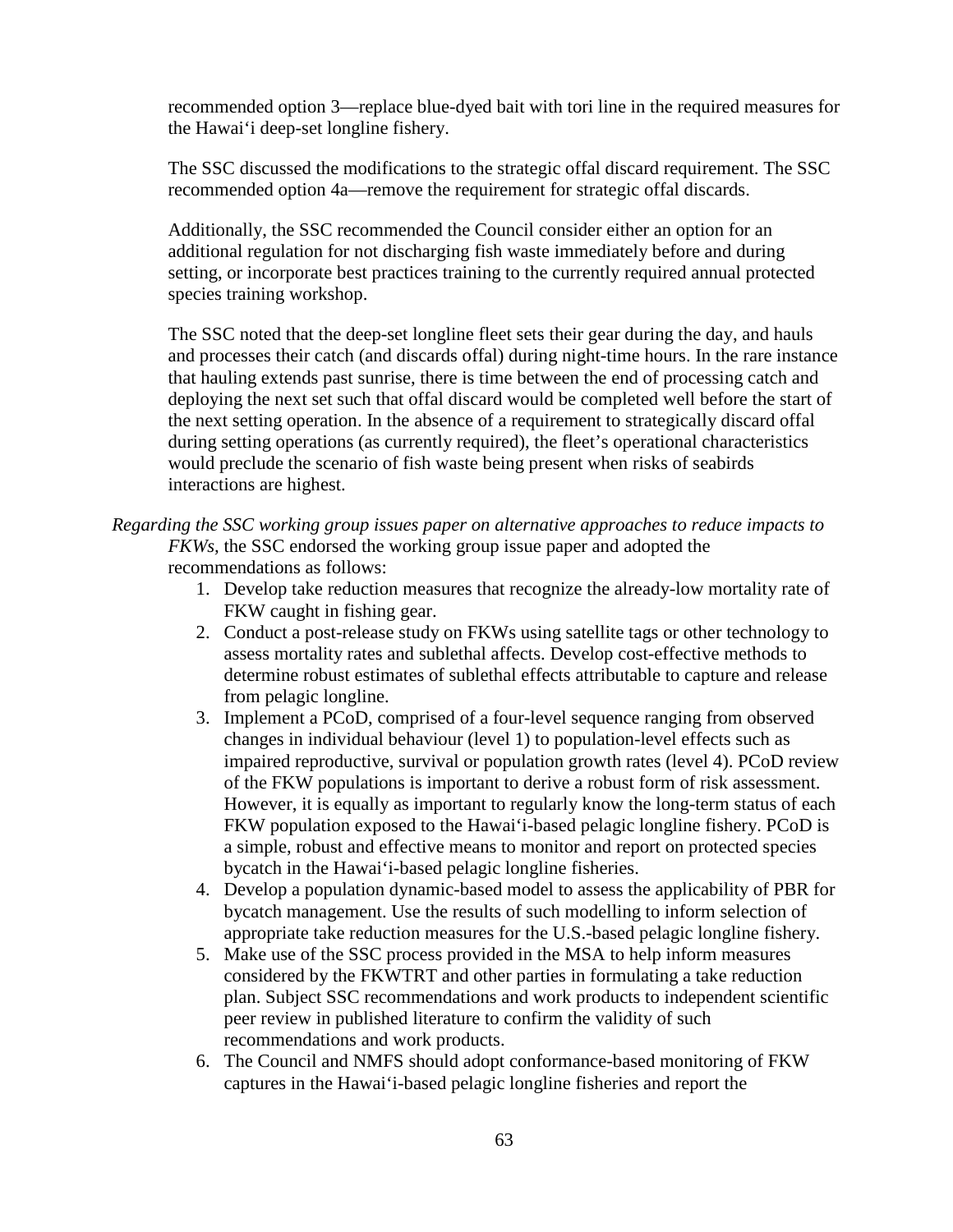recommended option 3—replace blue-dyed bait with tori line in the required measures for the Hawai‘i deep-set longline fishery.

The SSC discussed the modifications to the strategic offal discard requirement. The SSC recommended option 4a—remove the requirement for strategic offal discards.

Additionally, the SSC recommended the Council consider either an option for an additional regulation for not discharging fish waste immediately before and during setting, or incorporate best practices training to the currently required annual protected species training workshop.

The SSC noted that the deep-set longline fleet sets their gear during the day, and hauls and processes their catch (and discards offal) during night-time hours. In the rare instance that hauling extends past sunrise, there is time between the end of processing catch and deploying the next set such that offal discard would be completed well before the start of the next setting operation. In the absence of a requirement to strategically discard offal during setting operations (as currently required), the fleet's operational characteristics would preclude the scenario of fish waste being present when risks of seabirds interactions are highest.

*Regarding the SSC working group issues paper on alternative approaches to reduce impacts to FKWs,* the SSC endorsed the working group issue paper and adopted the recommendations as follows:

1. Develop take reduction measures that recognize the already-low mortality rate of FKW caught in fishing gear.
2. Conduct a post-release study on FKWs using satellite tags or other technology to assess mortality rates and sublethal affects. Develop cost-effective methods to determine robust estimates of sublethal effects attributable to capture and release from pelagic longline.
3. Implement a PCoD, comprised of a four-level sequence ranging from observed changes in individual behaviour (level 1) to population-level effects such as impaired reproductive, survival or population growth rates (level 4). PCoD review of the FKW populations is important to derive a robust form of risk assessment. However, it is equally as important to regularly know the long-term status of each FKW population exposed to the Hawai‘i-based pelagic longline fishery. PCoD is a simple, robust and effective means to monitor and report on protected species bycatch in the Hawai‘i-based pelagic longline fisheries.
4. Develop a population dynamic-based model to assess the applicability of PBR for bycatch management. Use the results of such modelling to inform selection of appropriate take reduction measures for the U.S.-based pelagic longline fishery.
5. Make use of the SSC process provided in the MSA to help inform measures considered by the FKWTRT and other parties in formulating a take reduction plan. Subject SSC recommendations and work products to independent scientific peer review in published literature to confirm the validity of such recommendations and work products.
6. The Council and NMFS should adopt conformance-based monitoring of FKW captures in the Hawai‘i-based pelagic longline fisheries and report the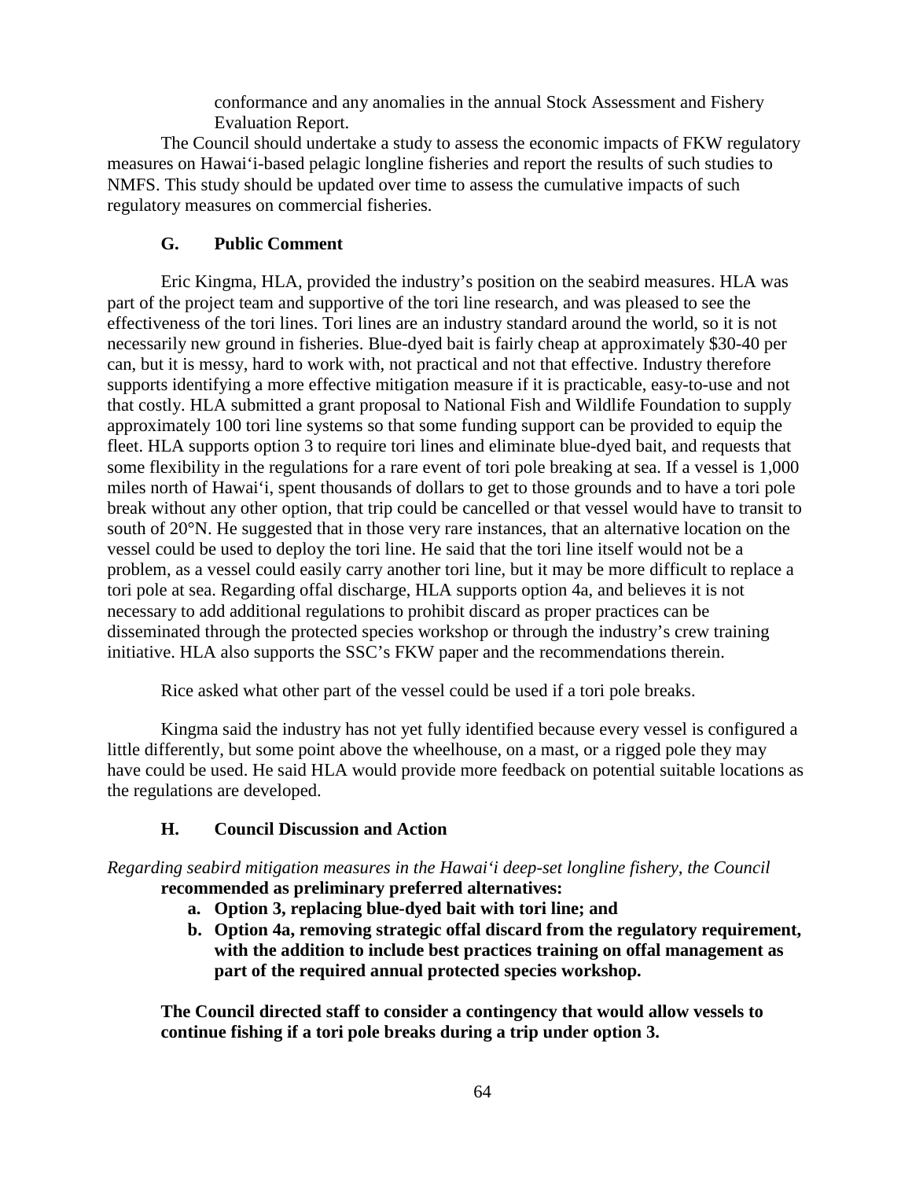conformance and any anomalies in the annual Stock Assessment and Fishery Evaluation Report.

The Council should undertake a study to assess the economic impacts of FKW regulatory measures on Hawai‘i-based pelagic longline fisheries and report the results of such studies to NMFS. This study should be updated over time to assess the cumulative impacts of such regulatory measures on commercial fisheries.

### G. Public Comment

Eric Kingma, HLA, provided the industry’s position on the seabird measures. HLA was part of the project team and supportive of the tori line research, and was pleased to see the effectiveness of the tori lines. Tori lines are an industry standard around the world, so it is not necessarily new ground in fisheries. Blue-dyed bait is fairly cheap at approximately $30-40 per can, but it is messy, hard to work with, not practical and not that effective. Industry therefore supports identifying a more effective mitigation measure if it is practicable, easy-to-use and not that costly. HLA submitted a grant proposal to National Fish and Wildlife Foundation to supply approximately 100 tori line systems so that some funding support can be provided to equip the fleet. HLA supports option 3 to require tori lines and eliminate blue-dyed bait, and requests that some flexibility in the regulations for a rare event of tori pole breaking at sea. If a vessel is 1,000 miles north of Hawai‘i, spent thousands of dollars to get to those grounds and to have a tori pole break without any other option, that trip could be cancelled or that vessel would have to transit to south of 20°N. He suggested that in those very rare instances, that an alternative location on the vessel could be used to deploy the tori line. He said that the tori line itself would not be a problem, as a vessel could easily carry another tori line, but it may be more difficult to replace a tori pole at sea. Regarding offal discharge, HLA supports option 4a, and believes it is not necessary to add additional regulations to prohibit discard as proper practices can be disseminated through the protected species workshop or through the industry’s crew training initiative. HLA also supports the SSC’s FKW paper and the recommendations therein.

Rice asked what other part of the vessel could be used if a tori pole breaks.

Kingma said the industry has not yet fully identified because every vessel is configured a little differently, but some point above the wheelhouse, on a mast, or a rigged pole they may have could be used. He said HLA would provide more feedback on potential suitable locations as the regulations are developed.

### H. Council Discussion and Action

*Regarding seabird mitigation measures in the Hawai‘i deep-set longline fishery, the Council* **recommended as preliminary preferred alternatives:**

- **a. Option 3, replacing blue-dyed bait with tori line; and**
- **b. Option 4a, removing strategic offal discard from the regulatory requirement, with the addition to include best practices training on offal management as part of the required annual protected species workshop.**

**The Council directed staff to consider a contingency that would allow vessels to continue fishing if a tori pole breaks during a trip under option 3.**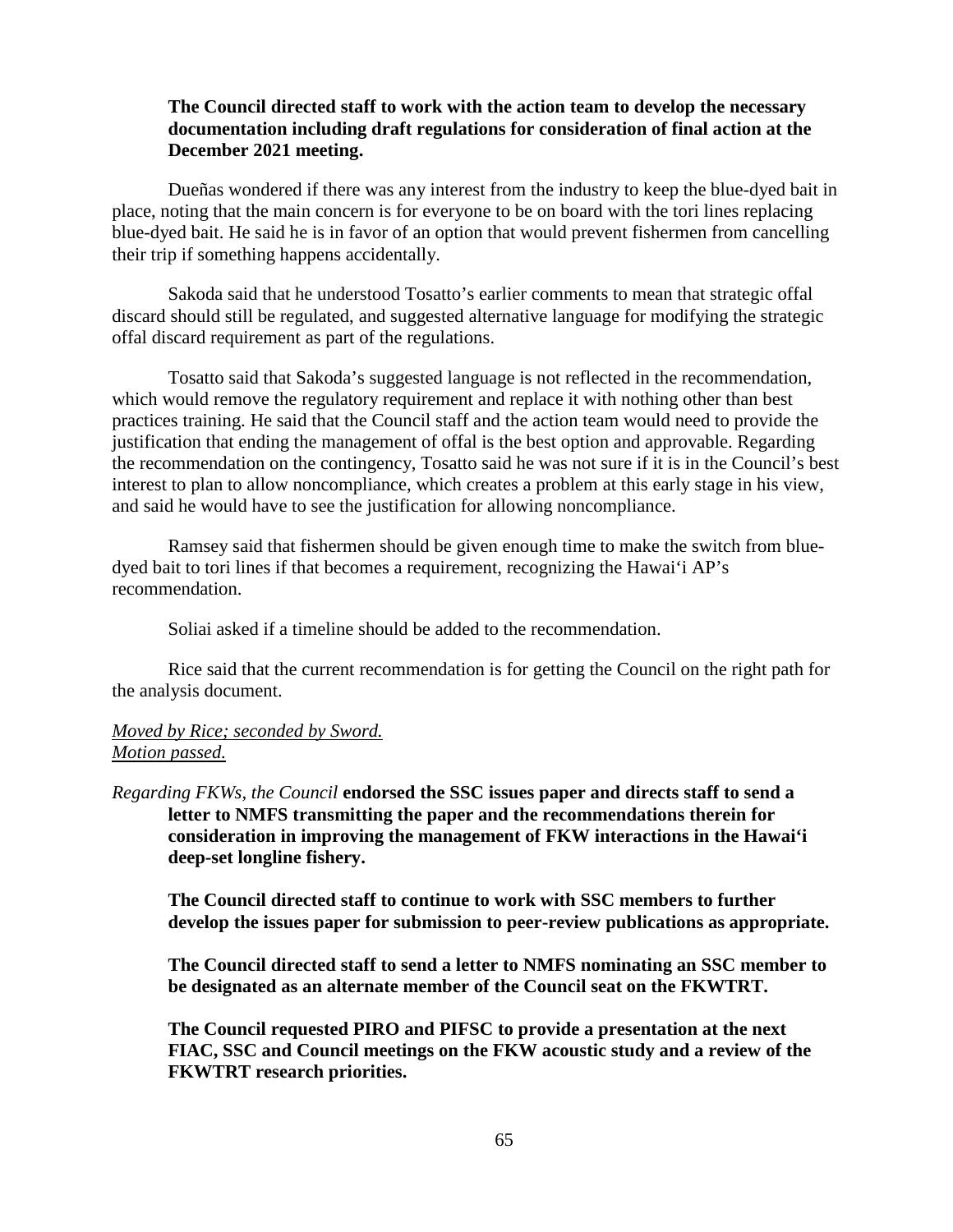**The Council directed staff to work with the action team to develop the necessary documentation including draft regulations for consideration of final action at the December 2021 meeting.**

Dueñas wondered if there was any interest from the industry to keep the blue-dyed bait in place, noting that the main concern is for everyone to be on board with the tori lines replacing blue-dyed bait. He said he is in favor of an option that would prevent fishermen from cancelling their trip if something happens accidentally.

Sakoda said that he understood Tosatto's earlier comments to mean that strategic offal discard should still be regulated, and suggested alternative language for modifying the strategic offal discard requirement as part of the regulations.

Tosatto said that Sakoda's suggested language is not reflected in the recommendation, which would remove the regulatory requirement and replace it with nothing other than best practices training. He said that the Council staff and the action team would need to provide the justification that ending the management of offal is the best option and approvable. Regarding the recommendation on the contingency, Tosatto said he was not sure if it is in the Council's best interest to plan to allow noncompliance, which creates a problem at this early stage in his view, and said he would have to see the justification for allowing noncompliance.

Ramsey said that fishermen should be given enough time to make the switch from blue-dyed bait to tori lines if that becomes a requirement, recognizing the Hawai'i AP's recommendation.

Soliai asked if a timeline should be added to the recommendation.

Rice said that the current recommendation is for getting the Council on the right path for the analysis document.

*Moved by Rice; seconded by Sword.*
*Motion passed.*

*Regarding FKWs, the Council* **endorsed the SSC issues paper and directs staff to send a letter to NMFS transmitting the paper and the recommendations therein for consideration in improving the management of FKW interactions in the Hawai'i deep-set longline fishery.**

**The Council directed staff to continue to work with SSC members to further develop the issues paper for submission to peer-review publications as appropriate.**

**The Council directed staff to send a letter to NMFS nominating an SSC member to be designated as an alternate member of the Council seat on the FKWTRT.**

**The Council requested PIRO and PIFSC to provide a presentation at the next FIAC, SSC and Council meetings on the FKW acoustic study and a review of the FKWTRT research priorities.**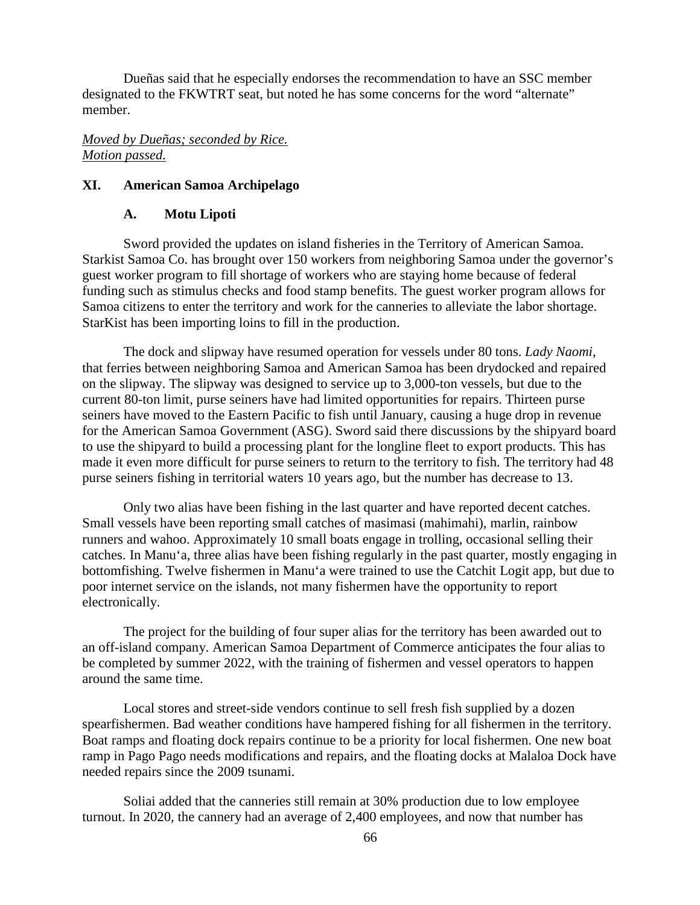Dueñas said that he especially endorses the recommendation to have an SSC member designated to the FKWTRT seat, but noted he has some concerns for the word "alternate" member.

*Moved by Dueñas; seconded by Rice.*
*Motion passed.*

## XI. American Samoa Archipelago

### A. Motu Lipoti

Sword provided the updates on island fisheries in the Territory of American Samoa. Starkist Samoa Co. has brought over 150 workers from neighboring Samoa under the governor's guest worker program to fill shortage of workers who are staying home because of federal funding such as stimulus checks and food stamp benefits. The guest worker program allows for Samoa citizens to enter the territory and work for the canneries to alleviate the labor shortage. StarKist has been importing loins to fill in the production.

The dock and slipway have resumed operation for vessels under 80 tons. *Lady Naomi*, that ferries between neighboring Samoa and American Samoa has been drydocked and repaired on the slipway. The slipway was designed to service up to 3,000-ton vessels, but due to the current 80-ton limit, purse seiners have had limited opportunities for repairs. Thirteen purse seiners have moved to the Eastern Pacific to fish until January, causing a huge drop in revenue for the American Samoa Government (ASG). Sword said there discussions by the shipyard board to use the shipyard to build a processing plant for the longline fleet to export products. This has made it even more difficult for purse seiners to return to the territory to fish. The territory had 48 purse seiners fishing in territorial waters 10 years ago, but the number has decrease to 13.

Only two alias have been fishing in the last quarter and have reported decent catches. Small vessels have been reporting small catches of masimasi (mahimahi), marlin, rainbow runners and wahoo. Approximately 10 small boats engage in trolling, occasional selling their catches. In Manu'a, three alias have been fishing regularly in the past quarter, mostly engaging in bottomfishing. Twelve fishermen in Manu'a were trained to use the Catchit Logit app, but due to poor internet service on the islands, not many fishermen have the opportunity to report electronically.

The project for the building of four super alias for the territory has been awarded out to an off-island company. American Samoa Department of Commerce anticipates the four alias to be completed by summer 2022, with the training of fishermen and vessel operators to happen around the same time.

Local stores and street-side vendors continue to sell fresh fish supplied by a dozen spearfishermen. Bad weather conditions have hampered fishing for all fishermen in the territory. Boat ramps and floating dock repairs continue to be a priority for local fishermen. One new boat ramp in Pago Pago needs modifications and repairs, and the floating docks at Malaloa Dock have needed repairs since the 2009 tsunami.

Soliai added that the canneries still remain at 30% production due to low employee turnout. In 2020, the cannery had an average of 2,400 employees, and now that number has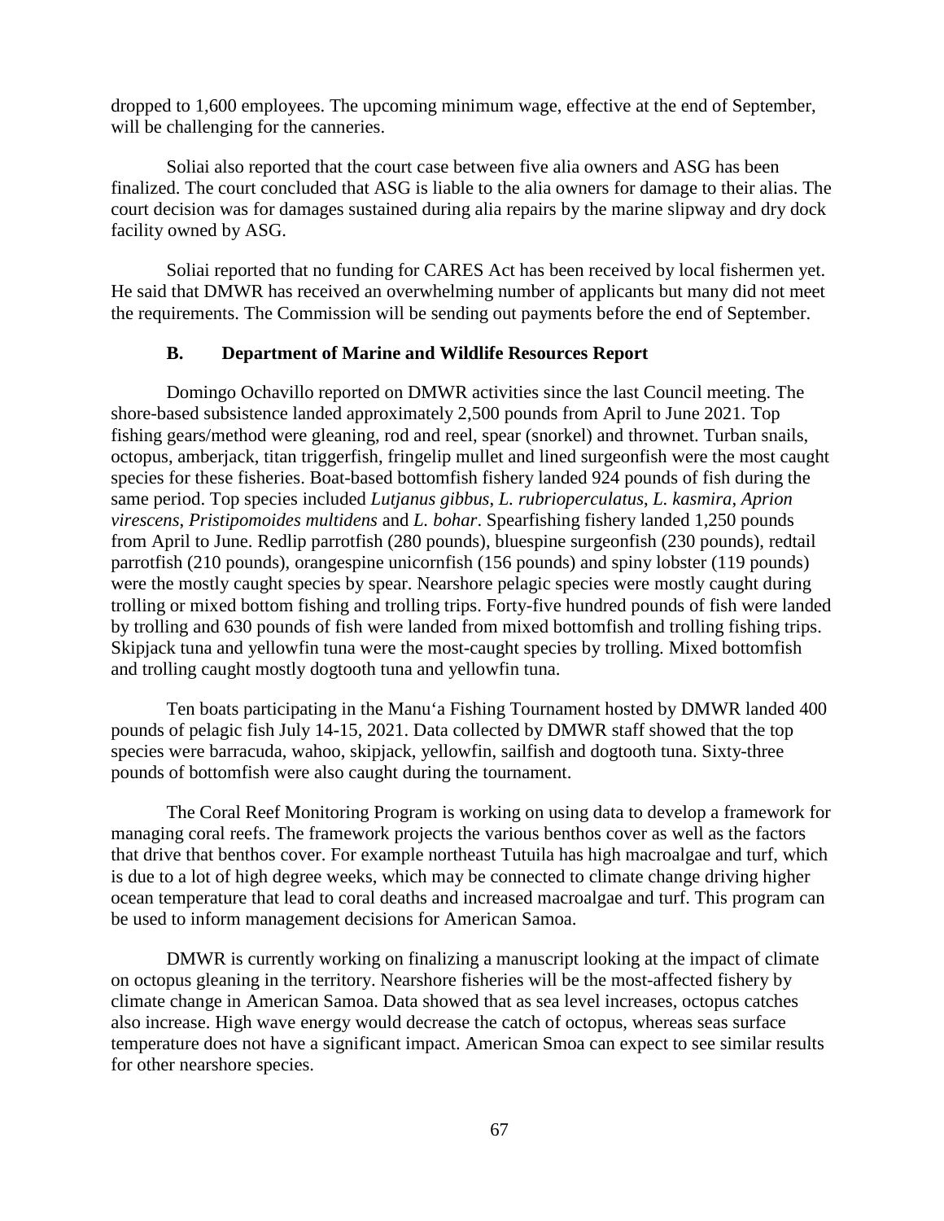dropped to 1,600 employees. The upcoming minimum wage, effective at the end of September, will be challenging for the canneries.

Soliai also reported that the court case between five alia owners and ASG has been finalized. The court concluded that ASG is liable to the alia owners for damage to their alias. The court decision was for damages sustained during alia repairs by the marine slipway and dry dock facility owned by ASG.

Soliai reported that no funding for CARES Act has been received by local fishermen yet. He said that DMWR has received an overwhelming number of applicants but many did not meet the requirements. The Commission will be sending out payments before the end of September.

### B. Department of Marine and Wildlife Resources Report

Domingo Ochavillo reported on DMWR activities since the last Council meeting. The shore-based subsistence landed approximately 2,500 pounds from April to June 2021. Top fishing gears/method were gleaning, rod and reel, spear (snorkel) and thrownet. Turban snails, octopus, amberjack, titan triggerfish, fringelip mullet and lined surgeonfish were the most caught species for these fisheries. Boat-based bottomfish fishery landed 924 pounds of fish during the same period. Top species included *Lutjanus gibbus*, *L. rubrioperculatus*, *L. kasmira*, *Aprion virescens*, *Pristipomoides multidens* and *L. bohar*. Spearfishing fishery landed 1,250 pounds from April to June. Redlip parrotfish (280 pounds), bluespine surgeonfish (230 pounds), redtail parrotfish (210 pounds), orangespine unicornfish (156 pounds) and spiny lobster (119 pounds) were the mostly caught species by spear. Nearshore pelagic species were mostly caught during trolling or mixed bottom fishing and trolling trips. Forty-five hundred pounds of fish were landed by trolling and 630 pounds of fish were landed from mixed bottomfish and trolling fishing trips. Skipjack tuna and yellowfin tuna were the most-caught species by trolling. Mixed bottomfish and trolling caught mostly dogtooth tuna and yellowfin tuna.

Ten boats participating in the Manu'a Fishing Tournament hosted by DMWR landed 400 pounds of pelagic fish July 14-15, 2021. Data collected by DMWR staff showed that the top species were barracuda, wahoo, skipjack, yellowfin, sailfish and dogtooth tuna. Sixty-three pounds of bottomfish were also caught during the tournament.

The Coral Reef Monitoring Program is working on using data to develop a framework for managing coral reefs. The framework projects the various benthos cover as well as the factors that drive that benthos cover. For example northeast Tutuila has high macroalgae and turf, which is due to a lot of high degree weeks, which may be connected to climate change driving higher ocean temperature that lead to coral deaths and increased macroalgae and turf. This program can be used to inform management decisions for American Samoa.

DMWR is currently working on finalizing a manuscript looking at the impact of climate on octopus gleaning in the territory. Nearshore fisheries will be the most-affected fishery by climate change in American Samoa. Data showed that as sea level increases, octopus catches also increase. High wave energy would decrease the catch of octopus, whereas seas surface temperature does not have a significant impact. American Smoa can expect to see similar results for other nearshore species.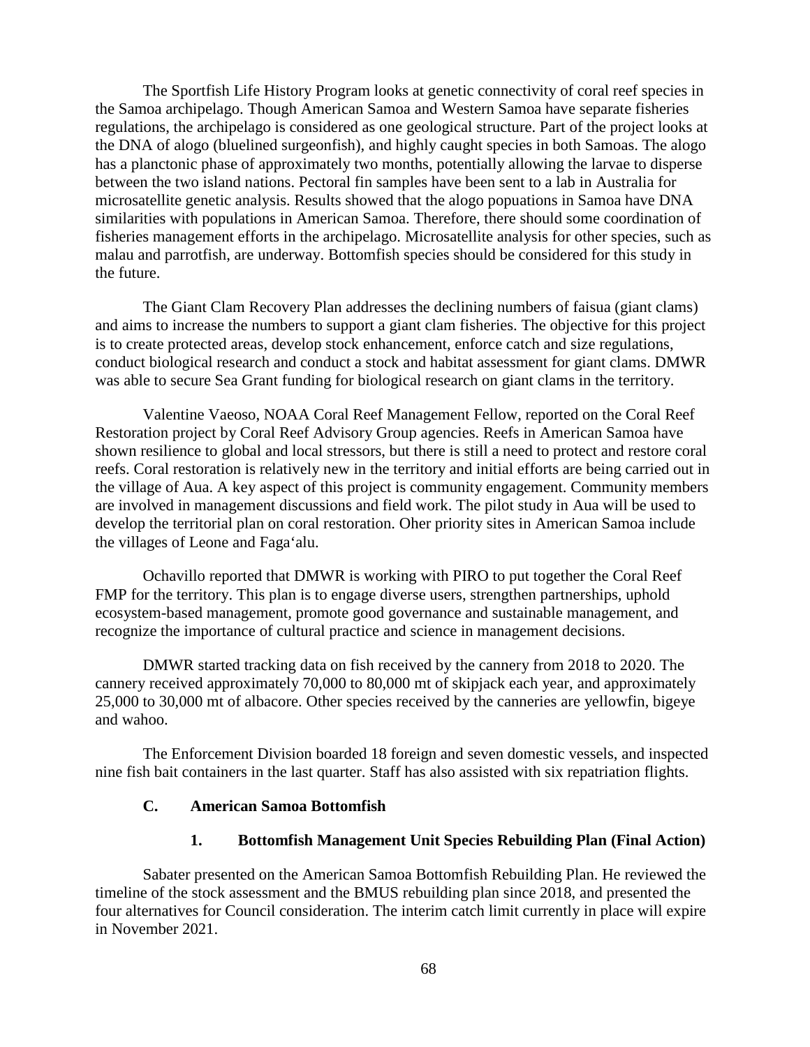The Sportfish Life History Program looks at genetic connectivity of coral reef species in the Samoa archipelago. Though American Samoa and Western Samoa have separate fisheries regulations, the archipelago is considered as one geological structure. Part of the project looks at the DNA of alogo (bluelined surgeonfish), and highly caught species in both Samoas. The alogo has a planctonic phase of approximately two months, potentially allowing the larvae to disperse between the two island nations. Pectoral fin samples have been sent to a lab in Australia for microsatellite genetic analysis. Results showed that the alogo popuations in Samoa have DNA similarities with populations in American Samoa. Therefore, there should some coordination of fisheries management efforts in the archipelago. Microsatellite analysis for other species, such as malau and parrotfish, are underway. Bottomfish species should be considered for this study in the future.

The Giant Clam Recovery Plan addresses the declining numbers of faisua (giant clams) and aims to increase the numbers to support a giant clam fisheries. The objective for this project is to create protected areas, develop stock enhancement, enforce catch and size regulations, conduct biological research and conduct a stock and habitat assessment for giant clams. DMWR was able to secure Sea Grant funding for biological research on giant clams in the territory.

Valentine Vaeoso, NOAA Coral Reef Management Fellow, reported on the Coral Reef Restoration project by Coral Reef Advisory Group agencies. Reefs in American Samoa have shown resilience to global and local stressors, but there is still a need to protect and restore coral reefs. Coral restoration is relatively new in the territory and initial efforts are being carried out in the village of Aua. A key aspect of this project is community engagement. Community members are involved in management discussions and field work. The pilot study in Aua will be used to develop the territorial plan on coral restoration. Oher priority sites in American Samoa include the villages of Leone and Faga‘alu.

Ochavillo reported that DMWR is working with PIRO to put together the Coral Reef FMP for the territory. This plan is to engage diverse users, strengthen partnerships, uphold ecosystem-based management, promote good governance and sustainable management, and recognize the importance of cultural practice and science in management decisions.

DMWR started tracking data on fish received by the cannery from 2018 to 2020. The cannery received approximately 70,000 to 80,000 mt of skipjack each year, and approximately 25,000 to 30,000 mt of albacore. Other species received by the canneries are yellowfin, bigeye and wahoo.

The Enforcement Division boarded 18 foreign and seven domestic vessels, and inspected nine fish bait containers in the last quarter. Staff has also assisted with six repatriation flights.

### C. American Samoa Bottomfish

#### 1. Bottomfish Management Unit Species Rebuilding Plan (Final Action)

Sabater presented on the American Samoa Bottomfish Rebuilding Plan. He reviewed the timeline of the stock assessment and the BMUS rebuilding plan since 2018, and presented the four alternatives for Council consideration. The interim catch limit currently in place will expire in November 2021.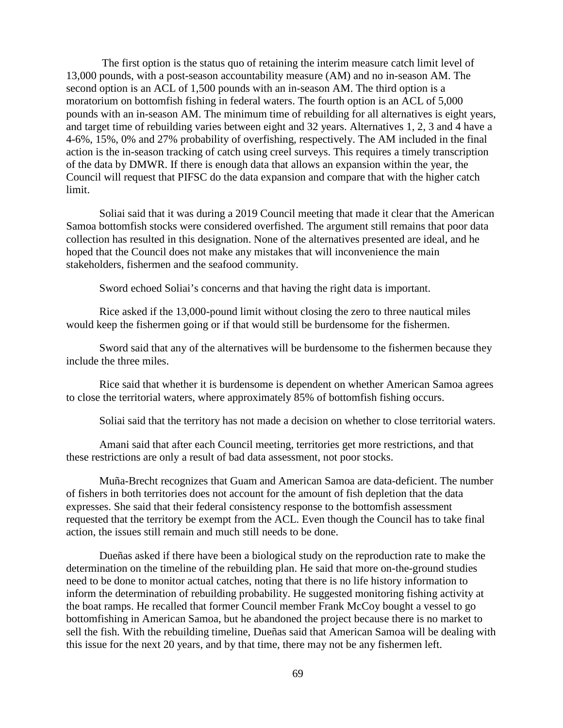The first option is the status quo of retaining the interim measure catch limit level of 13,000 pounds, with a post-season accountability measure (AM) and no in-season AM. The second option is an ACL of 1,500 pounds with an in-season AM. The third option is a moratorium on bottomfish fishing in federal waters. The fourth option is an ACL of 5,000 pounds with an in-season AM. The minimum time of rebuilding for all alternatives is eight years, and target time of rebuilding varies between eight and 32 years. Alternatives 1, 2, 3 and 4 have a 4-6%, 15%, 0% and 27% probability of overfishing, respectively. The AM included in the final action is the in-season tracking of catch using creel surveys. This requires a timely transcription of the data by DMWR. If there is enough data that allows an expansion within the year, the Council will request that PIFSC do the data expansion and compare that with the higher catch limit.

Soliai said that it was during a 2019 Council meeting that made it clear that the American Samoa bottomfish stocks were considered overfished. The argument still remains that poor data collection has resulted in this designation. None of the alternatives presented are ideal, and he hoped that the Council does not make any mistakes that will inconvenience the main stakeholders, fishermen and the seafood community.

Sword echoed Soliai's concerns and that having the right data is important.

Rice asked if the 13,000-pound limit without closing the zero to three nautical miles would keep the fishermen going or if that would still be burdensome for the fishermen.

Sword said that any of the alternatives will be burdensome to the fishermen because they include the three miles.

Rice said that whether it is burdensome is dependent on whether American Samoa agrees to close the territorial waters, where approximately 85% of bottomfish fishing occurs.

Soliai said that the territory has not made a decision on whether to close territorial waters.

Amani said that after each Council meeting, territories get more restrictions, and that these restrictions are only a result of bad data assessment, not poor stocks.

Muña-Brecht recognizes that Guam and American Samoa are data-deficient. The number of fishers in both territories does not account for the amount of fish depletion that the data expresses. She said that their federal consistency response to the bottomfish assessment requested that the territory be exempt from the ACL. Even though the Council has to take final action, the issues still remain and much still needs to be done.

Dueñas asked if there have been a biological study on the reproduction rate to make the determination on the timeline of the rebuilding plan. He said that more on-the-ground studies need to be done to monitor actual catches, noting that there is no life history information to inform the determination of rebuilding probability. He suggested monitoring fishing activity at the boat ramps. He recalled that former Council member Frank McCoy bought a vessel to go bottomfishing in American Samoa, but he abandoned the project because there is no market to sell the fish. With the rebuilding timeline, Dueñas said that American Samoa will be dealing with this issue for the next 20 years, and by that time, there may not be any fishermen left.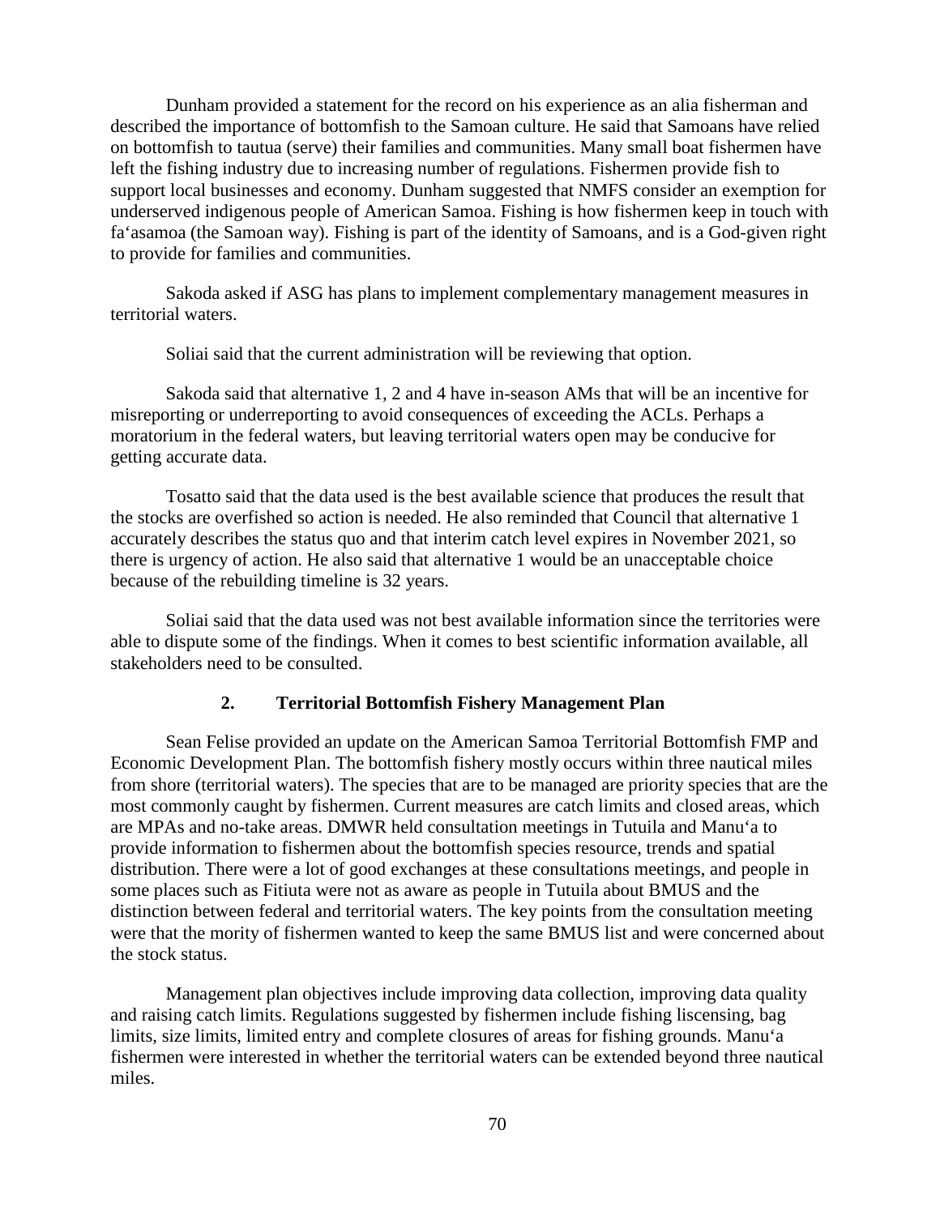Dunham provided a statement for the record on his experience as an alia fisherman and described the importance of bottomfish to the Samoan culture. He said that Samoans have relied on bottomfish to tautua (serve) their families and communities. Many small boat fishermen have left the fishing industry due to increasing number of regulations. Fishermen provide fish to support local businesses and economy. Dunham suggested that NMFS consider an exemption for underserved indigenous people of American Samoa. Fishing is how fishermen keep in touch with fa'asamoa (the Samoan way). Fishing is part of the identity of Samoans, and is a God-given right to provide for families and communities.

Sakoda asked if ASG has plans to implement complementary management measures in territorial waters.

Soliai said that the current administration will be reviewing that option.

Sakoda said that alternative 1, 2 and 4 have in-season AMs that will be an incentive for misreporting or underreporting to avoid consequences of exceeding the ACLs. Perhaps a moratorium in the federal waters, but leaving territorial waters open may be conducive for getting accurate data.

Tosatto said that the data used is the best available science that produces the result that the stocks are overfished so action is needed. He also reminded that Council that alternative 1 accurately describes the status quo and that interim catch level expires in November 2021, so there is urgency of action. He also said that alternative 1 would be an unacceptable choice because of the rebuilding timeline is 32 years.

Soliai said that the data used was not best available information since the territories were able to dispute some of the findings. When it comes to best scientific information available, all stakeholders need to be consulted.

### 2. Territorial Bottomfish Fishery Management Plan

Sean Felise provided an update on the American Samoa Territorial Bottomfish FMP and Economic Development Plan. The bottomfish fishery mostly occurs within three nautical miles from shore (territorial waters). The species that are to be managed are priority species that are the most commonly caught by fishermen. Current measures are catch limits and closed areas, which are MPAs and no-take areas. DMWR held consultation meetings in Tutuila and Manu'a to provide information to fishermen about the bottomfish species resource, trends and spatial distribution. There were a lot of good exchanges at these consultations meetings, and people in some places such as Fitiuta were not as aware as people in Tutuila about BMUS and the distinction between federal and territorial waters. The key points from the consultation meeting were that the mority of fishermen wanted to keep the same BMUS list and were concerned about the stock status.

Management plan objectives include improving data collection, improving data quality and raising catch limits. Regulations suggested by fishermen include fishing liscensing, bag limits, size limits, limited entry and complete closures of areas for fishing grounds. Manu'a fishermen were interested in whether the territorial waters can be extended beyond three nautical miles.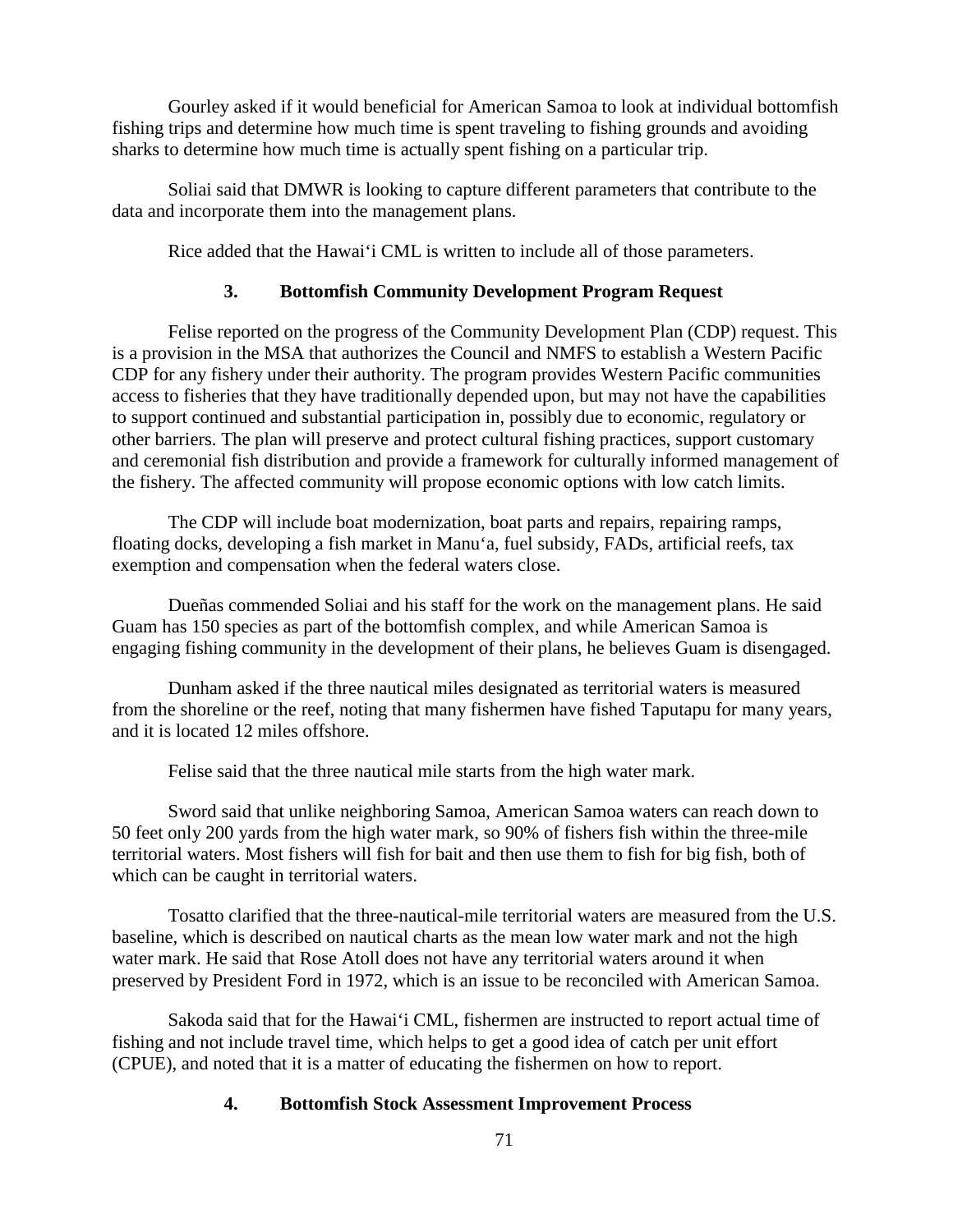Gourley asked if it would beneficial for American Samoa to look at individual bottomfish fishing trips and determine how much time is spent traveling to fishing grounds and avoiding sharks to determine how much time is actually spent fishing on a particular trip.

Soliai said that DMWR is looking to capture different parameters that contribute to the data and incorporate them into the management plans.

Rice added that the Hawaiʻi CML is written to include all of those parameters.

### 3. Bottomfish Community Development Program Request

Felise reported on the progress of the Community Development Plan (CDP) request. This is a provision in the MSA that authorizes the Council and NMFS to establish a Western Pacific CDP for any fishery under their authority. The program provides Western Pacific communities access to fisheries that they have traditionally depended upon, but may not have the capabilities to support continued and substantial participation in, possibly due to economic, regulatory or other barriers. The plan will preserve and protect cultural fishing practices, support customary and ceremonial fish distribution and provide a framework for culturally informed management of the fishery. The affected community will propose economic options with low catch limits.

The CDP will include boat modernization, boat parts and repairs, repairing ramps, floating docks, developing a fish market in Manuʻa, fuel subsidy, FADs, artificial reefs, tax exemption and compensation when the federal waters close.

Dueñas commended Soliai and his staff for the work on the management plans. He said Guam has 150 species as part of the bottomfish complex, and while American Samoa is engaging fishing community in the development of their plans, he believes Guam is disengaged.

Dunham asked if the three nautical miles designated as territorial waters is measured from the shoreline or the reef, noting that many fishermen have fished Taputapu for many years, and it is located 12 miles offshore.

Felise said that the three nautical mile starts from the high water mark.

Sword said that unlike neighboring Samoa, American Samoa waters can reach down to 50 feet only 200 yards from the high water mark, so 90% of fishers fish within the three-mile territorial waters. Most fishers will fish for bait and then use them to fish for big fish, both of which can be caught in territorial waters.

Tosatto clarified that the three-nautical-mile territorial waters are measured from the U.S. baseline, which is described on nautical charts as the mean low water mark and not the high water mark. He said that Rose Atoll does not have any territorial waters around it when preserved by President Ford in 1972, which is an issue to be reconciled with American Samoa.

Sakoda said that for the Hawaiʻi CML, fishermen are instructed to report actual time of fishing and not include travel time, which helps to get a good idea of catch per unit effort (CPUE), and noted that it is a matter of educating the fishermen on how to report.

### 4. Bottomfish Stock Assessment Improvement Process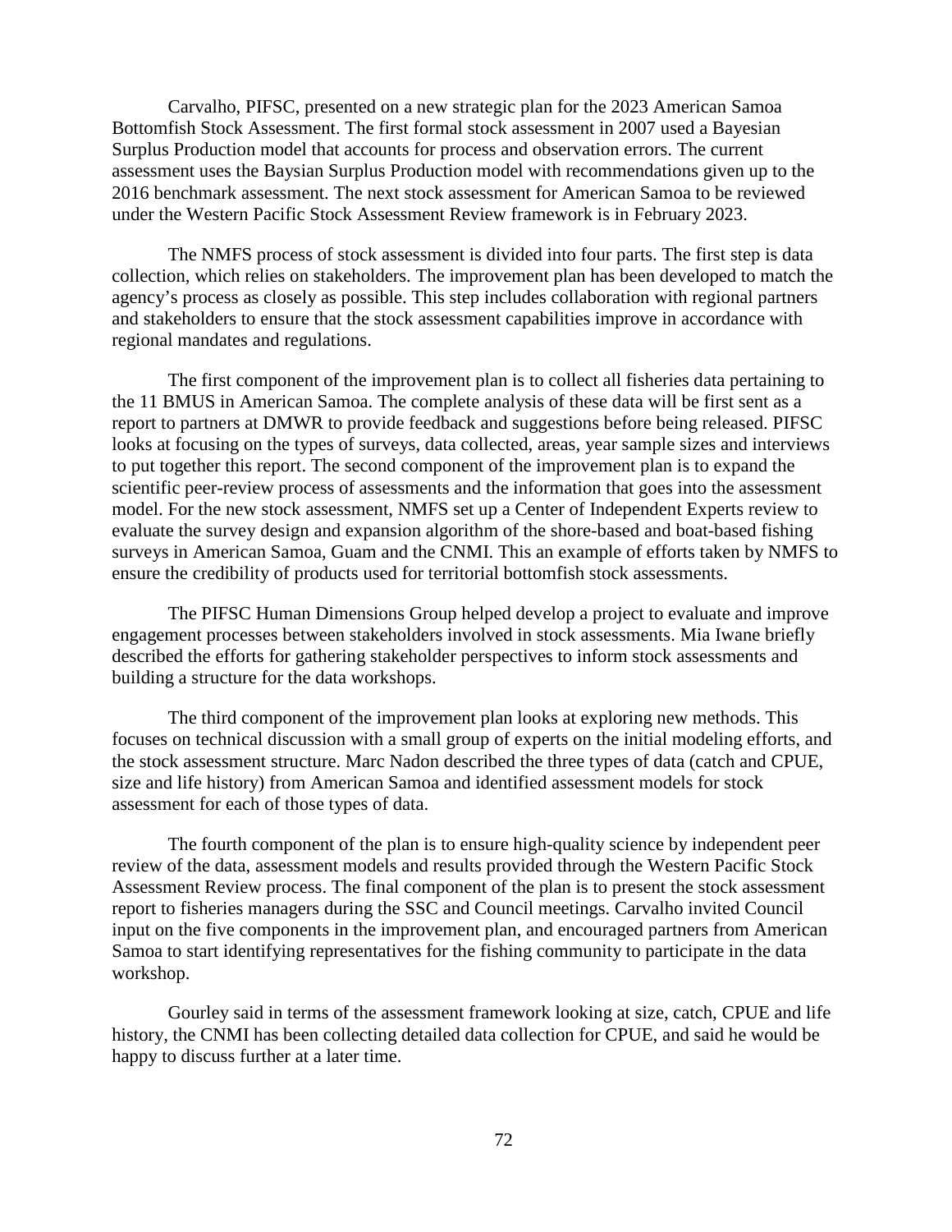Carvalho, PIFSC, presented on a new strategic plan for the 2023 American Samoa Bottomfish Stock Assessment. The first formal stock assessment in 2007 used a Bayesian Surplus Production model that accounts for process and observation errors. The current assessment uses the Baysian Surplus Production model with recommendations given up to the 2016 benchmark assessment. The next stock assessment for American Samoa to be reviewed under the Western Pacific Stock Assessment Review framework is in February 2023.

The NMFS process of stock assessment is divided into four parts. The first step is data collection, which relies on stakeholders. The improvement plan has been developed to match the agency's process as closely as possible. This step includes collaboration with regional partners and stakeholders to ensure that the stock assessment capabilities improve in accordance with regional mandates and regulations.

The first component of the improvement plan is to collect all fisheries data pertaining to the 11 BMUS in American Samoa. The complete analysis of these data will be first sent as a report to partners at DMWR to provide feedback and suggestions before being released. PIFSC looks at focusing on the types of surveys, data collected, areas, year sample sizes and interviews to put together this report. The second component of the improvement plan is to expand the scientific peer-review process of assessments and the information that goes into the assessment model. For the new stock assessment, NMFS set up a Center of Independent Experts review to evaluate the survey design and expansion algorithm of the shore-based and boat-based fishing surveys in American Samoa, Guam and the CNMI. This an example of efforts taken by NMFS to ensure the credibility of products used for territorial bottomfish stock assessments.

The PIFSC Human Dimensions Group helped develop a project to evaluate and improve engagement processes between stakeholders involved in stock assessments. Mia Iwane briefly described the efforts for gathering stakeholder perspectives to inform stock assessments and building a structure for the data workshops.

The third component of the improvement plan looks at exploring new methods. This focuses on technical discussion with a small group of experts on the initial modeling efforts, and the stock assessment structure. Marc Nadon described the three types of data (catch and CPUE, size and life history) from American Samoa and identified assessment models for stock assessment for each of those types of data.

The fourth component of the plan is to ensure high-quality science by independent peer review of the data, assessment models and results provided through the Western Pacific Stock Assessment Review process. The final component of the plan is to present the stock assessment report to fisheries managers during the SSC and Council meetings. Carvalho invited Council input on the five components in the improvement plan, and encouraged partners from American Samoa to start identifying representatives for the fishing community to participate in the data workshop.

Gourley said in terms of the assessment framework looking at size, catch, CPUE and life history, the CNMI has been collecting detailed data collection for CPUE, and said he would be happy to discuss further at a later time.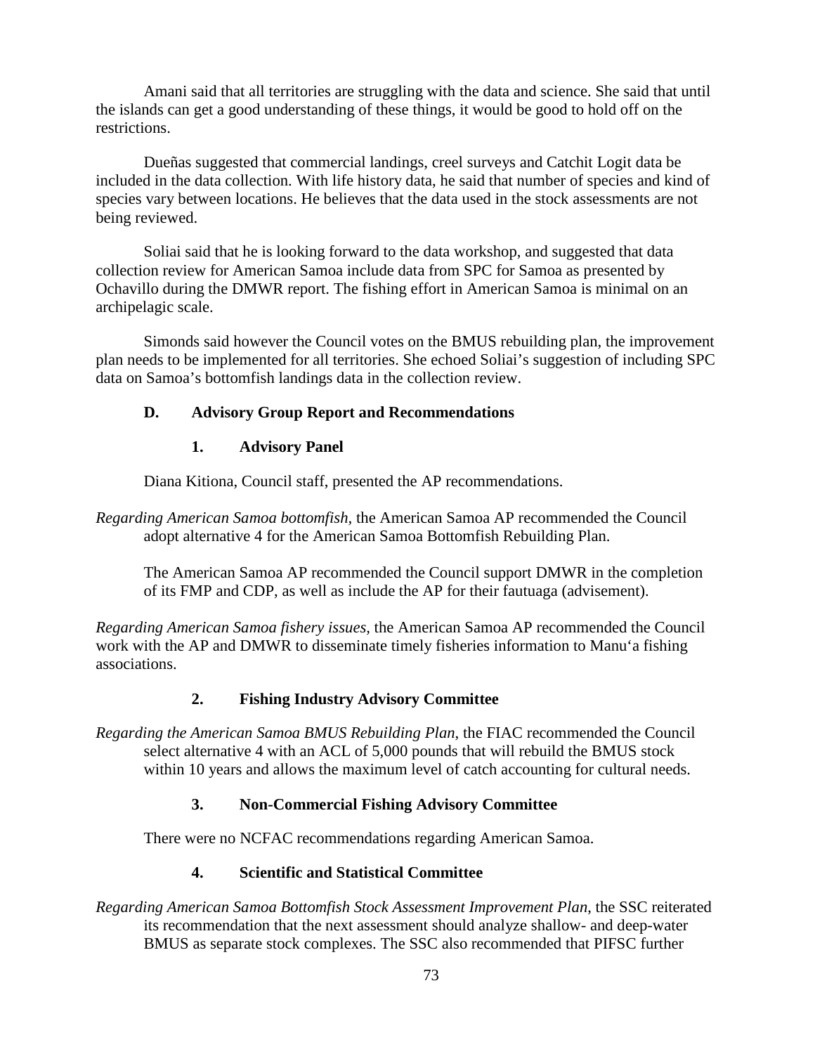Amani said that all territories are struggling with the data and science. She said that until the islands can get a good understanding of these things, it would be good to hold off on the restrictions.

Dueñas suggested that commercial landings, creel surveys and Catchit Logit data be included in the data collection. With life history data, he said that number of species and kind of species vary between locations. He believes that the data used in the stock assessments are not being reviewed.

Soliai said that he is looking forward to the data workshop, and suggested that data collection review for American Samoa include data from SPC for Samoa as presented by Ochavillo during the DMWR report. The fishing effort in American Samoa is minimal on an archipelagic scale.

Simonds said however the Council votes on the BMUS rebuilding plan, the improvement plan needs to be implemented for all territories. She echoed Soliai's suggestion of including SPC data on Samoa's bottomfish landings data in the collection review.

### D. Advisory Group Report and Recommendations

#### 1. Advisory Panel

Diana Kitiona, Council staff, presented the AP recommendations.

*Regarding American Samoa bottomfish*, the American Samoa AP recommended the Council adopt alternative 4 for the American Samoa Bottomfish Rebuilding Plan.

The American Samoa AP recommended the Council support DMWR in the completion of its FMP and CDP, as well as include the AP for their fautuaga (advisement).

*Regarding American Samoa fishery issues*, the American Samoa AP recommended the Council work with the AP and DMWR to disseminate timely fisheries information to Manu'a fishing associations.

#### 2. Fishing Industry Advisory Committee

*Regarding the American Samoa BMUS Rebuilding Plan*, the FIAC recommended the Council select alternative 4 with an ACL of 5,000 pounds that will rebuild the BMUS stock within 10 years and allows the maximum level of catch accounting for cultural needs.

#### 3. Non-Commercial Fishing Advisory Committee

There were no NCFAC recommendations regarding American Samoa.

#### 4. Scientific and Statistical Committee

*Regarding American Samoa Bottomfish Stock Assessment Improvement Plan*, the SSC reiterated its recommendation that the next assessment should analyze shallow- and deep-water BMUS as separate stock complexes. The SSC also recommended that PIFSC further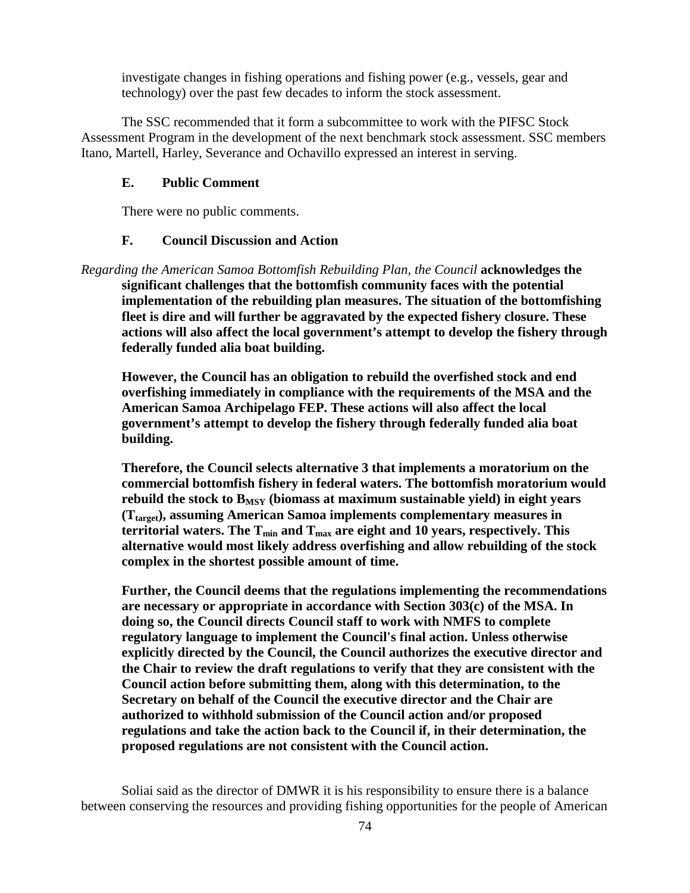investigate changes in fishing operations and fishing power (e.g., vessels, gear and technology) over the past few decades to inform the stock assessment.

The SSC recommended that it form a subcommittee to work with the PIFSC Stock Assessment Program in the development of the next benchmark stock assessment. SSC members Itano, Martell, Harley, Severance and Ochavillo expressed an interest in serving.

### E. Public Comment

There were no public comments.

### F. Council Discussion and Action

*Regarding the American Samoa Bottomfish Rebuilding Plan, the Council* **acknowledges the significant challenges that the bottomfish community faces with the potential implementation of the rebuilding plan measures. The situation of the bottomfishing fleet is dire and will further be aggravated by the expected fishery closure. These actions will also affect the local government's attempt to develop the fishery through federally funded alia boat building.**

**However, the Council has an obligation to rebuild the overfished stock and end overfishing immediately in compliance with the requirements of the MSA and the American Samoa Archipelago FEP. These actions will also affect the local government's attempt to develop the fishery through federally funded alia boat building.**

**Therefore, the Council selects alternative 3 that implements a moratorium on the commercial bottomfish fishery in federal waters. The bottomfish moratorium would rebuild the stock to $B_{MSY}$ (biomass at maximum sustainable yield) in eight years ($T_{target}$), assuming American Samoa implements complementary measures in territorial waters. The $T_{min}$ and $T_{max}$ are eight and 10 years, respectively. This alternative would most likely address overfishing and allow rebuilding of the stock complex in the shortest possible amount of time.**

**Further, the Council deems that the regulations implementing the recommendations are necessary or appropriate in accordance with Section 303(c) of the MSA. In doing so, the Council directs Council staff to work with NMFS to complete regulatory language to implement the Council's final action. Unless otherwise explicitly directed by the Council, the Council authorizes the executive director and the Chair to review the draft regulations to verify that they are consistent with the Council action before submitting them, along with this determination, to the Secretary on behalf of the Council the executive director and the Chair are authorized to withhold submission of the Council action and/or proposed regulations and take the action back to the Council if, in their determination, the proposed regulations are not consistent with the Council action.**

Soliai said as the director of DMWR it is his responsibility to ensure there is a balance between conserving the resources and providing fishing opportunities for the people of American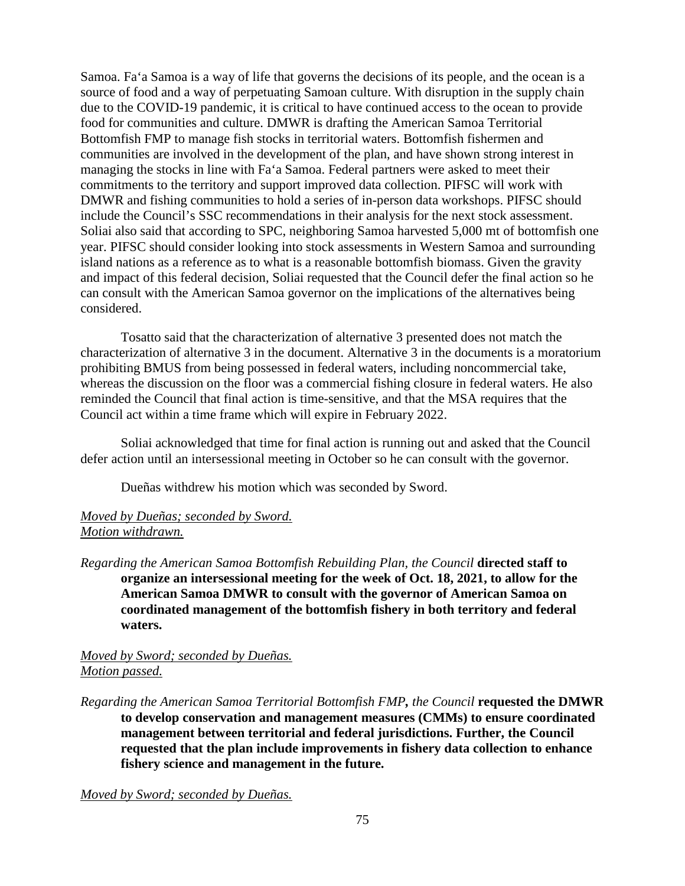Samoa. Fa‘a Samoa is a way of life that governs the decisions of its people, and the ocean is a source of food and a way of perpetuating Samoan culture. With disruption in the supply chain due to the COVID-19 pandemic, it is critical to have continued access to the ocean to provide food for communities and culture. DMWR is drafting the American Samoa Territorial Bottomfish FMP to manage fish stocks in territorial waters. Bottomfish fishermen and communities are involved in the development of the plan, and have shown strong interest in managing the stocks in line with Fa‘a Samoa. Federal partners were asked to meet their commitments to the territory and support improved data collection. PIFSC will work with DMWR and fishing communities to hold a series of in-person data workshops. PIFSC should include the Council's SSC recommendations in their analysis for the next stock assessment. Soliai also said that according to SPC, neighboring Samoa harvested 5,000 mt of bottomfish one year. PIFSC should consider looking into stock assessments in Western Samoa and surrounding island nations as a reference as to what is a reasonable bottomfish biomass. Given the gravity and impact of this federal decision, Soliai requested that the Council defer the final action so he can consult with the American Samoa governor on the implications of the alternatives being considered.

Tosatto said that the characterization of alternative 3 presented does not match the characterization of alternative 3 in the document. Alternative 3 in the documents is a moratorium prohibiting BMUS from being possessed in federal waters, including noncommercial take, whereas the discussion on the floor was a commercial fishing closure in federal waters. He also reminded the Council that final action is time-sensitive, and that the MSA requires that the Council act within a time frame which will expire in February 2022.

Soliai acknowledged that time for final action is running out and asked that the Council defer action until an intersessional meeting in October so he can consult with the governor.

Dueñas withdrew his motion which was seconded by Sword.

*Moved by Dueñas; seconded by Sword.*
*Motion withdrawn.*

*Regarding the American Samoa Bottomfish Rebuilding Plan, the Council* **directed staff to organize an intersessional meeting for the week of Oct. 18, 2021, to allow for the American Samoa DMWR to consult with the governor of American Samoa on coordinated management of the bottomfish fishery in both territory and federal waters.**

*Moved by Sword; seconded by Dueñas.*
*Motion passed.*

*Regarding the American Samoa Territorial Bottomfish FMP, the Council* **requested the DMWR to develop conservation and management measures (CMMs) to ensure coordinated management between territorial and federal jurisdictions. Further, the Council requested that the plan include improvements in fishery data collection to enhance fishery science and management in the future.**

*Moved by Sword; seconded by Dueñas.*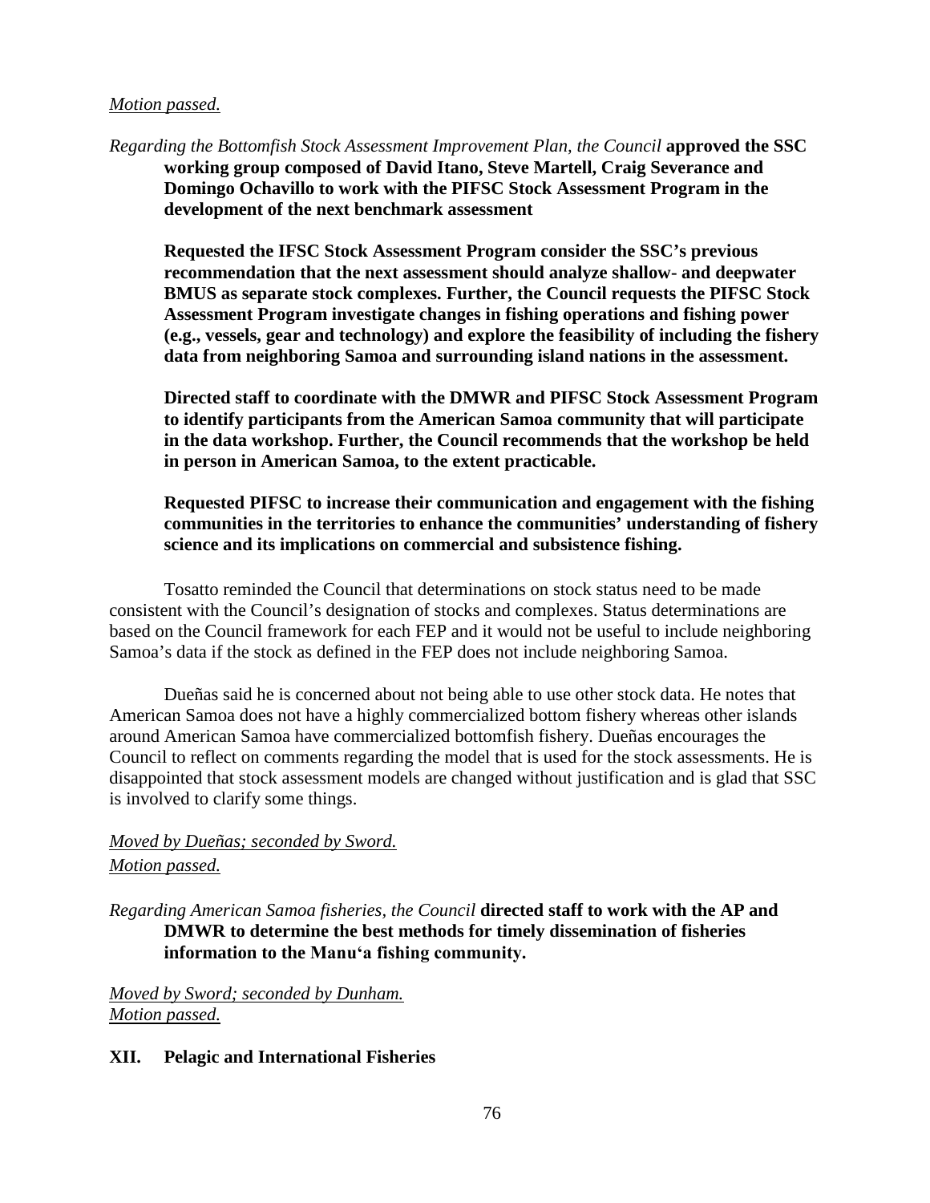*Motion passed.*

*Regarding the Bottomfish Stock Assessment Improvement Plan, the Council* **approved the SSC working group composed of David Itano, Steve Martell, Craig Severance and Domingo Ochavillo to work with the PIFSC Stock Assessment Program in the development of the next benchmark assessment**

**Requested the IFSC Stock Assessment Program consider the SSC's previous recommendation that the next assessment should analyze shallow- and deepwater BMUS as separate stock complexes. Further, the Council requests the PIFSC Stock Assessment Program investigate changes in fishing operations and fishing power (e.g., vessels, gear and technology) and explore the feasibility of including the fishery data from neighboring Samoa and surrounding island nations in the assessment.**

**Directed staff to coordinate with the DMWR and PIFSC Stock Assessment Program to identify participants from the American Samoa community that will participate in the data workshop. Further, the Council recommends that the workshop be held in person in American Samoa, to the extent practicable.**

**Requested PIFSC to increase their communication and engagement with the fishing communities in the territories to enhance the communities' understanding of fishery science and its implications on commercial and subsistence fishing.**

Tosatto reminded the Council that determinations on stock status need to be made consistent with the Council's designation of stocks and complexes. Status determinations are based on the Council framework for each FEP and it would not be useful to include neighboring Samoa's data if the stock as defined in the FEP does not include neighboring Samoa.

Dueñas said he is concerned about not being able to use other stock data. He notes that American Samoa does not have a highly commercialized bottom fishery whereas other islands around American Samoa have commercialized bottomfish fishery. Dueñas encourages the Council to reflect on comments regarding the model that is used for the stock assessments. He is disappointed that stock assessment models are changed without justification and is glad that SSC is involved to clarify some things.

*Moved by Dueñas; seconded by Sword.*
*Motion passed.*

*Regarding American Samoa fisheries, the Council* **directed staff to work with the AP and DMWR to determine the best methods for timely dissemination of fisheries information to the Manu'a fishing community.**

*Moved by Sword; seconded by Dunham.*
*Motion passed.*

## XII. Pelagic and International Fisheries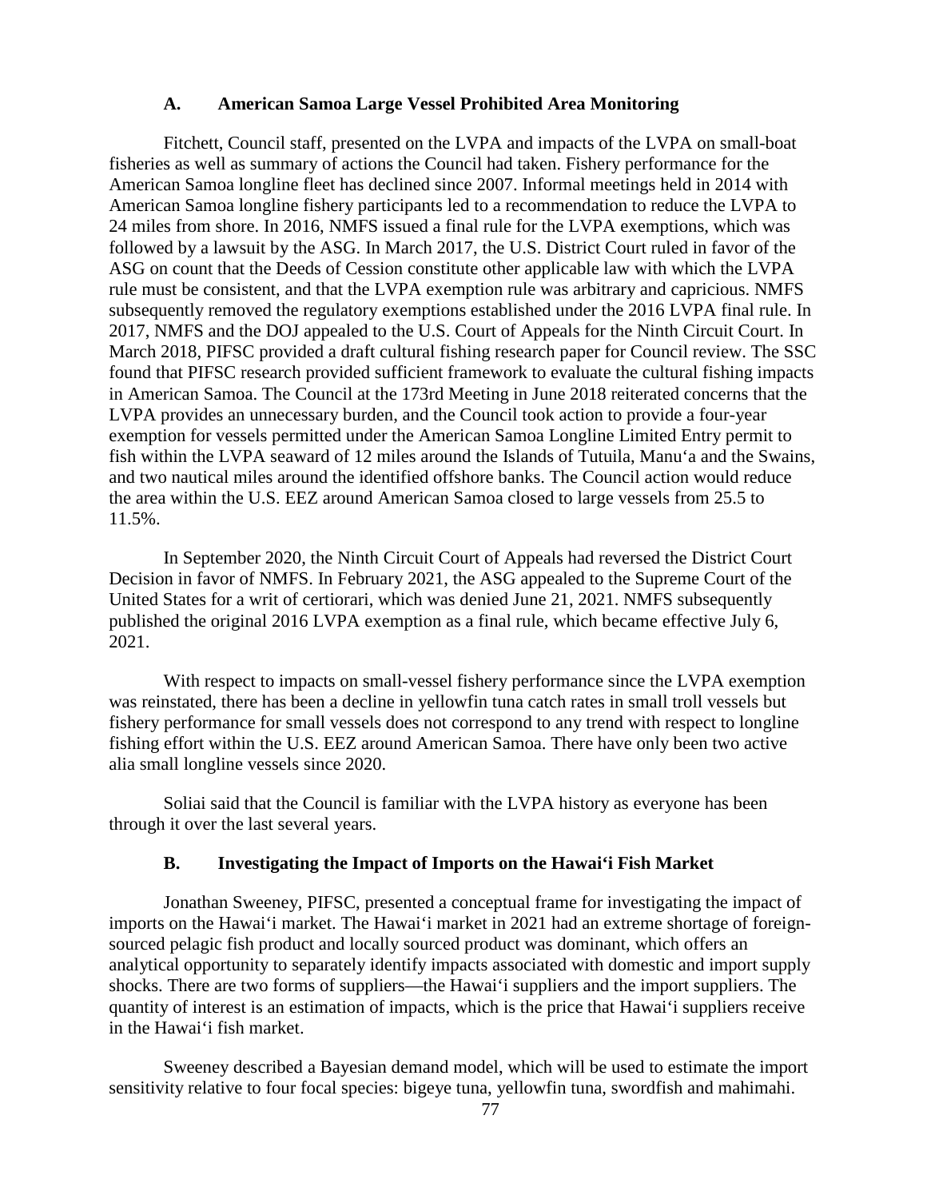### A. American Samoa Large Vessel Prohibited Area Monitoring

Fitchett, Council staff, presented on the LVPA and impacts of the LVPA on small-boat fisheries as well as summary of actions the Council had taken. Fishery performance for the American Samoa longline fleet has declined since 2007. Informal meetings held in 2014 with American Samoa longline fishery participants led to a recommendation to reduce the LVPA to 24 miles from shore. In 2016, NMFS issued a final rule for the LVPA exemptions, which was followed by a lawsuit by the ASG. In March 2017, the U.S. District Court ruled in favor of the ASG on count that the Deeds of Cession constitute other applicable law with which the LVPA rule must be consistent, and that the LVPA exemption rule was arbitrary and capricious. NMFS subsequently removed the regulatory exemptions established under the 2016 LVPA final rule. In 2017, NMFS and the DOJ appealed to the U.S. Court of Appeals for the Ninth Circuit Court. In March 2018, PIFSC provided a draft cultural fishing research paper for Council review. The SSC found that PIFSC research provided sufficient framework to evaluate the cultural fishing impacts in American Samoa. The Council at the 173rd Meeting in June 2018 reiterated concerns that the LVPA provides an unnecessary burden, and the Council took action to provide a four-year exemption for vessels permitted under the American Samoa Longline Limited Entry permit to fish within the LVPA seaward of 12 miles around the Islands of Tutuila, Manuʻa and the Swains, and two nautical miles around the identified offshore banks. The Council action would reduce the area within the U.S. EEZ around American Samoa closed to large vessels from 25.5 to 11.5%.

In September 2020, the Ninth Circuit Court of Appeals had reversed the District Court Decision in favor of NMFS. In February 2021, the ASG appealed to the Supreme Court of the United States for a writ of certiorari, which was denied June 21, 2021. NMFS subsequently published the original 2016 LVPA exemption as a final rule, which became effective July 6, 2021.

With respect to impacts on small-vessel fishery performance since the LVPA exemption was reinstated, there has been a decline in yellowfin tuna catch rates in small troll vessels but fishery performance for small vessels does not correspond to any trend with respect to longline fishing effort within the U.S. EEZ around American Samoa. There have only been two active alia small longline vessels since 2020.

Soliai said that the Council is familiar with the LVPA history as everyone has been through it over the last several years.

### B. Investigating the Impact of Imports on the Hawaiʻi Fish Market

Jonathan Sweeney, PIFSC, presented a conceptual frame for investigating the impact of imports on the Hawaiʻi market. The Hawaiʻi market in 2021 had an extreme shortage of foreign-sourced pelagic fish product and locally sourced product was dominant, which offers an analytical opportunity to separately identify impacts associated with domestic and import supply shocks. There are two forms of suppliers—the Hawaiʻi suppliers and the import suppliers. The quantity of interest is an estimation of impacts, which is the price that Hawaiʻi suppliers receive in the Hawaiʻi fish market.

Sweeney described a Bayesian demand model, which will be used to estimate the import sensitivity relative to four focal species: bigeye tuna, yellowfin tuna, swordfish and mahimahi.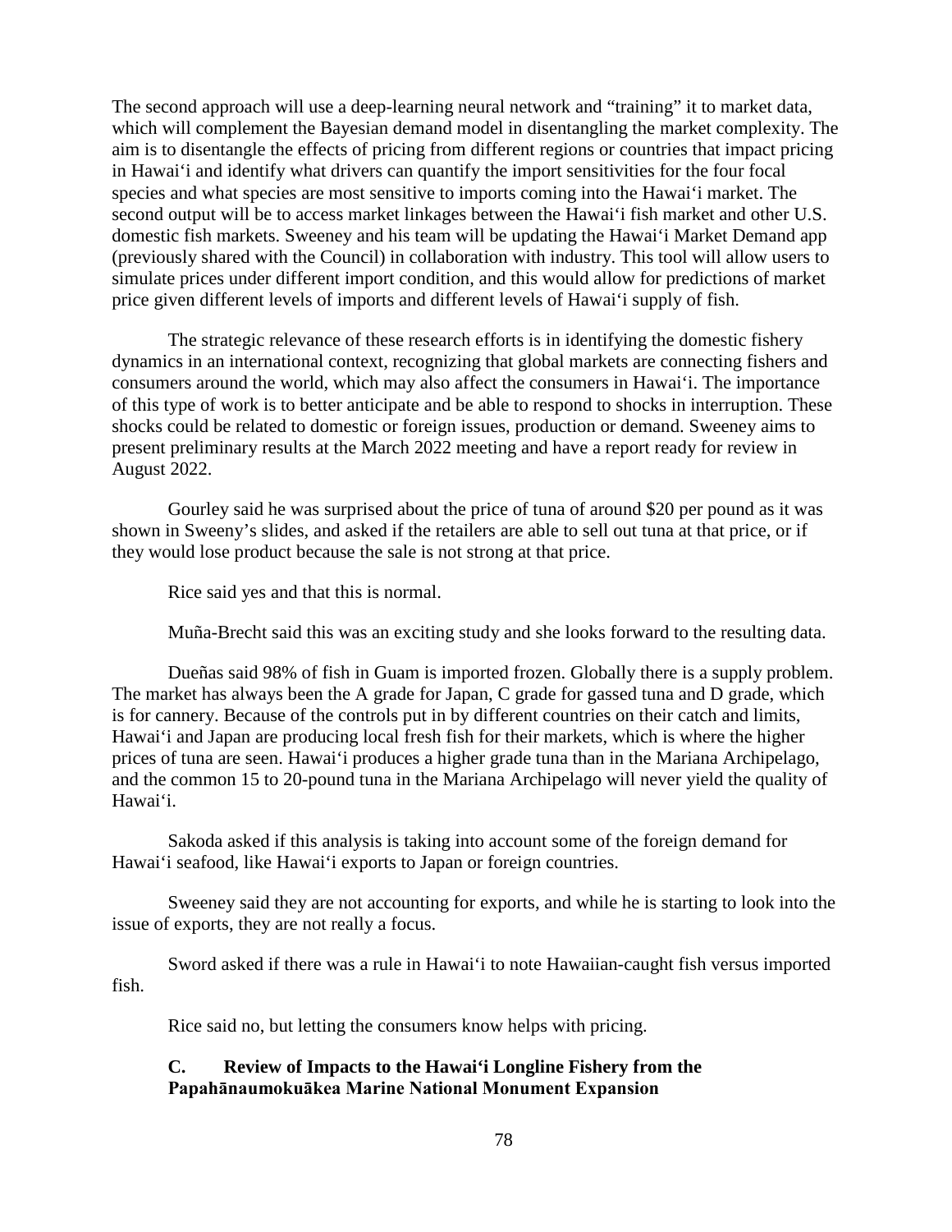The second approach will use a deep-learning neural network and "training" it to market data, which will complement the Bayesian demand model in disentangling the market complexity. The aim is to disentangle the effects of pricing from different regions or countries that impact pricing in Hawai'i and identify what drivers can quantify the import sensitivities for the four focal species and what species are most sensitive to imports coming into the Hawai'i market. The second output will be to access market linkages between the Hawai'i fish market and other U.S. domestic fish markets. Sweeney and his team will be updating the Hawai'i Market Demand app (previously shared with the Council) in collaboration with industry. This tool will allow users to simulate prices under different import condition, and this would allow for predictions of market price given different levels of imports and different levels of Hawai'i supply of fish.

The strategic relevance of these research efforts is in identifying the domestic fishery dynamics in an international context, recognizing that global markets are connecting fishers and consumers around the world, which may also affect the consumers in Hawai'i. The importance of this type of work is to better anticipate and be able to respond to shocks in interruption. These shocks could be related to domestic or foreign issues, production or demand. Sweeney aims to present preliminary results at the March 2022 meeting and have a report ready for review in August 2022.

Gourley said he was surprised about the price of tuna of around \$20 per pound as it was shown in Sweeny's slides, and asked if the retailers are able to sell out tuna at that price, or if they would lose product because the sale is not strong at that price.

Rice said yes and that this is normal.

Muña-Brecht said this was an exciting study and she looks forward to the resulting data.

Dueñas said 98% of fish in Guam is imported frozen. Globally there is a supply problem. The market has always been the A grade for Japan, C grade for gassed tuna and D grade, which is for cannery. Because of the controls put in by different countries on their catch and limits, Hawai'i and Japan are producing local fresh fish for their markets, which is where the higher prices of tuna are seen. Hawai'i produces a higher grade tuna than in the Mariana Archipelago, and the common 15 to 20-pound tuna in the Mariana Archipelago will never yield the quality of Hawai'i.

Sakoda asked if this analysis is taking into account some of the foreign demand for Hawai'i seafood, like Hawai'i exports to Japan or foreign countries.

Sweeney said they are not accounting for exports, and while he is starting to look into the issue of exports, they are not really a focus.

Sword asked if there was a rule in Hawai'i to note Hawaiian-caught fish versus imported fish.

Rice said no, but letting the consumers know helps with pricing.

### C. Review of Impacts to the Hawai'i Longline Fishery from the Papahānaumokuākea Marine National Monument Expansion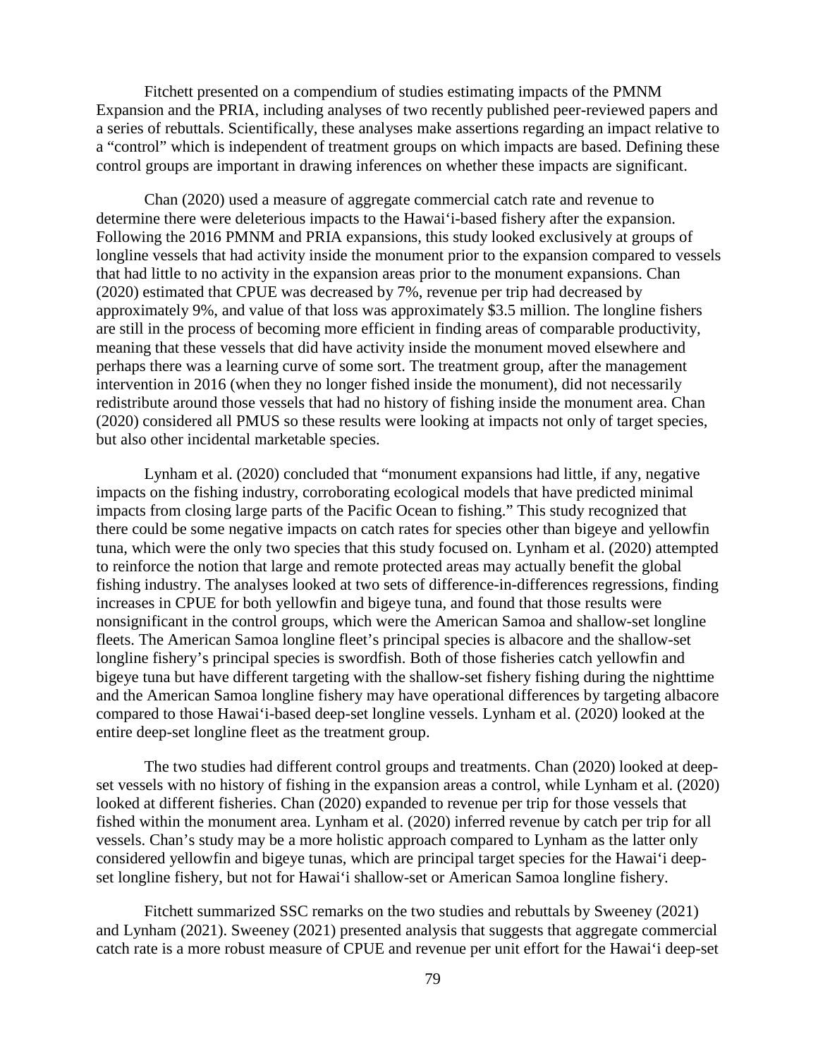Fitchett presented on a compendium of studies estimating impacts of the PMNM Expansion and the PRIA, including analyses of two recently published peer-reviewed papers and a series of rebuttals. Scientifically, these analyses make assertions regarding an impact relative to a "control" which is independent of treatment groups on which impacts are based. Defining these control groups are important in drawing inferences on whether these impacts are significant.

Chan (2020) used a measure of aggregate commercial catch rate and revenue to determine there were deleterious impacts to the Hawai'i-based fishery after the expansion. Following the 2016 PMNM and PRIA expansions, this study looked exclusively at groups of longline vessels that had activity inside the monument prior to the expansion compared to vessels that had little to no activity in the expansion areas prior to the monument expansions. Chan (2020) estimated that CPUE was decreased by 7%, revenue per trip had decreased by approximately 9%, and value of that loss was approximately $3.5 million. The longline fishers are still in the process of becoming more efficient in finding areas of comparable productivity, meaning that these vessels that did have activity inside the monument moved elsewhere and perhaps there was a learning curve of some sort. The treatment group, after the management intervention in 2016 (when they no longer fished inside the monument), did not necessarily redistribute around those vessels that had no history of fishing inside the monument area. Chan (2020) considered all PMUS so these results were looking at impacts not only of target species, but also other incidental marketable species.

Lynham et al. (2020) concluded that "monument expansions had little, if any, negative impacts on the fishing industry, corroborating ecological models that have predicted minimal impacts from closing large parts of the Pacific Ocean to fishing." This study recognized that there could be some negative impacts on catch rates for species other than bigeye and yellowfin tuna, which were the only two species that this study focused on. Lynham et al. (2020) attempted to reinforce the notion that large and remote protected areas may actually benefit the global fishing industry. The analyses looked at two sets of difference-in-differences regressions, finding increases in CPUE for both yellowfin and bigeye tuna, and found that those results were nonsignificant in the control groups, which were the American Samoa and shallow-set longline fleets. The American Samoa longline fleet's principal species is albacore and the shallow-set longline fishery's principal species is swordfish. Both of those fisheries catch yellowfin and bigeye tuna but have different targeting with the shallow-set fishery fishing during the nighttime and the American Samoa longline fishery may have operational differences by targeting albacore compared to those Hawai'i-based deep-set longline vessels. Lynham et al. (2020) looked at the entire deep-set longline fleet as the treatment group.

The two studies had different control groups and treatments. Chan (2020) looked at deep-set vessels with no history of fishing in the expansion areas a control, while Lynham et al. (2020) looked at different fisheries. Chan (2020) expanded to revenue per trip for those vessels that fished within the monument area. Lynham et al. (2020) inferred revenue by catch per trip for all vessels. Chan's study may be a more holistic approach compared to Lynham as the latter only considered yellowfin and bigeye tunas, which are principal target species for the Hawai'i deep-set longline fishery, but not for Hawai'i shallow-set or American Samoa longline fishery.

Fitchett summarized SSC remarks on the two studies and rebuttals by Sweeney (2021) and Lynham (2021). Sweeney (2021) presented analysis that suggests that aggregate commercial catch rate is a more robust measure of CPUE and revenue per unit effort for the Hawai'i deep-set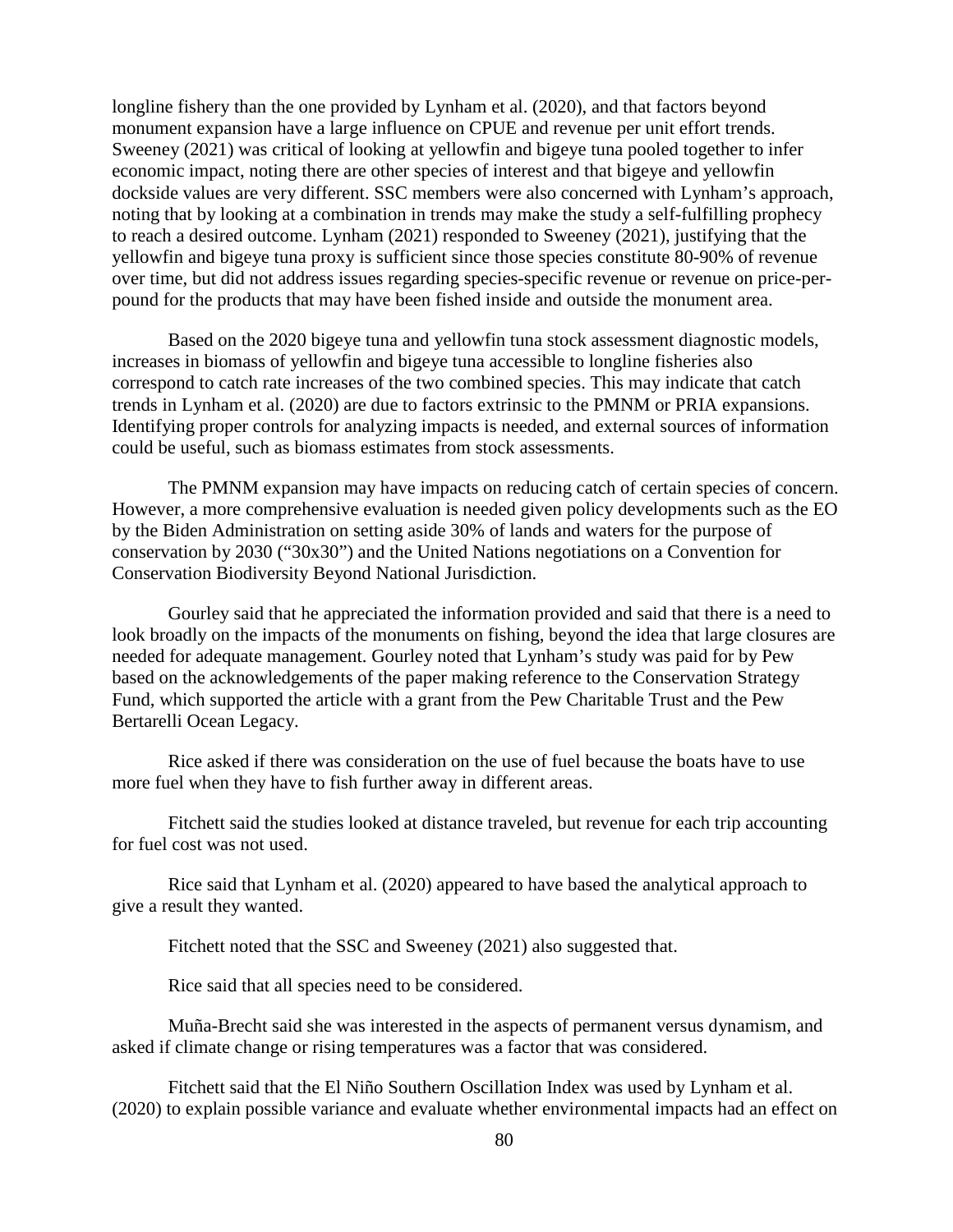longline fishery than the one provided by Lynham et al. (2020), and that factors beyond monument expansion have a large influence on CPUE and revenue per unit effort trends. Sweeney (2021) was critical of looking at yellowfin and bigeye tuna pooled together to infer economic impact, noting there are other species of interest and that bigeye and yellowfin dockside values are very different. SSC members were also concerned with Lynham's approach, noting that by looking at a combination in trends may make the study a self-fulfilling prophecy to reach a desired outcome. Lynham (2021) responded to Sweeney (2021), justifying that the yellowfin and bigeye tuna proxy is sufficient since those species constitute 80-90% of revenue over time, but did not address issues regarding species-specific revenue or revenue on price-per-pound for the products that may have been fished inside and outside the monument area.

Based on the 2020 bigeye tuna and yellowfin tuna stock assessment diagnostic models, increases in biomass of yellowfin and bigeye tuna accessible to longline fisheries also correspond to catch rate increases of the two combined species. This may indicate that catch trends in Lynham et al. (2020) are due to factors extrinsic to the PMNM or PRIA expansions. Identifying proper controls for analyzing impacts is needed, and external sources of information could be useful, such as biomass estimates from stock assessments.

The PMNM expansion may have impacts on reducing catch of certain species of concern. However, a more comprehensive evaluation is needed given policy developments such as the EO by the Biden Administration on setting aside 30% of lands and waters for the purpose of conservation by 2030 ("30x30") and the United Nations negotiations on a Convention for Conservation Biodiversity Beyond National Jurisdiction.

Gourley said that he appreciated the information provided and said that there is a need to look broadly on the impacts of the monuments on fishing, beyond the idea that large closures are needed for adequate management. Gourley noted that Lynham's study was paid for by Pew based on the acknowledgements of the paper making reference to the Conservation Strategy Fund, which supported the article with a grant from the Pew Charitable Trust and the Pew Bertarelli Ocean Legacy.

Rice asked if there was consideration on the use of fuel because the boats have to use more fuel when they have to fish further away in different areas.

Fitchett said the studies looked at distance traveled, but revenue for each trip accounting for fuel cost was not used.

Rice said that Lynham et al. (2020) appeared to have based the analytical approach to give a result they wanted.

Fitchett noted that the SSC and Sweeney (2021) also suggested that.

Rice said that all species need to be considered.

Muña-Brecht said she was interested in the aspects of permanent versus dynamism, and asked if climate change or rising temperatures was a factor that was considered.

Fitchett said that the El Niño Southern Oscillation Index was used by Lynham et al. (2020) to explain possible variance and evaluate whether environmental impacts had an effect on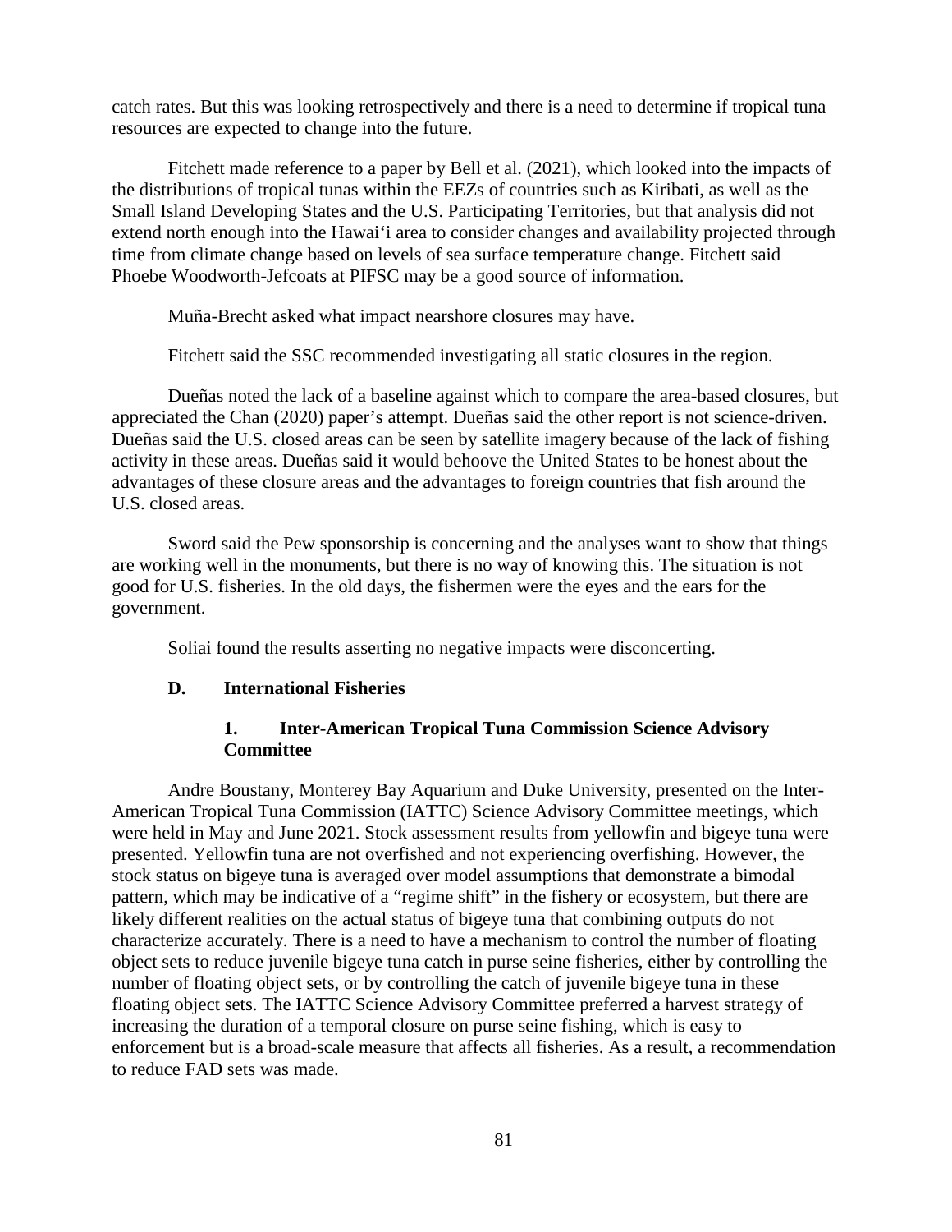catch rates. But this was looking retrospectively and there is a need to determine if tropical tuna resources are expected to change into the future.

Fitchett made reference to a paper by Bell et al. (2021), which looked into the impacts of the distributions of tropical tunas within the EEZs of countries such as Kiribati, as well as the Small Island Developing States and the U.S. Participating Territories, but that analysis did not extend north enough into the Hawaiʻi area to consider changes and availability projected through time from climate change based on levels of sea surface temperature change. Fitchett said Phoebe Woodworth-Jefcoats at PIFSC may be a good source of information.

Muña-Brecht asked what impact nearshore closures may have.

Fitchett said the SSC recommended investigating all static closures in the region.

Dueñas noted the lack of a baseline against which to compare the area-based closures, but appreciated the Chan (2020) paper's attempt. Dueñas said the other report is not science-driven. Dueñas said the U.S. closed areas can be seen by satellite imagery because of the lack of fishing activity in these areas. Dueñas said it would behoove the United States to be honest about the advantages of these closure areas and the advantages to foreign countries that fish around the U.S. closed areas.

Sword said the Pew sponsorship is concerning and the analyses want to show that things are working well in the monuments, but there is no way of knowing this. The situation is not good for U.S. fisheries. In the old days, the fishermen were the eyes and the ears for the government.

Soliai found the results asserting no negative impacts were disconcerting.

### D. International Fisheries

#### 1. Inter-American Tropical Tuna Commission Science Advisory Committee

Andre Boustany, Monterey Bay Aquarium and Duke University, presented on the Inter-American Tropical Tuna Commission (IATTC) Science Advisory Committee meetings, which were held in May and June 2021. Stock assessment results from yellowfin and bigeye tuna were presented. Yellowfin tuna are not overfished and not experiencing overfishing. However, the stock status on bigeye tuna is averaged over model assumptions that demonstrate a bimodal pattern, which may be indicative of a "regime shift" in the fishery or ecosystem, but there are likely different realities on the actual status of bigeye tuna that combining outputs do not characterize accurately. There is a need to have a mechanism to control the number of floating object sets to reduce juvenile bigeye tuna catch in purse seine fisheries, either by controlling the number of floating object sets, or by controlling the catch of juvenile bigeye tuna in these floating object sets. The IATTC Science Advisory Committee preferred a harvest strategy of increasing the duration of a temporal closure on purse seine fishing, which is easy to enforcement but is a broad-scale measure that affects all fisheries. As a result, a recommendation to reduce FAD sets was made.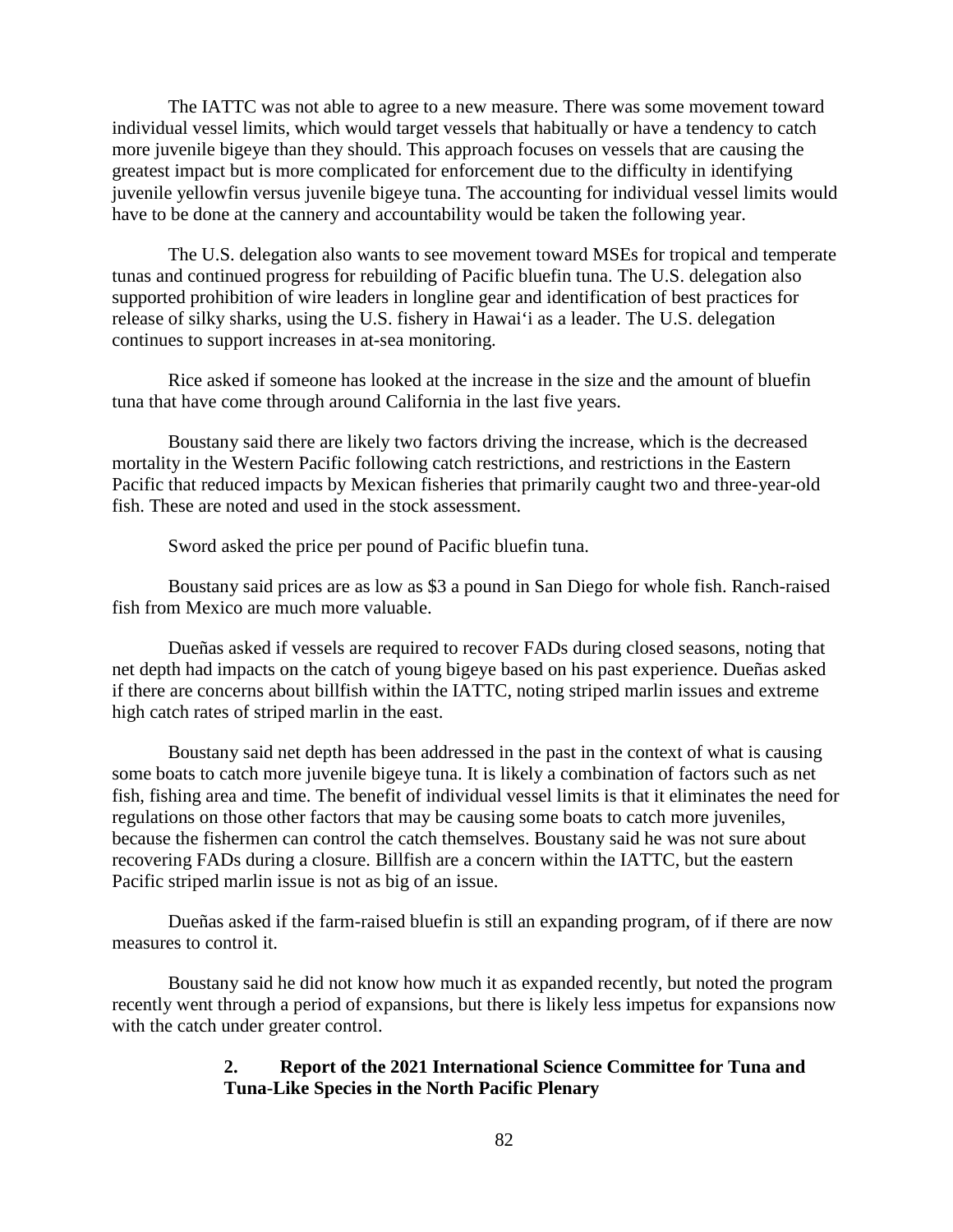The IATTC was not able to agree to a new measure. There was some movement toward individual vessel limits, which would target vessels that habitually or have a tendency to catch more juvenile bigeye than they should. This approach focuses on vessels that are causing the greatest impact but is more complicated for enforcement due to the difficulty in identifying juvenile yellowfin versus juvenile bigeye tuna. The accounting for individual vessel limits would have to be done at the cannery and accountability would be taken the following year.

The U.S. delegation also wants to see movement toward MSEs for tropical and temperate tunas and continued progress for rebuilding of Pacific bluefin tuna. The U.S. delegation also supported prohibition of wire leaders in longline gear and identification of best practices for release of silky sharks, using the U.S. fishery in Hawai‘i as a leader. The U.S. delegation continues to support increases in at-sea monitoring.

Rice asked if someone has looked at the increase in the size and the amount of bluefin tuna that have come through around California in the last five years.

Boustany said there are likely two factors driving the increase, which is the decreased mortality in the Western Pacific following catch restrictions, and restrictions in the Eastern Pacific that reduced impacts by Mexican fisheries that primarily caught two and three-year-old fish. These are noted and used in the stock assessment.

Sword asked the price per pound of Pacific bluefin tuna.

Boustany said prices are as low as $3 a pound in San Diego for whole fish. Ranch-raised fish from Mexico are much more valuable.

Dueñas asked if vessels are required to recover FADs during closed seasons, noting that net depth had impacts on the catch of young bigeye based on his past experience. Dueñas asked if there are concerns about billfish within the IATTC, noting striped marlin issues and extreme high catch rates of striped marlin in the east.

Boustany said net depth has been addressed in the past in the context of what is causing some boats to catch more juvenile bigeye tuna. It is likely a combination of factors such as net fish, fishing area and time. The benefit of individual vessel limits is that it eliminates the need for regulations on those other factors that may be causing some boats to catch more juveniles, because the fishermen can control the catch themselves. Boustany said he was not sure about recovering FADs during a closure. Billfish are a concern within the IATTC, but the eastern Pacific striped marlin issue is not as big of an issue.

Dueñas asked if the farm-raised bluefin is still an expanding program, of if there are now measures to control it.

Boustany said he did not know how much it as expanded recently, but noted the program recently went through a period of expansions, but there is likely less impetus for expansions now with the catch under greater control.

### 2. Report of the 2021 International Science Committee for Tuna and Tuna-Like Species in the North Pacific Plenary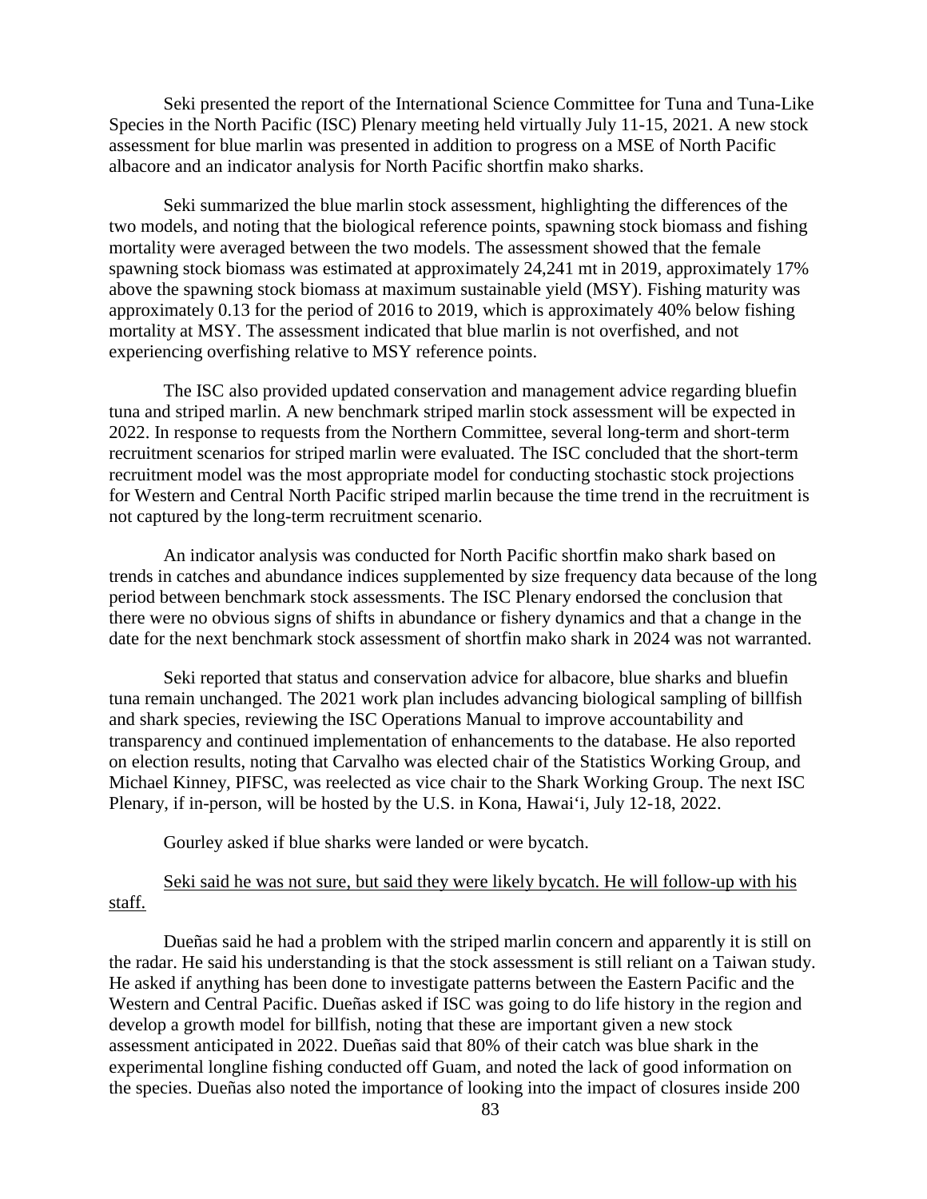Seki presented the report of the International Science Committee for Tuna and Tuna-Like Species in the North Pacific (ISC) Plenary meeting held virtually July 11-15, 2021. A new stock assessment for blue marlin was presented in addition to progress on a MSE of North Pacific albacore and an indicator analysis for North Pacific shortfin mako sharks.

Seki summarized the blue marlin stock assessment, highlighting the differences of the two models, and noting that the biological reference points, spawning stock biomass and fishing mortality were averaged between the two models. The assessment showed that the female spawning stock biomass was estimated at approximately 24,241 mt in 2019, approximately 17% above the spawning stock biomass at maximum sustainable yield (MSY). Fishing maturity was approximately 0.13 for the period of 2016 to 2019, which is approximately 40% below fishing mortality at MSY. The assessment indicated that blue marlin is not overfished, and not experiencing overfishing relative to MSY reference points.

The ISC also provided updated conservation and management advice regarding bluefin tuna and striped marlin. A new benchmark striped marlin stock assessment will be expected in 2022. In response to requests from the Northern Committee, several long-term and short-term recruitment scenarios for striped marlin were evaluated. The ISC concluded that the short-term recruitment model was the most appropriate model for conducting stochastic stock projections for Western and Central North Pacific striped marlin because the time trend in the recruitment is not captured by the long-term recruitment scenario.

An indicator analysis was conducted for North Pacific shortfin mako shark based on trends in catches and abundance indices supplemented by size frequency data because of the long period between benchmark stock assessments. The ISC Plenary endorsed the conclusion that there were no obvious signs of shifts in abundance or fishery dynamics and that a change in the date for the next benchmark stock assessment of shortfin mako shark in 2024 was not warranted.

Seki reported that status and conservation advice for albacore, blue sharks and bluefin tuna remain unchanged. The 2021 work plan includes advancing biological sampling of billfish and shark species, reviewing the ISC Operations Manual to improve accountability and transparency and continued implementation of enhancements to the database. He also reported on election results, noting that Carvalho was elected chair of the Statistics Working Group, and Michael Kinney, PIFSC, was reelected as vice chair to the Shark Working Group. The next ISC Plenary, if in-person, will be hosted by the U.S. in Kona, Hawai'i, July 12-18, 2022.

Gourley asked if blue sharks were landed or were bycatch.

<u>Seki said he was not sure, but said they were likely bycatch. He will follow-up with his staff.</u>

Dueñas said he had a problem with the striped marlin concern and apparently it is still on the radar. He said his understanding is that the stock assessment is still reliant on a Taiwan study. He asked if anything has been done to investigate patterns between the Eastern Pacific and the Western and Central Pacific. Dueñas asked if ISC was going to do life history in the region and develop a growth model for billfish, noting that these are important given a new stock assessment anticipated in 2022. Dueñas said that 80% of their catch was blue shark in the experimental longline fishing conducted off Guam, and noted the lack of good information on the species. Dueñas also noted the importance of looking into the impact of closures inside 200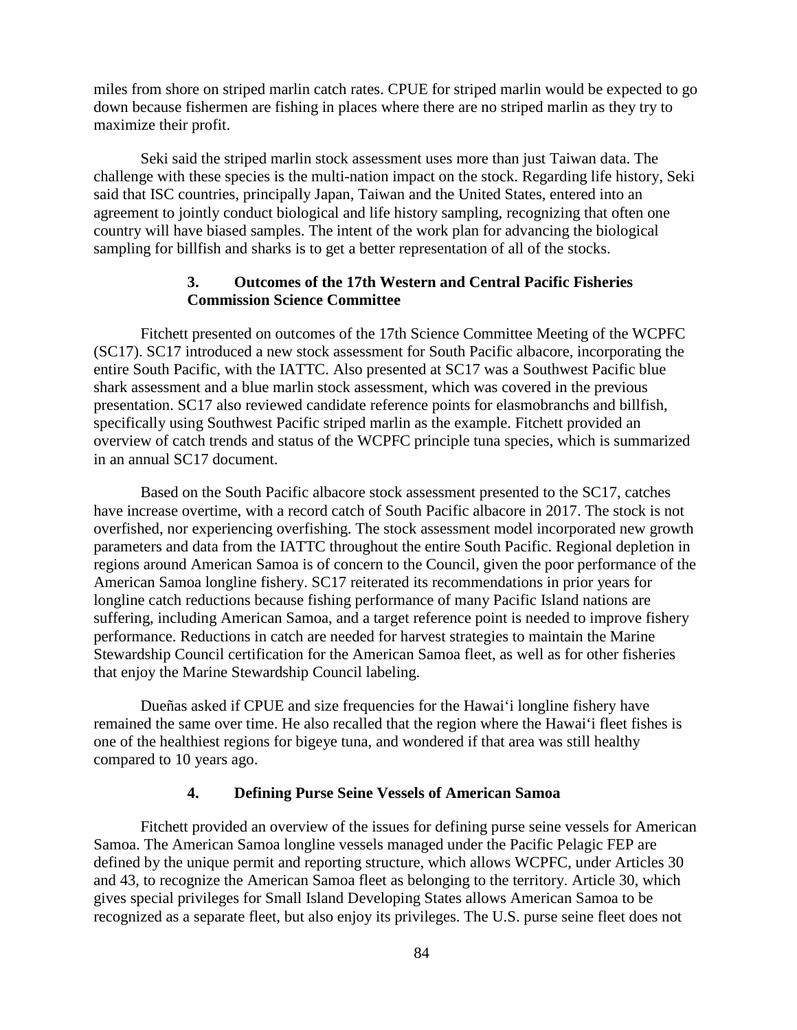miles from shore on striped marlin catch rates. CPUE for striped marlin would be expected to go down because fishermen are fishing in places where there are no striped marlin as they try to maximize their profit.

Seki said the striped marlin stock assessment uses more than just Taiwan data. The challenge with these species is the multi-nation impact on the stock. Regarding life history, Seki said that ISC countries, principally Japan, Taiwan and the United States, entered into an agreement to jointly conduct biological and life history sampling, recognizing that often one country will have biased samples. The intent of the work plan for advancing the biological sampling for billfish and sharks is to get a better representation of all of the stocks.

### 3. Outcomes of the 17th Western and Central Pacific Fisheries Commission Science Committee

Fitchett presented on outcomes of the 17th Science Committee Meeting of the WCPFC (SC17). SC17 introduced a new stock assessment for South Pacific albacore, incorporating the entire South Pacific, with the IATTC. Also presented at SC17 was a Southwest Pacific blue shark assessment and a blue marlin stock assessment, which was covered in the previous presentation. SC17 also reviewed candidate reference points for elasmobranchs and billfish, specifically using Southwest Pacific striped marlin as the example. Fitchett provided an overview of catch trends and status of the WCPFC principle tuna species, which is summarized in an annual SC17 document.

Based on the South Pacific albacore stock assessment presented to the SC17, catches have increase overtime, with a record catch of South Pacific albacore in 2017. The stock is not overfished, nor experiencing overfishing. The stock assessment model incorporated new growth parameters and data from the IATTC throughout the entire South Pacific. Regional depletion in regions around American Samoa is of concern to the Council, given the poor performance of the American Samoa longline fishery. SC17 reiterated its recommendations in prior years for longline catch reductions because fishing performance of many Pacific Island nations are suffering, including American Samoa, and a target reference point is needed to improve fishery performance. Reductions in catch are needed for harvest strategies to maintain the Marine Stewardship Council certification for the American Samoa fleet, as well as for other fisheries that enjoy the Marine Stewardship Council labeling.

Dueñas asked if CPUE and size frequencies for the Hawai‘i longline fishery have remained the same over time. He also recalled that the region where the Hawai‘i fleet fishes is one of the healthiest regions for bigeye tuna, and wondered if that area was still healthy compared to 10 years ago.

### 4. Defining Purse Seine Vessels of American Samoa

Fitchett provided an overview of the issues for defining purse seine vessels for American Samoa. The American Samoa longline vessels managed under the Pacific Pelagic FEP are defined by the unique permit and reporting structure, which allows WCPFC, under Articles 30 and 43, to recognize the American Samoa fleet as belonging to the territory. Article 30, which gives special privileges for Small Island Developing States allows American Samoa to be recognized as a separate fleet, but also enjoy its privileges. The U.S. purse seine fleet does not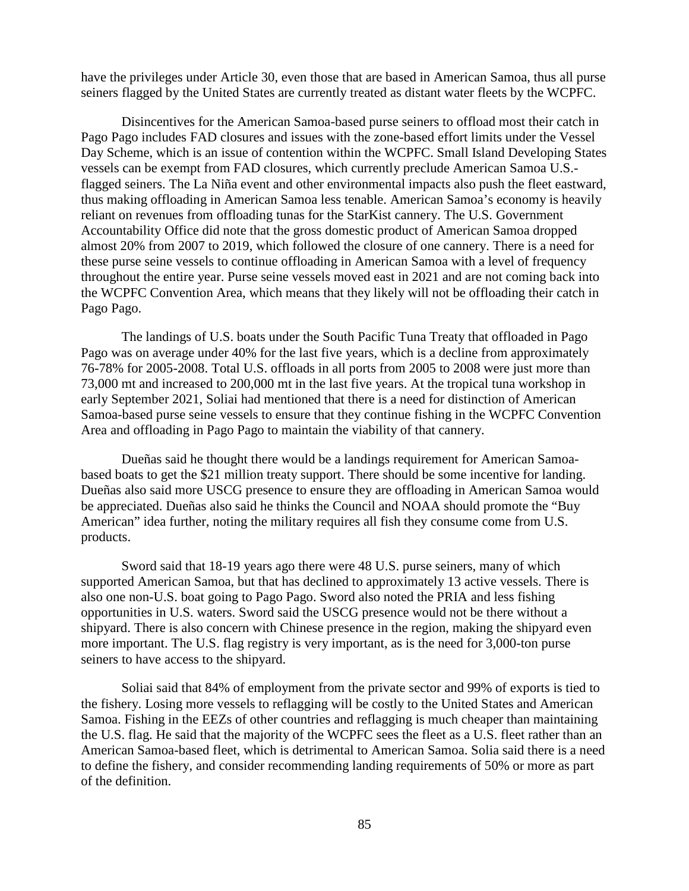have the privileges under Article 30, even those that are based in American Samoa, thus all purse seiners flagged by the United States are currently treated as distant water fleets by the WCPFC.

Disincentives for the American Samoa-based purse seiners to offload most their catch in Pago Pago includes FAD closures and issues with the zone-based effort limits under the Vessel Day Scheme, which is an issue of contention within the WCPFC. Small Island Developing States vessels can be exempt from FAD closures, which currently preclude American Samoa U.S.-flagged seiners. The La Niña event and other environmental impacts also push the fleet eastward, thus making offloading in American Samoa less tenable. American Samoa's economy is heavily reliant on revenues from offloading tunas for the StarKist cannery. The U.S. Government Accountability Office did note that the gross domestic product of American Samoa dropped almost 20% from 2007 to 2019, which followed the closure of one cannery. There is a need for these purse seine vessels to continue offloading in American Samoa with a level of frequency throughout the entire year. Purse seine vessels moved east in 2021 and are not coming back into the WCPFC Convention Area, which means that they likely will not be offloading their catch in Pago Pago.

The landings of U.S. boats under the South Pacific Tuna Treaty that offloaded in Pago Pago was on average under 40% for the last five years, which is a decline from approximately 76-78% for 2005-2008. Total U.S. offloads in all ports from 2005 to 2008 were just more than 73,000 mt and increased to 200,000 mt in the last five years. At the tropical tuna workshop in early September 2021, Soliai had mentioned that there is a need for distinction of American Samoa-based purse seine vessels to ensure that they continue fishing in the WCPFC Convention Area and offloading in Pago Pago to maintain the viability of that cannery.

Dueñas said he thought there would be a landings requirement for American Samoa-based boats to get the $21 million treaty support. There should be some incentive for landing. Dueñas also said more USCG presence to ensure they are offloading in American Samoa would be appreciated. Dueñas also said he thinks the Council and NOAA should promote the "Buy American" idea further, noting the military requires all fish they consume come from U.S. products.

Sword said that 18-19 years ago there were 48 U.S. purse seiners, many of which supported American Samoa, but that has declined to approximately 13 active vessels. There is also one non-U.S. boat going to Pago Pago. Sword also noted the PRIA and less fishing opportunities in U.S. waters. Sword said the USCG presence would not be there without a shipyard. There is also concern with Chinese presence in the region, making the shipyard even more important. The U.S. flag registry is very important, as is the need for 3,000-ton purse seiners to have access to the shipyard.

Soliai said that 84% of employment from the private sector and 99% of exports is tied to the fishery. Losing more vessels to reflagging will be costly to the United States and American Samoa. Fishing in the EEZs of other countries and reflagging is much cheaper than maintaining the U.S. flag. He said that the majority of the WCPFC sees the fleet as a U.S. fleet rather than an American Samoa-based fleet, which is detrimental to American Samoa. Solia said there is a need to define the fishery, and consider recommending landing requirements of 50% or more as part of the definition.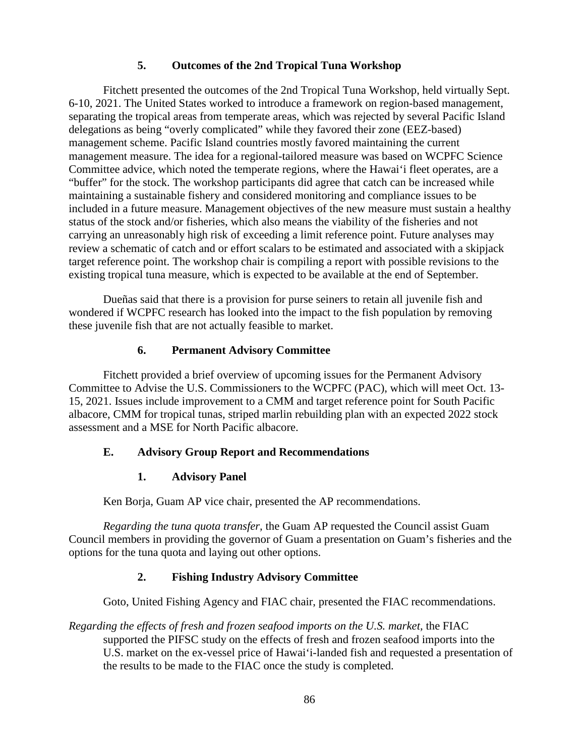### 5. Outcomes of the 2nd Tropical Tuna Workshop

Fitchett presented the outcomes of the 2nd Tropical Tuna Workshop, held virtually Sept. 6-10, 2021. The United States worked to introduce a framework on region-based management, separating the tropical areas from temperate areas, which was rejected by several Pacific Island delegations as being "overly complicated" while they favored their zone (EEZ-based) management scheme. Pacific Island countries mostly favored maintaining the current management measure. The idea for a regional-tailored measure was based on WCPFC Science Committee advice, which noted the temperate regions, where the Hawai'i fleet operates, are a "buffer" for the stock. The workshop participants did agree that catch can be increased while maintaining a sustainable fishery and considered monitoring and compliance issues to be included in a future measure. Management objectives of the new measure must sustain a healthy status of the stock and/or fisheries, which also means the viability of the fisheries and not carrying an unreasonably high risk of exceeding a limit reference point. Future analyses may review a schematic of catch and or effort scalars to be estimated and associated with a skipjack target reference point. The workshop chair is compiling a report with possible revisions to the existing tropical tuna measure, which is expected to be available at the end of September.

Dueñas said that there is a provision for purse seiners to retain all juvenile fish and wondered if WCPFC research has looked into the impact to the fish population by removing these juvenile fish that are not actually feasible to market.

### 6. Permanent Advisory Committee

Fitchett provided a brief overview of upcoming issues for the Permanent Advisory Committee to Advise the U.S. Commissioners to the WCPFC (PAC), which will meet Oct. 13-15, 2021. Issues include improvement to a CMM and target reference point for South Pacific albacore, CMM for tropical tunas, striped marlin rebuilding plan with an expected 2022 stock assessment and a MSE for North Pacific albacore.

## E. Advisory Group Report and Recommendations

### 1. Advisory Panel

Ken Borja, Guam AP vice chair, presented the AP recommendations.

*Regarding the tuna quota transfer,* the Guam AP requested the Council assist Guam Council members in providing the governor of Guam a presentation on Guam's fisheries and the options for the tuna quota and laying out other options.

### 2. Fishing Industry Advisory Committee

Goto, United Fishing Agency and FIAC chair, presented the FIAC recommendations.

*Regarding the effects of fresh and frozen seafood imports on the U.S. market,* the FIAC supported the PIFSC study on the effects of fresh and frozen seafood imports into the U.S. market on the ex-vessel price of Hawai'i-landed fish and requested a presentation of the results to be made to the FIAC once the study is completed.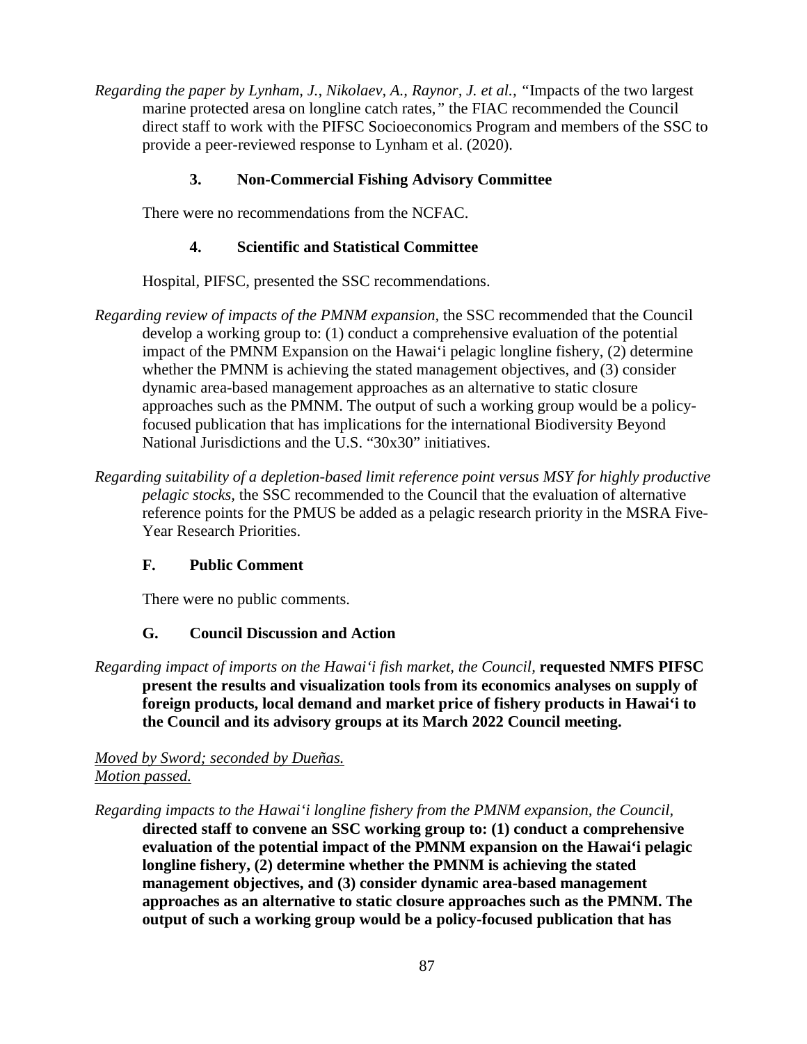*Regarding the paper by Lynham, J., Nikolaev, A., Raynor, J. et al., "*Impacts of the two largest marine protected aresa on longline catch rates,*"* the FIAC recommended the Council direct staff to work with the PIFSC Socioeconomics Program and members of the SSC to provide a peer-reviewed response to Lynham et al. (2020).

### 3. Non-Commercial Fishing Advisory Committee

There were no recommendations from the NCFAC.

### 4. Scientific and Statistical Committee

Hospital, PIFSC, presented the SSC recommendations.

*Regarding review of impacts of the PMNM expansion*, the SSC recommended that the Council develop a working group to: (1) conduct a comprehensive evaluation of the potential impact of the PMNM Expansion on the Hawai'i pelagic longline fishery, (2) determine whether the PMNM is achieving the stated management objectives, and (3) consider dynamic area-based management approaches as an alternative to static closure approaches such as the PMNM. The output of such a working group would be a policy-focused publication that has implications for the international Biodiversity Beyond National Jurisdictions and the U.S. "30x30" initiatives.

*Regarding suitability of a depletion-based limit reference point versus MSY for highly productive pelagic stocks*, the SSC recommended to the Council that the evaluation of alternative reference points for the PMUS be added as a pelagic research priority in the MSRA Five-Year Research Priorities.

## F. Public Comment

There were no public comments.

## G. Council Discussion and Action

*Regarding impact of imports on the Hawai'i fish market, the Council,* **requested NMFS PIFSC present the results and visualization tools from its economics analyses on supply of foreign products, local demand and market price of fishery products in Hawai'i to the Council and its advisory groups at its March 2022 Council meeting.**

*Moved by Sword; seconded by Dueñas.*
*Motion passed.*

*Regarding impacts to the Hawai'i longline fishery from the PMNM expansion, the Council,* **directed staff to convene an SSC working group to: (1) conduct a comprehensive evaluation of the potential impact of the PMNM expansion on the Hawai'i pelagic longline fishery, (2) determine whether the PMNM is achieving the stated management objectives, and (3) consider dynamic area-based management approaches as an alternative to static closure approaches such as the PMNM. The output of such a working group would be a policy-focused publication that has**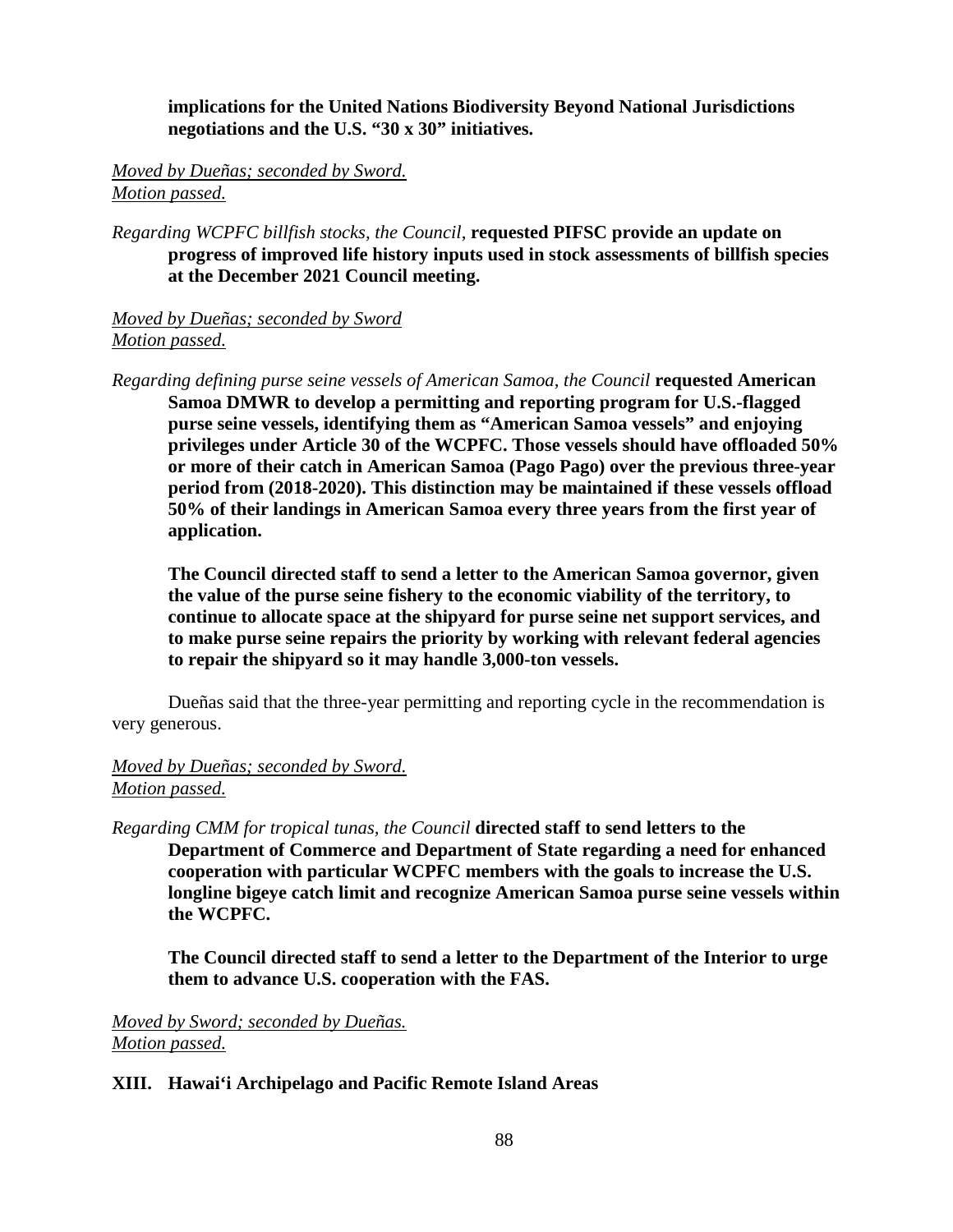**implications for the United Nations Biodiversity Beyond National Jurisdictions negotiations and the U.S. "30 x 30" initiatives.**

*Moved by Dueñas; seconded by Sword.*
*Motion passed.*

*Regarding WCPFC billfish stocks, the Council,* **requested PIFSC provide an update on progress of improved life history inputs used in stock assessments of billfish species at the December 2021 Council meeting.**

*Moved by Dueñas; seconded by Sword*
*Motion passed.*

*Regarding defining purse seine vessels of American Samoa, the Council* **requested American Samoa DMWR to develop a permitting and reporting program for U.S.-flagged purse seine vessels, identifying them as "American Samoa vessels" and enjoying privileges under Article 30 of the WCPFC. Those vessels should have offloaded 50% or more of their catch in American Samoa (Pago Pago) over the previous three-year period from (2018-2020). This distinction may be maintained if these vessels offload 50% of their landings in American Samoa every three years from the first year of application.**

**The Council directed staff to send a letter to the American Samoa governor, given the value of the purse seine fishery to the economic viability of the territory, to continue to allocate space at the shipyard for purse seine net support services, and to make purse seine repairs the priority by working with relevant federal agencies to repair the shipyard so it may handle 3,000-ton vessels.**

Dueñas said that the three-year permitting and reporting cycle in the recommendation is very generous.

*Moved by Dueñas; seconded by Sword.*
*Motion passed.*

*Regarding CMM for tropical tunas, the Council* **directed staff to send letters to the Department of Commerce and Department of State regarding a need for enhanced cooperation with particular WCPFC members with the goals to increase the U.S. longline bigeye catch limit and recognize American Samoa purse seine vessels within the WCPFC.**

**The Council directed staff to send a letter to the Department of the Interior to urge them to advance U.S. cooperation with the FAS.**

*Moved by Sword; seconded by Dueñas.*
*Motion passed.*

## XIII. Hawai'i Archipelago and Pacific Remote Island Areas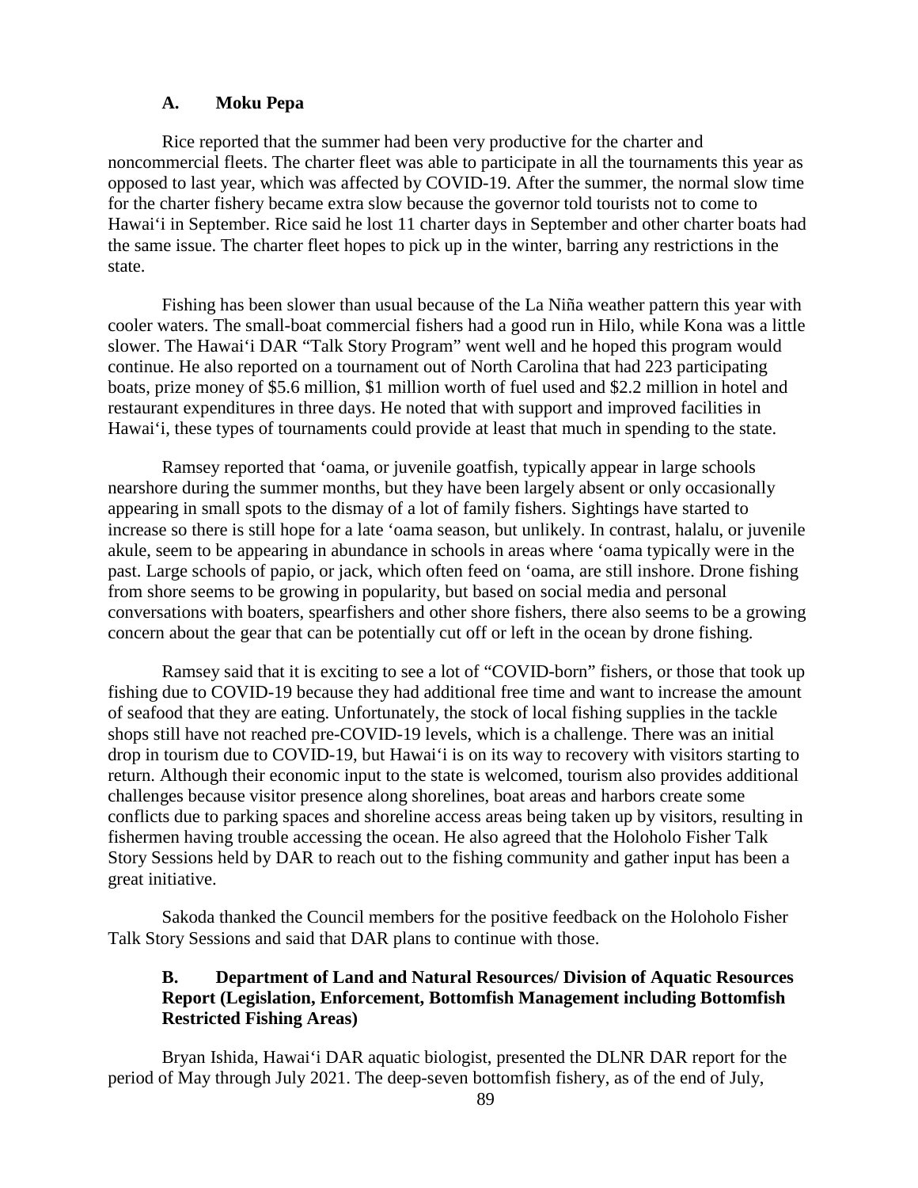### A. Moku Pepa

Rice reported that the summer had been very productive for the charter and noncommercial fleets. The charter fleet was able to participate in all the tournaments this year as opposed to last year, which was affected by COVID-19. After the summer, the normal slow time for the charter fishery became extra slow because the governor told tourists not to come to Hawai‘i in September. Rice said he lost 11 charter days in September and other charter boats had the same issue. The charter fleet hopes to pick up in the winter, barring any restrictions in the state.

Fishing has been slower than usual because of the La Niña weather pattern this year with cooler waters. The small-boat commercial fishers had a good run in Hilo, while Kona was a little slower. The Hawai‘i DAR "Talk Story Program" went well and he hoped this program would continue. He also reported on a tournament out of North Carolina that had 223 participating boats, prize money of $5.6 million, $1 million worth of fuel used and $2.2 million in hotel and restaurant expenditures in three days. He noted that with support and improved facilities in Hawai‘i, these types of tournaments could provide at least that much in spending to the state.

Ramsey reported that ‘oama, or juvenile goatfish, typically appear in large schools nearshore during the summer months, but they have been largely absent or only occasionally appearing in small spots to the dismay of a lot of family fishers. Sightings have started to increase so there is still hope for a late ‘oama season, but unlikely. In contrast, halalu, or juvenile akule, seem to be appearing in abundance in schools in areas where ‘oama typically were in the past. Large schools of papio, or jack, which often feed on ‘oama, are still inshore. Drone fishing from shore seems to be growing in popularity, but based on social media and personal conversations with boaters, spearfishers and other shore fishers, there also seems to be a growing concern about the gear that can be potentially cut off or left in the ocean by drone fishing.

Ramsey said that it is exciting to see a lot of "COVID-born" fishers, or those that took up fishing due to COVID-19 because they had additional free time and want to increase the amount of seafood that they are eating. Unfortunately, the stock of local fishing supplies in the tackle shops still have not reached pre-COVID-19 levels, which is a challenge. There was an initial drop in tourism due to COVID-19, but Hawai‘i is on its way to recovery with visitors starting to return. Although their economic input to the state is welcomed, tourism also provides additional challenges because visitor presence along shorelines, boat areas and harbors create some conflicts due to parking spaces and shoreline access areas being taken up by visitors, resulting in fishermen having trouble accessing the ocean. He also agreed that the Holoholo Fisher Talk Story Sessions held by DAR to reach out to the fishing community and gather input has been a great initiative.

Sakoda thanked the Council members for the positive feedback on the Holoholo Fisher Talk Story Sessions and said that DAR plans to continue with those.

### B. Department of Land and Natural Resources/ Division of Aquatic Resources Report (Legislation, Enforcement, Bottomfish Management including Bottomfish Restricted Fishing Areas)

Bryan Ishida, Hawai‘i DAR aquatic biologist, presented the DLNR DAR report for the period of May through July 2021. The deep-seven bottomfish fishery, as of the end of July,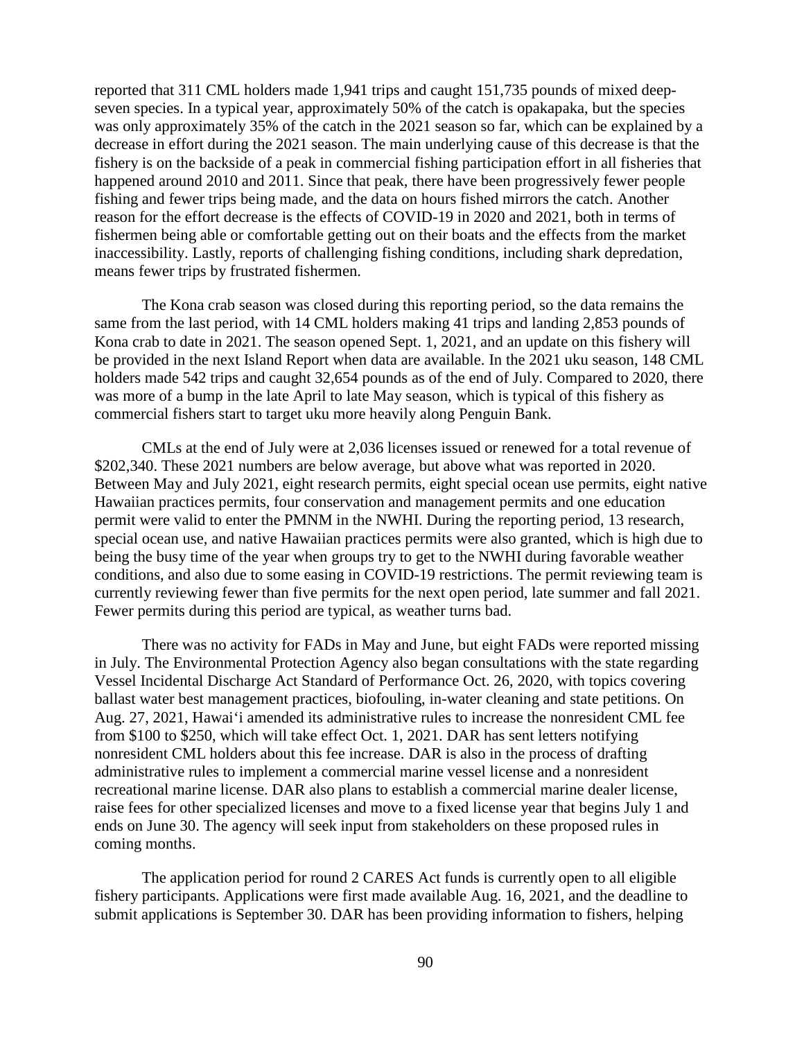reported that 311 CML holders made 1,941 trips and caught 151,735 pounds of mixed deep-seven species. In a typical year, approximately 50% of the catch is opakapaka, but the species was only approximately 35% of the catch in the 2021 season so far, which can be explained by a decrease in effort during the 2021 season. The main underlying cause of this decrease is that the fishery is on the backside of a peak in commercial fishing participation effort in all fisheries that happened around 2010 and 2011. Since that peak, there have been progressively fewer people fishing and fewer trips being made, and the data on hours fished mirrors the catch. Another reason for the effort decrease is the effects of COVID-19 in 2020 and 2021, both in terms of fishermen being able or comfortable getting out on their boats and the effects from the market inaccessibility. Lastly, reports of challenging fishing conditions, including shark depredation, means fewer trips by frustrated fishermen.

The Kona crab season was closed during this reporting period, so the data remains the same from the last period, with 14 CML holders making 41 trips and landing 2,853 pounds of Kona crab to date in 2021. The season opened Sept. 1, 2021, and an update on this fishery will be provided in the next Island Report when data are available. In the 2021 uku season, 148 CML holders made 542 trips and caught 32,654 pounds as of the end of July. Compared to 2020, there was more of a bump in the late April to late May season, which is typical of this fishery as commercial fishers start to target uku more heavily along Penguin Bank.

CMLs at the end of July were at 2,036 licenses issued or renewed for a total revenue of $202,340. These 2021 numbers are below average, but above what was reported in 2020. Between May and July 2021, eight research permits, eight special ocean use permits, eight native Hawaiian practices permits, four conservation and management permits and one education permit were valid to enter the PMNM in the NWHI. During the reporting period, 13 research, special ocean use, and native Hawaiian practices permits were also granted, which is high due to being the busy time of the year when groups try to get to the NWHI during favorable weather conditions, and also due to some easing in COVID-19 restrictions. The permit reviewing team is currently reviewing fewer than five permits for the next open period, late summer and fall 2021. Fewer permits during this period are typical, as weather turns bad.

There was no activity for FADs in May and June, but eight FADs were reported missing in July. The Environmental Protection Agency also began consultations with the state regarding Vessel Incidental Discharge Act Standard of Performance Oct. 26, 2020, with topics covering ballast water best management practices, biofouling, in-water cleaning and state petitions. On Aug. 27, 2021, Hawai'i amended its administrative rules to increase the nonresident CML fee from $100 to $250, which will take effect Oct. 1, 2021. DAR has sent letters notifying nonresident CML holders about this fee increase. DAR is also in the process of drafting administrative rules to implement a commercial marine vessel license and a nonresident recreational marine license. DAR also plans to establish a commercial marine dealer license, raise fees for other specialized licenses and move to a fixed license year that begins July 1 and ends on June 30. The agency will seek input from stakeholders on these proposed rules in coming months.

The application period for round 2 CARES Act funds is currently open to all eligible fishery participants. Applications were first made available Aug. 16, 2021, and the deadline to submit applications is September 30. DAR has been providing information to fishers, helping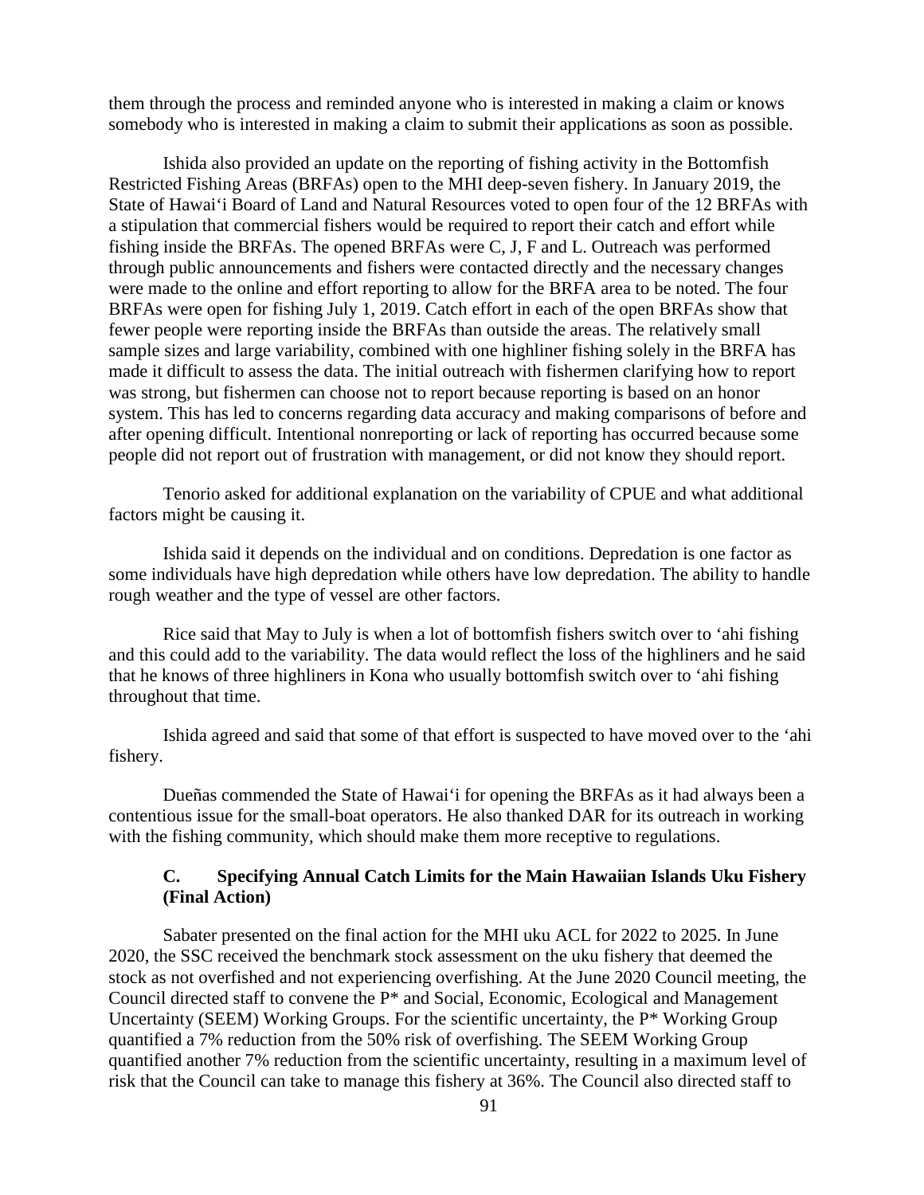them through the process and reminded anyone who is interested in making a claim or knows somebody who is interested in making a claim to submit their applications as soon as possible.

Ishida also provided an update on the reporting of fishing activity in the Bottomfish Restricted Fishing Areas (BRFAs) open to the MHI deep-seven fishery. In January 2019, the State of Hawaiʻi Board of Land and Natural Resources voted to open four of the 12 BRFAs with a stipulation that commercial fishers would be required to report their catch and effort while fishing inside the BRFAs. The opened BRFAs were C, J, F and L. Outreach was performed through public announcements and fishers were contacted directly and the necessary changes were made to the online and effort reporting to allow for the BRFA area to be noted. The four BRFAs were open for fishing July 1, 2019. Catch effort in each of the open BRFAs show that fewer people were reporting inside the BRFAs than outside the areas. The relatively small sample sizes and large variability, combined with one highliner fishing solely in the BRFA has made it difficult to assess the data. The initial outreach with fishermen clarifying how to report was strong, but fishermen can choose not to report because reporting is based on an honor system. This has led to concerns regarding data accuracy and making comparisons of before and after opening difficult. Intentional nonreporting or lack of reporting has occurred because some people did not report out of frustration with management, or did not know they should report.

Tenorio asked for additional explanation on the variability of CPUE and what additional factors might be causing it.

Ishida said it depends on the individual and on conditions. Depredation is one factor as some individuals have high depredation while others have low depredation. The ability to handle rough weather and the type of vessel are other factors.

Rice said that May to July is when a lot of bottomfish fishers switch over to ʻahi fishing and this could add to the variability. The data would reflect the loss of the highliners and he said that he knows of three highliners in Kona who usually bottomfish switch over to ʻahi fishing throughout that time.

Ishida agreed and said that some of that effort is suspected to have moved over to the ʻahi fishery.

Dueñas commended the State of Hawaiʻi for opening the BRFAs as it had always been a contentious issue for the small-boat operators. He also thanked DAR for its outreach in working with the fishing community, which should make them more receptive to regulations.

### C. Specifying Annual Catch Limits for the Main Hawaiian Islands Uku Fishery (Final Action)

Sabater presented on the final action for the MHI uku ACL for 2022 to 2025. In June 2020, the SSC received the benchmark stock assessment on the uku fishery that deemed the stock as not overfished and not experiencing overfishing. At the June 2020 Council meeting, the Council directed staff to convene the P* and Social, Economic, Ecological and Management Uncertainty (SEEM) Working Groups. For the scientific uncertainty, the P* Working Group quantified a 7% reduction from the 50% risk of overfishing. The SEEM Working Group quantified another 7% reduction from the scientific uncertainty, resulting in a maximum level of risk that the Council can take to manage this fishery at 36%. The Council also directed staff to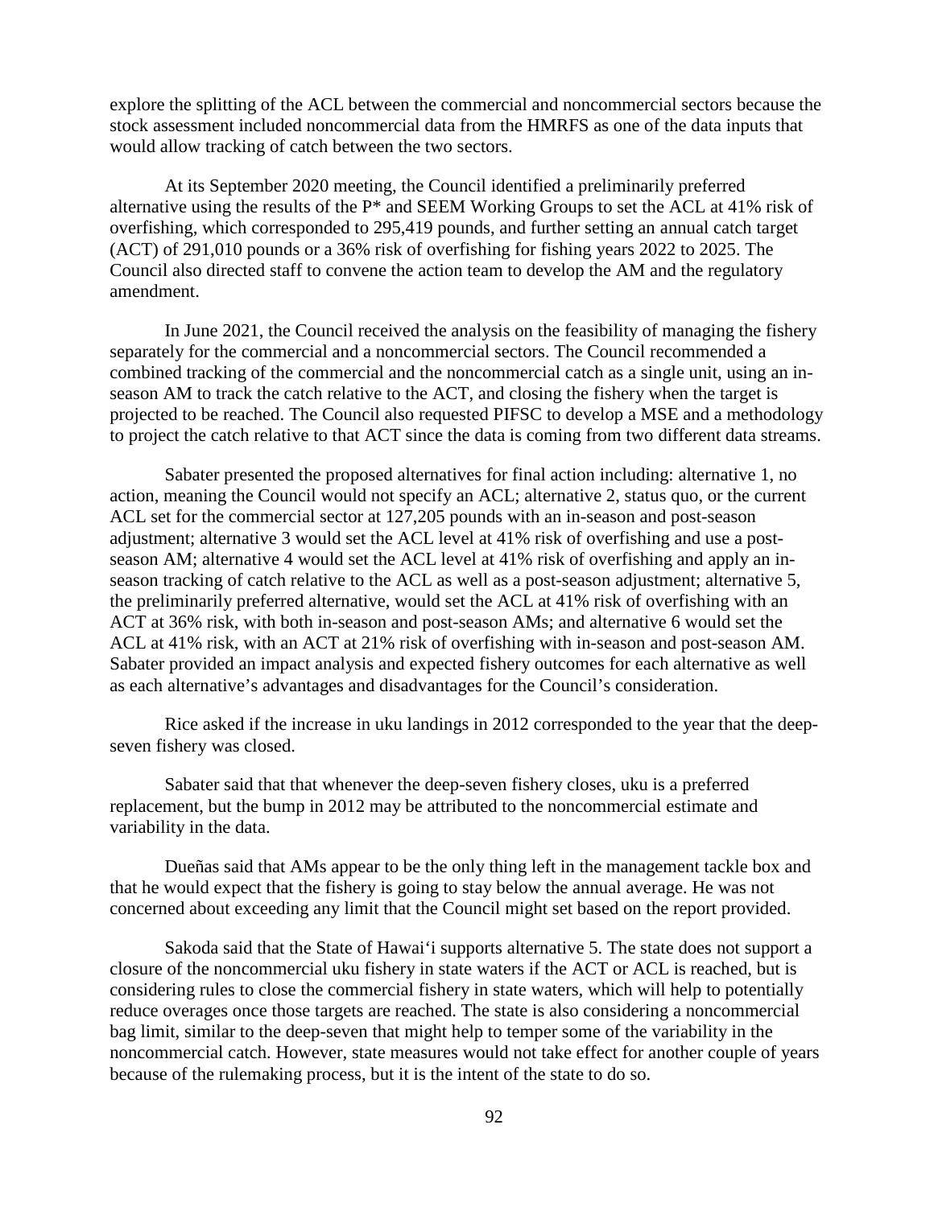explore the splitting of the ACL between the commercial and noncommercial sectors because the stock assessment included noncommercial data from the HMRFS as one of the data inputs that would allow tracking of catch between the two sectors.

At its September 2020 meeting, the Council identified a preliminarily preferred alternative using the results of the P* and SEEM Working Groups to set the ACL at 41% risk of overfishing, which corresponded to 295,419 pounds, and further setting an annual catch target (ACT) of 291,010 pounds or a 36% risk of overfishing for fishing years 2022 to 2025. The Council also directed staff to convene the action team to develop the AM and the regulatory amendment.

In June 2021, the Council received the analysis on the feasibility of managing the fishery separately for the commercial and a noncommercial sectors. The Council recommended a combined tracking of the commercial and the noncommercial catch as a single unit, using an in-season AM to track the catch relative to the ACT, and closing the fishery when the target is projected to be reached. The Council also requested PIFSC to develop a MSE and a methodology to project the catch relative to that ACT since the data is coming from two different data streams.

Sabater presented the proposed alternatives for final action including: alternative 1, no action, meaning the Council would not specify an ACL; alternative 2, status quo, or the current ACL set for the commercial sector at 127,205 pounds with an in-season and post-season adjustment; alternative 3 would set the ACL level at 41% risk of overfishing and use a post-season AM; alternative 4 would set the ACL level at 41% risk of overfishing and apply an in-season tracking of catch relative to the ACL as well as a post-season adjustment; alternative 5, the preliminarily preferred alternative, would set the ACL at 41% risk of overfishing with an ACT at 36% risk, with both in-season and post-season AMs; and alternative 6 would set the ACL at 41% risk, with an ACT at 21% risk of overfishing with in-season and post-season AM. Sabater provided an impact analysis and expected fishery outcomes for each alternative as well as each alternative's advantages and disadvantages for the Council's consideration.

Rice asked if the increase in uku landings in 2012 corresponded to the year that the deep-seven fishery was closed.

Sabater said that that whenever the deep-seven fishery closes, uku is a preferred replacement, but the bump in 2012 may be attributed to the noncommercial estimate and variability in the data.

Dueñas said that AMs appear to be the only thing left in the management tackle box and that he would expect that the fishery is going to stay below the annual average. He was not concerned about exceeding any limit that the Council might set based on the report provided.

Sakoda said that the State of Hawaiʻi supports alternative 5. The state does not support a closure of the noncommercial uku fishery in state waters if the ACT or ACL is reached, but is considering rules to close the commercial fishery in state waters, which will help to potentially reduce overages once those targets are reached. The state is also considering a noncommercial bag limit, similar to the deep-seven that might help to temper some of the variability in the noncommercial catch. However, state measures would not take effect for another couple of years because of the rulemaking process, but it is the intent of the state to do so.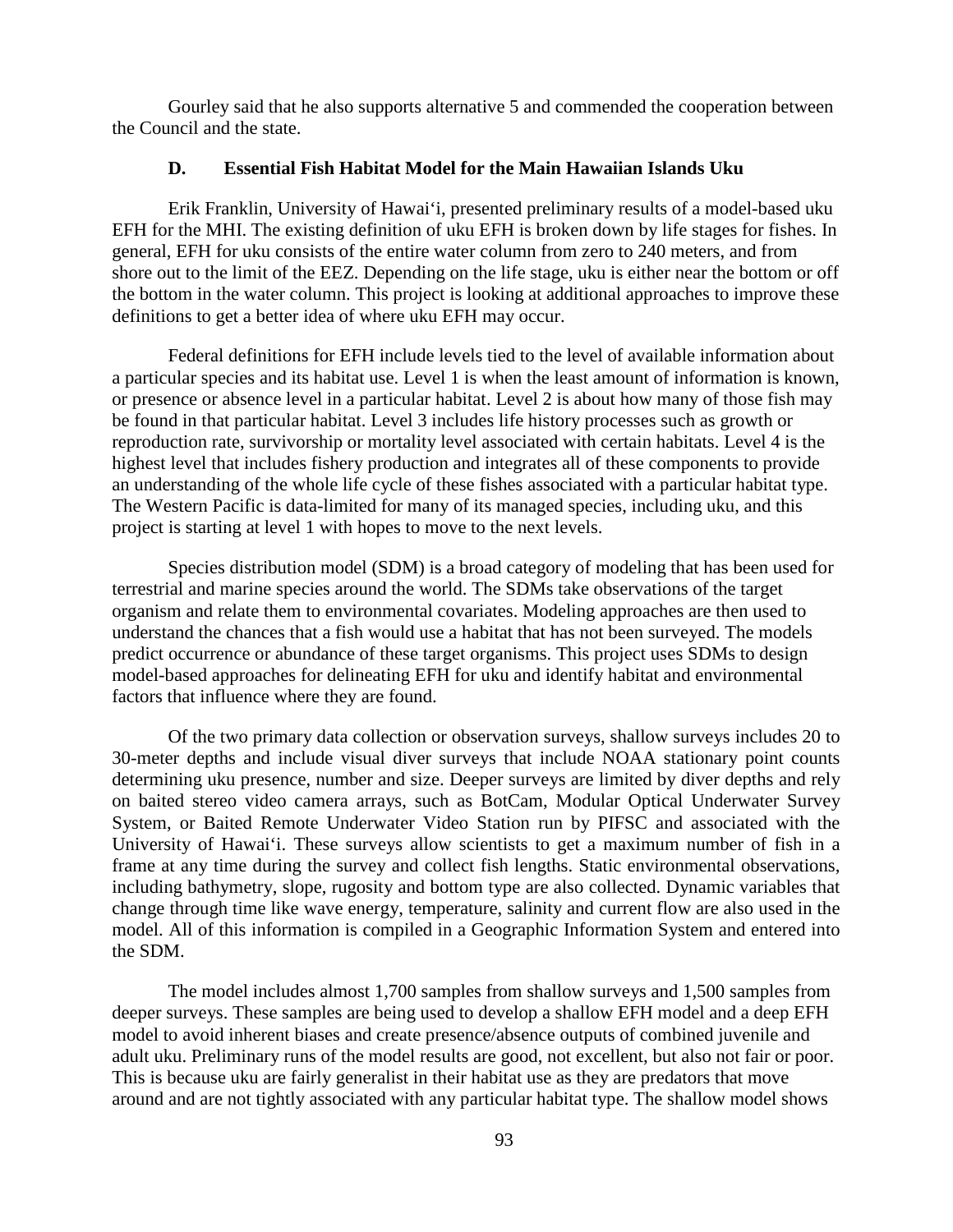Gourley said that he also supports alternative 5 and commended the cooperation between the Council and the state.

### D. Essential Fish Habitat Model for the Main Hawaiian Islands Uku

Erik Franklin, University of Hawaiʻi, presented preliminary results of a model-based uku EFH for the MHI. The existing definition of uku EFH is broken down by life stages for fishes. In general, EFH for uku consists of the entire water column from zero to 240 meters, and from shore out to the limit of the EEZ. Depending on the life stage, uku is either near the bottom or off the bottom in the water column. This project is looking at additional approaches to improve these definitions to get a better idea of where uku EFH may occur.

Federal definitions for EFH include levels tied to the level of available information about a particular species and its habitat use. Level 1 is when the least amount of information is known, or presence or absence level in a particular habitat. Level 2 is about how many of those fish may be found in that particular habitat. Level 3 includes life history processes such as growth or reproduction rate, survivorship or mortality level associated with certain habitats. Level 4 is the highest level that includes fishery production and integrates all of these components to provide an understanding of the whole life cycle of these fishes associated with a particular habitat type. The Western Pacific is data-limited for many of its managed species, including uku, and this project is starting at level 1 with hopes to move to the next levels.

Species distribution model (SDM) is a broad category of modeling that has been used for terrestrial and marine species around the world. The SDMs take observations of the target organism and relate them to environmental covariates. Modeling approaches are then used to understand the chances that a fish would use a habitat that has not been surveyed. The models predict occurrence or abundance of these target organisms. This project uses SDMs to design model-based approaches for delineating EFH for uku and identify habitat and environmental factors that influence where they are found.

Of the two primary data collection or observation surveys, shallow surveys includes 20 to 30-meter depths and include visual diver surveys that include NOAA stationary point counts determining uku presence, number and size. Deeper surveys are limited by diver depths and rely on baited stereo video camera arrays, such as BotCam, Modular Optical Underwater Survey System, or Baited Remote Underwater Video Station run by PIFSC and associated with the University of Hawaiʻi. These surveys allow scientists to get a maximum number of fish in a frame at any time during the survey and collect fish lengths. Static environmental observations, including bathymetry, slope, rugosity and bottom type are also collected. Dynamic variables that change through time like wave energy, temperature, salinity and current flow are also used in the model. All of this information is compiled in a Geographic Information System and entered into the SDM.

The model includes almost 1,700 samples from shallow surveys and 1,500 samples from deeper surveys. These samples are being used to develop a shallow EFH model and a deep EFH model to avoid inherent biases and create presence/absence outputs of combined juvenile and adult uku. Preliminary runs of the model results are good, not excellent, but also not fair or poor. This is because uku are fairly generalist in their habitat use as they are predators that move around and are not tightly associated with any particular habitat type. The shallow model shows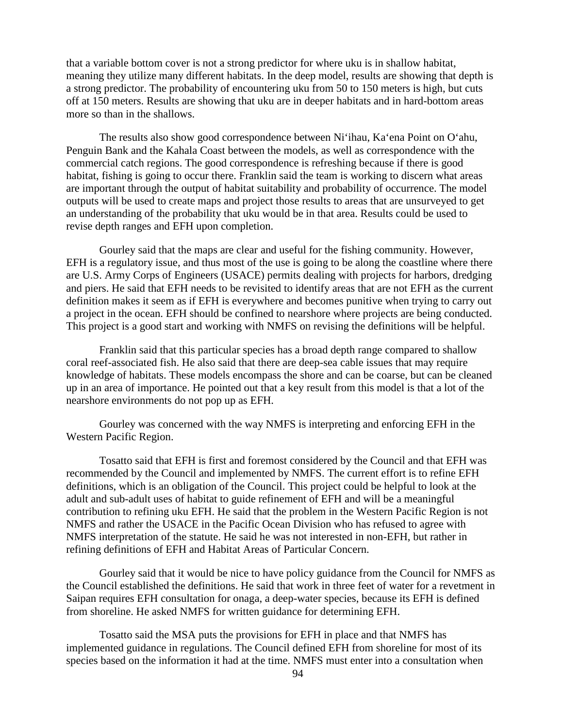that a variable bottom cover is not a strong predictor for where uku is in shallow habitat, meaning they utilize many different habitats. In the deep model, results are showing that depth is a strong predictor. The probability of encountering uku from 50 to 150 meters is high, but cuts off at 150 meters. Results are showing that uku are in deeper habitats and in hard-bottom areas more so than in the shallows.

The results also show good correspondence between Ni‘ihau, Ka‘ena Point on O‘ahu, Penguin Bank and the Kahala Coast between the models, as well as correspondence with the commercial catch regions. The good correspondence is refreshing because if there is good habitat, fishing is going to occur there. Franklin said the team is working to discern what areas are important through the output of habitat suitability and probability of occurrence. The model outputs will be used to create maps and project those results to areas that are unsurveyed to get an understanding of the probability that uku would be in that area. Results could be used to revise depth ranges and EFH upon completion.

Gourley said that the maps are clear and useful for the fishing community. However, EFH is a regulatory issue, and thus most of the use is going to be along the coastline where there are U.S. Army Corps of Engineers (USACE) permits dealing with projects for harbors, dredging and piers. He said that EFH needs to be revisited to identify areas that are not EFH as the current definition makes it seem as if EFH is everywhere and becomes punitive when trying to carry out a project in the ocean. EFH should be confined to nearshore where projects are being conducted. This project is a good start and working with NMFS on revising the definitions will be helpful.

Franklin said that this particular species has a broad depth range compared to shallow coral reef-associated fish. He also said that there are deep-sea cable issues that may require knowledge of habitats. These models encompass the shore and can be coarse, but can be cleaned up in an area of importance. He pointed out that a key result from this model is that a lot of the nearshore environments do not pop up as EFH.

Gourley was concerned with the way NMFS is interpreting and enforcing EFH in the Western Pacific Region.

Tosatto said that EFH is first and foremost considered by the Council and that EFH was recommended by the Council and implemented by NMFS. The current effort is to refine EFH definitions, which is an obligation of the Council. This project could be helpful to look at the adult and sub-adult uses of habitat to guide refinement of EFH and will be a meaningful contribution to refining uku EFH. He said that the problem in the Western Pacific Region is not NMFS and rather the USACE in the Pacific Ocean Division who has refused to agree with NMFS interpretation of the statute. He said he was not interested in non-EFH, but rather in refining definitions of EFH and Habitat Areas of Particular Concern.

Gourley said that it would be nice to have policy guidance from the Council for NMFS as the Council established the definitions. He said that work in three feet of water for a revetment in Saipan requires EFH consultation for onaga, a deep-water species, because its EFH is defined from shoreline. He asked NMFS for written guidance for determining EFH.

Tosatto said the MSA puts the provisions for EFH in place and that NMFS has implemented guidance in regulations. The Council defined EFH from shoreline for most of its species based on the information it had at the time. NMFS must enter into a consultation when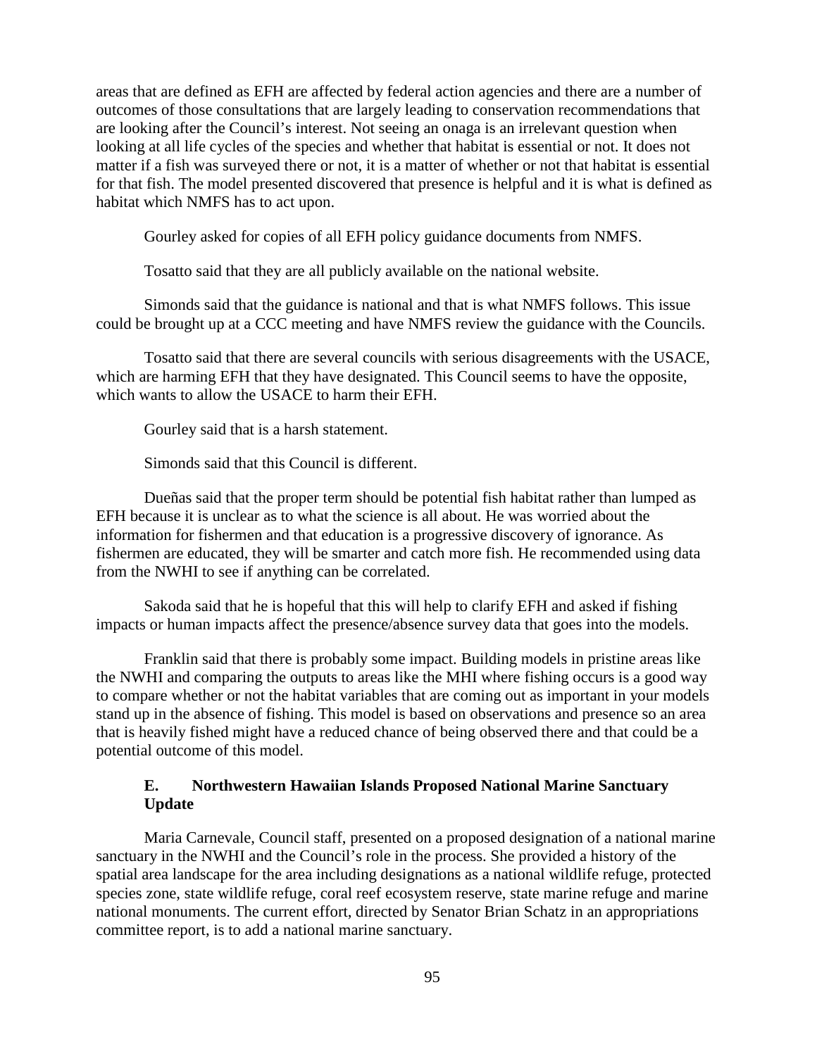areas that are defined as EFH are affected by federal action agencies and there are a number of outcomes of those consultations that are largely leading to conservation recommendations that are looking after the Council's interest. Not seeing an onaga is an irrelevant question when looking at all life cycles of the species and whether that habitat is essential or not. It does not matter if a fish was surveyed there or not, it is a matter of whether or not that habitat is essential for that fish. The model presented discovered that presence is helpful and it is what is defined as habitat which NMFS has to act upon.

Gourley asked for copies of all EFH policy guidance documents from NMFS.

Tosatto said that they are all publicly available on the national website.

Simonds said that the guidance is national and that is what NMFS follows. This issue could be brought up at a CCC meeting and have NMFS review the guidance with the Councils.

Tosatto said that there are several councils with serious disagreements with the USACE, which are harming EFH that they have designated. This Council seems to have the opposite, which wants to allow the USACE to harm their EFH.

Gourley said that is a harsh statement.

Simonds said that this Council is different.

Dueñas said that the proper term should be potential fish habitat rather than lumped as EFH because it is unclear as to what the science is all about. He was worried about the information for fishermen and that education is a progressive discovery of ignorance. As fishermen are educated, they will be smarter and catch more fish. He recommended using data from the NWHI to see if anything can be correlated.

Sakoda said that he is hopeful that this will help to clarify EFH and asked if fishing impacts or human impacts affect the presence/absence survey data that goes into the models.

Franklin said that there is probably some impact. Building models in pristine areas like the NWHI and comparing the outputs to areas like the MHI where fishing occurs is a good way to compare whether or not the habitat variables that are coming out as important in your models stand up in the absence of fishing. This model is based on observations and presence so an area that is heavily fished might have a reduced chance of being observed there and that could be a potential outcome of this model.

### E. Northwestern Hawaiian Islands Proposed National Marine Sanctuary Update

Maria Carnevale, Council staff, presented on a proposed designation of a national marine sanctuary in the NWHI and the Council's role in the process. She provided a history of the spatial area landscape for the area including designations as a national wildlife refuge, protected species zone, state wildlife refuge, coral reef ecosystem reserve, state marine refuge and marine national monuments. The current effort, directed by Senator Brian Schatz in an appropriations committee report, is to add a national marine sanctuary.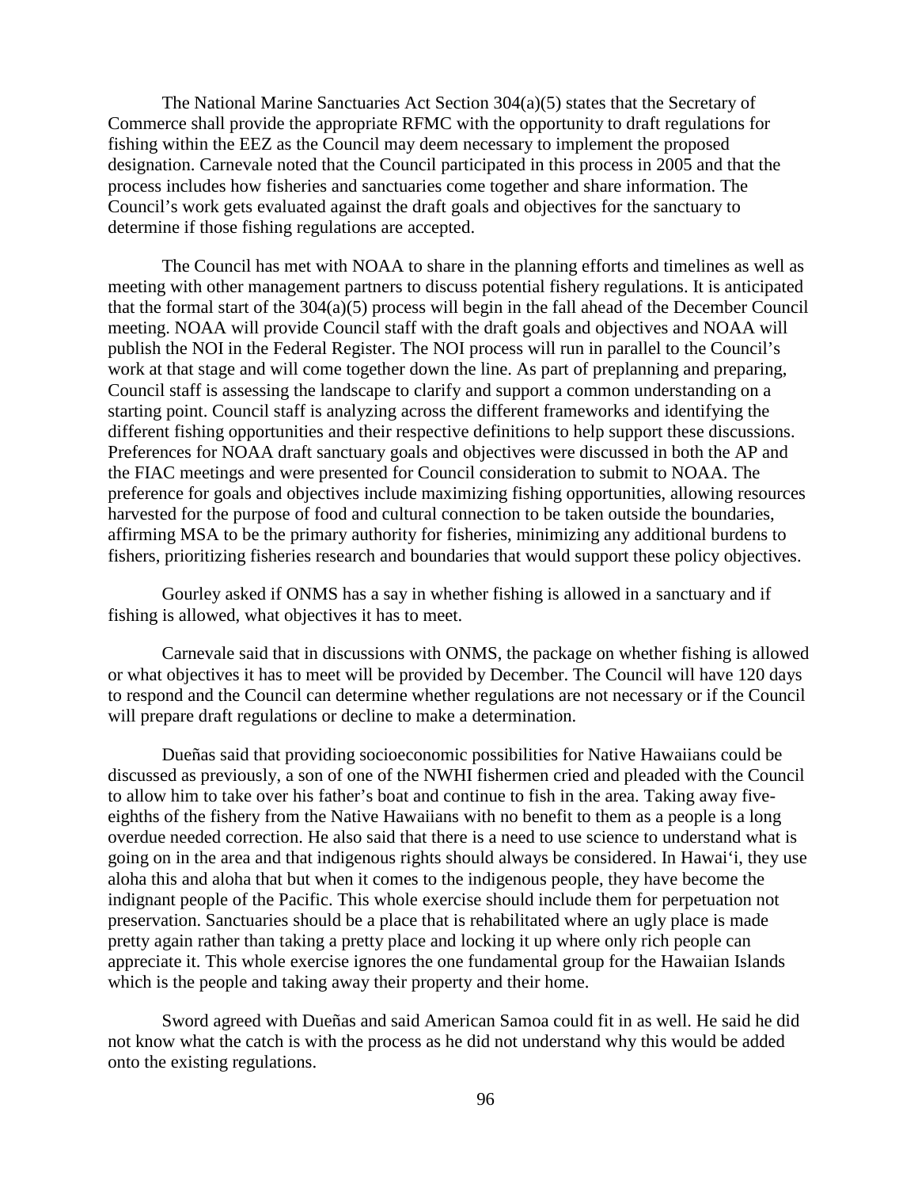The National Marine Sanctuaries Act Section 304(a)(5) states that the Secretary of Commerce shall provide the appropriate RFMC with the opportunity to draft regulations for fishing within the EEZ as the Council may deem necessary to implement the proposed designation. Carnevale noted that the Council participated in this process in 2005 and that the process includes how fisheries and sanctuaries come together and share information. The Council's work gets evaluated against the draft goals and objectives for the sanctuary to determine if those fishing regulations are accepted.

The Council has met with NOAA to share in the planning efforts and timelines as well as meeting with other management partners to discuss potential fishery regulations. It is anticipated that the formal start of the 304(a)(5) process will begin in the fall ahead of the December Council meeting. NOAA will provide Council staff with the draft goals and objectives and NOAA will publish the NOI in the Federal Register. The NOI process will run in parallel to the Council's work at that stage and will come together down the line. As part of preplanning and preparing, Council staff is assessing the landscape to clarify and support a common understanding on a starting point. Council staff is analyzing across the different frameworks and identifying the different fishing opportunities and their respective definitions to help support these discussions. Preferences for NOAA draft sanctuary goals and objectives were discussed in both the AP and the FIAC meetings and were presented for Council consideration to submit to NOAA. The preference for goals and objectives include maximizing fishing opportunities, allowing resources harvested for the purpose of food and cultural connection to be taken outside the boundaries, affirming MSA to be the primary authority for fisheries, minimizing any additional burdens to fishers, prioritizing fisheries research and boundaries that would support these policy objectives.

Gourley asked if ONMS has a say in whether fishing is allowed in a sanctuary and if fishing is allowed, what objectives it has to meet.

Carnevale said that in discussions with ONMS, the package on whether fishing is allowed or what objectives it has to meet will be provided by December. The Council will have 120 days to respond and the Council can determine whether regulations are not necessary or if the Council will prepare draft regulations or decline to make a determination.

Dueñas said that providing socioeconomic possibilities for Native Hawaiians could be discussed as previously, a son of one of the NWHI fishermen cried and pleaded with the Council to allow him to take over his father's boat and continue to fish in the area. Taking away five-eighths of the fishery from the Native Hawaiians with no benefit to them as a people is a long overdue needed correction. He also said that there is a need to use science to understand what is going on in the area and that indigenous rights should always be considered. In Hawai'i, they use aloha this and aloha that but when it comes to the indigenous people, they have become the indignant people of the Pacific. This whole exercise should include them for perpetuation not preservation. Sanctuaries should be a place that is rehabilitated where an ugly place is made pretty again rather than taking a pretty place and locking it up where only rich people can appreciate it. This whole exercise ignores the one fundamental group for the Hawaiian Islands which is the people and taking away their property and their home.

Sword agreed with Dueñas and said American Samoa could fit in as well. He said he did not know what the catch is with the process as he did not understand why this would be added onto the existing regulations.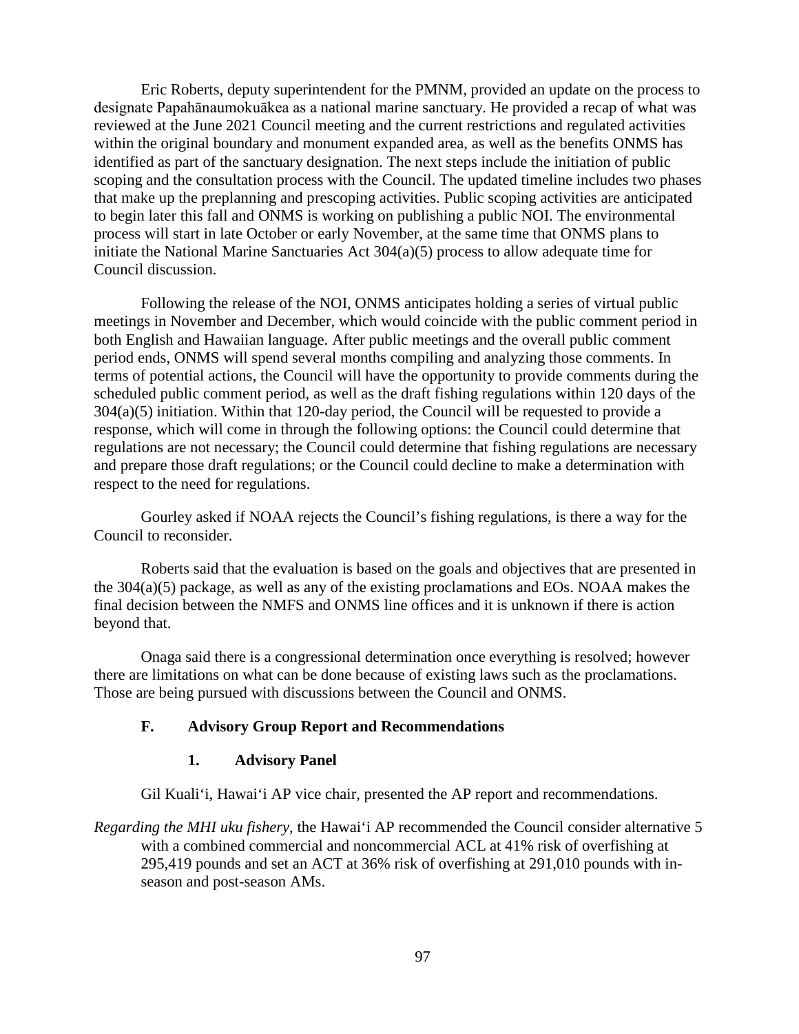Eric Roberts, deputy superintendent for the PMNM, provided an update on the process to designate Papahānaumokuākea as a national marine sanctuary. He provided a recap of what was reviewed at the June 2021 Council meeting and the current restrictions and regulated activities within the original boundary and monument expanded area, as well as the benefits ONMS has identified as part of the sanctuary designation. The next steps include the initiation of public scoping and the consultation process with the Council. The updated timeline includes two phases that make up the preplanning and prescoping activities. Public scoping activities are anticipated to begin later this fall and ONMS is working on publishing a public NOI. The environmental process will start in late October or early November, at the same time that ONMS plans to initiate the National Marine Sanctuaries Act 304(a)(5) process to allow adequate time for Council discussion.

Following the release of the NOI, ONMS anticipates holding a series of virtual public meetings in November and December, which would coincide with the public comment period in both English and Hawaiian language. After public meetings and the overall public comment period ends, ONMS will spend several months compiling and analyzing those comments. In terms of potential actions, the Council will have the opportunity to provide comments during the scheduled public comment period, as well as the draft fishing regulations within 120 days of the 304(a)(5) initiation. Within that 120-day period, the Council will be requested to provide a response, which will come in through the following options: the Council could determine that regulations are not necessary; the Council could determine that fishing regulations are necessary and prepare those draft regulations; or the Council could decline to make a determination with respect to the need for regulations.

Gourley asked if NOAA rejects the Council's fishing regulations, is there a way for the Council to reconsider.

Roberts said that the evaluation is based on the goals and objectives that are presented in the 304(a)(5) package, as well as any of the existing proclamations and EOs. NOAA makes the final decision between the NMFS and ONMS line offices and it is unknown if there is action beyond that.

Onaga said there is a congressional determination once everything is resolved; however there are limitations on what can be done because of existing laws such as the proclamations. Those are being pursued with discussions between the Council and ONMS.

### F. Advisory Group Report and Recommendations

#### 1. Advisory Panel

Gil Kuali'i, Hawai'i AP vice chair, presented the AP report and recommendations.

*Regarding the MHI uku fishery,* the Hawai'i AP recommended the Council consider alternative 5 with a combined commercial and noncommercial ACL at 41% risk of overfishing at 295,419 pounds and set an ACT at 36% risk of overfishing at 291,010 pounds with in-season and post-season AMs.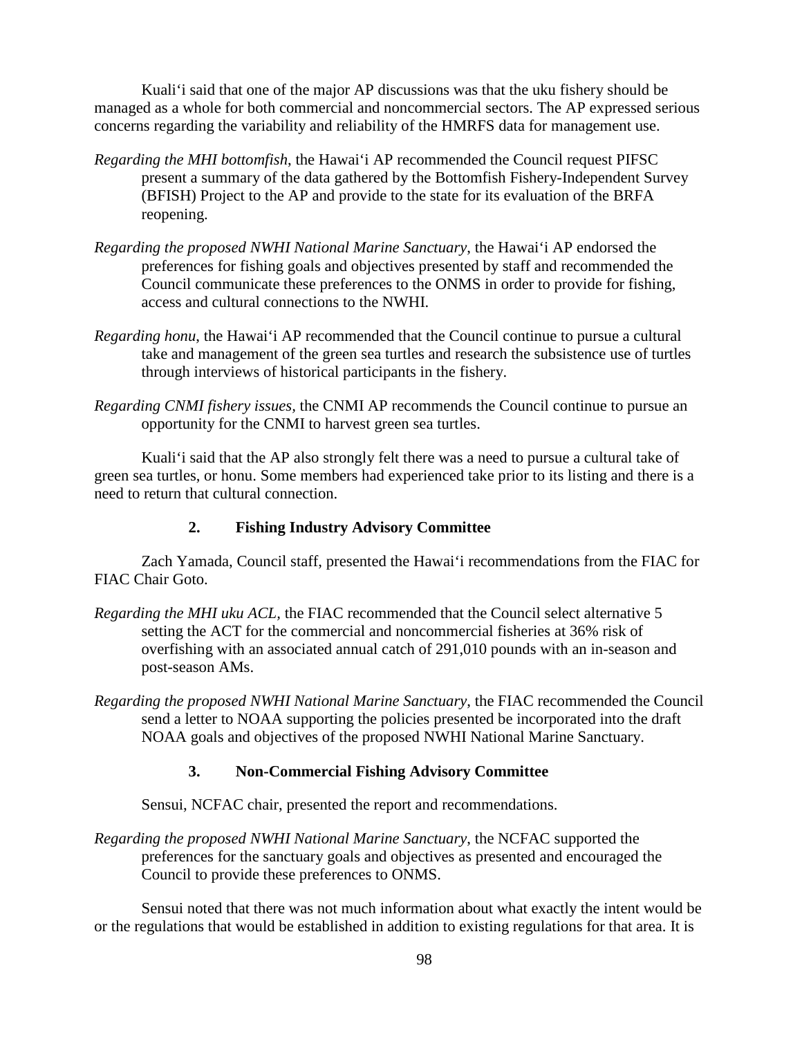Kuali‘i said that one of the major AP discussions was that the uku fishery should be managed as a whole for both commercial and noncommercial sectors. The AP expressed serious concerns regarding the variability and reliability of the HMRFS data for management use.

*Regarding the MHI bottomfish*, the Hawai‘i AP recommended the Council request PIFSC present a summary of the data gathered by the Bottomfish Fishery-Independent Survey (BFISH) Project to the AP and provide to the state for its evaluation of the BRFA reopening.

*Regarding the proposed NWHI National Marine Sanctuary*, the Hawai‘i AP endorsed the preferences for fishing goals and objectives presented by staff and recommended the Council communicate these preferences to the ONMS in order to provide for fishing, access and cultural connections to the NWHI.

*Regarding honu*, the Hawai‘i AP recommended that the Council continue to pursue a cultural take and management of the green sea turtles and research the subsistence use of turtles through interviews of historical participants in the fishery.

*Regarding CNMI fishery issues*, the CNMI AP recommends the Council continue to pursue an opportunity for the CNMI to harvest green sea turtles.

Kuali‘i said that the AP also strongly felt there was a need to pursue a cultural take of green sea turtles, or honu. Some members had experienced take prior to its listing and there is a need to return that cultural connection.

### 2. Fishing Industry Advisory Committee

Zach Yamada, Council staff, presented the Hawai‘i recommendations from the FIAC for FIAC Chair Goto.

*Regarding the MHI uku ACL*, the FIAC recommended that the Council select alternative 5 setting the ACT for the commercial and noncommercial fisheries at 36% risk of overfishing with an associated annual catch of 291,010 pounds with an in-season and post-season AMs.

*Regarding the proposed NWHI National Marine Sanctuary*, the FIAC recommended the Council send a letter to NOAA supporting the policies presented be incorporated into the draft NOAA goals and objectives of the proposed NWHI National Marine Sanctuary.

### 3. Non-Commercial Fishing Advisory Committee

Sensui, NCFAC chair, presented the report and recommendations.

*Regarding the proposed NWHI National Marine Sanctuary*, the NCFAC supported the preferences for the sanctuary goals and objectives as presented and encouraged the Council to provide these preferences to ONMS.

Sensui noted that there was not much information about what exactly the intent would be or the regulations that would be established in addition to existing regulations for that area. It is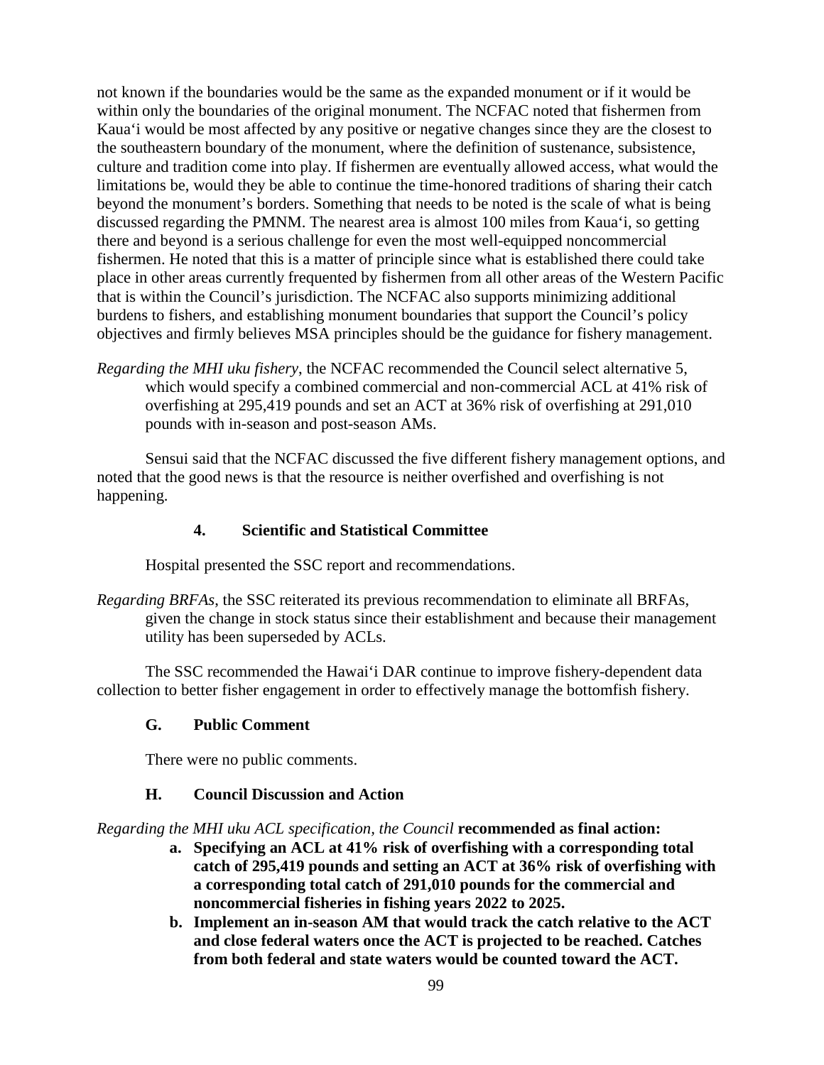not known if the boundaries would be the same as the expanded monument or if it would be within only the boundaries of the original monument. The NCFAC noted that fishermen from Kaua'i would be most affected by any positive or negative changes since they are the closest to the southeastern boundary of the monument, where the definition of sustenance, subsistence, culture and tradition come into play. If fishermen are eventually allowed access, what would the limitations be, would they be able to continue the time-honored traditions of sharing their catch beyond the monument's borders. Something that needs to be noted is the scale of what is being discussed regarding the PMNM. The nearest area is almost 100 miles from Kaua'i, so getting there and beyond is a serious challenge for even the most well-equipped noncommercial fishermen. He noted that this is a matter of principle since what is established there could take place in other areas currently frequented by fishermen from all other areas of the Western Pacific that is within the Council's jurisdiction. The NCFAC also supports minimizing additional burdens to fishers, and establishing monument boundaries that support the Council's policy objectives and firmly believes MSA principles should be the guidance for fishery management.

*Regarding the MHI uku fishery*, the NCFAC recommended the Council select alternative 5, which would specify a combined commercial and non-commercial ACL at 41% risk of overfishing at 295,419 pounds and set an ACT at 36% risk of overfishing at 291,010 pounds with in-season and post-season AMs.

Sensui said that the NCFAC discussed the five different fishery management options, and noted that the good news is that the resource is neither overfished and overfishing is not happening.

### 4. Scientific and Statistical Committee

Hospital presented the SSC report and recommendations.

*Regarding BRFAs*, the SSC reiterated its previous recommendation to eliminate all BRFAs, given the change in stock status since their establishment and because their management utility has been superseded by ACLs.

The SSC recommended the Hawai'i DAR continue to improve fishery-dependent data collection to better fisher engagement in order to effectively manage the bottomfish fishery.

## G. Public Comment

There were no public comments.

## H. Council Discussion and Action

*Regarding the MHI uku ACL specification, the Council* **recommended as final action:**

- **a. Specifying an ACL at 41% risk of overfishing with a corresponding total catch of 295,419 pounds and setting an ACT at 36% risk of overfishing with a corresponding total catch of 291,010 pounds for the commercial and noncommercial fisheries in fishing years 2022 to 2025.**
- **b. Implement an in-season AM that would track the catch relative to the ACT and close federal waters once the ACT is projected to be reached. Catches from both federal and state waters would be counted toward the ACT.**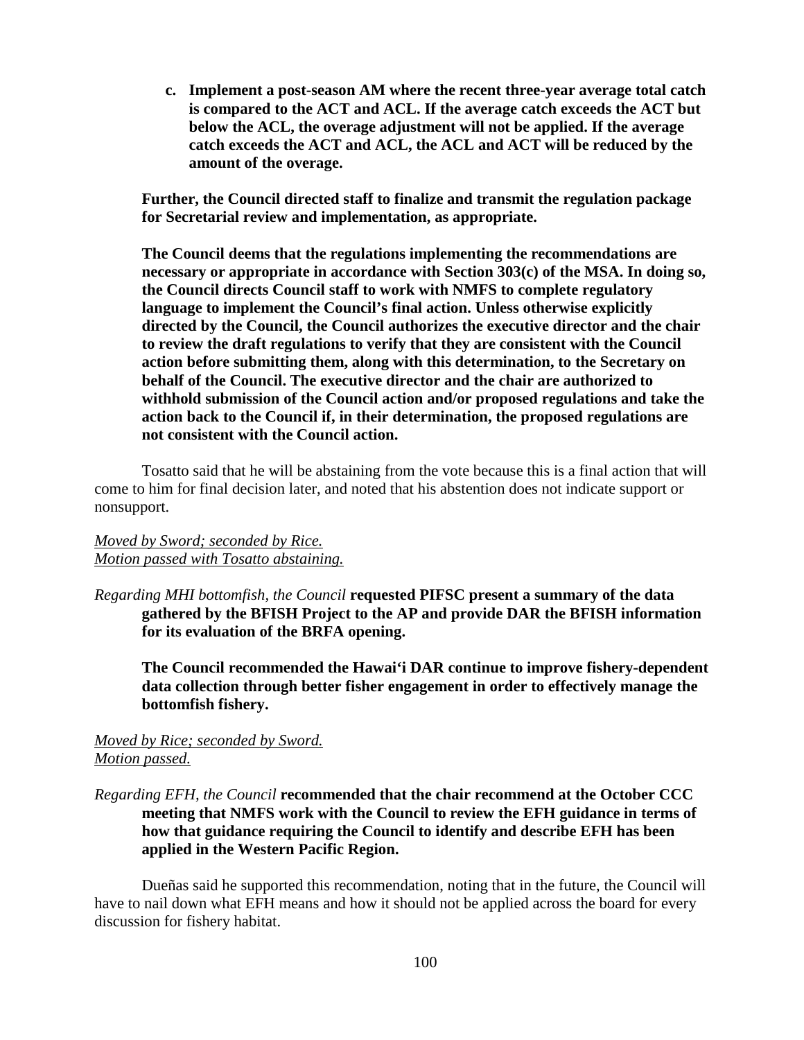c. **Implement a post-season AM where the recent three-year average total catch is compared to the ACT and ACL. If the average catch exceeds the ACT but below the ACL, the overage adjustment will not be applied. If the average catch exceeds the ACT and ACL, the ACL and ACT will be reduced by the amount of the overage.**

**Further, the Council directed staff to finalize and transmit the regulation package for Secretarial review and implementation, as appropriate.**

**The Council deems that the regulations implementing the recommendations are necessary or appropriate in accordance with Section 303(c) of the MSA. In doing so, the Council directs Council staff to work with NMFS to complete regulatory language to implement the Council's final action. Unless otherwise explicitly directed by the Council, the Council authorizes the executive director and the chair to review the draft regulations to verify that they are consistent with the Council action before submitting them, along with this determination, to the Secretary on behalf of the Council. The executive director and the chair are authorized to withhold submission of the Council action and/or proposed regulations and take the action back to the Council if, in their determination, the proposed regulations are not consistent with the Council action.**

Tosatto said that he will be abstaining from the vote because this is a final action that will come to him for final decision later, and noted that his abstention does not indicate support or nonsupport.

*Moved by Sword; seconded by Rice.*
*Motion passed with Tosatto abstaining.*

*Regarding MHI bottomfish, the Council* **requested PIFSC present a summary of the data gathered by the BFISH Project to the AP and provide DAR the BFISH information for its evaluation of the BRFA opening.**

**The Council recommended the Hawai'i DAR continue to improve fishery-dependent data collection through better fisher engagement in order to effectively manage the bottomfish fishery.**

*Moved by Rice; seconded by Sword.*
*Motion passed.*

*Regarding EFH, the Council* **recommended that the chair recommend at the October CCC meeting that NMFS work with the Council to review the EFH guidance in terms of how that guidance requiring the Council to identify and describe EFH has been applied in the Western Pacific Region.**

Dueñas said he supported this recommendation, noting that in the future, the Council will have to nail down what EFH means and how it should not be applied across the board for every discussion for fishery habitat.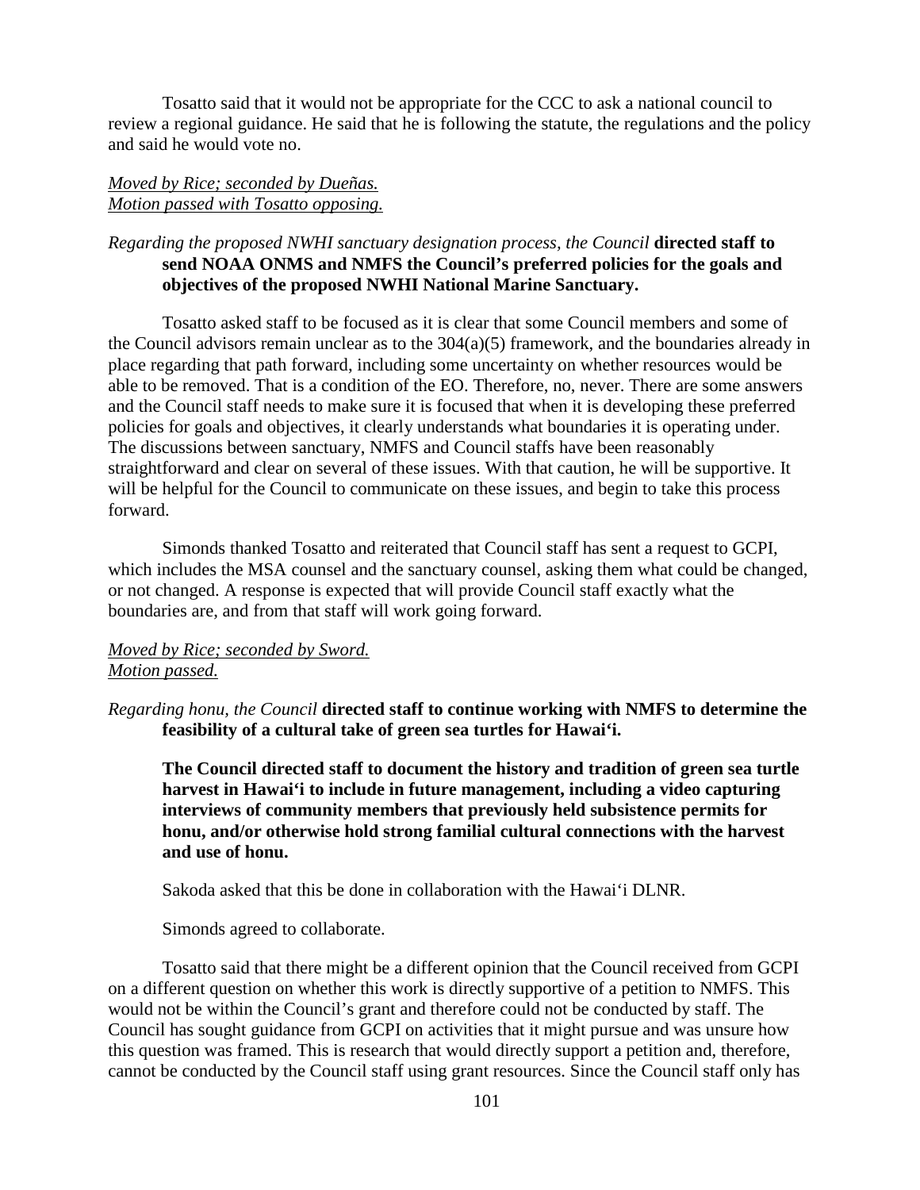Tosatto said that it would not be appropriate for the CCC to ask a national council to review a regional guidance. He said that he is following the statute, the regulations and the policy and said he would vote no.

*Moved by Rice; seconded by Dueñas.*
*Motion passed with Tosatto opposing.*

*Regarding the proposed NWHI sanctuary designation process, the Council* **directed staff to send NOAA ONMS and NMFS the Council's preferred policies for the goals and objectives of the proposed NWHI National Marine Sanctuary.**

Tosatto asked staff to be focused as it is clear that some Council members and some of the Council advisors remain unclear as to the 304(a)(5) framework, and the boundaries already in place regarding that path forward, including some uncertainty on whether resources would be able to be removed. That is a condition of the EO. Therefore, no, never. There are some answers and the Council staff needs to make sure it is focused that when it is developing these preferred policies for goals and objectives, it clearly understands what boundaries it is operating under. The discussions between sanctuary, NMFS and Council staffs have been reasonably straightforward and clear on several of these issues. With that caution, he will be supportive. It will be helpful for the Council to communicate on these issues, and begin to take this process forward.

Simonds thanked Tosatto and reiterated that Council staff has sent a request to GCPI, which includes the MSA counsel and the sanctuary counsel, asking them what could be changed, or not changed. A response is expected that will provide Council staff exactly what the boundaries are, and from that staff will work going forward.

*Moved by Rice; seconded by Sword.*
*Motion passed.*

*Regarding honu, the Council* **directed staff to continue working with NMFS to determine the feasibility of a cultural take of green sea turtles for Hawai'i.**

**The Council directed staff to document the history and tradition of green sea turtle harvest in Hawai'i to include in future management, including a video capturing interviews of community members that previously held subsistence permits for honu, and/or otherwise hold strong familial cultural connections with the harvest and use of honu.**

Sakoda asked that this be done in collaboration with the Hawai'i DLNR.

Simonds agreed to collaborate.

Tosatto said that there might be a different opinion that the Council received from GCPI on a different question on whether this work is directly supportive of a petition to NMFS. This would not be within the Council's grant and therefore could not be conducted by staff. The Council has sought guidance from GCPI on activities that it might pursue and was unsure how this question was framed. This is research that would directly support a petition and, therefore, cannot be conducted by the Council staff using grant resources. Since the Council staff only has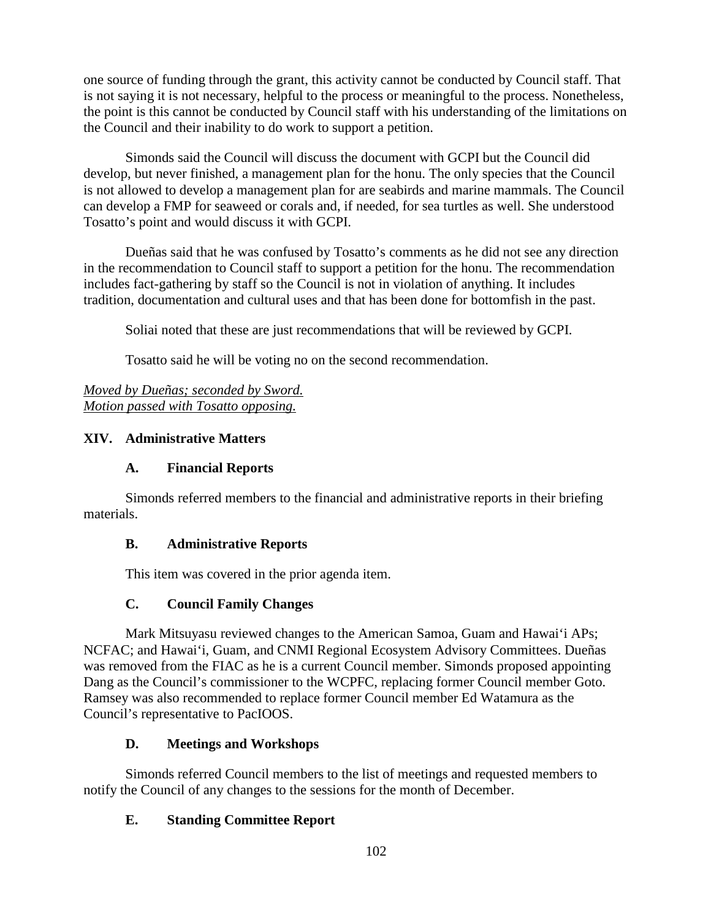one source of funding through the grant, this activity cannot be conducted by Council staff. That is not saying it is not necessary, helpful to the process or meaningful to the process. Nonetheless, the point is this cannot be conducted by Council staff with his understanding of the limitations on the Council and their inability to do work to support a petition.

Simonds said the Council will discuss the document with GCPI but the Council did develop, but never finished, a management plan for the honu. The only species that the Council is not allowed to develop a management plan for are seabirds and marine mammals. The Council can develop a FMP for seaweed or corals and, if needed, for sea turtles as well. She understood Tosatto's point and would discuss it with GCPI.

Dueñas said that he was confused by Tosatto's comments as he did not see any direction in the recommendation to Council staff to support a petition for the honu. The recommendation includes fact-gathering by staff so the Council is not in violation of anything. It includes tradition, documentation and cultural uses and that has been done for bottomfish in the past.

Soliai noted that these are just recommendations that will be reviewed by GCPI.

Tosatto said he will be voting no on the second recommendation.

<u>*Moved by Dueñas; seconded by Sword.*</u>
<u>*Motion passed with Tosatto opposing.*</u>

## XIV. Administrative Matters

### A. Financial Reports

Simonds referred members to the financial and administrative reports in their briefing materials.

### B. Administrative Reports

This item was covered in the prior agenda item.

### C. Council Family Changes

Mark Mitsuyasu reviewed changes to the American Samoa, Guam and Hawai'i APs; NCFAC; and Hawai'i, Guam, and CNMI Regional Ecosystem Advisory Committees. Dueñas was removed from the FIAC as he is a current Council member. Simonds proposed appointing Dang as the Council's commissioner to the WCPFC, replacing former Council member Goto. Ramsey was also recommended to replace former Council member Ed Watamura as the Council's representative to PacIOOS.

### D. Meetings and Workshops

Simonds referred Council members to the list of meetings and requested members to notify the Council of any changes to the sessions for the month of December.

### E. Standing Committee Report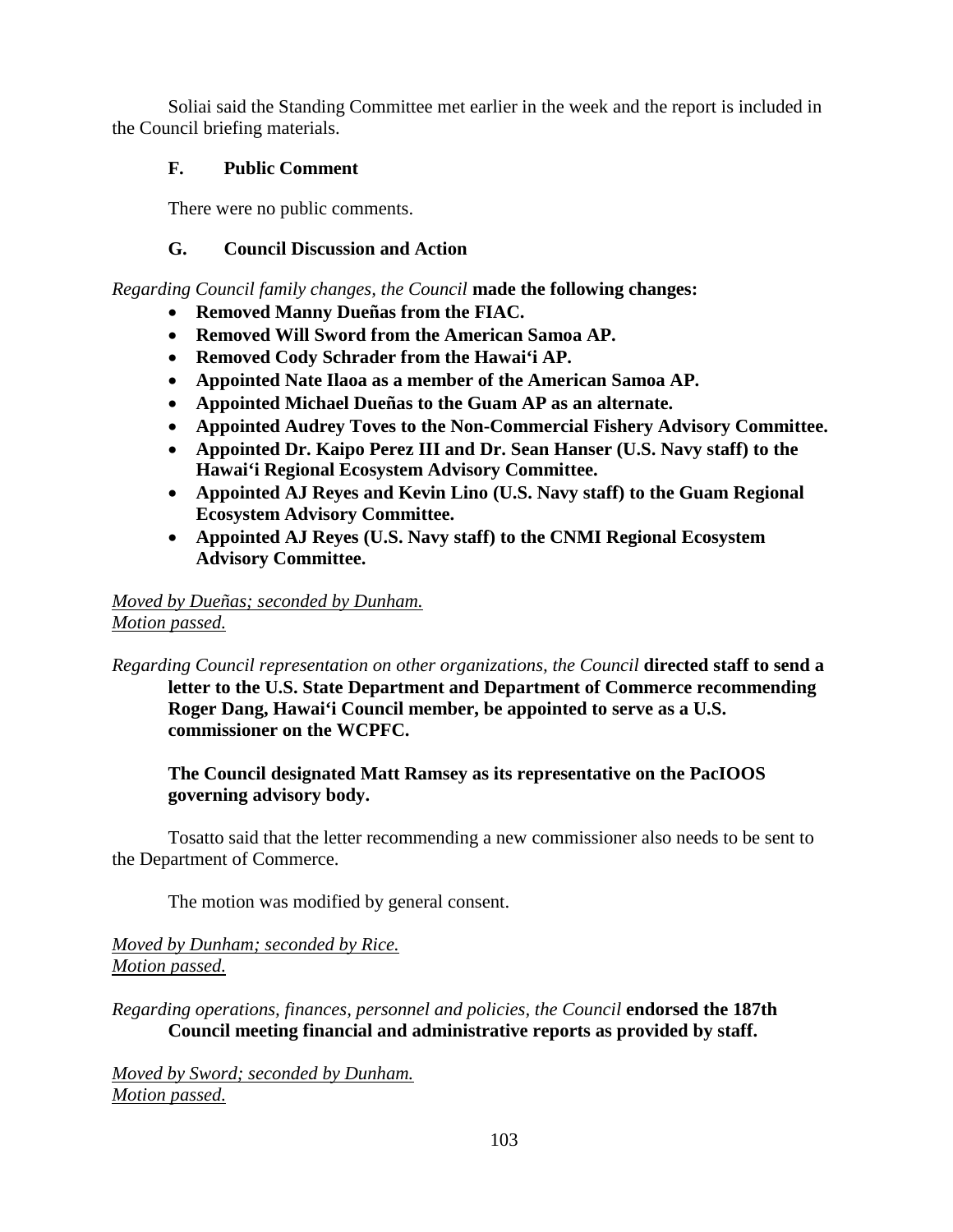Soliai said the Standing Committee met earlier in the week and the report is included in the Council briefing materials.

### F. Public Comment

There were no public comments.

### G. Council Discussion and Action

*Regarding Council family changes, the Council* **made the following changes:**

- **Removed Manny Dueñas from the FIAC.**
- **Removed Will Sword from the American Samoa AP.**
- **Removed Cody Schrader from the Hawai'i AP.**
- **Appointed Nate Ilaoa as a member of the American Samoa AP.**
- **Appointed Michael Dueñas to the Guam AP as an alternate.**
- **Appointed Audrey Toves to the Non-Commercial Fishery Advisory Committee.**
- **Appointed Dr. Kaipo Perez III and Dr. Sean Hanser (U.S. Navy staff) to the Hawai'i Regional Ecosystem Advisory Committee.**
- **Appointed AJ Reyes and Kevin Lino (U.S. Navy staff) to the Guam Regional Ecosystem Advisory Committee.**
- **Appointed AJ Reyes (U.S. Navy staff) to the CNMI Regional Ecosystem Advisory Committee.**

*Moved by Dueñas; seconded by Dunham.*
*Motion passed.*

*Regarding Council representation on other organizations, the Council* **directed staff to send a letter to the U.S. State Department and Department of Commerce recommending Roger Dang, Hawai'i Council member, be appointed to serve as a U.S. commissioner on the WCPFC.**

**The Council designated Matt Ramsey as its representative on the PacIOOS governing advisory body.**

Tosatto said that the letter recommending a new commissioner also needs to be sent to the Department of Commerce.

The motion was modified by general consent.

*Moved by Dunham; seconded by Rice.*
*Motion passed.*

*Regarding operations, finances, personnel and policies, the Council* **endorsed the 187th Council meeting financial and administrative reports as provided by staff.**

*Moved by Sword; seconded by Dunham.*
*Motion passed.*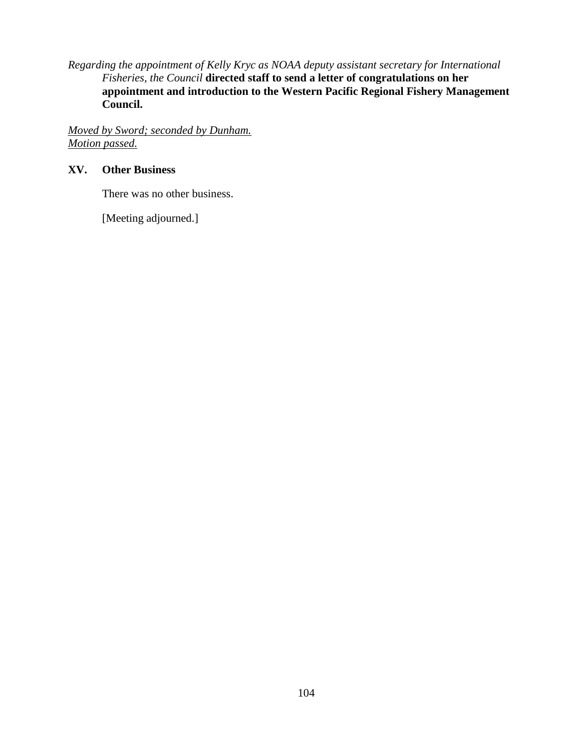*Regarding the appointment of Kelly Kryc as NOAA deputy assistant secretary for International Fisheries, the Council* **directed staff to send a letter of congratulations on her appointment and introduction to the Western Pacific Regional Fishery Management Council.**

*Moved by Sword; seconded by Dunham.*
*Motion passed.*

## XV. Other Business

There was no other business.

[Meeting adjourned.]